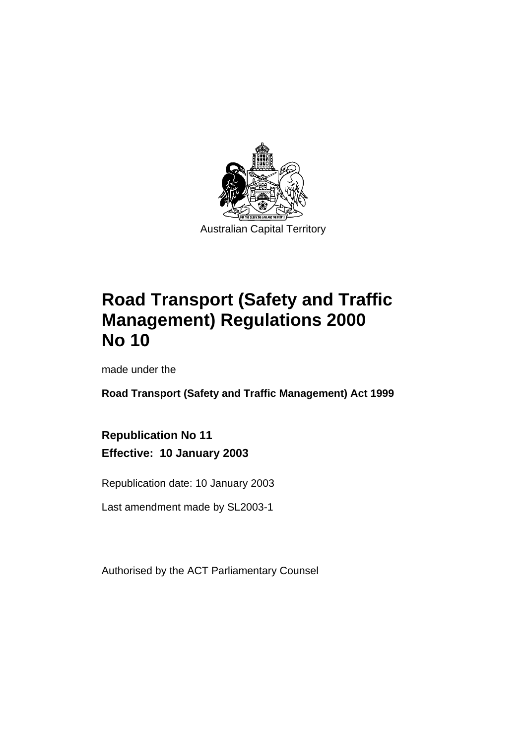Australian Capital Territory

# Road Transport (Safety and Traffic Management) Regulations 2000 No 10

made under the

**Road Transport (Safety and Traffic Management) Act 1999**

**Republication No 11**

**Effective: 10 January 2003**

Republication date: 10 January 2003

Last amendment made by SL2003-1

Authorised by the ACT Parliamentary Counsel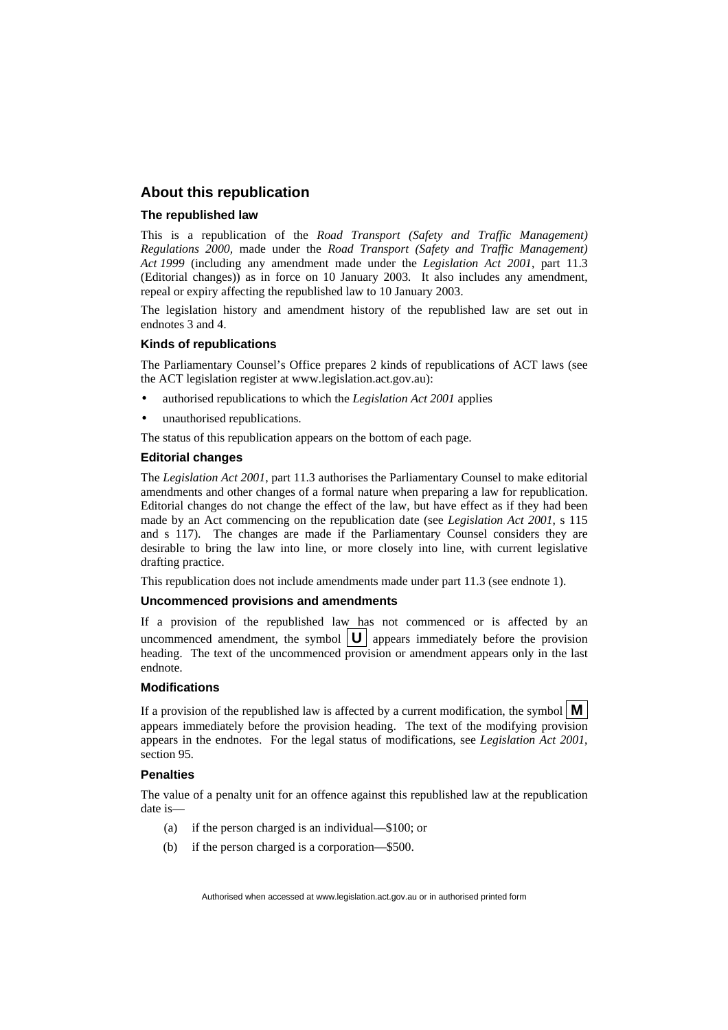## About this republication

### The republished law

This is a republication of the *Road Transport (Safety and Traffic Management) Regulations 2000*, made under the *Road Transport (Safety and Traffic Management) Act 1999* (including any amendment made under the *Legislation Act 2001*, part 11.3 (Editorial changes)) as in force on 10 January 2003. It also includes any amendment, repeal or expiry affecting the republished law to 10 January 2003.

The legislation history and amendment history of the republished law are set out in endnotes 3 and 4.

### Kinds of republications

The Parliamentary Counsel's Office prepares 2 kinds of republications of ACT laws (see the ACT legislation register at www.legislation.act.gov.au):

- authorised republications to which the *Legislation Act 2001* applies
- unauthorised republications.

The status of this republication appears on the bottom of each page.

### Editorial changes

The *Legislation Act 2001*, part 11.3 authorises the Parliamentary Counsel to make editorial amendments and other changes of a formal nature when preparing a law for republication. Editorial changes do not change the effect of the law, but have effect as if they had been made by an Act commencing on the republication date (see *Legislation Act 2001*, s 115 and s 117). The changes are made if the Parliamentary Counsel considers they are desirable to bring the law into line, or more closely into line, with current legislative drafting practice.

This republication does not include amendments made under part 11.3 (see endnote 1).

### Uncommenced provisions and amendments

If a provision of the republished law has not commenced or is affected by an uncommenced amendment, the symbol **U** appears immediately before the provision heading. The text of the uncommenced provision or amendment appears only in the last endnote.

### Modifications

If a provision of the republished law is affected by a current modification, the symbol **M** appears immediately before the provision heading. The text of the modifying provision appears in the endnotes. For the legal status of modifications, see *Legislation Act 2001*, section 95.

### Penalties

The value of a penalty unit for an offence against this republished law at the republication date is—

(a) if the person charged is an individual—$100; or

(b) if the person charged is a corporation—$500.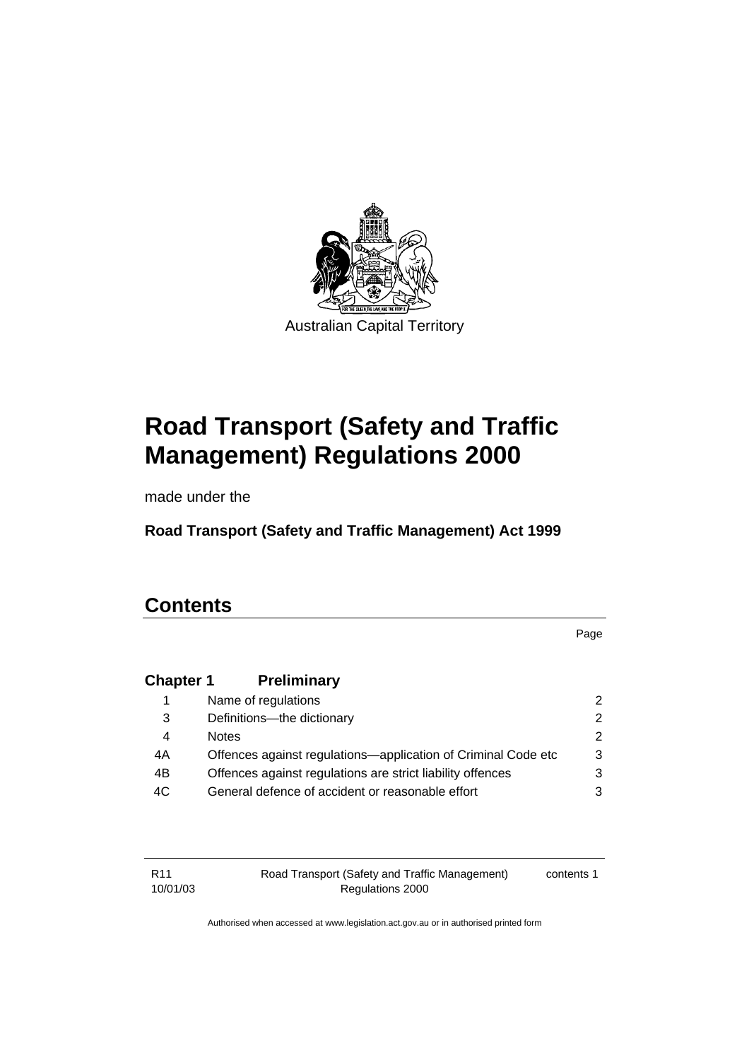Australian Capital Territory

# Road Transport (Safety and Traffic Management) Regulations 2000

made under the

**Road Transport (Safety and Traffic Management) Act 1999**

## Contents

Page

| | | |
|---|---|---|
| **Chapter 1** | **Preliminary** | |
| 1 | Name of regulations | 2 |
| 3 | Definitions—the dictionary | 2 |
| 4 | Notes | 2 |
| 4A | Offences against regulations—application of Criminal Code etc | 3 |
| 4B | Offences against regulations are strict liability offences | 3 |
| 4C | General defence of accident or reasonable effort | 3 |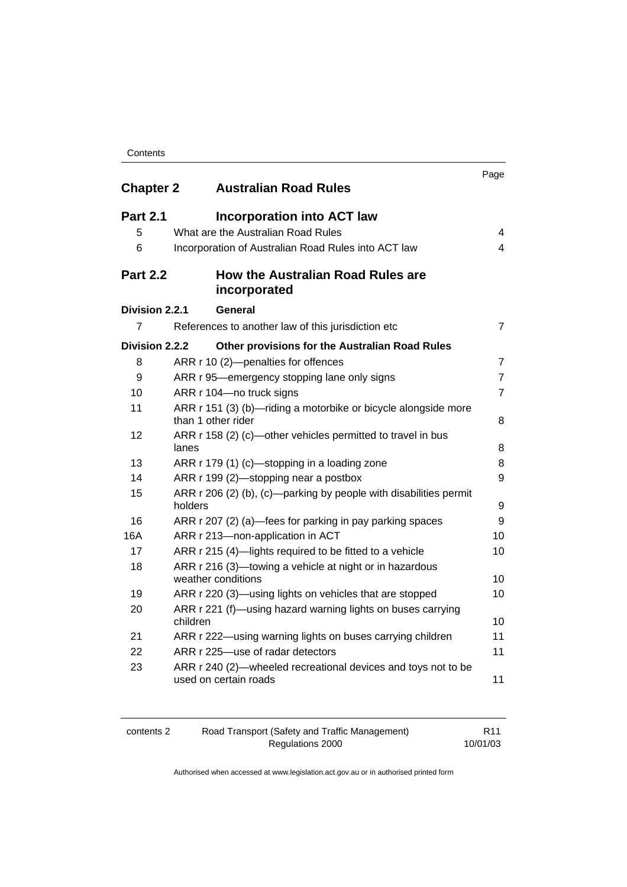| | | Page |
|---|---|---|
| **Chapter 2** | **Australian Road Rules** | |
| **Part 2.1** | **Incorporation into ACT law** | |
| 5 | What are the Australian Road Rules | 4 |
| 6 | Incorporation of Australian Road Rules into ACT law | 4 |
| **Part 2.2** | **How the Australian Road Rules are incorporated** | |
| **Division 2.2.1** | **General** | |
| 7 | References to another law of this jurisdiction etc | 7 |
| **Division 2.2.2** | **Other provisions for the Australian Road Rules** | |
| 8 | ARR r 10 (2)—penalties for offences | 7 |
| 9 | ARR r 95—emergency stopping lane only signs | 7 |
| 10 | ARR r 104—no truck signs | 7 |
| 11 | ARR r 151 (3) (b)—riding a motorbike or bicycle alongside more than 1 other rider | 8 |
| 12 | ARR r 158 (2) (c)—other vehicles permitted to travel in bus lanes | 8 |
| 13 | ARR r 179 (1) (c)—stopping in a loading zone | 8 |
| 14 | ARR r 199 (2)—stopping near a postbox | 9 |
| 15 | ARR r 206 (2) (b), (c)—parking by people with disabilities permit holders | 9 |
| 16 | ARR r 207 (2) (a)—fees for parking in pay parking spaces | 9 |
| 16A | ARR r 213—non-application in ACT | 10 |
| 17 | ARR r 215 (4)—lights required to be fitted to a vehicle | 10 |
| 18 | ARR r 216 (3)—towing a vehicle at night or in hazardous weather conditions | 10 |
| 19 | ARR r 220 (3)—using lights on vehicles that are stopped | 10 |
| 20 | ARR r 221 (f)—using hazard warning lights on buses carrying children | 10 |
| 21 | ARR r 222—using warning lights on buses carrying children | 11 |
| 22 | ARR r 225—use of radar detectors | 11 |
| 23 | ARR r 240 (2)—wheeled recreational devices and toys not to be used on certain roads | 11 |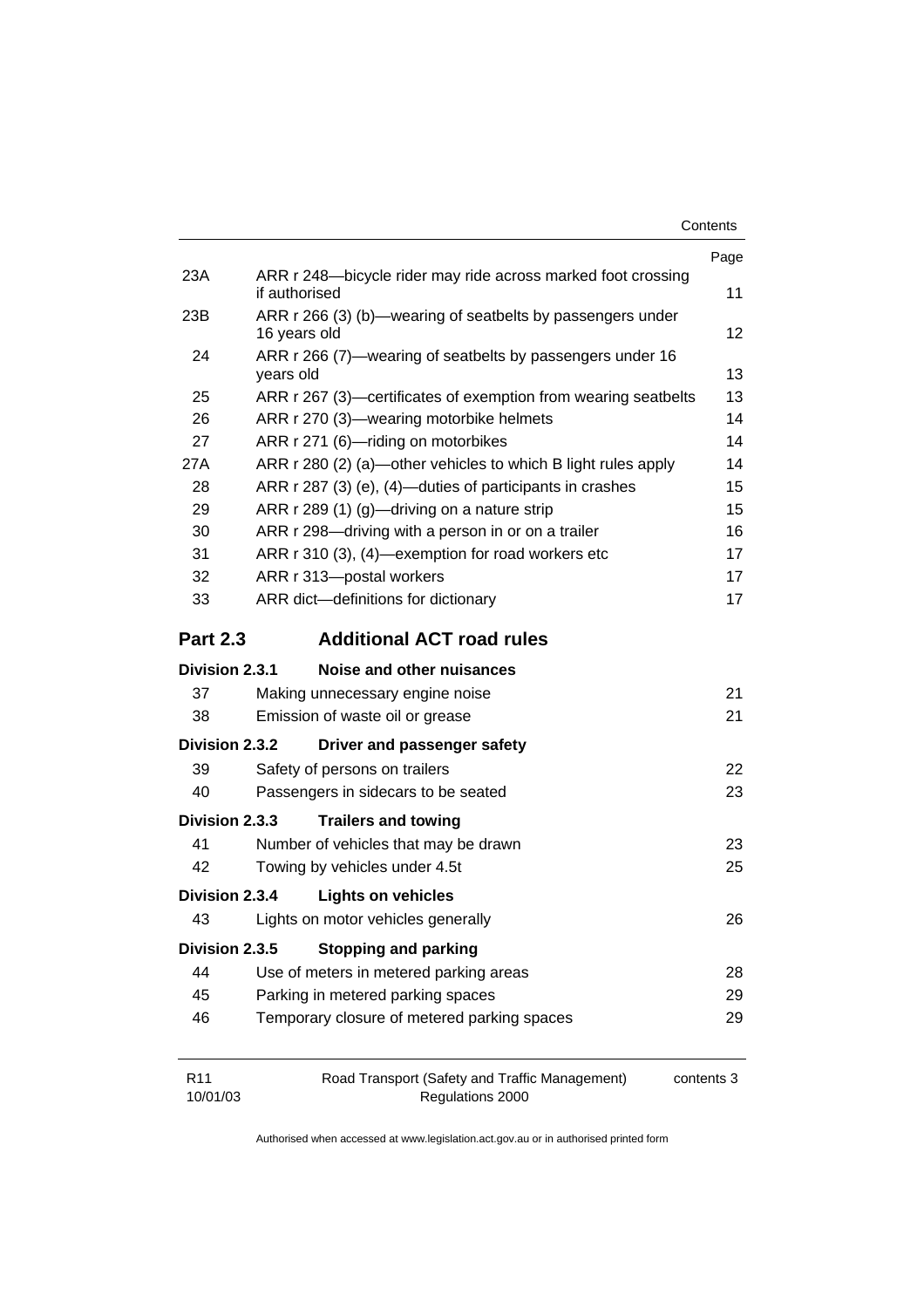| | | Page |
|---|---|---|
| 23A | ARR r 248—bicycle rider may ride across marked foot crossing if authorised | 11 |
| 23B | ARR r 266 (3) (b)—wearing of seatbelts by passengers under 16 years old | 12 |
| 24 | ARR r 266 (7)—wearing of seatbelts by passengers under 16 years old | 13 |
| 25 | ARR r 267 (3)—certificates of exemption from wearing seatbelts | 13 |
| 26 | ARR r 270 (3)—wearing motorbike helmets | 14 |
| 27 | ARR r 271 (6)—riding on motorbikes | 14 |
| 27A | ARR r 280 (2) (a)—other vehicles to which B light rules apply | 14 |
| 28 | ARR r 287 (3) (e), (4)—duties of participants in crashes | 15 |
| 29 | ARR r 289 (1) (g)—driving on a nature strip | 15 |
| 30 | ARR r 298—driving with a person in or on a trailer | 16 |
| 31 | ARR r 310 (3), (4)—exemption for road workers etc | 17 |
| 32 | ARR r 313—postal workers | 17 |
| 33 | ARR dict—definitions for dictionary | 17 |

## Part 2.3 Additional ACT road rules

**Division 2.3.1 Noise and other nuisances**

| | | |
|---|---|---|
| 37 | Making unnecessary engine noise | 21 |
| 38 | Emission of waste oil or grease | 21 |

**Division 2.3.2 Driver and passenger safety**

| | | |
|---|---|---|
| 39 | Safety of persons on trailers | 22 |
| 40 | Passengers in sidecars to be seated | 23 |

**Division 2.3.3 Trailers and towing**

| | | |
|---|---|---|
| 41 | Number of vehicles that may be drawn | 23 |
| 42 | Towing by vehicles under 4.5t | 25 |

**Division 2.3.4 Lights on vehicles**

| | | |
|---|---|---|
| 43 | Lights on motor vehicles generally | 26 |

**Division 2.3.5 Stopping and parking**

| | | |
|---|---|---|
| 44 | Use of meters in metered parking areas | 28 |
| 45 | Parking in metered parking spaces | 29 |
| 46 | Temporary closure of metered parking spaces | 29 |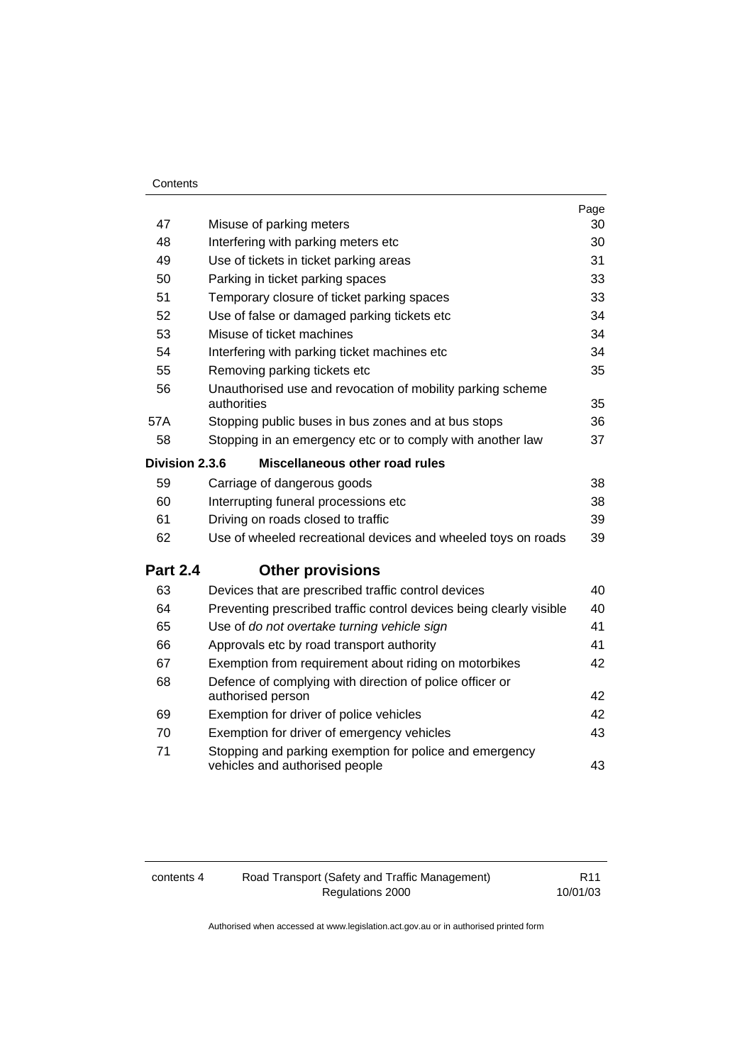| | | Page |
|---|---|---|
| 47 | Misuse of parking meters | 30 |
| 48 | Interfering with parking meters etc | 30 |
| 49 | Use of tickets in ticket parking areas | 31 |
| 50 | Parking in ticket parking spaces | 33 |
| 51 | Temporary closure of ticket parking spaces | 33 |
| 52 | Use of false or damaged parking tickets etc | 34 |
| 53 | Misuse of ticket machines | 34 |
| 54 | Interfering with parking ticket machines etc | 34 |
| 55 | Removing parking tickets etc | 35 |
| 56 | Unauthorised use and revocation of mobility parking scheme authorities | 35 |
| 57A | Stopping public buses in bus zones and at bus stops | 36 |
| 58 | Stopping in an emergency etc or to comply with another law | 37 |
| **Division 2.3.6** | **Miscellaneous other road rules** | |
| 59 | Carriage of dangerous goods | 38 |
| 60 | Interrupting funeral processions etc | 38 |
| 61 | Driving on roads closed to traffic | 39 |
| 62 | Use of wheeled recreational devices and wheeled toys on roads | 39 |
| **Part 2.4** | **Other provisions** | |
| 63 | Devices that are prescribed traffic control devices | 40 |
| 64 | Preventing prescribed traffic control devices being clearly visible | 40 |
| 65 | Use of *do not overtake turning vehicle sign* | 41 |
| 66 | Approvals etc by road transport authority | 41 |
| 67 | Exemption from requirement about riding on motorbikes | 42 |
| 68 | Defence of complying with direction of police officer or authorised person | 42 |
| 69 | Exemption for driver of police vehicles | 42 |
| 70 | Exemption for driver of emergency vehicles | 43 |
| 71 | Stopping and parking exemption for police and emergency vehicles and authorised people | 43 |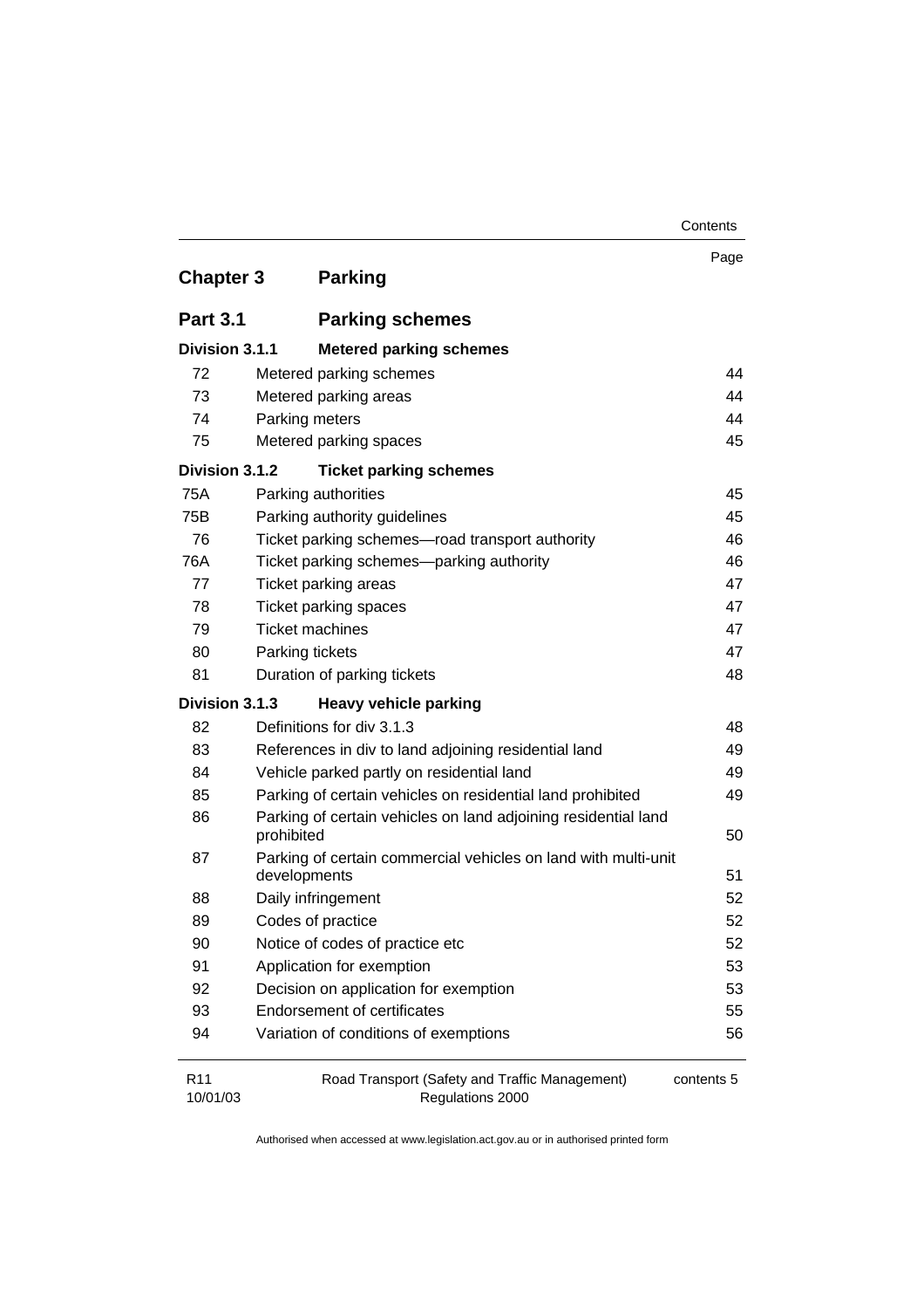Page

## Chapter 3 Parking

### Part 3.1 Parking schemes

#### Division 3.1.1 Metered parking schemes

| | | |
|---|---|---|
| 72 | Metered parking schemes | 44 |
| 73 | Metered parking areas | 44 |
| 74 | Parking meters | 44 |
| 75 | Metered parking spaces | 45 |

#### Division 3.1.2 Ticket parking schemes

| | | |
|---|---|---|
| 75A | Parking authorities | 45 |
| 75B | Parking authority guidelines | 45 |
| 76 | Ticket parking schemes—road transport authority | 46 |
| 76A | Ticket parking schemes—parking authority | 46 |
| 77 | Ticket parking areas | 47 |
| 78 | Ticket parking spaces | 47 |
| 79 | Ticket machines | 47 |
| 80 | Parking tickets | 47 |
| 81 | Duration of parking tickets | 48 |

#### Division 3.1.3 Heavy vehicle parking

| | | |
|---|---|---|
| 82 | Definitions for div 3.1.3 | 48 |
| 83 | References in div to land adjoining residential land | 49 |
| 84 | Vehicle parked partly on residential land | 49 |
| 85 | Parking of certain vehicles on residential land prohibited | 49 |
| 86 | Parking of certain vehicles on land adjoining residential land prohibited | 50 |
| 87 | Parking of certain commercial vehicles on land with multi-unit developments | 51 |
| 88 | Daily infringement | 52 |
| 89 | Codes of practice | 52 |
| 90 | Notice of codes of practice etc | 52 |
| 91 | Application for exemption | 53 |
| 92 | Decision on application for exemption | 53 |
| 93 | Endorsement of certificates | 55 |
| 94 | Variation of conditions of exemptions | 56 |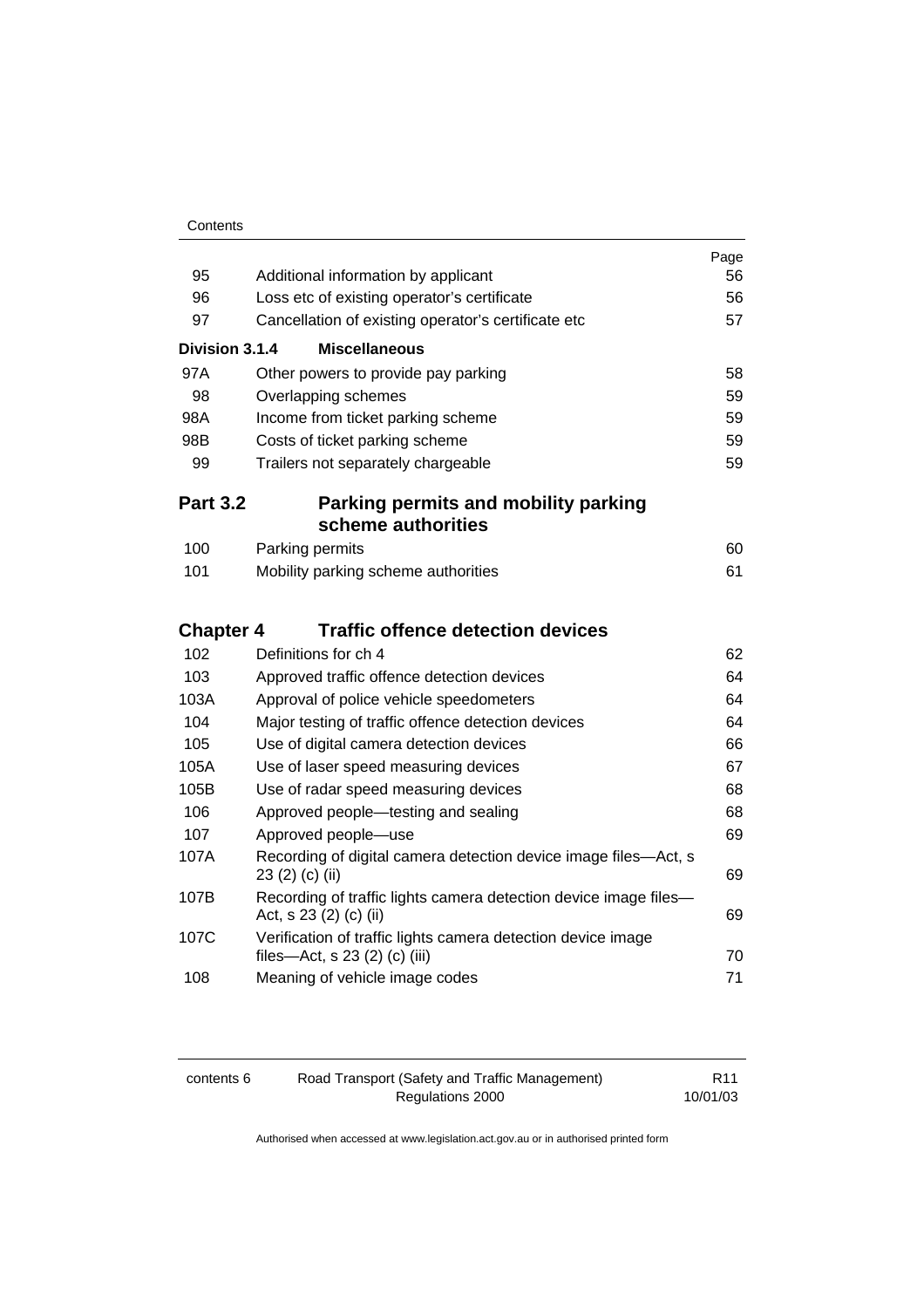| | | Page |
|---|---|---|
| 95 | Additional information by applicant | 56 |
| 96 | Loss etc of existing operator's certificate | 56 |
| 97 | Cancellation of existing operator's certificate etc | 57 |
| **Division 3.1.4** | **Miscellaneous** | |
| 97A | Other powers to provide pay parking | 58 |
| 98 | Overlapping schemes | 59 |
| 98A | Income from ticket parking scheme | 59 |
| 98B | Costs of ticket parking scheme | 59 |
| 99 | Trailers not separately chargeable | 59 |

## Part 3.2 Parking permits and mobility parking scheme authorities

| | | |
|---|---|---|
| 100 | Parking permits | 60 |
| 101 | Mobility parking scheme authorities | 61 |

## Chapter 4 Traffic offence detection devices

| | | |
|---|---|---|
| 102 | Definitions for ch 4 | 62 |
| 103 | Approved traffic offence detection devices | 64 |
| 103A | Approval of police vehicle speedometers | 64 |
| 104 | Major testing of traffic offence detection devices | 64 |
| 105 | Use of digital camera detection devices | 66 |
| 105A | Use of laser speed measuring devices | 67 |
| 105B | Use of radar speed measuring devices | 68 |
| 106 | Approved people—testing and sealing | 68 |
| 107 | Approved people—use | 69 |
| 107A | Recording of digital camera detection device image files—Act, s 23 (2) (c) (ii) | 69 |
| 107B | Recording of traffic lights camera detection device image files—Act, s 23 (2) (c) (ii) | 69 |
| 107C | Verification of traffic lights camera detection device image files—Act, s 23 (2) (c) (iii) | 70 |
| 108 | Meaning of vehicle image codes | 71 |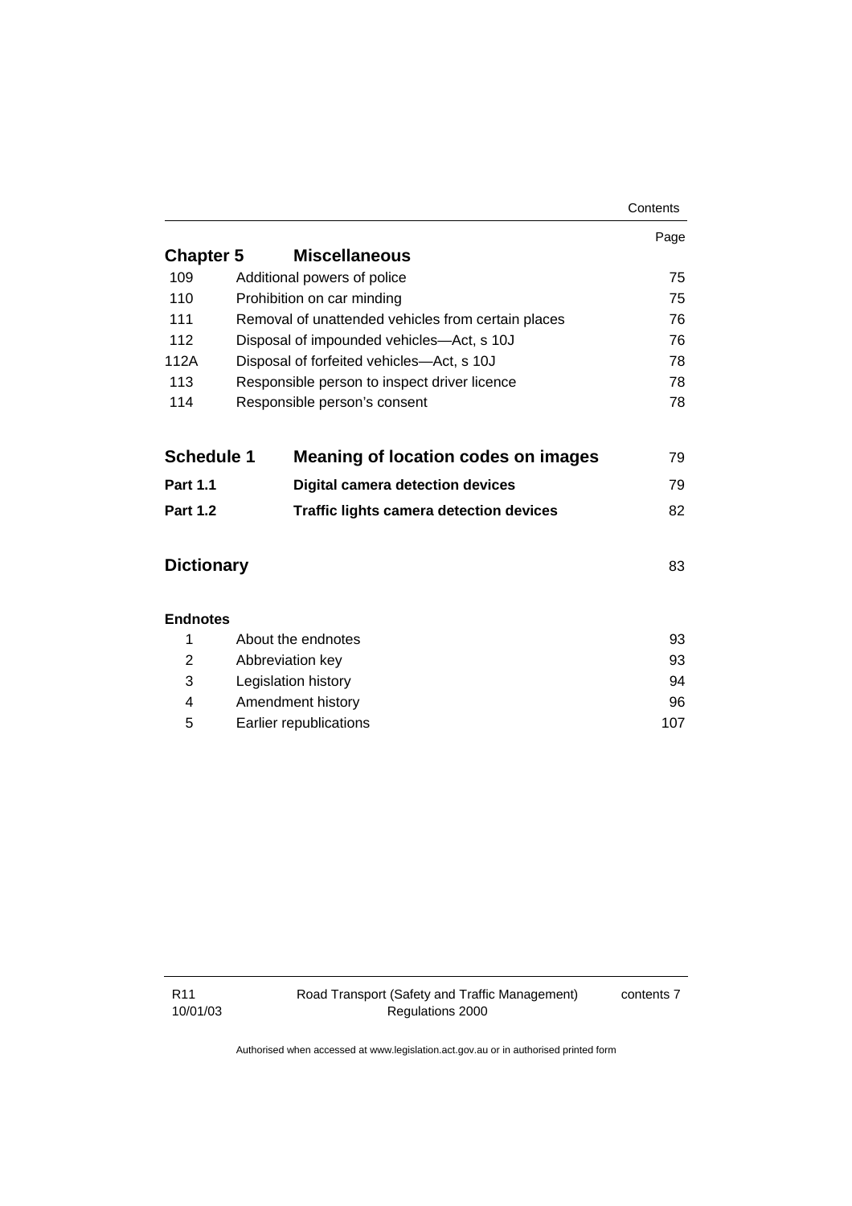| | | Page |
|---|---|---|
| **Chapter 5** | **Miscellaneous** | |
| 109 | Additional powers of police | 75 |
| 110 | Prohibition on car minding | 75 |
| 111 | Removal of unattended vehicles from certain places | 76 |
| 112 | Disposal of impounded vehicles—Act, s 10J | 76 |
| 112A | Disposal of forfeited vehicles—Act, s 10J | 78 |
| 113 | Responsible person to inspect driver licence | 78 |
| 114 | Responsible person's consent | 78 |
| **Schedule 1** | **Meaning of location codes on images** | 79 |
| **Part 1.1** | **Digital camera detection devices** | 79 |
| **Part 1.2** | **Traffic lights camera detection devices** | 82 |
| **Dictionary** | | 83 |
| **Endnotes** | | |
| 1 | About the endnotes | 93 |
| 2 | Abbreviation key | 93 |
| 3 | Legislation history | 94 |
| 4 | Amendment history | 96 |
| 5 | Earlier republications | 107 |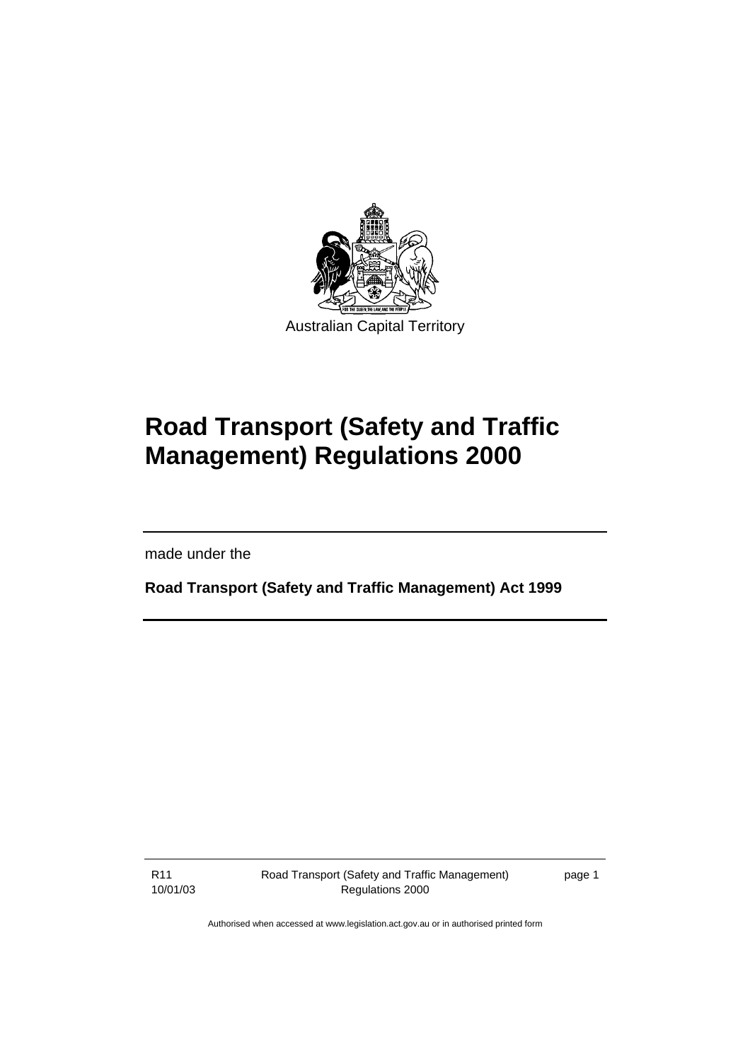Australian Capital Territory

# Road Transport (Safety and Traffic Management) Regulations 2000

made under the

**Road Transport (Safety and Traffic Management) Act 1999**

Authorised when accessed at www.legislation.act.gov.au or in authorised printed form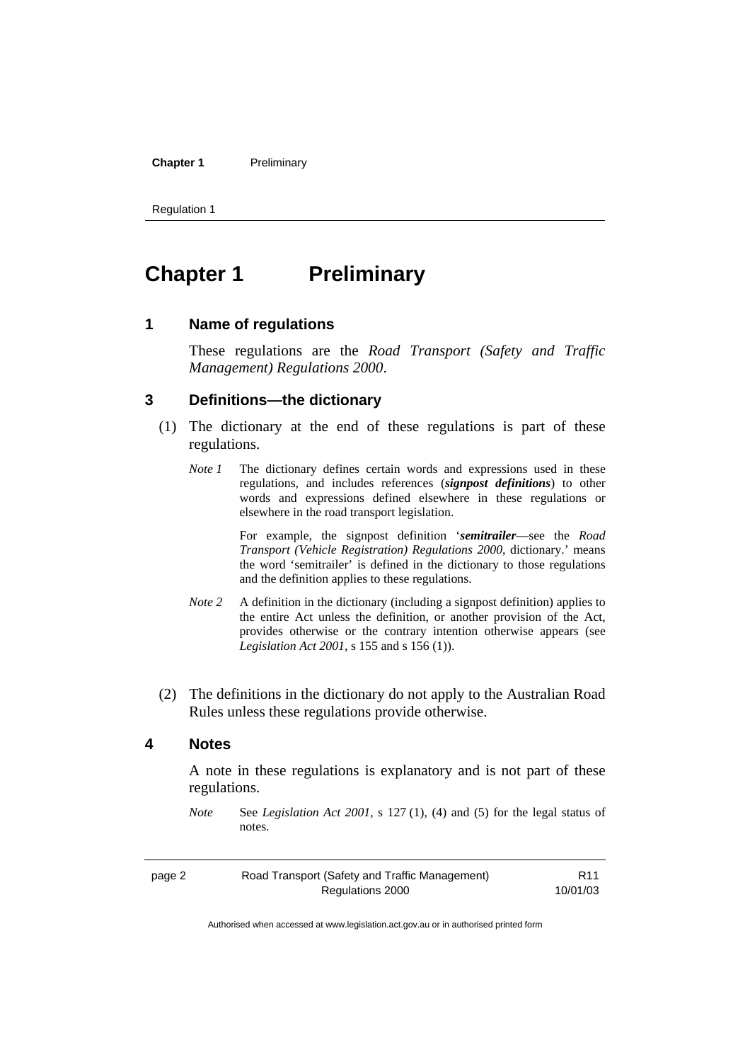# Chapter 1 Preliminary

## 1 Name of regulations

These regulations are the *Road Transport (Safety and Traffic Management) Regulations 2000*.

## 3 Definitions—the dictionary

(1) The dictionary at the end of these regulations is part of these regulations.

*Note 1* The dictionary defines certain words and expressions used in these regulations, and includes references (***signpost definitions***) to other words and expressions defined elsewhere in these regulations or elsewhere in the road transport legislation.

For example, the signpost definition '***semitrailer***—see the *Road Transport (Vehicle Registration) Regulations 2000*, dictionary.' means the word 'semitrailer' is defined in the dictionary to those regulations and the definition applies to these regulations.

*Note 2* A definition in the dictionary (including a signpost definition) applies to the entire Act unless the definition, or another provision of the Act, provides otherwise or the contrary intention otherwise appears (see *Legislation Act 2001*, s 155 and s 156 (1)).

(2) The definitions in the dictionary do not apply to the Australian Road Rules unless these regulations provide otherwise.

## 4 Notes

A note in these regulations is explanatory and is not part of these regulations.

*Note* See *Legislation Act 2001*, s 127 (1), (4) and (5) for the legal status of notes.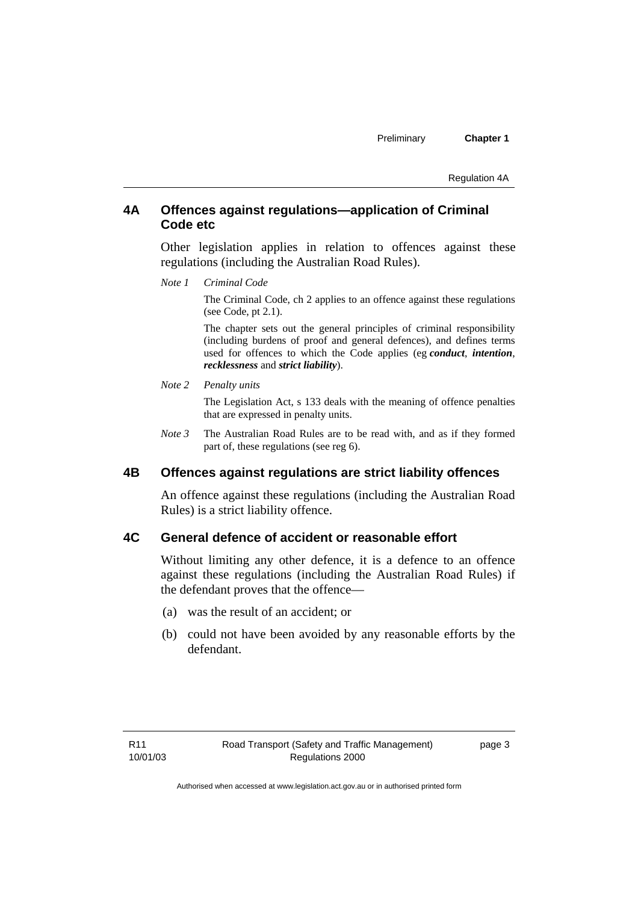## 4A Offences against regulations—application of Criminal Code etc

Other legislation applies in relation to offences against these regulations (including the Australian Road Rules).

*Note 1* *Criminal Code*

The Criminal Code, ch 2 applies to an offence against these regulations (see Code, pt 2.1).

The chapter sets out the general principles of criminal responsibility (including burdens of proof and general defences), and defines terms used for offences to which the Code applies (eg ***conduct***, ***intention***, ***recklessness*** and ***strict liability***).

*Note 2* *Penalty units*

The Legislation Act, s 133 deals with the meaning of offence penalties that are expressed in penalty units.

*Note 3* The Australian Road Rules are to be read with, and as if they formed part of, these regulations (see reg 6).

## 4B Offences against regulations are strict liability offences

An offence against these regulations (including the Australian Road Rules) is a strict liability offence.

## 4C General defence of accident or reasonable effort

Without limiting any other defence, it is a defence to an offence against these regulations (including the Australian Road Rules) if the defendant proves that the offence—

(a) was the result of an accident; or

(b) could not have been avoided by any reasonable efforts by the defendant.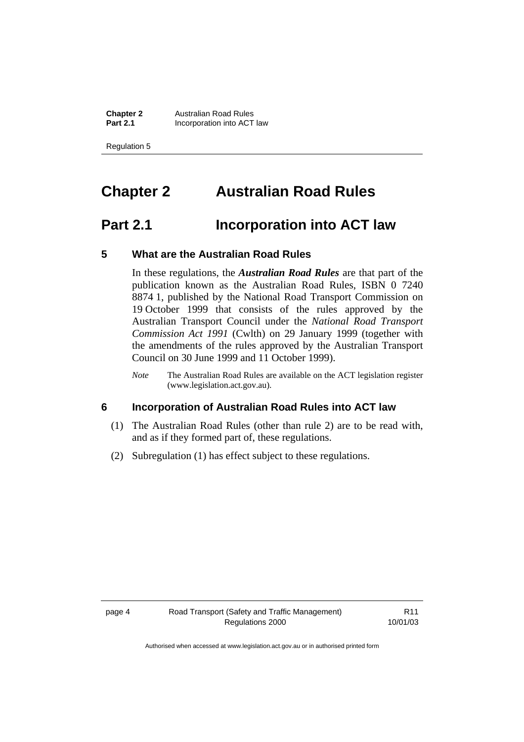# Chapter 2 Australian Road Rules

## Part 2.1 Incorporation into ACT law

### 5 What are the Australian Road Rules

In these regulations, the ***Australian Road Rules*** are that part of the publication known as the Australian Road Rules, ISBN 0 7240 8874 1, published by the National Road Transport Commission on 19 October 1999 that consists of the rules approved by the Australian Transport Council under the *National Road Transport Commission Act 1991* (Cwlth) on 29 January 1999 (together with the amendments of the rules approved by the Australian Transport Council on 30 June 1999 and 11 October 1999).

*Note* The Australian Road Rules are available on the ACT legislation register (www.legislation.act.gov.au).

### 6 Incorporation of Australian Road Rules into ACT law

(1) The Australian Road Rules (other than rule 2) are to be read with, and as if they formed part of, these regulations.

(2) Subregulation (1) has effect subject to these regulations.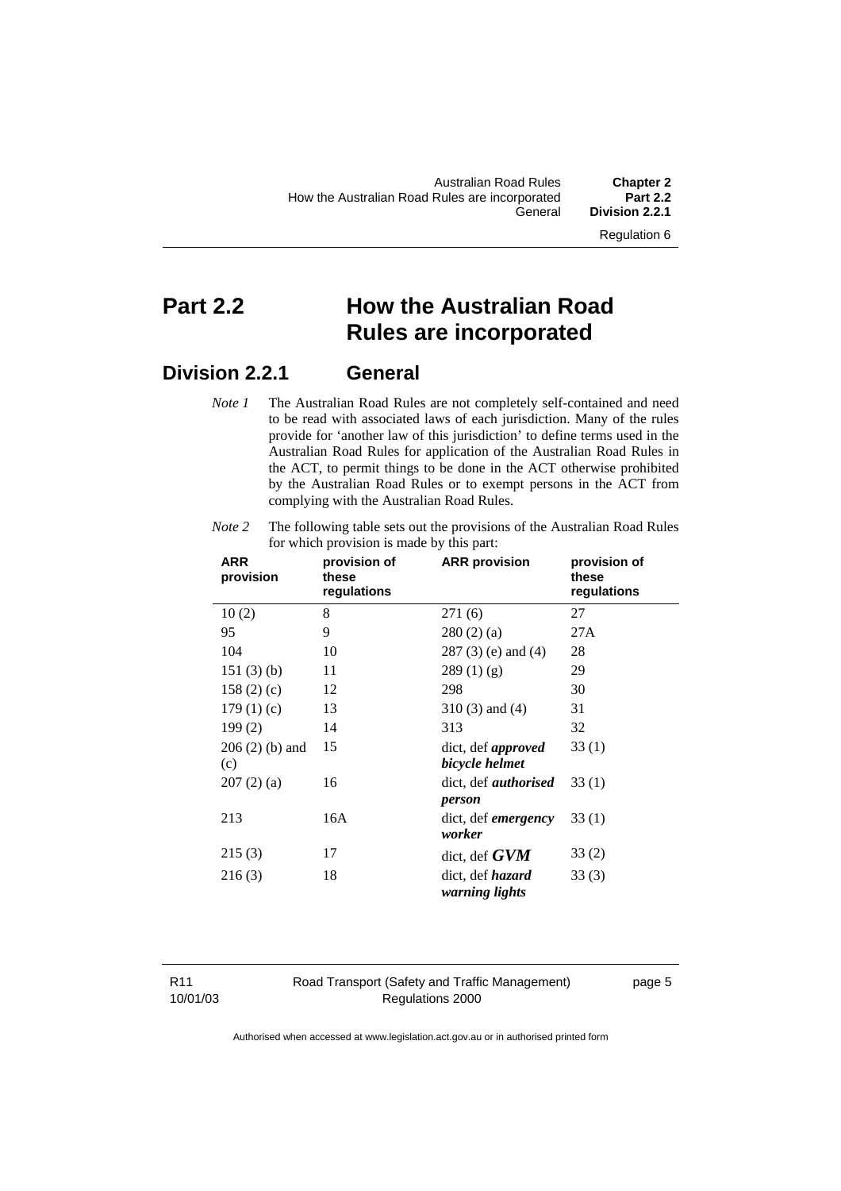# Part 2.2 How the Australian Road Rules are incorporated

## Division 2.2.1 General

*Note 1* The Australian Road Rules are not completely self-contained and need to be read with associated laws of each jurisdiction. Many of the rules provide for 'another law of this jurisdiction' to define terms used in the Australian Road Rules for application of the Australian Road Rules in the ACT, to permit things to be done in the ACT otherwise prohibited by the Australian Road Rules or to exempt persons in the ACT from complying with the Australian Road Rules.

*Note 2* The following table sets out the provisions of the Australian Road Rules for which provision is made by this part:

| ARR provision | provision of these regulations | ARR provision | provision of these regulations |
|---|---|---|---|
| 10 (2) | 8 | 271 (6) | 27 |
| 95 | 9 | 280 (2) (a) | 27A |
| 104 | 10 | 287 (3) (e) and (4) | 28 |
| 151 (3) (b) | 11 | 289 (1) (g) | 29 |
| 158 (2) (c) | 12 | 298 | 30 |
| 179 (1) (c) | 13 | 310 (3) and (4) | 31 |
| 199 (2) | 14 | 313 | 32 |
| 206 (2) (b) and (c) | 15 | dict, def ***approved bicycle helmet*** | 33 (1) |
| 207 (2) (a) | 16 | dict, def ***authorised person*** | 33 (1) |
| 213 | 16A | dict, def ***emergency worker*** | 33 (1) |
| 215 (3) | 17 | dict, def ***GVM*** | 33 (2) |
| 216 (3) | 18 | dict, def ***hazard warning lights*** | 33 (3) |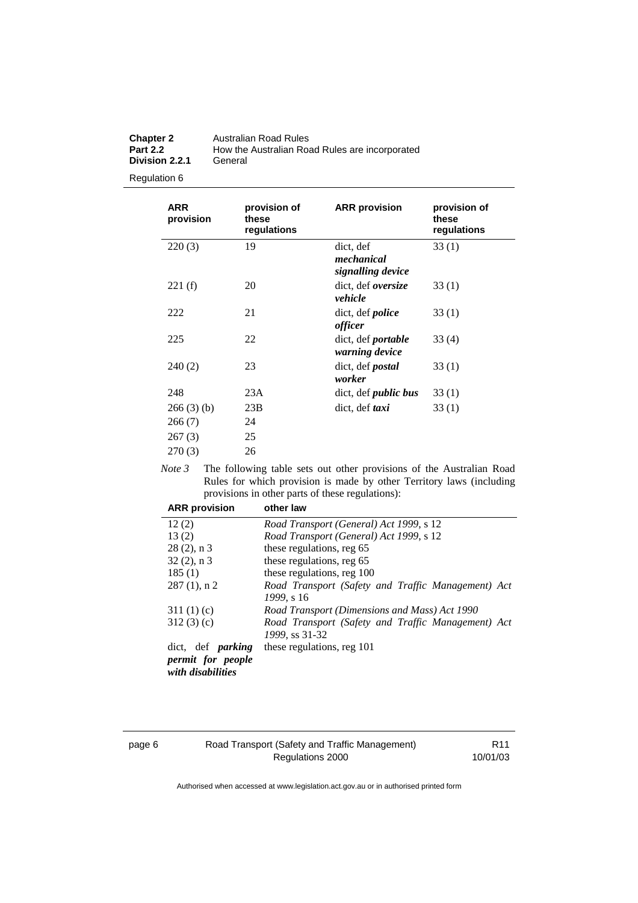| ARR provision | provision of these regulations | ARR provision | provision of these regulations |
|---|---|---|---|
| 220 (3) | 19 | dict, def ***mechanical signalling device*** | 33 (1) |
| 221 (f) | 20 | dict, def ***oversize vehicle*** | 33 (1) |
| 222 | 21 | dict, def ***police officer*** | 33 (1) |
| 225 | 22 | dict, def ***portable warning device*** | 33 (4) |
| 240 (2) | 23 | dict, def ***postal worker*** | 33 (1) |
| 248 | 23A | dict, def ***public bus*** | 33 (1) |
| 266 (3) (b) | 23B | dict, def ***taxi*** | 33 (1) |
| 266 (7) | 24 | | |
| 267 (3) | 25 | | |
| 270 (3) | 26 | | |

*Note 3* The following table sets out other provisions of the Australian Road Rules for which provision is made by other Territory laws (including provisions in other parts of these regulations):

| ARR provision | other law |
|---|---|
| 12 (2) | *Road Transport (General) Act 1999*, s 12 |
| 13 (2) | *Road Transport (General) Act 1999*, s 12 |
| 28 (2), n 3 | these regulations, reg 65 |
| 32 (2), n 3 | these regulations, reg 65 |
| 185 (1) | these regulations, reg 100 |
| 287 (1), n 2 | *Road Transport (Safety and Traffic Management) Act 1999*, s 16 |
| 311 (1) (c) | *Road Transport (Dimensions and Mass) Act 1990* |
| 312 (3) (c) | *Road Transport (Safety and Traffic Management) Act 1999*, ss 31-32 |
| dict, def ***parking permit for people with disabilities*** | these regulations, reg 101 |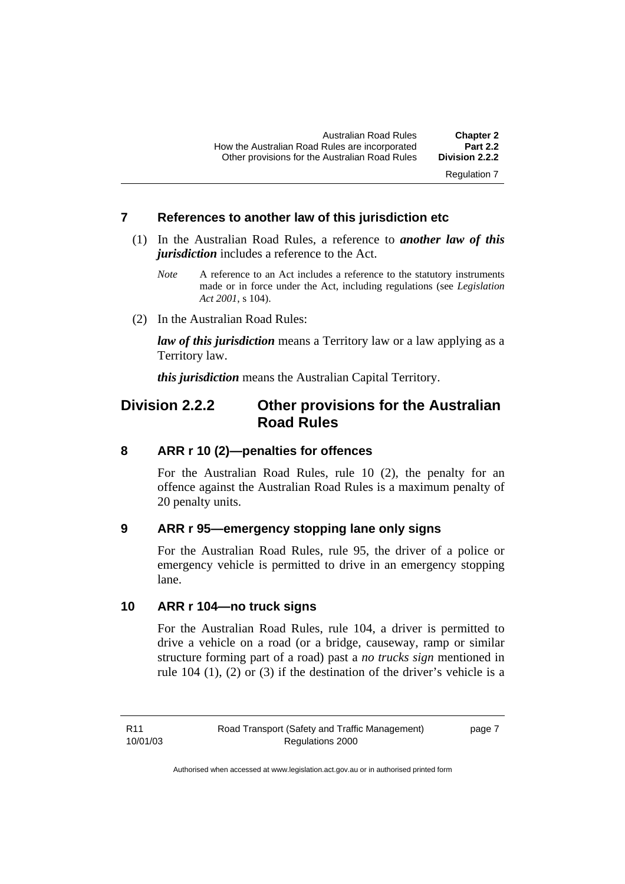## 7 References to another law of this jurisdiction etc

(1) In the Australian Road Rules, a reference to ***another law of this jurisdiction*** includes a reference to the Act.

*Note* A reference to an Act includes a reference to the statutory instruments made or in force under the Act, including regulations (see *Legislation Act 2001*, s 104).

(2) In the Australian Road Rules:

***law of this jurisdiction*** means a Territory law or a law applying as a Territory law.

***this jurisdiction*** means the Australian Capital Territory.

# Division 2.2.2 Other provisions for the Australian Road Rules

## 8 ARR r 10 (2)—penalties for offences

For the Australian Road Rules, rule 10 (2), the penalty for an offence against the Australian Road Rules is a maximum penalty of 20 penalty units.

## 9 ARR r 95—emergency stopping lane only signs

For the Australian Road Rules, rule 95, the driver of a police or emergency vehicle is permitted to drive in an emergency stopping lane.

## 10 ARR r 104—no truck signs

For the Australian Road Rules, rule 104, a driver is permitted to drive a vehicle on a road (or a bridge, causeway, ramp or similar structure forming part of a road) past a *no trucks sign* mentioned in rule 104 (1), (2) or (3) if the destination of the driver's vehicle is a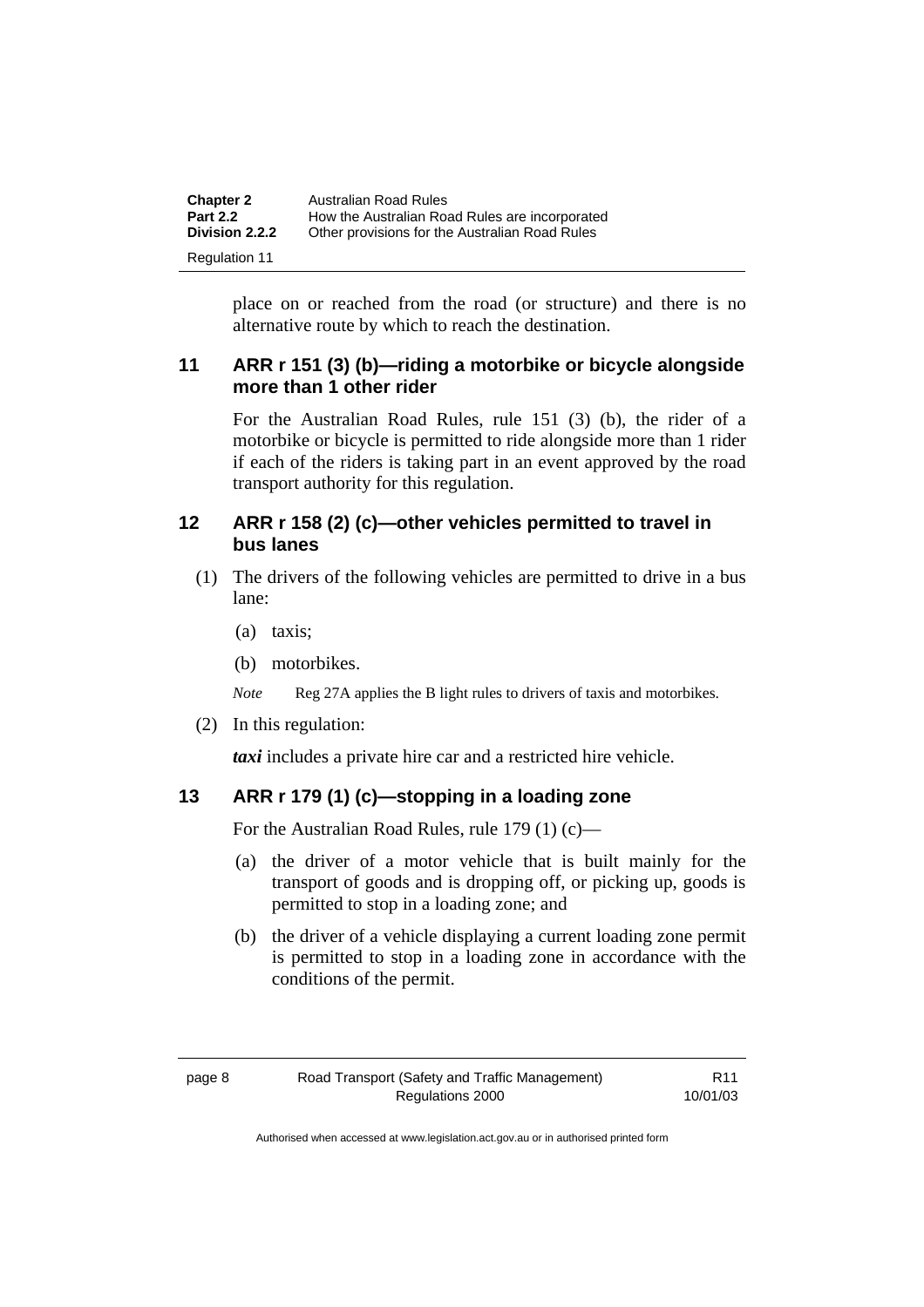place on or reached from the road (or structure) and there is no alternative route by which to reach the destination.

## 11 ARR r 151 (3) (b)—riding a motorbike or bicycle alongside more than 1 other rider

For the Australian Road Rules, rule 151 (3) (b), the rider of a motorbike or bicycle is permitted to ride alongside more than 1 rider if each of the riders is taking part in an event approved by the road transport authority for this regulation.

## 12 ARR r 158 (2) (c)—other vehicles permitted to travel in bus lanes

(1) The drivers of the following vehicles are permitted to drive in a bus lane:

(a) taxis;

(b) motorbikes.

*Note* Reg 27A applies the B light rules to drivers of taxis and motorbikes.

(2) In this regulation:

***taxi*** includes a private hire car and a restricted hire vehicle.

## 13 ARR r 179 (1) (c)—stopping in a loading zone

For the Australian Road Rules, rule 179 (1) (c)—

(a) the driver of a motor vehicle that is built mainly for the transport of goods and is dropping off, or picking up, goods is permitted to stop in a loading zone; and

(b) the driver of a vehicle displaying a current loading zone permit is permitted to stop in a loading zone in accordance with the conditions of the permit.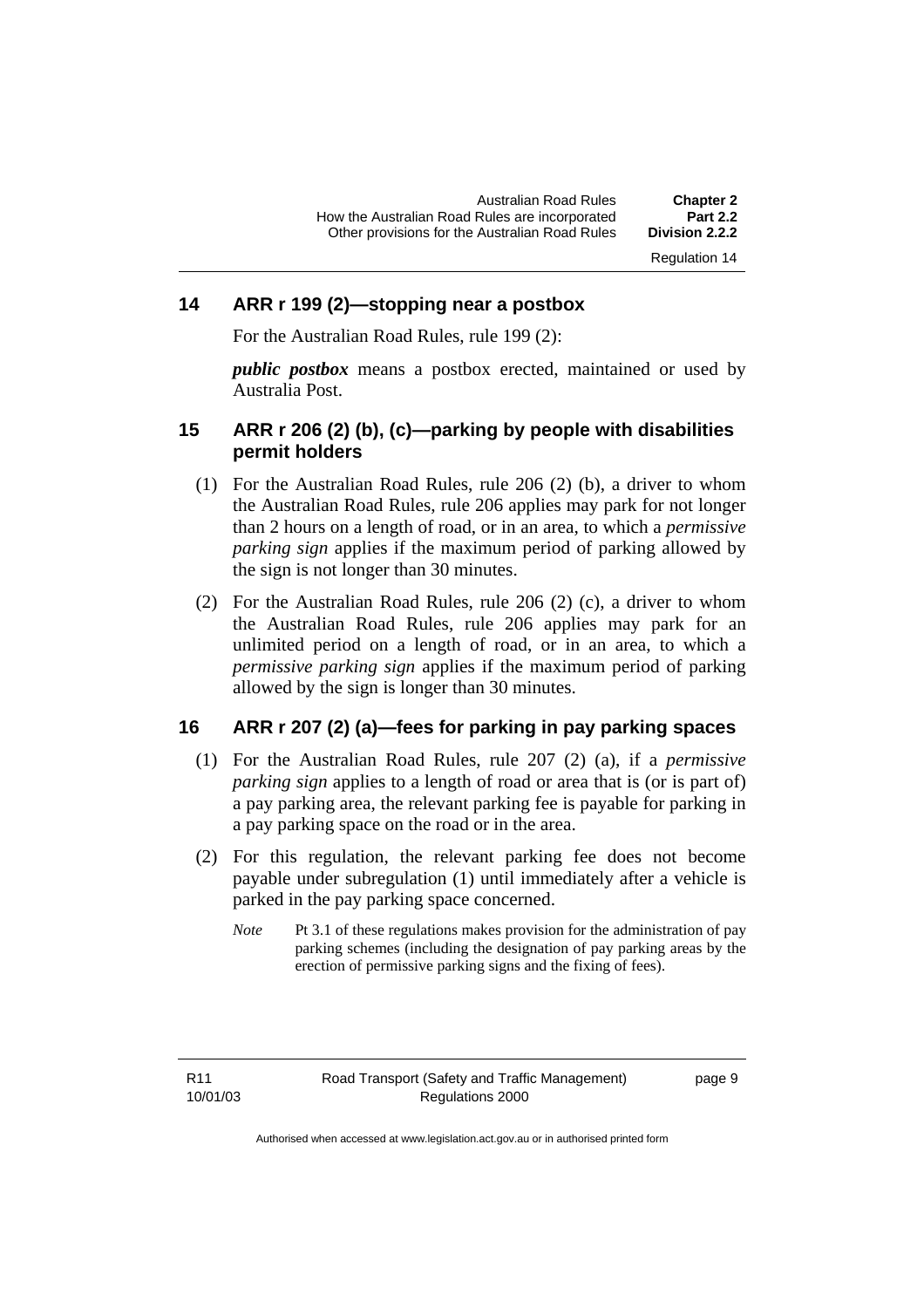## 14 ARR r 199 (2)—stopping near a postbox

For the Australian Road Rules, rule 199 (2):

***public postbox*** means a postbox erected, maintained or used by Australia Post.

## 15 ARR r 206 (2) (b), (c)—parking by people with disabilities permit holders

(1) For the Australian Road Rules, rule 206 (2) (b), a driver to whom the Australian Road Rules, rule 206 applies may park for not longer than 2 hours on a length of road, or in an area, to which a *permissive parking sign* applies if the maximum period of parking allowed by the sign is not longer than 30 minutes.

(2) For the Australian Road Rules, rule 206 (2) (c), a driver to whom the Australian Road Rules, rule 206 applies may park for an unlimited period on a length of road, or in an area, to which a *permissive parking sign* applies if the maximum period of parking allowed by the sign is longer than 30 minutes.

## 16 ARR r 207 (2) (a)—fees for parking in pay parking spaces

(1) For the Australian Road Rules, rule 207 (2) (a), if a *permissive parking sign* applies to a length of road or area that is (or is part of) a pay parking area, the relevant parking fee is payable for parking in a pay parking space on the road or in the area.

(2) For this regulation, the relevant parking fee does not become payable under subregulation (1) until immediately after a vehicle is parked in the pay parking space concerned.

*Note* Pt 3.1 of these regulations makes provision for the administration of pay parking schemes (including the designation of pay parking areas by the erection of permissive parking signs and the fixing of fees).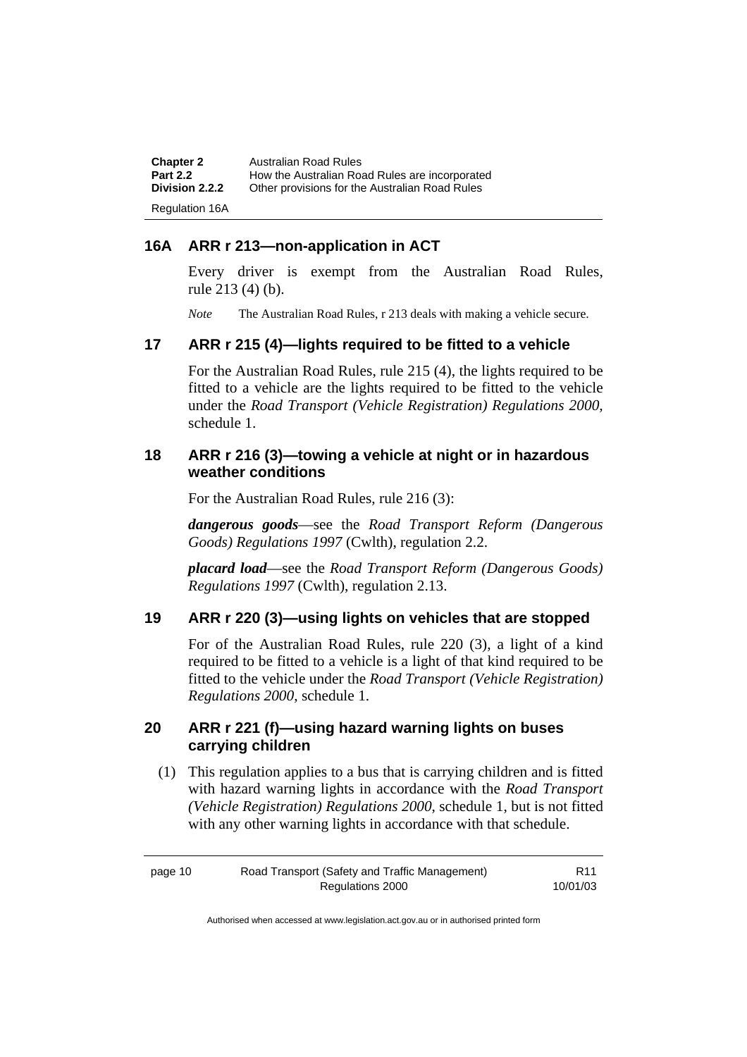### 16A ARR r 213—non-application in ACT

Every driver is exempt from the Australian Road Rules, rule 213 (4) (b).

*Note* The Australian Road Rules, r 213 deals with making a vehicle secure.

### 17 ARR r 215 (4)—lights required to be fitted to a vehicle

For the Australian Road Rules, rule 215 (4), the lights required to be fitted to a vehicle are the lights required to be fitted to the vehicle under the *Road Transport (Vehicle Registration) Regulations 2000*, schedule 1.

### 18 ARR r 216 (3)—towing a vehicle at night or in hazardous weather conditions

For the Australian Road Rules, rule 216 (3):

***dangerous goods***—see the *Road Transport Reform (Dangerous Goods) Regulations 1997* (Cwlth), regulation 2.2.

***placard load***—see the *Road Transport Reform (Dangerous Goods) Regulations 1997* (Cwlth), regulation 2.13.

### 19 ARR r 220 (3)—using lights on vehicles that are stopped

For of the Australian Road Rules, rule 220 (3), a light of a kind required to be fitted to a vehicle is a light of that kind required to be fitted to the vehicle under the *Road Transport (Vehicle Registration) Regulations 2000*, schedule 1.

### 20 ARR r 221 (f)—using hazard warning lights on buses carrying children

(1) This regulation applies to a bus that is carrying children and is fitted with hazard warning lights in accordance with the *Road Transport (Vehicle Registration) Regulations 2000*, schedule 1, but is not fitted with any other warning lights in accordance with that schedule.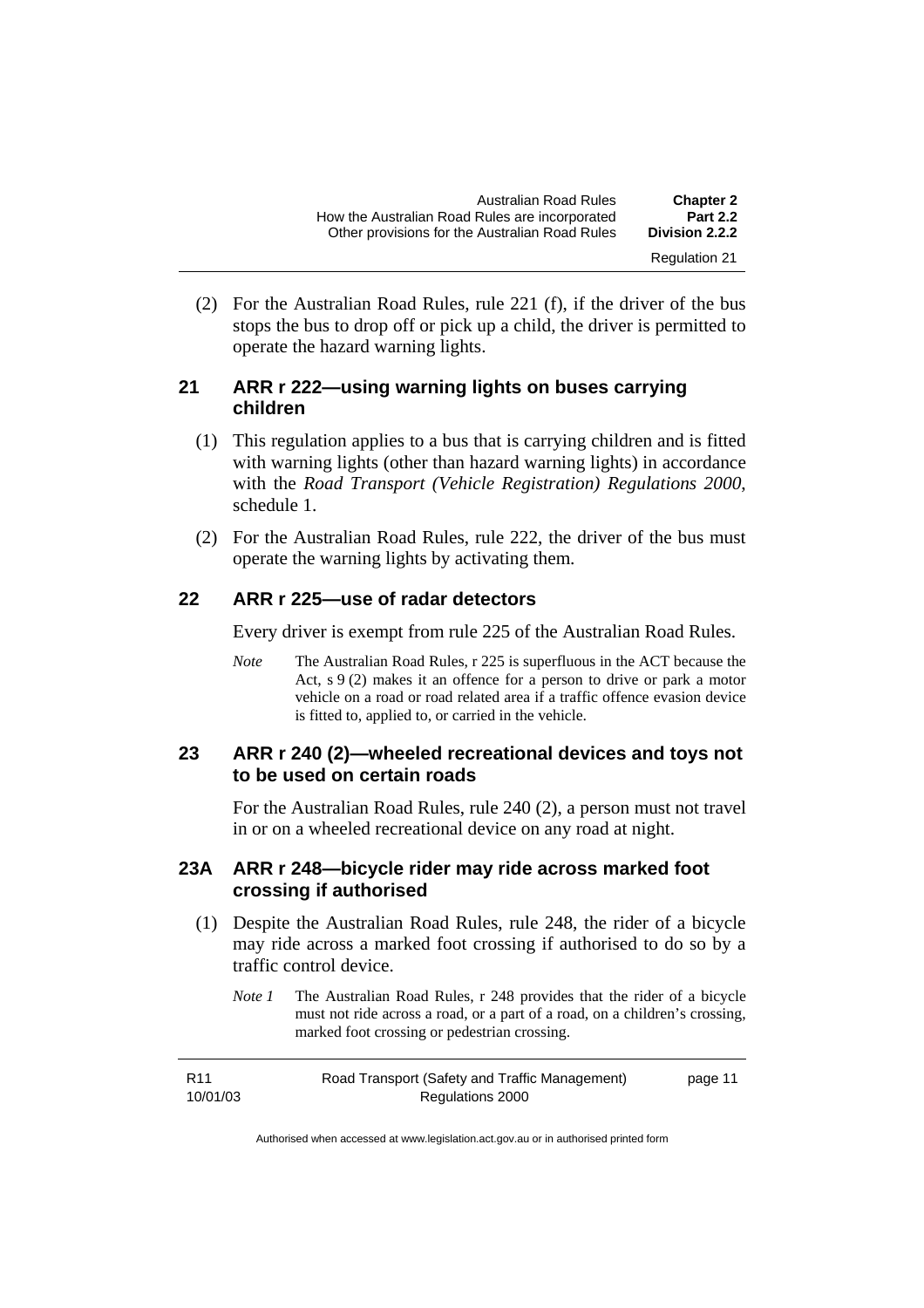(2) For the Australian Road Rules, rule 221 (f), if the driver of the bus stops the bus to drop off or pick up a child, the driver is permitted to operate the hazard warning lights.

## 21 ARR r 222—using warning lights on buses carrying children

(1) This regulation applies to a bus that is carrying children and is fitted with warning lights (other than hazard warning lights) in accordance with the *Road Transport (Vehicle Registration) Regulations 2000*, schedule 1.

(2) For the Australian Road Rules, rule 222, the driver of the bus must operate the warning lights by activating them.

## 22 ARR r 225—use of radar detectors

Every driver is exempt from rule 225 of the Australian Road Rules.

*Note* The Australian Road Rules, r 225 is superfluous in the ACT because the Act, s 9 (2) makes it an offence for a person to drive or park a motor vehicle on a road or road related area if a traffic offence evasion device is fitted to, applied to, or carried in the vehicle.

## 23 ARR r 240 (2)—wheeled recreational devices and toys not to be used on certain roads

For the Australian Road Rules, rule 240 (2), a person must not travel in or on a wheeled recreational device on any road at night.

## 23A ARR r 248—bicycle rider may ride across marked foot crossing if authorised

(1) Despite the Australian Road Rules, rule 248, the rider of a bicycle may ride across a marked foot crossing if authorised to do so by a traffic control device.

*Note 1* The Australian Road Rules, r 248 provides that the rider of a bicycle must not ride across a road, or a part of a road, on a children's crossing, marked foot crossing or pedestrian crossing.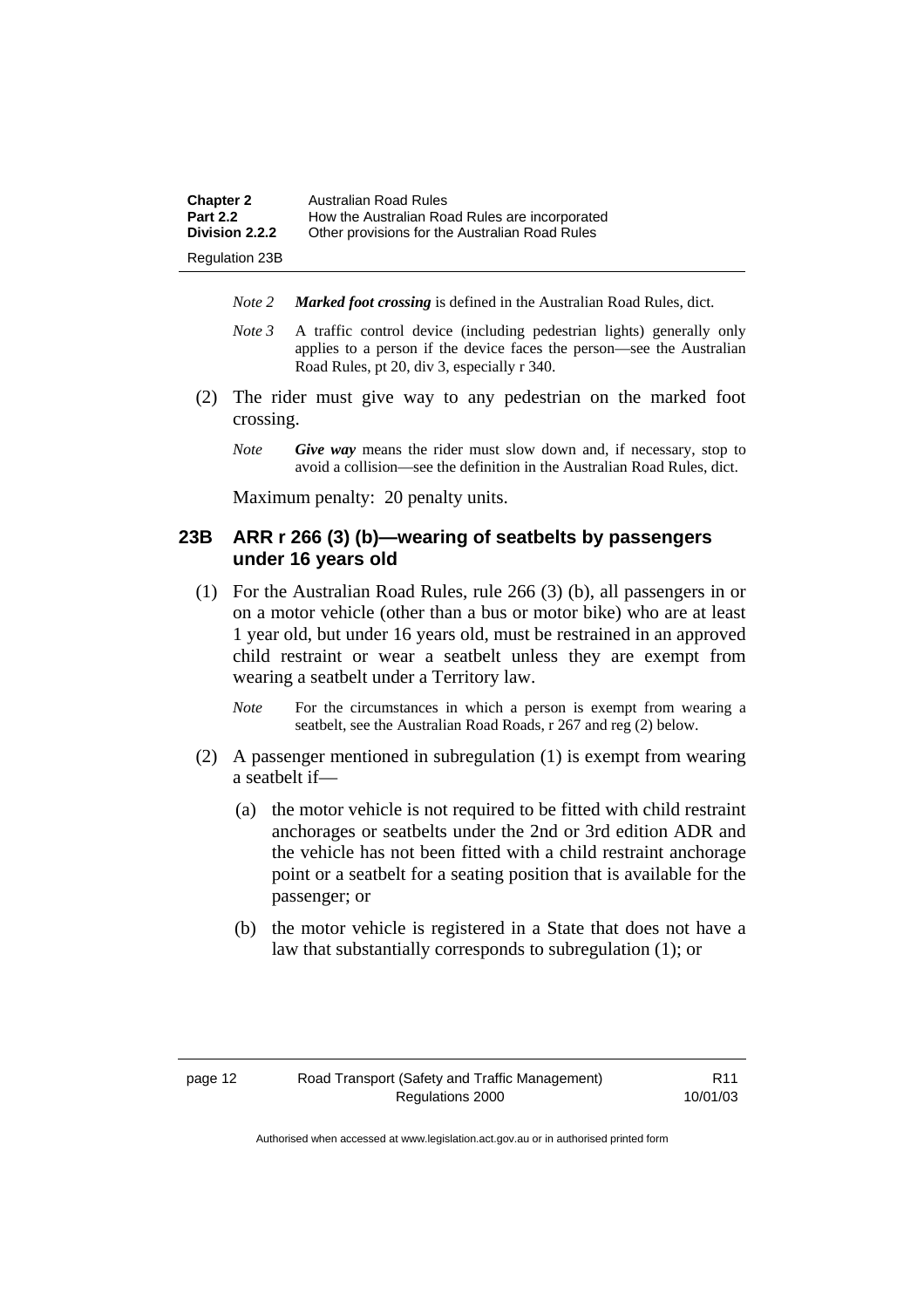*Note 2* ***Marked foot crossing*** is defined in the Australian Road Rules, dict.

*Note 3* A traffic control device (including pedestrian lights) generally only applies to a person if the device faces the person—see the Australian Road Rules, pt 20, div 3, especially r 340.

(2) The rider must give way to any pedestrian on the marked foot crossing.

*Note* ***Give way*** means the rider must slow down and, if necessary, stop to avoid a collision—see the definition in the Australian Road Rules, dict.

Maximum penalty: 20 penalty units.

## 23B ARR r 266 (3) (b)—wearing of seatbelts by passengers under 16 years old

(1) For the Australian Road Rules, rule 266 (3) (b), all passengers in or on a motor vehicle (other than a bus or motor bike) who are at least 1 year old, but under 16 years old, must be restrained in an approved child restraint or wear a seatbelt unless they are exempt from wearing a seatbelt under a Territory law.

*Note* For the circumstances in which a person is exempt from wearing a seatbelt, see the Australian Road Roads, r 267 and reg (2) below.

(2) A passenger mentioned in subregulation (1) is exempt from wearing a seatbelt if—

(a) the motor vehicle is not required to be fitted with child restraint anchorages or seatbelts under the 2nd or 3rd edition ADR and the vehicle has not been fitted with a child restraint anchorage point or a seatbelt for a seating position that is available for the passenger; or

(b) the motor vehicle is registered in a State that does not have a law that substantially corresponds to subregulation (1); or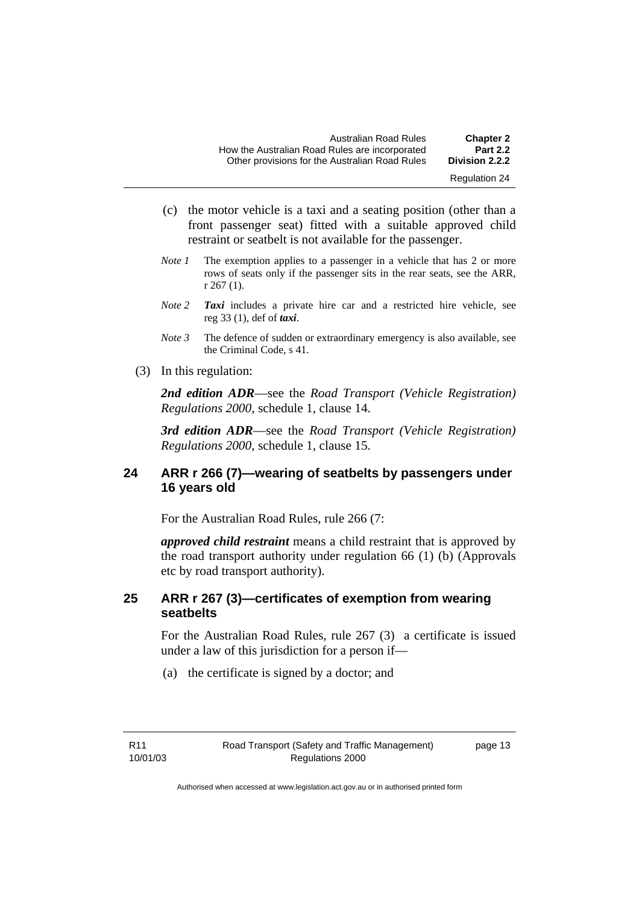(c) the motor vehicle is a taxi and a seating position (other than a front passenger seat) fitted with a suitable approved child restraint or seatbelt is not available for the passenger.

*Note 1* The exemption applies to a passenger in a vehicle that has 2 or more rows of seats only if the passenger sits in the rear seats, see the ARR, r 267 (1).

*Note 2* ***Taxi*** includes a private hire car and a restricted hire vehicle, see reg 33 (1), def of ***taxi***.

*Note 3* The defence of sudden or extraordinary emergency is also available, see the Criminal Code, s 41.

(3) In this regulation:

***2nd edition ADR***—see the *Road Transport (Vehicle Registration) Regulations 2000*, schedule 1, clause 14.

***3rd edition ADR***—see the *Road Transport (Vehicle Registration) Regulations 2000*, schedule 1, clause 15.

## 24 ARR r 266 (7)—wearing of seatbelts by passengers under 16 years old

For the Australian Road Rules, rule 266 (7:

***approved child restraint*** means a child restraint that is approved by the road transport authority under regulation 66 (1) (b) (Approvals etc by road transport authority).

## 25 ARR r 267 (3)—certificates of exemption from wearing seatbelts

For the Australian Road Rules, rule 267 (3) a certificate is issued under a law of this jurisdiction for a person if—

(a) the certificate is signed by a doctor; and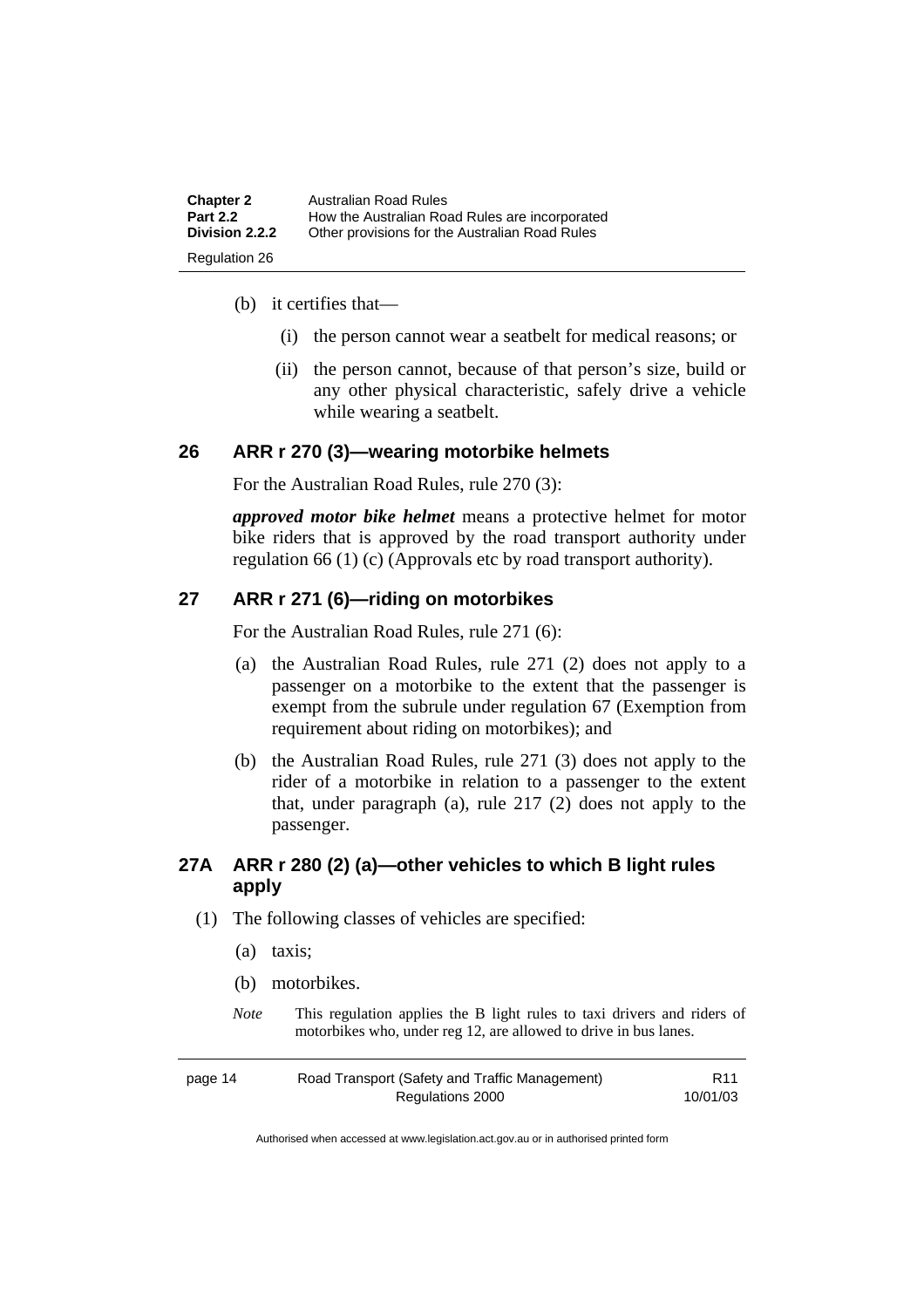(b) it certifies that—

  (i) the person cannot wear a seatbelt for medical reasons; or

  (ii) the person cannot, because of that person's size, build or any other physical characteristic, safely drive a vehicle while wearing a seatbelt.

## 26 ARR r 270 (3)—wearing motorbike helmets

For the Australian Road Rules, rule 270 (3):

***approved motor bike helmet*** means a protective helmet for motor bike riders that is approved by the road transport authority under regulation 66 (1) (c) (Approvals etc by road transport authority).

## 27 ARR r 271 (6)—riding on motorbikes

For the Australian Road Rules, rule 271 (6):

(a) the Australian Road Rules, rule 271 (2) does not apply to a passenger on a motorbike to the extent that the passenger is exempt from the subrule under regulation 67 (Exemption from requirement about riding on motorbikes); and

(b) the Australian Road Rules, rule 271 (3) does not apply to the rider of a motorbike in relation to a passenger to the extent that, under paragraph (a), rule 217 (2) does not apply to the passenger.

## 27A ARR r 280 (2) (a)—other vehicles to which B light rules apply

(1) The following classes of vehicles are specified:

  (a) taxis;

  (b) motorbikes.

*Note* This regulation applies the B light rules to taxi drivers and riders of motorbikes who, under reg 12, are allowed to drive in bus lanes.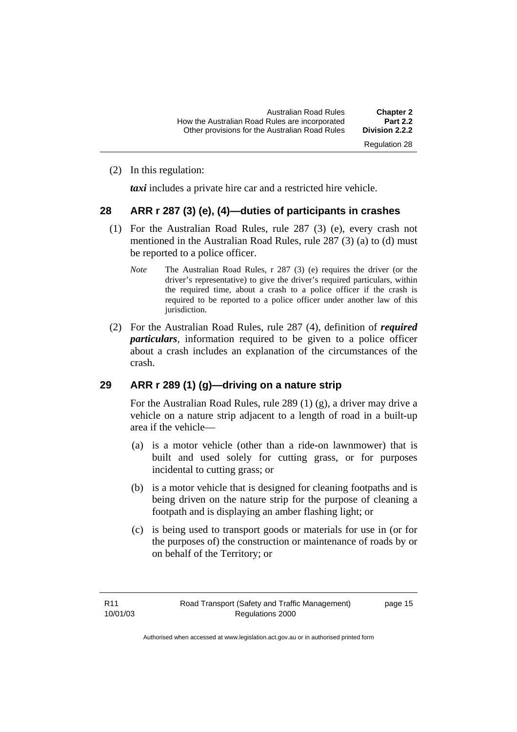(2) In this regulation:

***taxi*** includes a private hire car and a restricted hire vehicle.

## 28 ARR r 287 (3) (e), (4)—duties of participants in crashes

(1) For the Australian Road Rules, rule 287 (3) (e), every crash not mentioned in the Australian Road Rules, rule 287 (3) (a) to (d) must be reported to a police officer.

*Note* The Australian Road Rules, r 287 (3) (e) requires the driver (or the driver's representative) to give the driver's required particulars, within the required time, about a crash to a police officer if the crash is required to be reported to a police officer under another law of this jurisdiction.

(2) For the Australian Road Rules, rule 287 (4), definition of ***required particulars***, information required to be given to a police officer about a crash includes an explanation of the circumstances of the crash.

## 29 ARR r 289 (1) (g)—driving on a nature strip

For the Australian Road Rules, rule 289 (1) (g), a driver may drive a vehicle on a nature strip adjacent to a length of road in a built-up area if the vehicle—

(a) is a motor vehicle (other than a ride-on lawnmower) that is built and used solely for cutting grass, or for purposes incidental to cutting grass; or

(b) is a motor vehicle that is designed for cleaning footpaths and is being driven on the nature strip for the purpose of cleaning a footpath and is displaying an amber flashing light; or

(c) is being used to transport goods or materials for use in (or for the purposes of) the construction or maintenance of roads by or on behalf of the Territory; or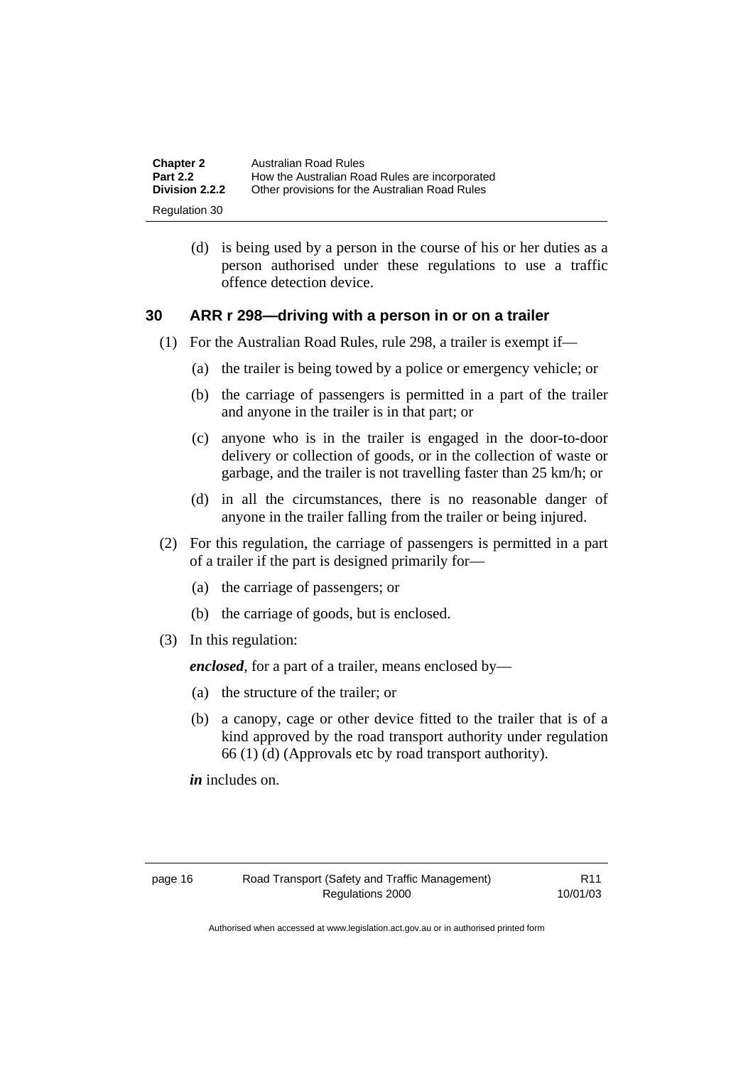(d) is being used by a person in the course of his or her duties as a person authorised under these regulations to use a traffic offence detection device.

## 30 ARR r 298—driving with a person in or on a trailer

(1) For the Australian Road Rules, rule 298, a trailer is exempt if—

(a) the trailer is being towed by a police or emergency vehicle; or

(b) the carriage of passengers is permitted in a part of the trailer and anyone in the trailer is in that part; or

(c) anyone who is in the trailer is engaged in the door-to-door delivery or collection of goods, or in the collection of waste or garbage, and the trailer is not travelling faster than 25 km/h; or

(d) in all the circumstances, there is no reasonable danger of anyone in the trailer falling from the trailer or being injured.

(2) For this regulation, the carriage of passengers is permitted in a part of a trailer if the part is designed primarily for—

(a) the carriage of passengers; or

(b) the carriage of goods, but is enclosed.

(3) In this regulation:

***enclosed***, for a part of a trailer, means enclosed by—

(a) the structure of the trailer; or

(b) a canopy, cage or other device fitted to the trailer that is of a kind approved by the road transport authority under regulation 66 (1) (d) (Approvals etc by road transport authority).

***in*** includes on.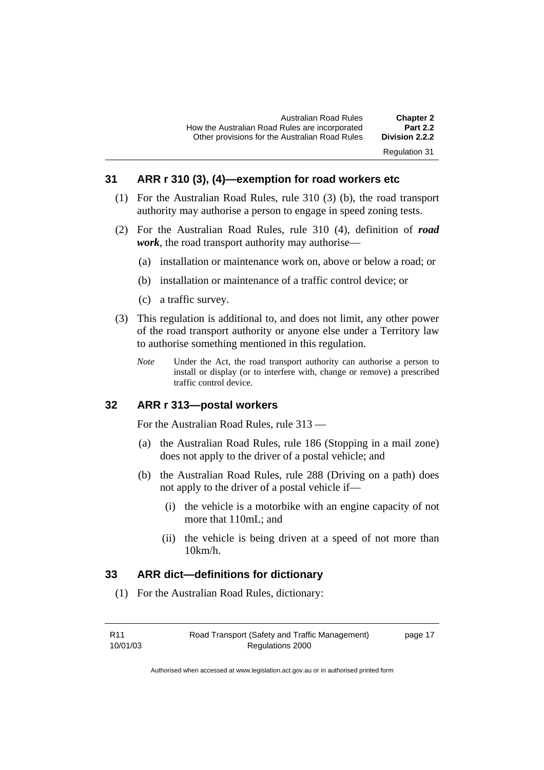## 31 ARR r 310 (3), (4)—exemption for road workers etc

(1) For the Australian Road Rules, rule 310 (3) (b), the road transport authority may authorise a person to engage in speed zoning tests.

(2) For the Australian Road Rules, rule 310 (4), definition of ***road work***, the road transport authority may authorise—

(a) installation or maintenance work on, above or below a road; or

(b) installation or maintenance of a traffic control device; or

(c) a traffic survey.

(3) This regulation is additional to, and does not limit, any other power of the road transport authority or anyone else under a Territory law to authorise something mentioned in this regulation.

*Note* Under the Act, the road transport authority can authorise a person to install or display (or to interfere with, change or remove) a prescribed traffic control device.

## 32 ARR r 313—postal workers

For the Australian Road Rules, rule 313 —

(a) the Australian Road Rules, rule 186 (Stopping in a mail zone) does not apply to the driver of a postal vehicle; and

(b) the Australian Road Rules, rule 288 (Driving on a path) does not apply to the driver of a postal vehicle if—

(i) the vehicle is a motorbike with an engine capacity of not more that 110mL; and

(ii) the vehicle is being driven at a speed of not more than 10km/h.

## 33 ARR dict—definitions for dictionary

(1) For the Australian Road Rules, dictionary: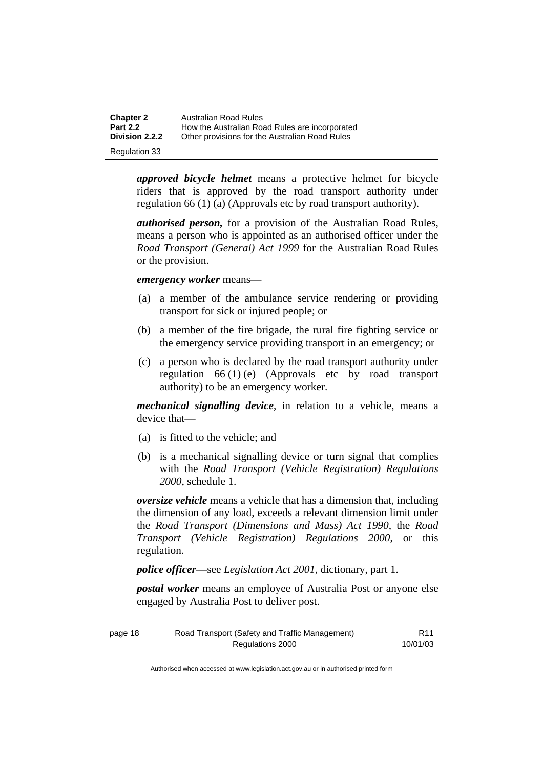***approved bicycle helmet*** means a protective helmet for bicycle riders that is approved by the road transport authority under regulation 66 (1) (a) (Approvals etc by road transport authority).

***authorised person,*** for a provision of the Australian Road Rules, means a person who is appointed as an authorised officer under the *Road Transport (General) Act 1999* for the Australian Road Rules or the provision.

***emergency worker*** means—

(a) a member of the ambulance service rendering or providing transport for sick or injured people; or

(b) a member of the fire brigade, the rural fire fighting service or the emergency service providing transport in an emergency; or

(c) a person who is declared by the road transport authority under regulation 66 (1) (e) (Approvals etc by road transport authority) to be an emergency worker.

***mechanical signalling device***, in relation to a vehicle, means a device that—

(a) is fitted to the vehicle; and

(b) is a mechanical signalling device or turn signal that complies with the *Road Transport (Vehicle Registration) Regulations 2000*, schedule 1.

***oversize vehicle*** means a vehicle that has a dimension that, including the dimension of any load, exceeds a relevant dimension limit under the *Road Transport (Dimensions and Mass) Act 1990*, the *Road Transport (Vehicle Registration) Regulations 2000*, or this regulation.

***police officer***—see *Legislation Act 2001*, dictionary, part 1.

***postal worker*** means an employee of Australia Post or anyone else engaged by Australia Post to deliver post.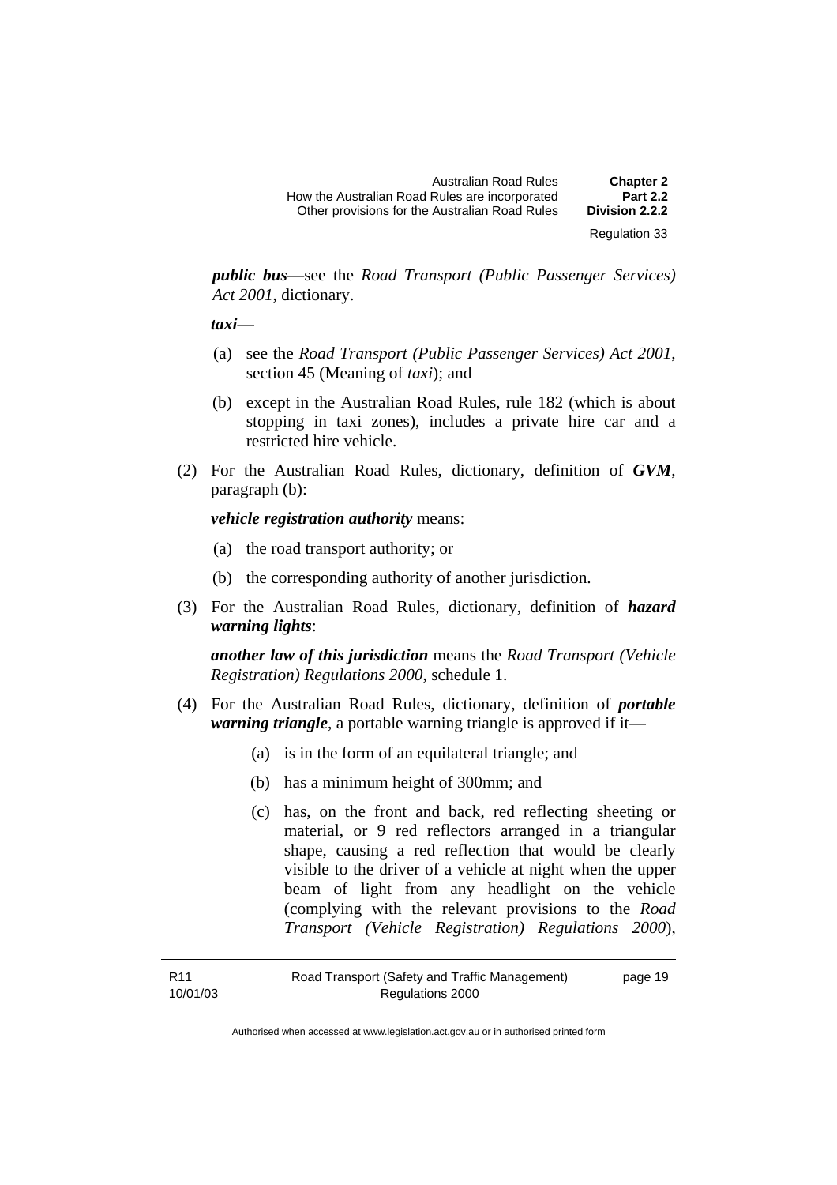***public bus***—see the *Road Transport (Public Passenger Services) Act 2001*, dictionary.

***taxi***—

(a) see the *Road Transport (Public Passenger Services) Act 2001*, section 45 (Meaning of *taxi*); and

(b) except in the Australian Road Rules, rule 182 (which is about stopping in taxi zones), includes a private hire car and a restricted hire vehicle.

(2) For the Australian Road Rules, dictionary, definition of ***GVM***, paragraph (b):

***vehicle registration authority*** means:

(a) the road transport authority; or

(b) the corresponding authority of another jurisdiction.

(3) For the Australian Road Rules, dictionary, definition of ***hazard warning lights***:

***another law of this jurisdiction*** means the *Road Transport (Vehicle Registration) Regulations 2000*, schedule 1.

(4) For the Australian Road Rules, dictionary, definition of ***portable warning triangle***, a portable warning triangle is approved if it—

(a) is in the form of an equilateral triangle; and

(b) has a minimum height of 300mm; and

(c) has, on the front and back, red reflecting sheeting or material, or 9 red reflectors arranged in a triangular shape, causing a red reflection that would be clearly visible to the driver of a vehicle at night when the upper beam of light from any headlight on the vehicle (complying with the relevant provisions to the *Road Transport (Vehicle Registration) Regulations 2000*),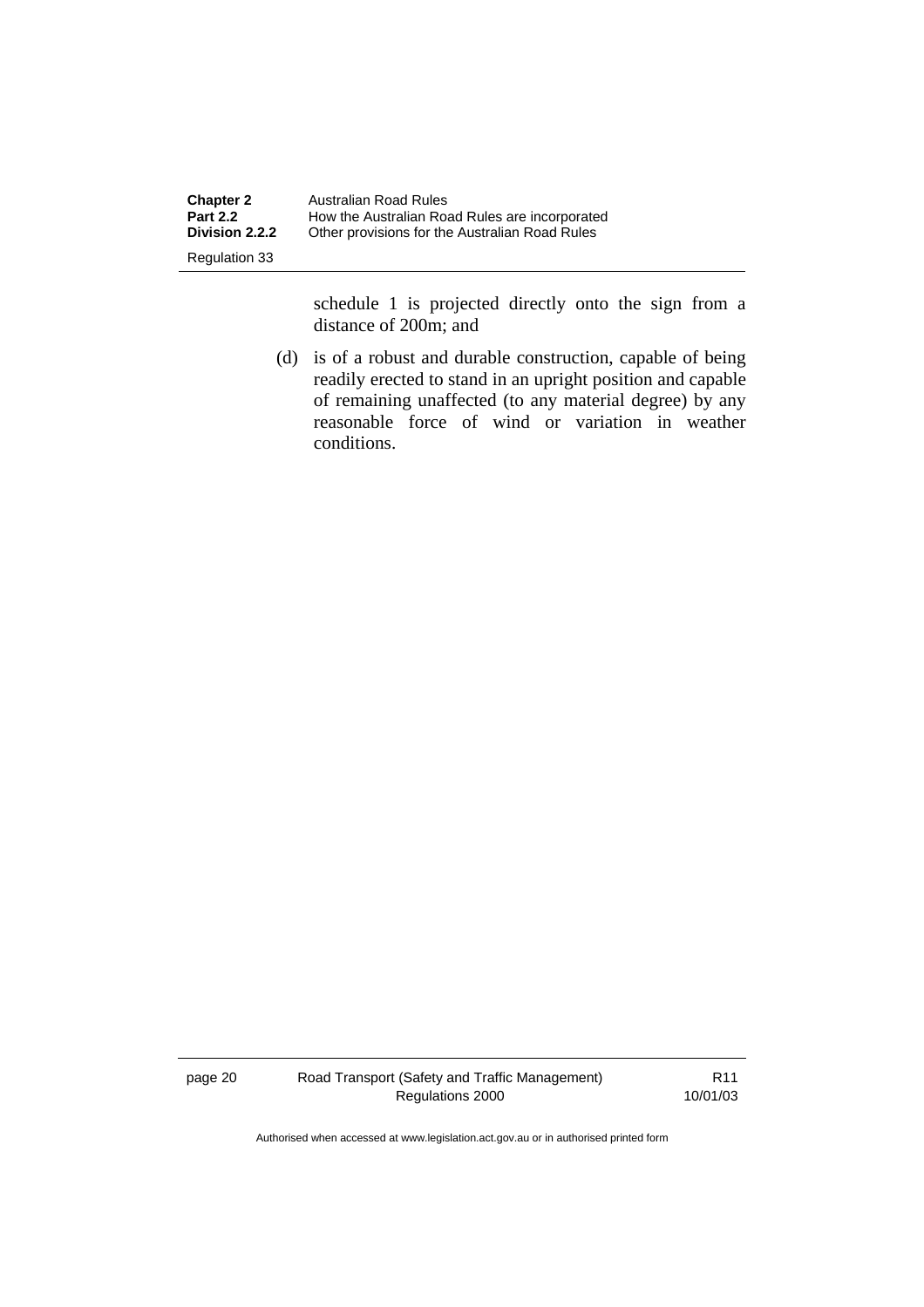schedule 1 is projected directly onto the sign from a distance of 200m; and

(d) is of a robust and durable construction, capable of being readily erected to stand in an upright position and capable of remaining unaffected (to any material degree) by any reasonable force of wind or variation in weather conditions.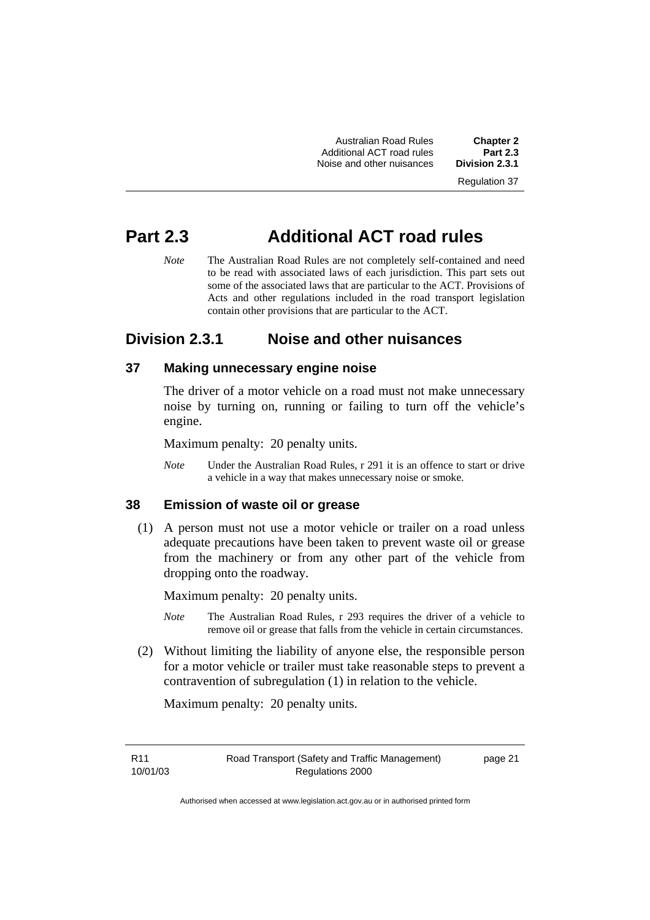# Part 2.3 Additional ACT road rules

*Note* The Australian Road Rules are not completely self-contained and need to be read with associated laws of each jurisdiction. This part sets out some of the associated laws that are particular to the ACT. Provisions of Acts and other regulations included in the road transport legislation contain other provisions that are particular to the ACT.

## Division 2.3.1 Noise and other nuisances

### 37 Making unnecessary engine noise

The driver of a motor vehicle on a road must not make unnecessary noise by turning on, running or failing to turn off the vehicle's engine.

Maximum penalty: 20 penalty units.

*Note* Under the Australian Road Rules, r 291 it is an offence to start or drive a vehicle in a way that makes unnecessary noise or smoke.

### 38 Emission of waste oil or grease

(1) A person must not use a motor vehicle or trailer on a road unless adequate precautions have been taken to prevent waste oil or grease from the machinery or from any other part of the vehicle from dropping onto the roadway.

Maximum penalty: 20 penalty units.

*Note* The Australian Road Rules, r 293 requires the driver of a vehicle to remove oil or grease that falls from the vehicle in certain circumstances.

(2) Without limiting the liability of anyone else, the responsible person for a motor vehicle or trailer must take reasonable steps to prevent a contravention of subregulation (1) in relation to the vehicle.

Maximum penalty: 20 penalty units.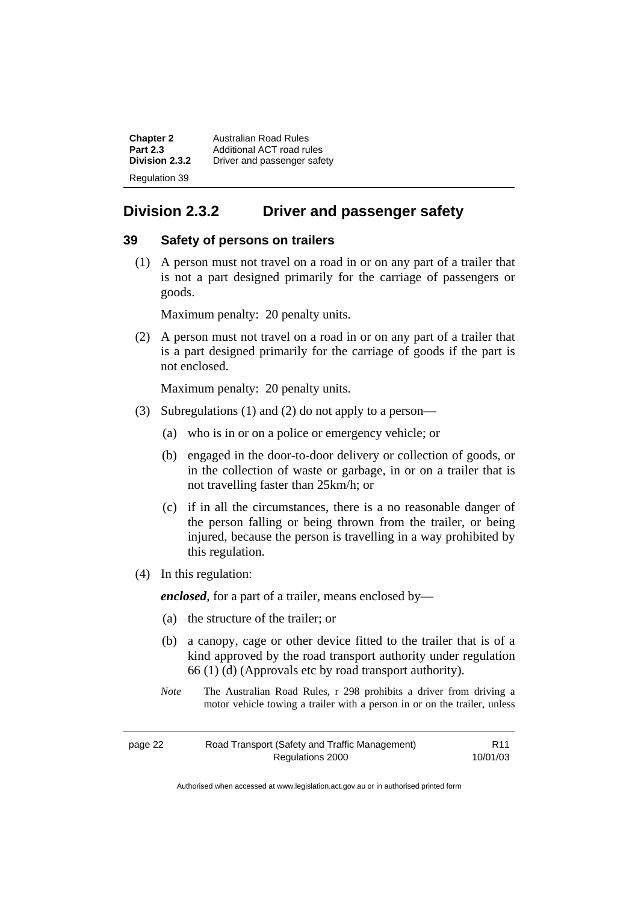## Division 2.3.2 Driver and passenger safety

### 39 Safety of persons on trailers

(1) A person must not travel on a road in or on any part of a trailer that is not a part designed primarily for the carriage of passengers or goods.

Maximum penalty: 20 penalty units.

(2) A person must not travel on a road in or on any part of a trailer that is a part designed primarily for the carriage of goods if the part is not enclosed.

Maximum penalty: 20 penalty units.

(3) Subregulations (1) and (2) do not apply to a person—

(a) who is in or on a police or emergency vehicle; or

(b) engaged in the door-to-door delivery or collection of goods, or in the collection of waste or garbage, in or on a trailer that is not travelling faster than 25km/h; or

(c) if in all the circumstances, there is a no reasonable danger of the person falling or being thrown from the trailer, or being injured, because the person is travelling in a way prohibited by this regulation.

(4) In this regulation:

***enclosed***, for a part of a trailer, means enclosed by—

(a) the structure of the trailer; or

(b) a canopy, cage or other device fitted to the trailer that is of a kind approved by the road transport authority under regulation 66 (1) (d) (Approvals etc by road transport authority).

*Note* The Australian Road Rules, r 298 prohibits a driver from driving a motor vehicle towing a trailer with a person in or on the trailer, unless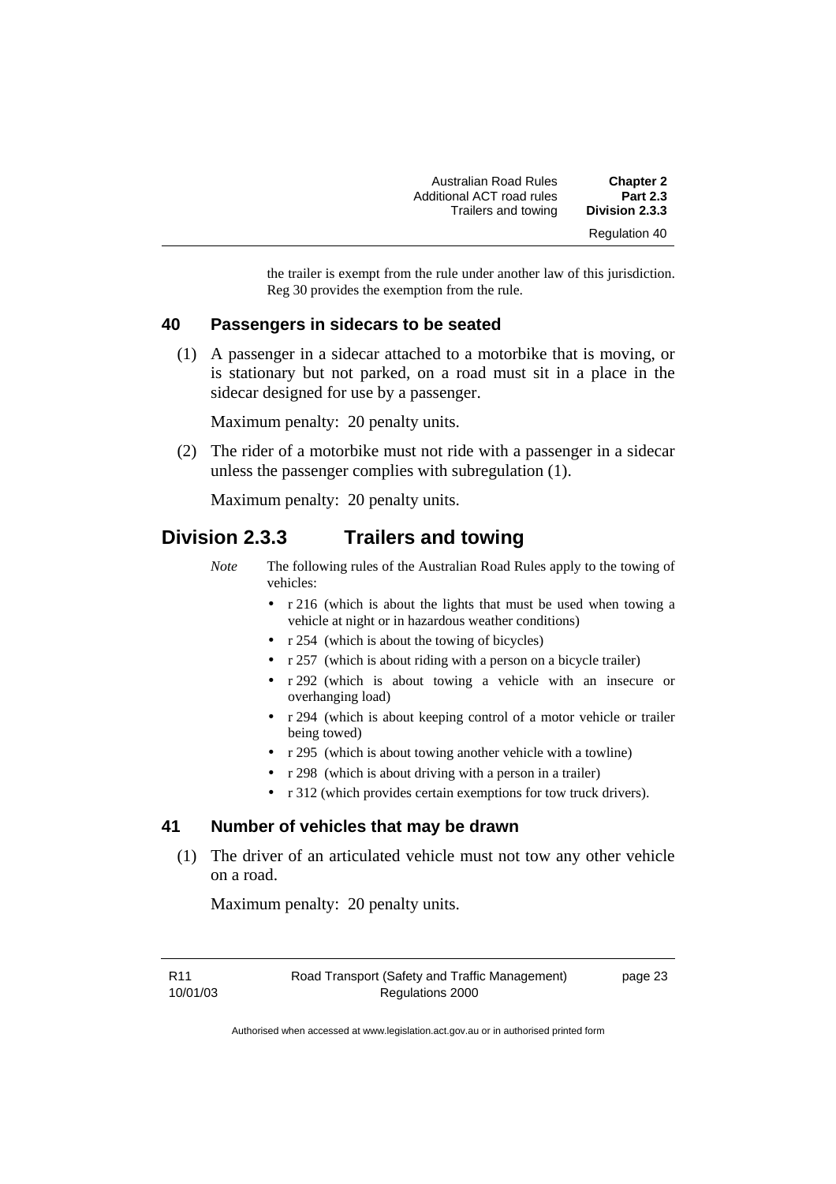the trailer is exempt from the rule under another law of this jurisdiction. Reg 30 provides the exemption from the rule.

### 40 Passengers in sidecars to be seated

(1) A passenger in a sidecar attached to a motorbike that is moving, or is stationary but not parked, on a road must sit in a place in the sidecar designed for use by a passenger.

Maximum penalty: 20 penalty units.

(2) The rider of a motorbike must not ride with a passenger in a sidecar unless the passenger complies with subregulation (1).

Maximum penalty: 20 penalty units.

## Division 2.3.3 Trailers and towing

*Note* The following rules of the Australian Road Rules apply to the towing of vehicles:

- r 216 (which is about the lights that must be used when towing a vehicle at night or in hazardous weather conditions)
- r 254 (which is about the towing of bicycles)
- r 257 (which is about riding with a person on a bicycle trailer)
- r 292 (which is about towing a vehicle with an insecure or overhanging load)
- r 294 (which is about keeping control of a motor vehicle or trailer being towed)
- r 295 (which is about towing another vehicle with a towline)
- r 298 (which is about driving with a person in a trailer)
- r 312 (which provides certain exemptions for tow truck drivers).

### 41 Number of vehicles that may be drawn

(1) The driver of an articulated vehicle must not tow any other vehicle on a road.

Maximum penalty: 20 penalty units.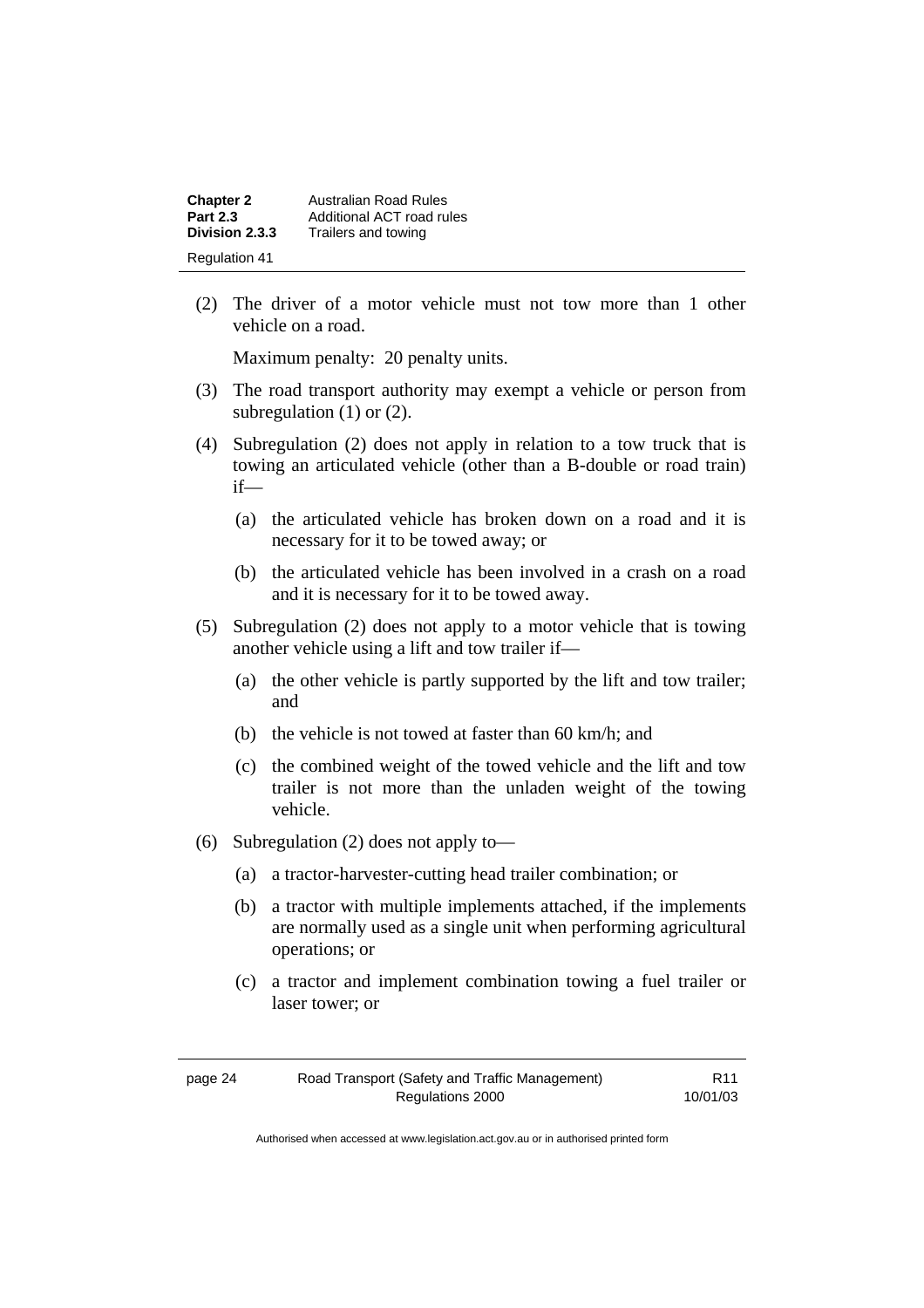(2) The driver of a motor vehicle must not tow more than 1 other vehicle on a road.

Maximum penalty: 20 penalty units.

(3) The road transport authority may exempt a vehicle or person from subregulation (1) or (2).

(4) Subregulation (2) does not apply in relation to a tow truck that is towing an articulated vehicle (other than a B-double or road train) if—

(a) the articulated vehicle has broken down on a road and it is necessary for it to be towed away; or

(b) the articulated vehicle has been involved in a crash on a road and it is necessary for it to be towed away.

(5) Subregulation (2) does not apply to a motor vehicle that is towing another vehicle using a lift and tow trailer if—

(a) the other vehicle is partly supported by the lift and tow trailer; and

(b) the vehicle is not towed at faster than 60 km/h; and

(c) the combined weight of the towed vehicle and the lift and tow trailer is not more than the unladen weight of the towing vehicle.

(6) Subregulation (2) does not apply to—

(a) a tractor-harvester-cutting head trailer combination; or

(b) a tractor with multiple implements attached, if the implements are normally used as a single unit when performing agricultural operations; or

(c) a tractor and implement combination towing a fuel trailer or laser tower; or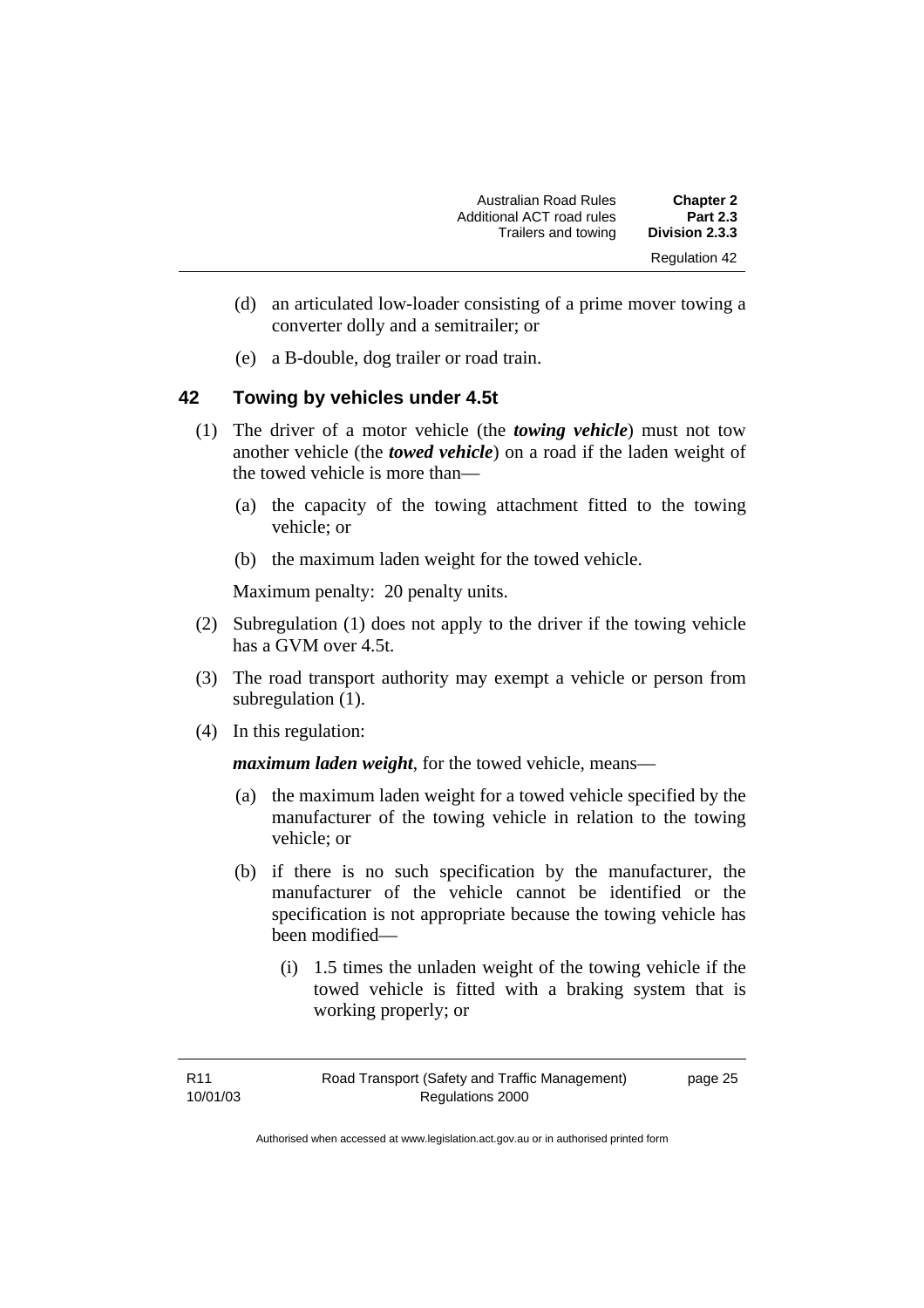(d) an articulated low-loader consisting of a prime mover towing a converter dolly and a semitrailer; or

(e) a B-double, dog trailer or road train.

## 42 Towing by vehicles under 4.5t

(1) The driver of a motor vehicle (the ***towing vehicle***) must not tow another vehicle (the ***towed vehicle***) on a road if the laden weight of the towed vehicle is more than—

(a) the capacity of the towing attachment fitted to the towing vehicle; or

(b) the maximum laden weight for the towed vehicle.

Maximum penalty: 20 penalty units.

(2) Subregulation (1) does not apply to the driver if the towing vehicle has a GVM over 4.5t.

(3) The road transport authority may exempt a vehicle or person from subregulation (1).

(4) In this regulation:

***maximum laden weight***, for the towed vehicle, means—

(a) the maximum laden weight for a towed vehicle specified by the manufacturer of the towing vehicle in relation to the towing vehicle; or

(b) if there is no such specification by the manufacturer, the manufacturer of the vehicle cannot be identified or the specification is not appropriate because the towing vehicle has been modified—

(i) 1.5 times the unladen weight of the towing vehicle if the towed vehicle is fitted with a braking system that is working properly; or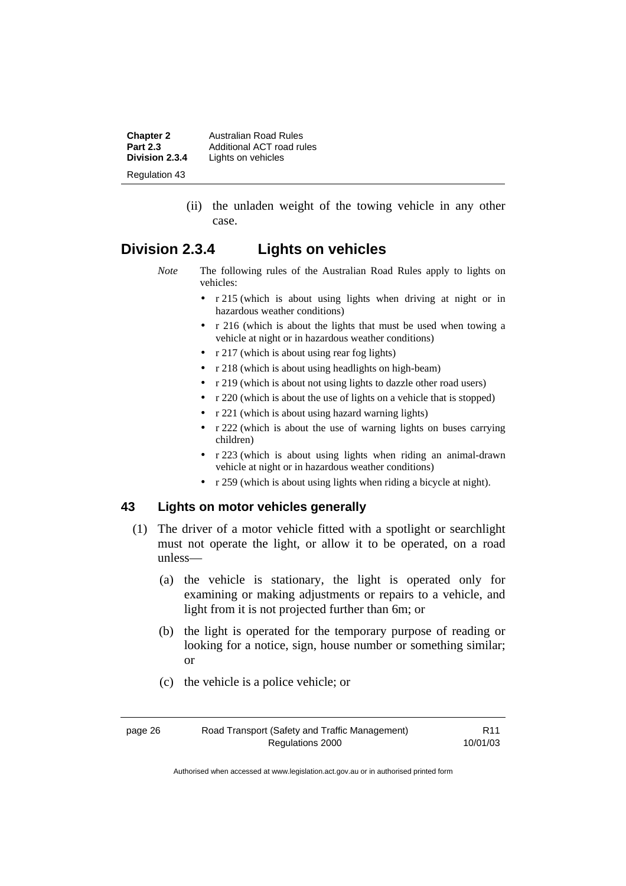(ii) the unladen weight of the towing vehicle in any other case.

## Division 2.3.4 Lights on vehicles

*Note* The following rules of the Australian Road Rules apply to lights on vehicles:

- r 215 (which is about using lights when driving at night or in hazardous weather conditions)
- r 216 (which is about the lights that must be used when towing a vehicle at night or in hazardous weather conditions)
- r 217 (which is about using rear fog lights)
- r 218 (which is about using headlights on high-beam)
- r 219 (which is about not using lights to dazzle other road users)
- r 220 (which is about the use of lights on a vehicle that is stopped)
- r 221 (which is about using hazard warning lights)
- r 222 (which is about the use of warning lights on buses carrying children)
- r 223 (which is about using lights when riding an animal-drawn vehicle at night or in hazardous weather conditions)
- r 259 (which is about using lights when riding a bicycle at night).

### 43 Lights on motor vehicles generally

(1) The driver of a motor vehicle fitted with a spotlight or searchlight must not operate the light, or allow it to be operated, on a road unless—

(a) the vehicle is stationary, the light is operated only for examining or making adjustments or repairs to a vehicle, and light from it is not projected further than 6m; or

(b) the light is operated for the temporary purpose of reading or looking for a notice, sign, house number or something similar; or

(c) the vehicle is a police vehicle; or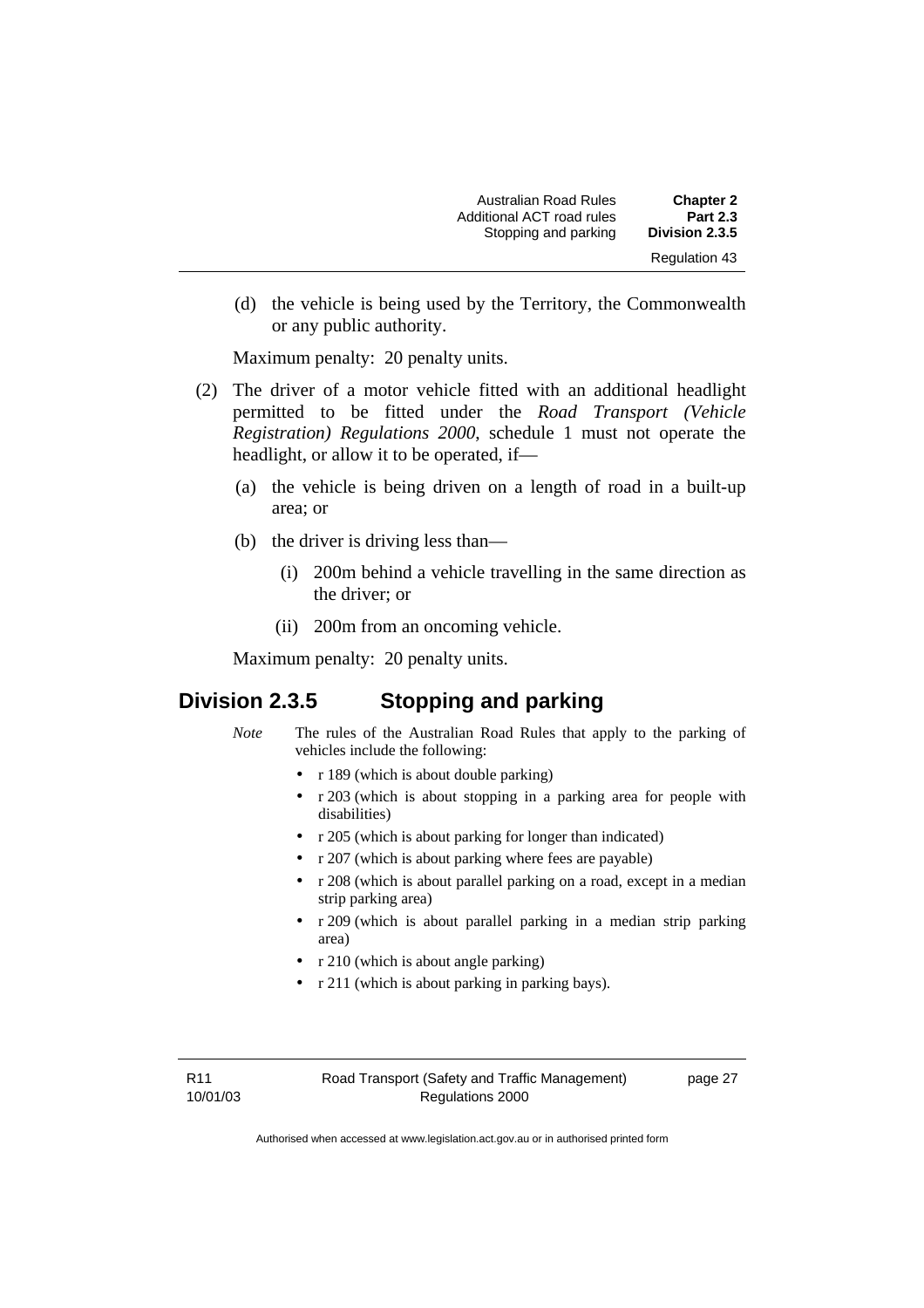(d) the vehicle is being used by the Territory, the Commonwealth or any public authority.

Maximum penalty: 20 penalty units.

(2) The driver of a motor vehicle fitted with an additional headlight permitted to be fitted under the *Road Transport (Vehicle Registration) Regulations 2000*, schedule 1 must not operate the headlight, or allow it to be operated, if—

(a) the vehicle is being driven on a length of road in a built-up area; or

(b) the driver is driving less than—

(i) 200m behind a vehicle travelling in the same direction as the driver; or

(ii) 200m from an oncoming vehicle.

Maximum penalty: 20 penalty units.

## Division 2.3.5 Stopping and parking

*Note* The rules of the Australian Road Rules that apply to the parking of vehicles include the following:

- r 189 (which is about double parking)
- r 203 (which is about stopping in a parking area for people with disabilities)
- r 205 (which is about parking for longer than indicated)
- r 207 (which is about parking where fees are payable)
- r 208 (which is about parallel parking on a road, except in a median strip parking area)
- r 209 (which is about parallel parking in a median strip parking area)
- r 210 (which is about angle parking)
- r 211 (which is about parking in parking bays).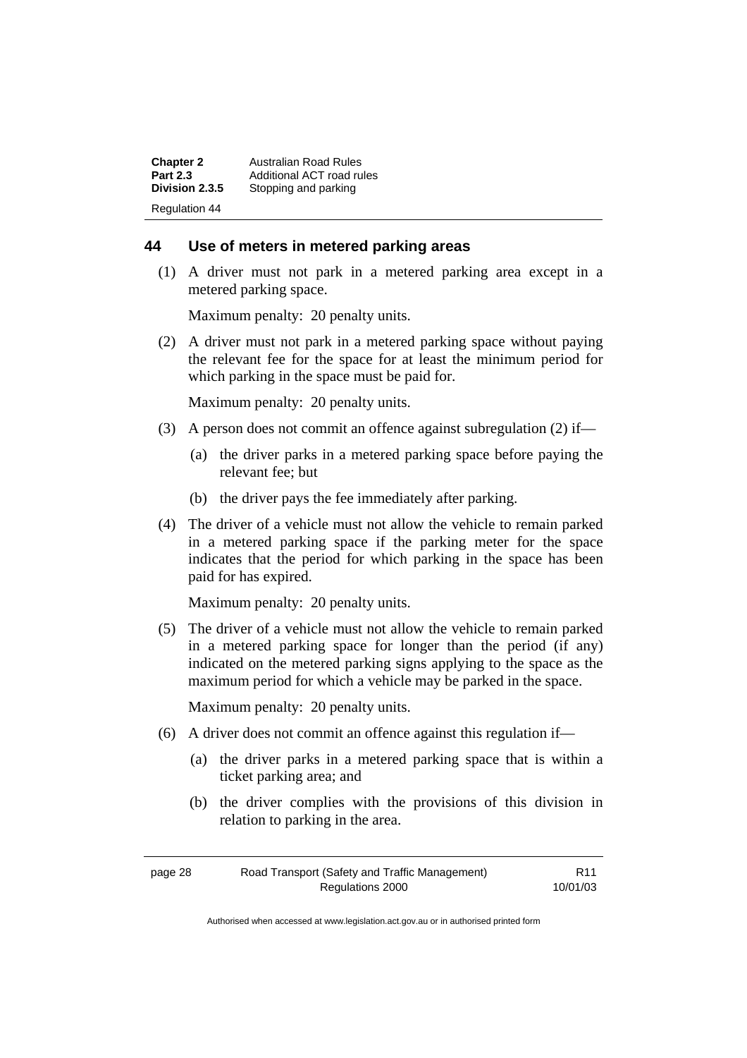## 44 Use of meters in metered parking areas

(1) A driver must not park in a metered parking area except in a metered parking space.

Maximum penalty: 20 penalty units.

(2) A driver must not park in a metered parking space without paying the relevant fee for the space for at least the minimum period for which parking in the space must be paid for.

Maximum penalty: 20 penalty units.

(3) A person does not commit an offence against subregulation (2) if—

(a) the driver parks in a metered parking space before paying the relevant fee; but

(b) the driver pays the fee immediately after parking.

(4) The driver of a vehicle must not allow the vehicle to remain parked in a metered parking space if the parking meter for the space indicates that the period for which parking in the space has been paid for has expired.

Maximum penalty: 20 penalty units.

(5) The driver of a vehicle must not allow the vehicle to remain parked in a metered parking space for longer than the period (if any) indicated on the metered parking signs applying to the space as the maximum period for which a vehicle may be parked in the space.

Maximum penalty: 20 penalty units.

(6) A driver does not commit an offence against this regulation if—

(a) the driver parks in a metered parking space that is within a ticket parking area; and

(b) the driver complies with the provisions of this division in relation to parking in the area.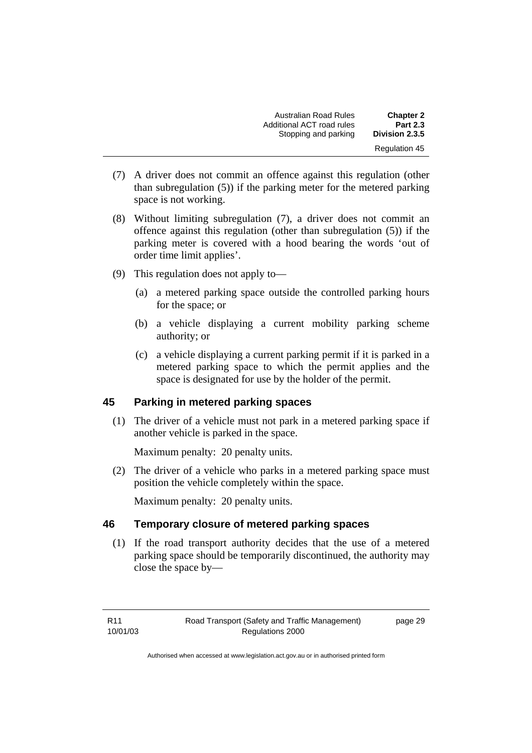(7) A driver does not commit an offence against this regulation (other than subregulation (5)) if the parking meter for the metered parking space is not working.

(8) Without limiting subregulation (7), a driver does not commit an offence against this regulation (other than subregulation (5)) if the parking meter is covered with a hood bearing the words 'out of order time limit applies'.

(9) This regulation does not apply to—

(a) a metered parking space outside the controlled parking hours for the space; or

(b) a vehicle displaying a current mobility parking scheme authority; or

(c) a vehicle displaying a current parking permit if it is parked in a metered parking space to which the permit applies and the space is designated for use by the holder of the permit.

## 45 Parking in metered parking spaces

(1) The driver of a vehicle must not park in a metered parking space if another vehicle is parked in the space.

Maximum penalty: 20 penalty units.

(2) The driver of a vehicle who parks in a metered parking space must position the vehicle completely within the space.

Maximum penalty: 20 penalty units.

## 46 Temporary closure of metered parking spaces

(1) If the road transport authority decides that the use of a metered parking space should be temporarily discontinued, the authority may close the space by—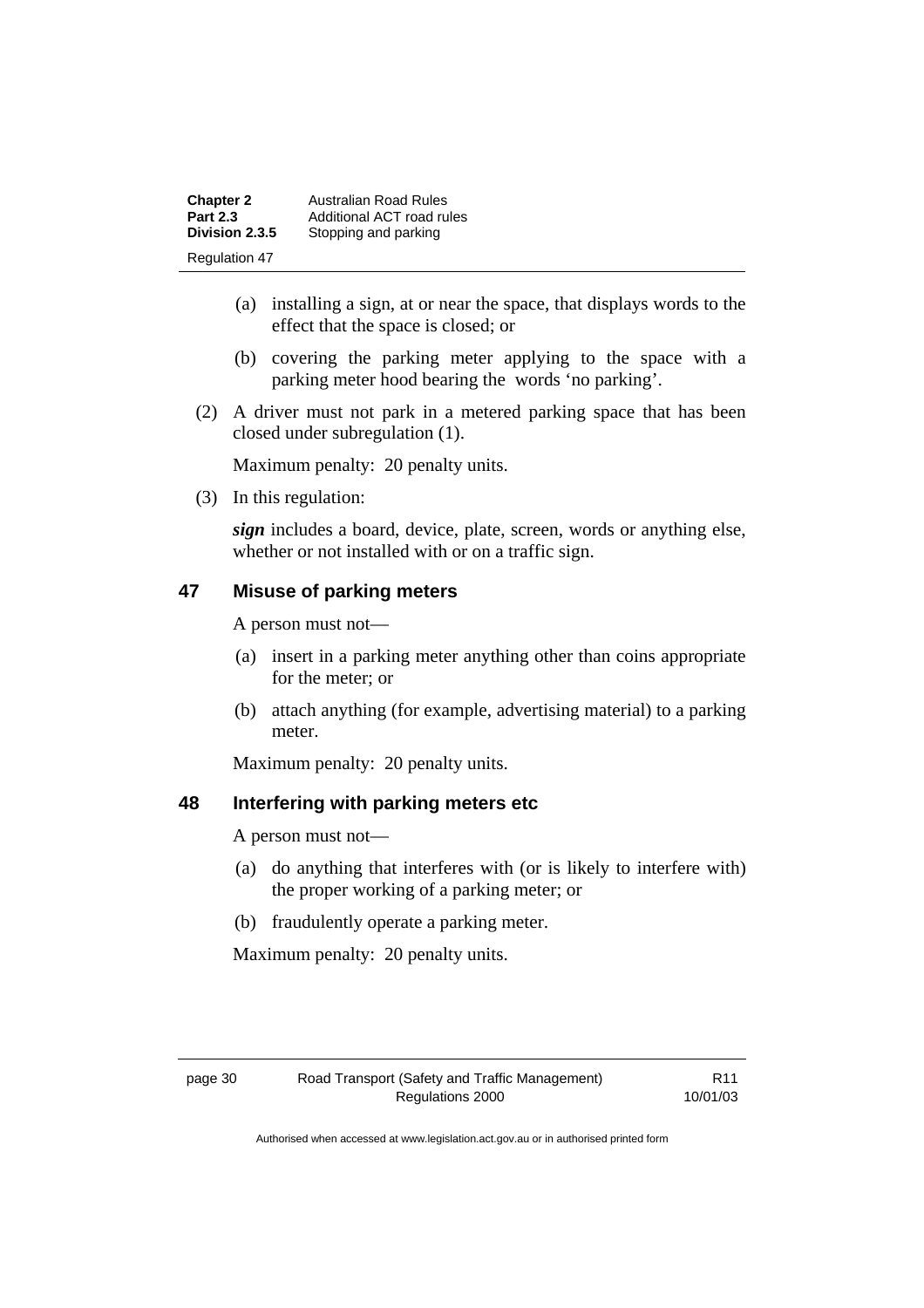(a) installing a sign, at or near the space, that displays words to the effect that the space is closed; or

(b) covering the parking meter applying to the space with a parking meter hood bearing the words 'no parking'.

(2) A driver must not park in a metered parking space that has been closed under subregulation (1).

Maximum penalty: 20 penalty units.

(3) In this regulation:

***sign*** includes a board, device, plate, screen, words or anything else, whether or not installed with or on a traffic sign.

## 47 Misuse of parking meters

A person must not—

(a) insert in a parking meter anything other than coins appropriate for the meter; or

(b) attach anything (for example, advertising material) to a parking meter.

Maximum penalty: 20 penalty units.

## 48 Interfering with parking meters etc

A person must not—

(a) do anything that interferes with (or is likely to interfere with) the proper working of a parking meter; or

(b) fraudulently operate a parking meter.

Maximum penalty: 20 penalty units.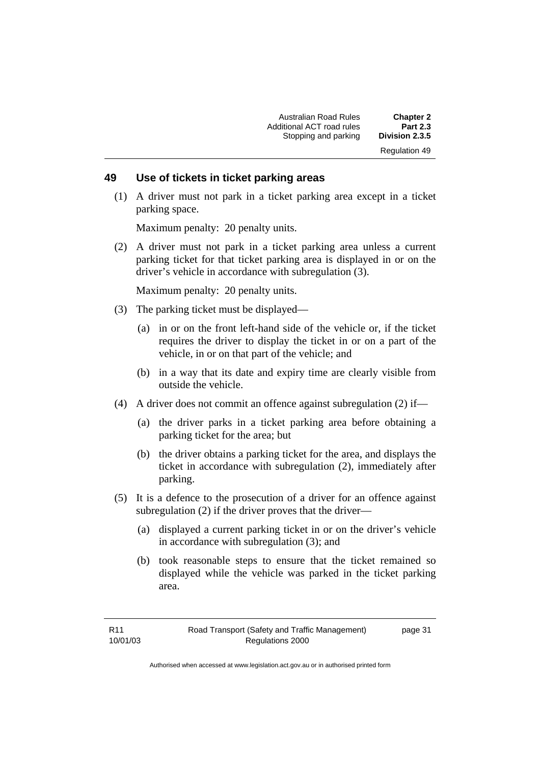## 49 Use of tickets in ticket parking areas

(1) A driver must not park in a ticket parking area except in a ticket parking space.

Maximum penalty: 20 penalty units.

(2) A driver must not park in a ticket parking area unless a current parking ticket for that ticket parking area is displayed in or on the driver's vehicle in accordance with subregulation (3).

Maximum penalty: 20 penalty units.

(3) The parking ticket must be displayed—

(a) in or on the front left-hand side of the vehicle or, if the ticket requires the driver to display the ticket in or on a part of the vehicle, in or on that part of the vehicle; and

(b) in a way that its date and expiry time are clearly visible from outside the vehicle.

(4) A driver does not commit an offence against subregulation (2) if—

(a) the driver parks in a ticket parking area before obtaining a parking ticket for the area; but

(b) the driver obtains a parking ticket for the area, and displays the ticket in accordance with subregulation (2), immediately after parking.

(5) It is a defence to the prosecution of a driver for an offence against subregulation (2) if the driver proves that the driver—

(a) displayed a current parking ticket in or on the driver's vehicle in accordance with subregulation (3); and

(b) took reasonable steps to ensure that the ticket remained so displayed while the vehicle was parked in the ticket parking area.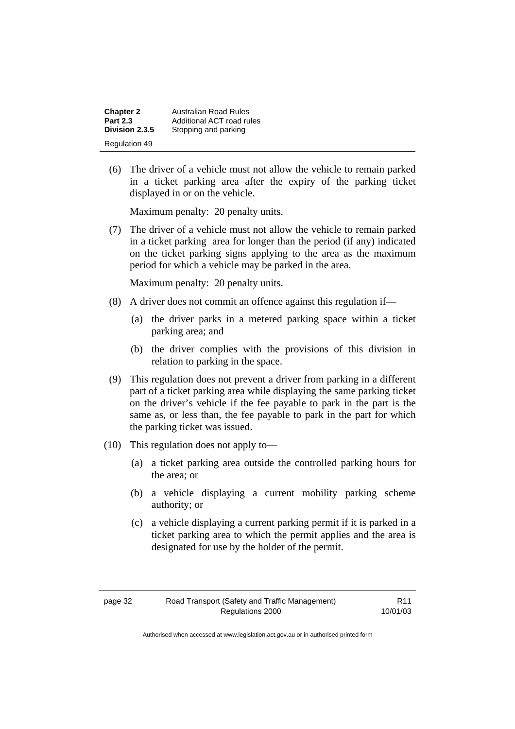(6) The driver of a vehicle must not allow the vehicle to remain parked in a ticket parking area after the expiry of the parking ticket displayed in or on the vehicle.

Maximum penalty: 20 penalty units.

(7) The driver of a vehicle must not allow the vehicle to remain parked in a ticket parking area for longer than the period (if any) indicated on the ticket parking signs applying to the area as the maximum period for which a vehicle may be parked in the area.

Maximum penalty: 20 penalty units.

(8) A driver does not commit an offence against this regulation if—

- (a) the driver parks in a metered parking space within a ticket parking area; and
- (b) the driver complies with the provisions of this division in relation to parking in the space.

(9) This regulation does not prevent a driver from parking in a different part of a ticket parking area while displaying the same parking ticket on the driver's vehicle if the fee payable to park in the part is the same as, or less than, the fee payable to park in the part for which the parking ticket was issued.

(10) This regulation does not apply to—

- (a) a ticket parking area outside the controlled parking hours for the area; or
- (b) a vehicle displaying a current mobility parking scheme authority; or
- (c) a vehicle displaying a current parking permit if it is parked in a ticket parking area to which the permit applies and the area is designated for use by the holder of the permit.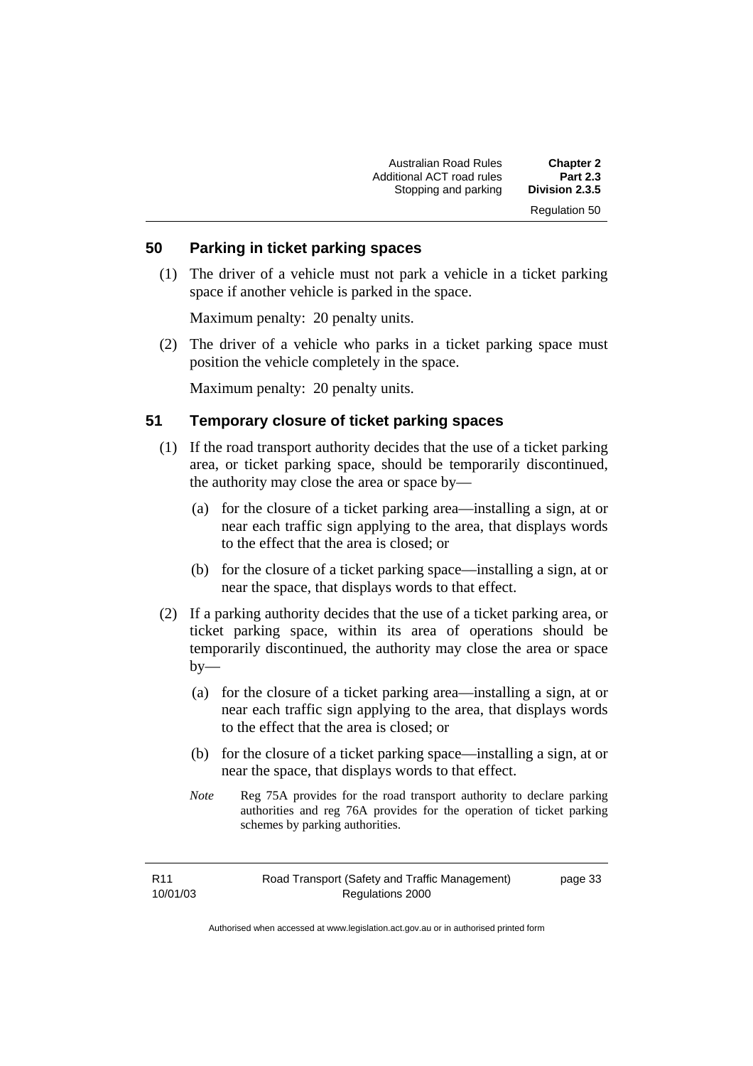## 50 Parking in ticket parking spaces

(1) The driver of a vehicle must not park a vehicle in a ticket parking space if another vehicle is parked in the space.

Maximum penalty: 20 penalty units.

(2) The driver of a vehicle who parks in a ticket parking space must position the vehicle completely in the space.

Maximum penalty: 20 penalty units.

## 51 Temporary closure of ticket parking spaces

(1) If the road transport authority decides that the use of a ticket parking area, or ticket parking space, should be temporarily discontinued, the authority may close the area or space by—

(a) for the closure of a ticket parking area—installing a sign, at or near each traffic sign applying to the area, that displays words to the effect that the area is closed; or

(b) for the closure of a ticket parking space—installing a sign, at or near the space, that displays words to that effect.

(2) If a parking authority decides that the use of a ticket parking area, or ticket parking space, within its area of operations should be temporarily discontinued, the authority may close the area or space by—

(a) for the closure of a ticket parking area—installing a sign, at or near each traffic sign applying to the area, that displays words to the effect that the area is closed; or

(b) for the closure of a ticket parking space—installing a sign, at or near the space, that displays words to that effect.

*Note* Reg 75A provides for the road transport authority to declare parking authorities and reg 76A provides for the operation of ticket parking schemes by parking authorities.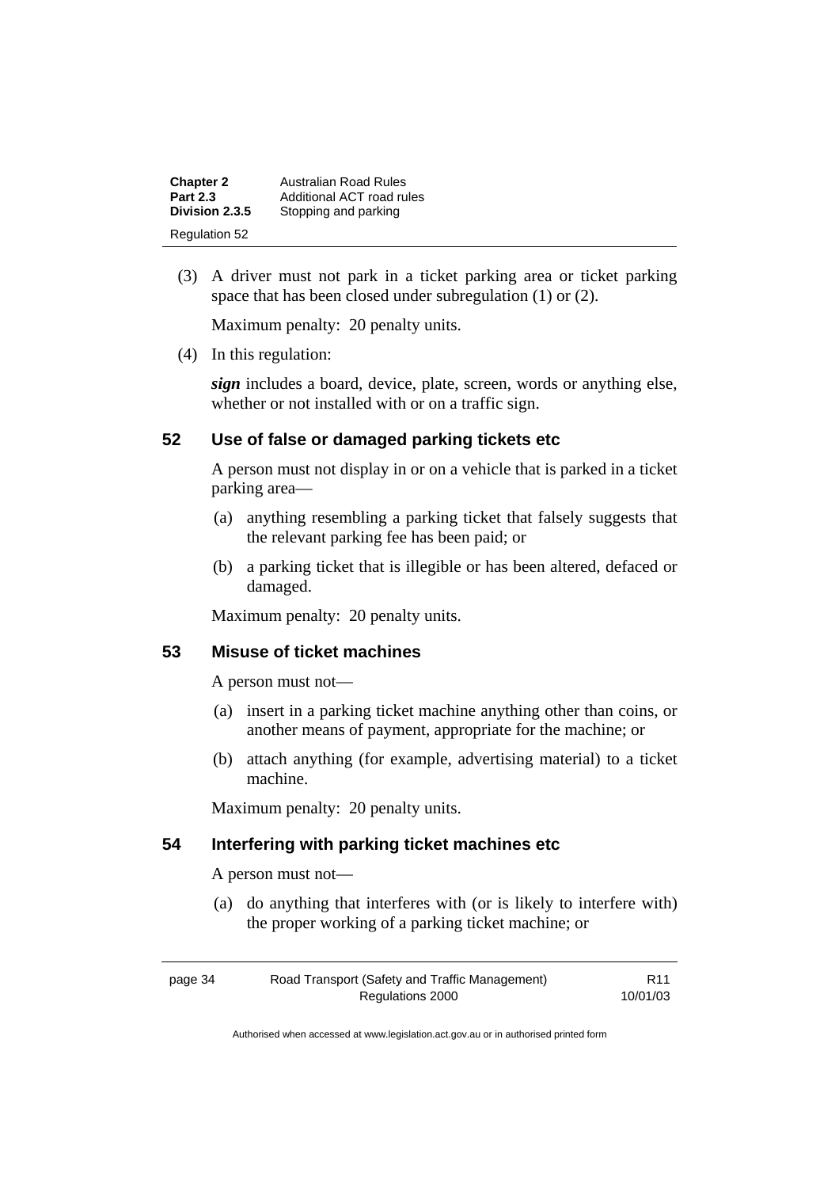(3) A driver must not park in a ticket parking area or ticket parking space that has been closed under subregulation (1) or (2).

Maximum penalty: 20 penalty units.

(4) In this regulation:

***sign*** includes a board, device, plate, screen, words or anything else, whether or not installed with or on a traffic sign.

## 52 Use of false or damaged parking tickets etc

A person must not display in or on a vehicle that is parked in a ticket parking area—

(a) anything resembling a parking ticket that falsely suggests that the relevant parking fee has been paid; or

(b) a parking ticket that is illegible or has been altered, defaced or damaged.

Maximum penalty: 20 penalty units.

## 53 Misuse of ticket machines

A person must not—

(a) insert in a parking ticket machine anything other than coins, or another means of payment, appropriate for the machine; or

(b) attach anything (for example, advertising material) to a ticket machine.

Maximum penalty: 20 penalty units.

## 54 Interfering with parking ticket machines etc

A person must not—

(a) do anything that interferes with (or is likely to interfere with) the proper working of a parking ticket machine; or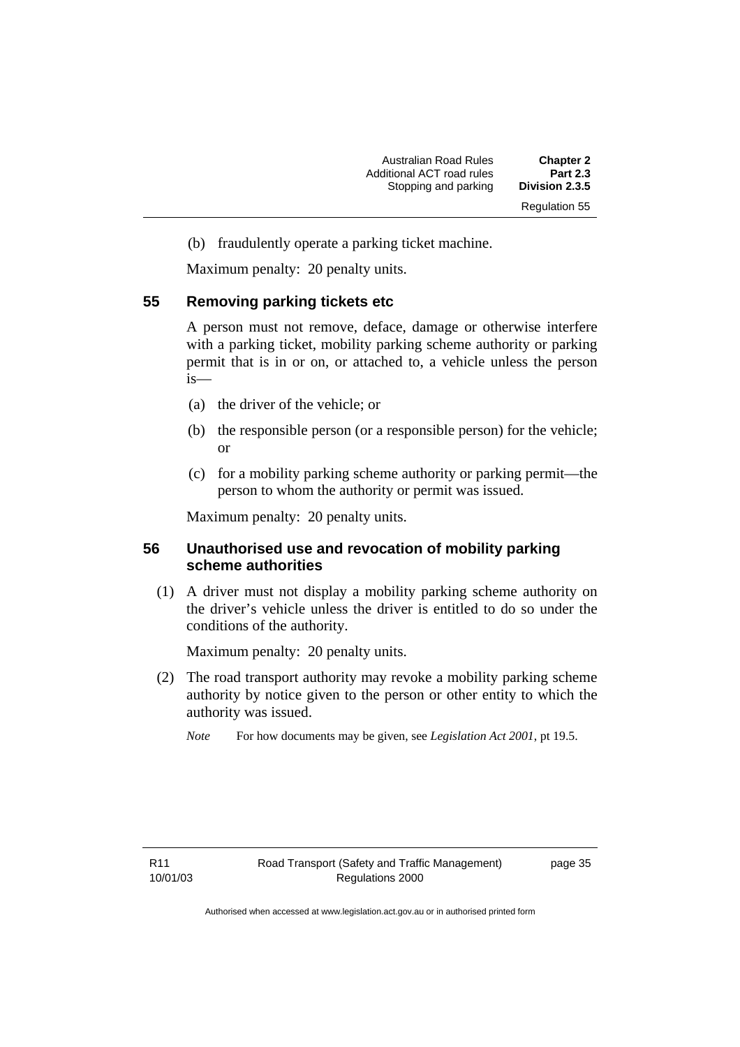(b) fraudulently operate a parking ticket machine.

Maximum penalty: 20 penalty units.

### 55 Removing parking tickets etc

A person must not remove, deface, damage or otherwise interfere with a parking ticket, mobility parking scheme authority or parking permit that is in or on, or attached to, a vehicle unless the person is—

(a) the driver of the vehicle; or

(b) the responsible person (or a responsible person) for the vehicle; or

(c) for a mobility parking scheme authority or parking permit—the person to whom the authority or permit was issued.

Maximum penalty: 20 penalty units.

### 56 Unauthorised use and revocation of mobility parking scheme authorities

(1) A driver must not display a mobility parking scheme authority on the driver's vehicle unless the driver is entitled to do so under the conditions of the authority.

Maximum penalty: 20 penalty units.

(2) The road transport authority may revoke a mobility parking scheme authority by notice given to the person or other entity to which the authority was issued.

*Note* For how documents may be given, see *Legislation Act 2001*, pt 19.5.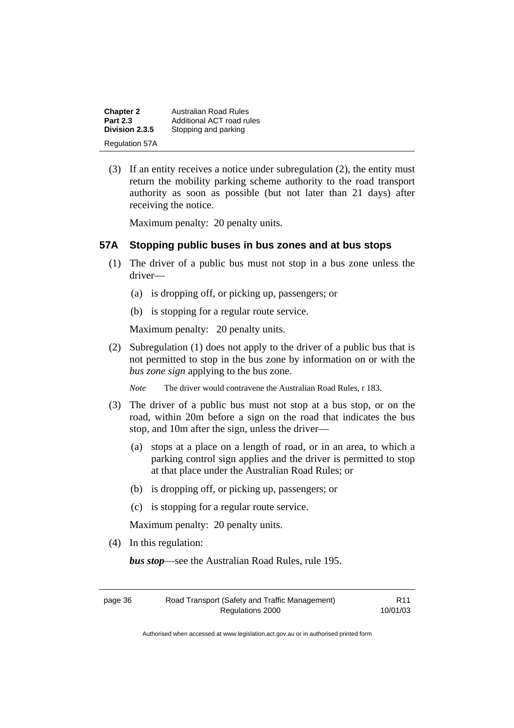(3) If an entity receives a notice under subregulation (2), the entity must return the mobility parking scheme authority to the road transport authority as soon as possible (but not later than 21 days) after receiving the notice.

Maximum penalty: 20 penalty units.

### 57A Stopping public buses in bus zones and at bus stops

(1) The driver of a public bus must not stop in a bus zone unless the driver—

(a) is dropping off, or picking up, passengers; or

(b) is stopping for a regular route service.

Maximum penalty: 20 penalty units.

(2) Subregulation (1) does not apply to the driver of a public bus that is not permitted to stop in the bus zone by information on or with the ***bus zone sign*** applying to the bus zone.

*Note* The driver would contravene the Australian Road Rules, r 183.

(3) The driver of a public bus must not stop at a bus stop, or on the road, within 20m before a sign on the road that indicates the bus stop, and 10m after the sign, unless the driver—

(a) stops at a place on a length of road, or in an area, to which a parking control sign applies and the driver is permitted to stop at that place under the Australian Road Rules; or

(b) is dropping off, or picking up, passengers; or

(c) is stopping for a regular route service.

Maximum penalty: 20 penalty units.

(4) In this regulation:

***bus stop***—see the Australian Road Rules, rule 195.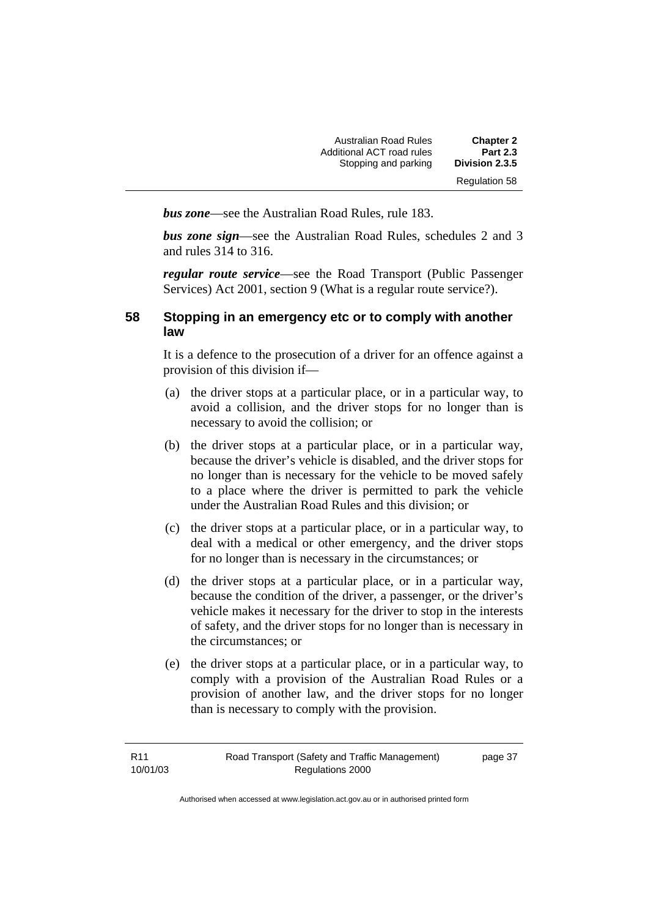***bus zone***—see the Australian Road Rules, rule 183.

***bus zone sign***—see the Australian Road Rules, schedules 2 and 3 and rules 314 to 316.

***regular route service***—see the Road Transport (Public Passenger Services) Act 2001, section 9 (What is a regular route service?).

## 58 Stopping in an emergency etc or to comply with another law

It is a defence to the prosecution of a driver for an offence against a provision of this division if—

(a) the driver stops at a particular place, or in a particular way, to avoid a collision, and the driver stops for no longer than is necessary to avoid the collision; or

(b) the driver stops at a particular place, or in a particular way, because the driver's vehicle is disabled, and the driver stops for no longer than is necessary for the vehicle to be moved safely to a place where the driver is permitted to park the vehicle under the Australian Road Rules and this division; or

(c) the driver stops at a particular place, or in a particular way, to deal with a medical or other emergency, and the driver stops for no longer than is necessary in the circumstances; or

(d) the driver stops at a particular place, or in a particular way, because the condition of the driver, a passenger, or the driver's vehicle makes it necessary for the driver to stop in the interests of safety, and the driver stops for no longer than is necessary in the circumstances; or

(e) the driver stops at a particular place, or in a particular way, to comply with a provision of the Australian Road Rules or a provision of another law, and the driver stops for no longer than is necessary to comply with the provision.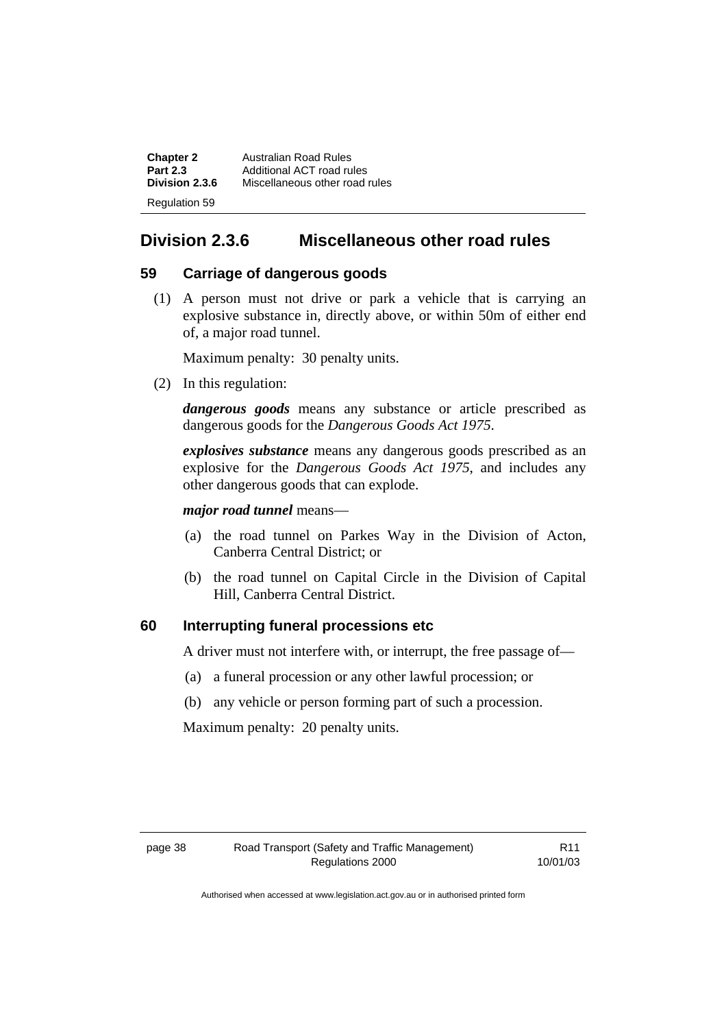## Division 2.3.6 Miscellaneous other road rules

### 59 Carriage of dangerous goods

(1) A person must not drive or park a vehicle that is carrying an explosive substance in, directly above, or within 50m of either end of, a major road tunnel.

Maximum penalty: 30 penalty units.

(2) In this regulation:

***dangerous goods*** means any substance or article prescribed as dangerous goods for the *Dangerous Goods Act 1975*.

***explosives substance*** means any dangerous goods prescribed as an explosive for the *Dangerous Goods Act 1975*, and includes any other dangerous goods that can explode.

***major road tunnel*** means—

(a) the road tunnel on Parkes Way in the Division of Acton, Canberra Central District; or

(b) the road tunnel on Capital Circle in the Division of Capital Hill, Canberra Central District.

### 60 Interrupting funeral processions etc

A driver must not interfere with, or interrupt, the free passage of—

(a) a funeral procession or any other lawful procession; or

(b) any vehicle or person forming part of such a procession.

Maximum penalty: 20 penalty units.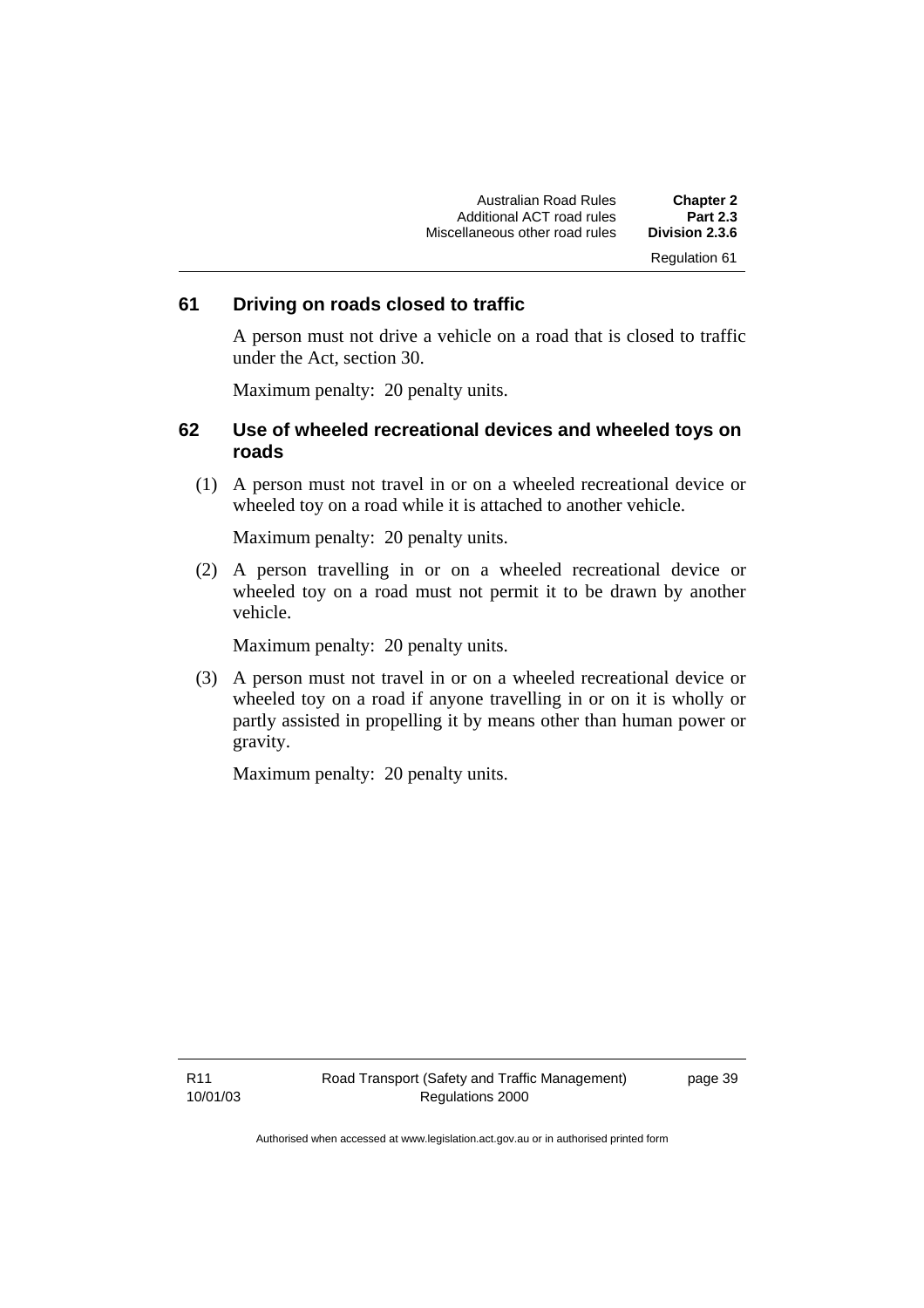## 61 Driving on roads closed to traffic

A person must not drive a vehicle on a road that is closed to traffic under the Act, section 30.

Maximum penalty: 20 penalty units.

## 62 Use of wheeled recreational devices and wheeled toys on roads

(1) A person must not travel in or on a wheeled recreational device or wheeled toy on a road while it is attached to another vehicle.

Maximum penalty: 20 penalty units.

(2) A person travelling in or on a wheeled recreational device or wheeled toy on a road must not permit it to be drawn by another vehicle.

Maximum penalty: 20 penalty units.

(3) A person must not travel in or on a wheeled recreational device or wheeled toy on a road if anyone travelling in or on it is wholly or partly assisted in propelling it by means other than human power or gravity.

Maximum penalty: 20 penalty units.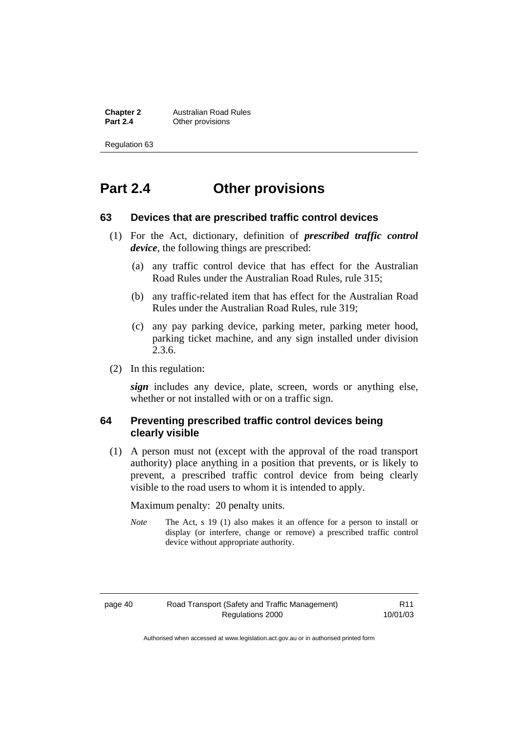# Part 2.4 Other provisions

## 63 Devices that are prescribed traffic control devices

(1) For the Act, dictionary, definition of ***prescribed traffic control device***, the following things are prescribed:

(a) any traffic control device that has effect for the Australian Road Rules under the Australian Road Rules, rule 315;

(b) any traffic-related item that has effect for the Australian Road Rules under the Australian Road Rules, rule 319;

(c) any pay parking device, parking meter, parking meter hood, parking ticket machine, and any sign installed under division 2.3.6.

(2) In this regulation:

***sign*** includes any device, plate, screen, words or anything else, whether or not installed with or on a traffic sign.

## 64 Preventing prescribed traffic control devices being clearly visible

(1) A person must not (except with the approval of the road transport authority) place anything in a position that prevents, or is likely to prevent, a prescribed traffic control device from being clearly visible to the road users to whom it is intended to apply.

Maximum penalty: 20 penalty units.

*Note* The Act, s 19 (1) also makes it an offence for a person to install or display (or interfere, change or remove) a prescribed traffic control device without appropriate authority.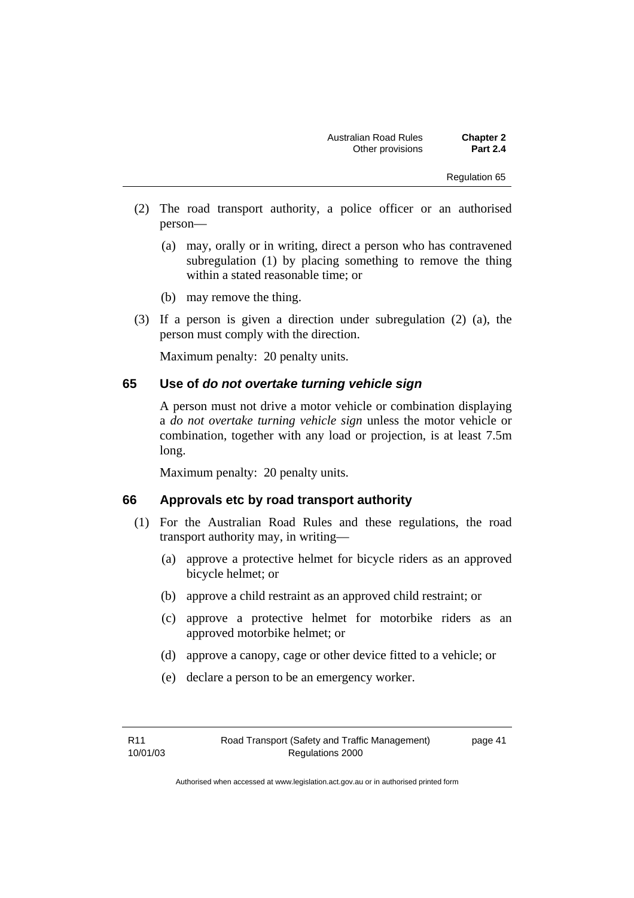(2) The road transport authority, a police officer or an authorised person—

(a) may, orally or in writing, direct a person who has contravened subregulation (1) by placing something to remove the thing within a stated reasonable time; or

(b) may remove the thing.

(3) If a person is given a direction under subregulation (2) (a), the person must comply with the direction.

Maximum penalty: 20 penalty units.

## 65 Use of *do not overtake turning vehicle sign*

A person must not drive a motor vehicle or combination displaying a *do not overtake turning vehicle sign* unless the motor vehicle or combination, together with any load or projection, is at least 7.5m long.

Maximum penalty: 20 penalty units.

## 66 Approvals etc by road transport authority

(1) For the Australian Road Rules and these regulations, the road transport authority may, in writing—

(a) approve a protective helmet for bicycle riders as an approved bicycle helmet; or

(b) approve a child restraint as an approved child restraint; or

(c) approve a protective helmet for motorbike riders as an approved motorbike helmet; or

(d) approve a canopy, cage or other device fitted to a vehicle; or

(e) declare a person to be an emergency worker.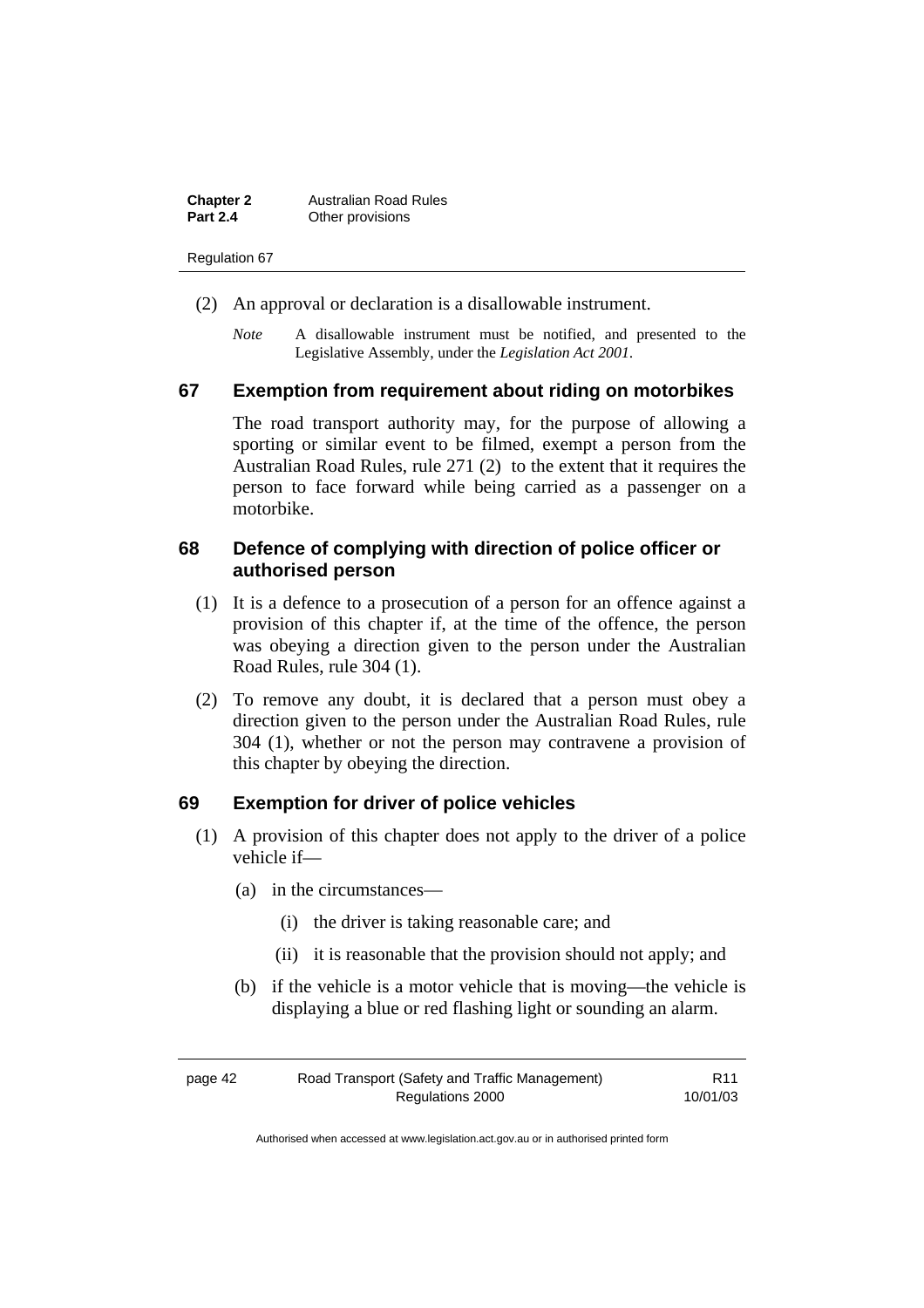(2) An approval or declaration is a disallowable instrument.

*Note* A disallowable instrument must be notified, and presented to the Legislative Assembly, under the *Legislation Act 2001*.

## 67 Exemption from requirement about riding on motorbikes

The road transport authority may, for the purpose of allowing a sporting or similar event to be filmed, exempt a person from the Australian Road Rules, rule 271 (2) to the extent that it requires the person to face forward while being carried as a passenger on a motorbike.

## 68 Defence of complying with direction of police officer or authorised person

(1) It is a defence to a prosecution of a person for an offence against a provision of this chapter if, at the time of the offence, the person was obeying a direction given to the person under the Australian Road Rules, rule 304 (1).

(2) To remove any doubt, it is declared that a person must obey a direction given to the person under the Australian Road Rules, rule 304 (1), whether or not the person may contravene a provision of this chapter by obeying the direction.

## 69 Exemption for driver of police vehicles

(1) A provision of this chapter does not apply to the driver of a police vehicle if—

(a) in the circumstances—

(i) the driver is taking reasonable care; and

(ii) it is reasonable that the provision should not apply; and

(b) if the vehicle is a motor vehicle that is moving—the vehicle is displaying a blue or red flashing light or sounding an alarm.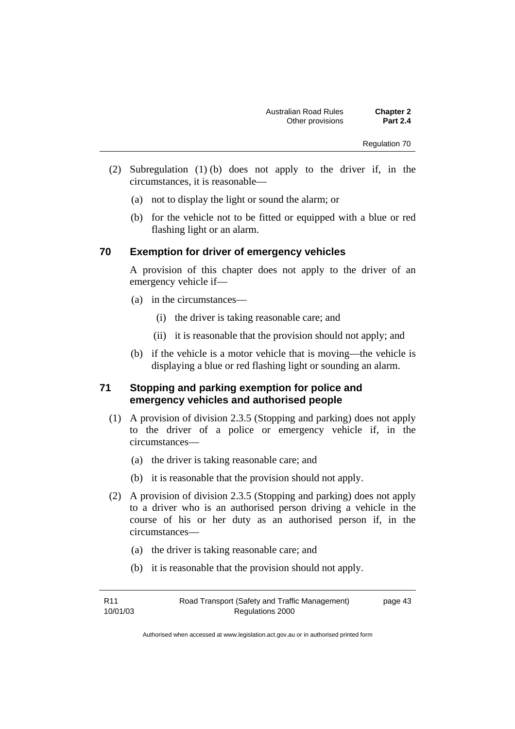(2) Subregulation (1) (b) does not apply to the driver if, in the circumstances, it is reasonable—

(a) not to display the light or sound the alarm; or

(b) for the vehicle not to be fitted or equipped with a blue or red flashing light or an alarm.

### 70 Exemption for driver of emergency vehicles

A provision of this chapter does not apply to the driver of an emergency vehicle if—

(a) in the circumstances—

(i) the driver is taking reasonable care; and

(ii) it is reasonable that the provision should not apply; and

(b) if the vehicle is a motor vehicle that is moving—the vehicle is displaying a blue or red flashing light or sounding an alarm.

### 71 Stopping and parking exemption for police and emergency vehicles and authorised people

(1) A provision of division 2.3.5 (Stopping and parking) does not apply to the driver of a police or emergency vehicle if, in the circumstances—

(a) the driver is taking reasonable care; and

(b) it is reasonable that the provision should not apply.

(2) A provision of division 2.3.5 (Stopping and parking) does not apply to a driver who is an authorised person driving a vehicle in the course of his or her duty as an authorised person if, in the circumstances—

(a) the driver is taking reasonable care; and

(b) it is reasonable that the provision should not apply.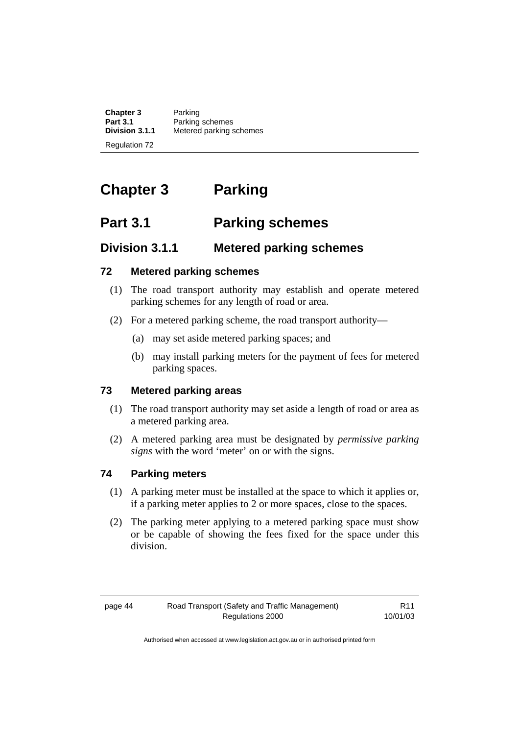# Chapter 3 Parking

## Part 3.1 Parking schemes

### Division 3.1.1 Metered parking schemes

#### 72 Metered parking schemes

(1) The road transport authority may establish and operate metered parking schemes for any length of road or area.

(2) For a metered parking scheme, the road transport authority—

(a) may set aside metered parking spaces; and

(b) may install parking meters for the payment of fees for metered parking spaces.

#### 73 Metered parking areas

(1) The road transport authority may set aside a length of road or area as a metered parking area.

(2) A metered parking area must be designated by *permissive parking signs* with the word 'meter' on or with the signs.

#### 74 Parking meters

(1) A parking meter must be installed at the space to which it applies or, if a parking meter applies to 2 or more spaces, close to the spaces.

(2) The parking meter applying to a metered parking space must show or be capable of showing the fees fixed for the space under this division.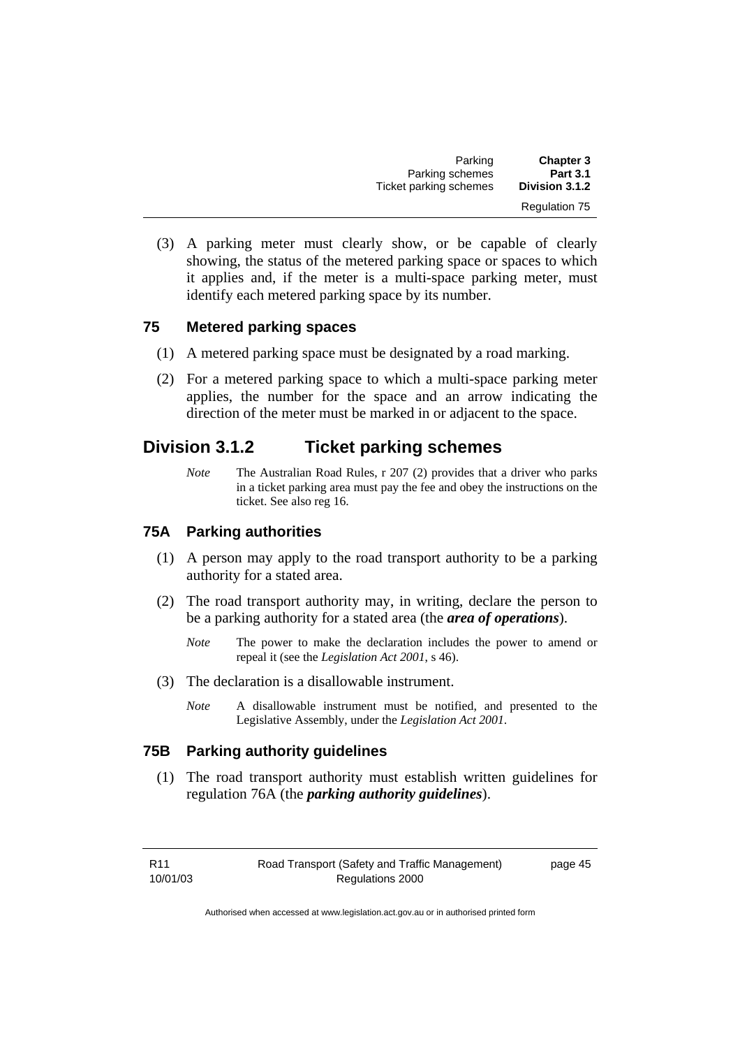(3) A parking meter must clearly show, or be capable of clearly showing, the status of the metered parking space or spaces to which it applies and, if the meter is a multi-space parking meter, must identify each metered parking space by its number.

### 75 Metered parking spaces

(1) A metered parking space must be designated by a road marking.

(2) For a metered parking space to which a multi-space parking meter applies, the number for the space and an arrow indicating the direction of the meter must be marked in or adjacent to the space.

## Division 3.1.2 Ticket parking schemes

*Note* The Australian Road Rules, r 207 (2) provides that a driver who parks in a ticket parking area must pay the fee and obey the instructions on the ticket. See also reg 16.

### 75A Parking authorities

(1) A person may apply to the road transport authority to be a parking authority for a stated area.

(2) The road transport authority may, in writing, declare the person to be a parking authority for a stated area (the ***area of operations***).

*Note* The power to make the declaration includes the power to amend or repeal it (see the *Legislation Act 2001*, s 46).

(3) The declaration is a disallowable instrument.

*Note* A disallowable instrument must be notified, and presented to the Legislative Assembly, under the *Legislation Act 2001*.

### 75B Parking authority guidelines

(1) The road transport authority must establish written guidelines for regulation 76A (the ***parking authority guidelines***).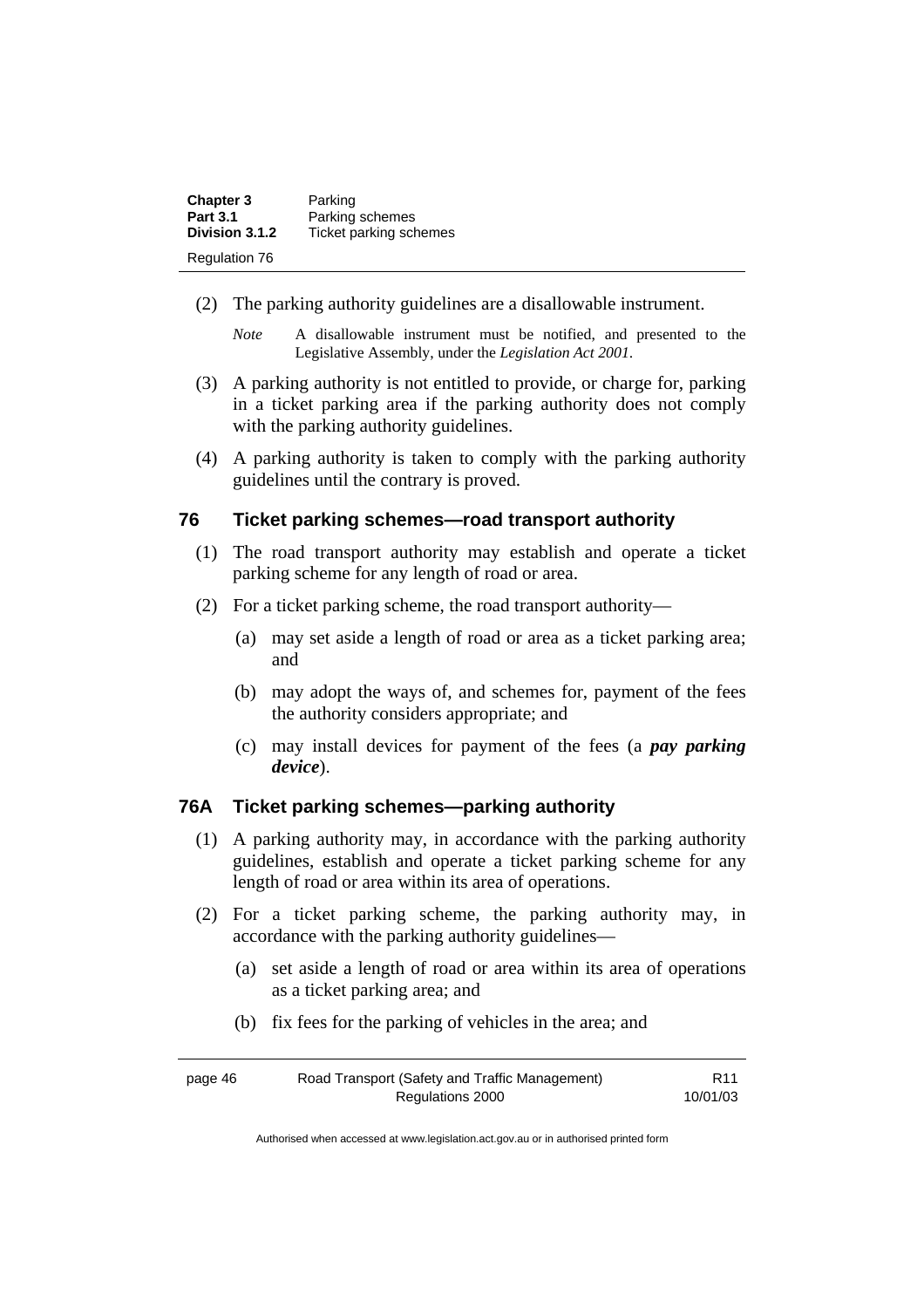(2) The parking authority guidelines are a disallowable instrument.

*Note* A disallowable instrument must be notified, and presented to the Legislative Assembly, under the *Legislation Act 2001*.

(3) A parking authority is not entitled to provide, or charge for, parking in a ticket parking area if the parking authority does not comply with the parking authority guidelines.

(4) A parking authority is taken to comply with the parking authority guidelines until the contrary is proved.

## 76 Ticket parking schemes—road transport authority

(1) The road transport authority may establish and operate a ticket parking scheme for any length of road or area.

(2) For a ticket parking scheme, the road transport authority—

(a) may set aside a length of road or area as a ticket parking area; and

(b) may adopt the ways of, and schemes for, payment of the fees the authority considers appropriate; and

(c) may install devices for payment of the fees (a ***pay parking device***).

## 76A Ticket parking schemes—parking authority

(1) A parking authority may, in accordance with the parking authority guidelines, establish and operate a ticket parking scheme for any length of road or area within its area of operations.

(2) For a ticket parking scheme, the parking authority may, in accordance with the parking authority guidelines—

(a) set aside a length of road or area within its area of operations as a ticket parking area; and

(b) fix fees for the parking of vehicles in the area; and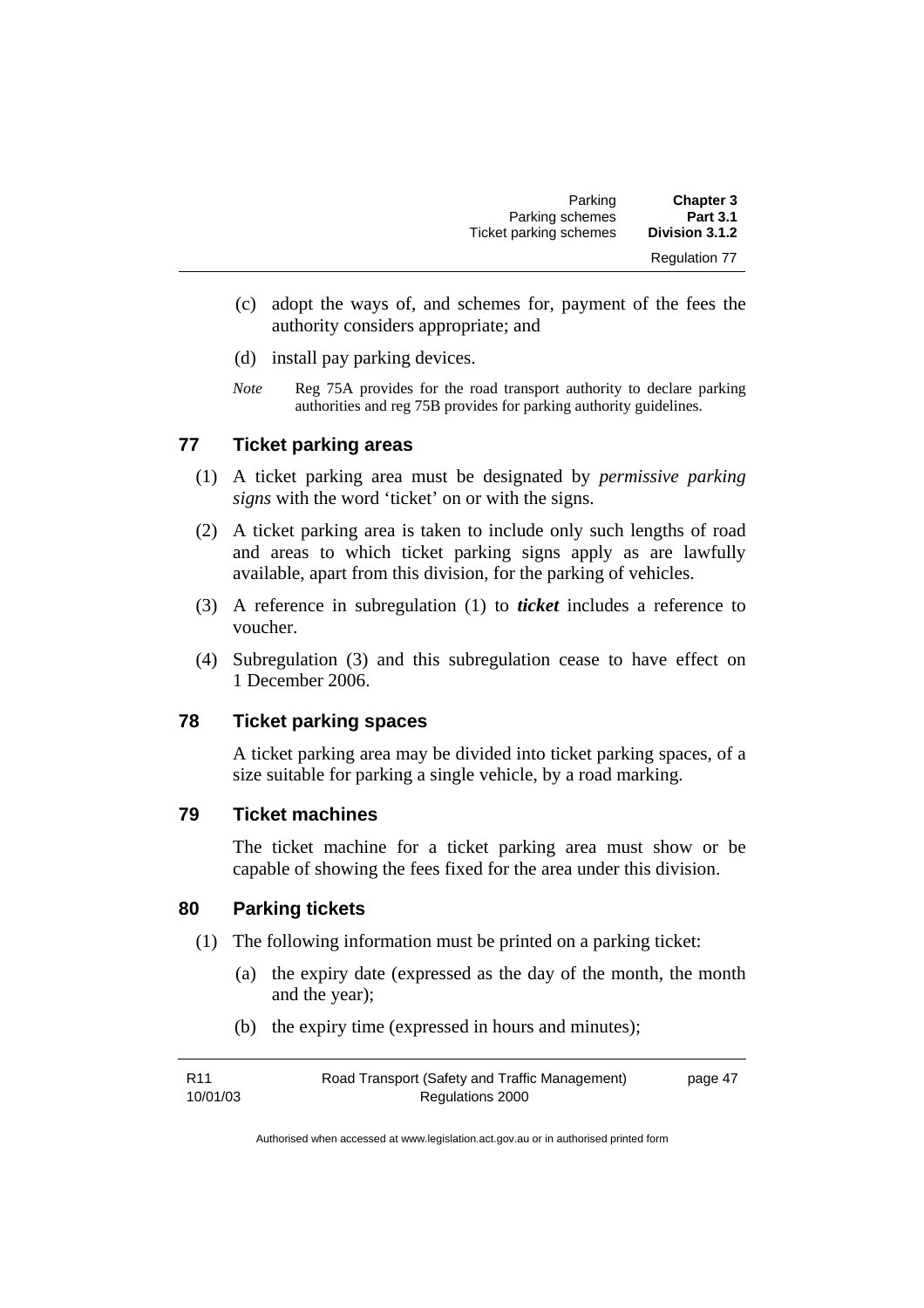(c) adopt the ways of, and schemes for, payment of the fees the authority considers appropriate; and

(d) install pay parking devices.

*Note* Reg 75A provides for the road transport authority to declare parking authorities and reg 75B provides for parking authority guidelines.

### 77 Ticket parking areas

(1) A ticket parking area must be designated by *permissive parking signs* with the word 'ticket' on or with the signs.

(2) A ticket parking area is taken to include only such lengths of road and areas to which ticket parking signs apply as are lawfully available, apart from this division, for the parking of vehicles.

(3) A reference in subregulation (1) to ***ticket*** includes a reference to voucher.

(4) Subregulation (3) and this subregulation cease to have effect on 1 December 2006.

### 78 Ticket parking spaces

A ticket parking area may be divided into ticket parking spaces, of a size suitable for parking a single vehicle, by a road marking.

### 79 Ticket machines

The ticket machine for a ticket parking area must show or be capable of showing the fees fixed for the area under this division.

### 80 Parking tickets

(1) The following information must be printed on a parking ticket:

(a) the expiry date (expressed as the day of the month, the month and the year);

(b) the expiry time (expressed in hours and minutes);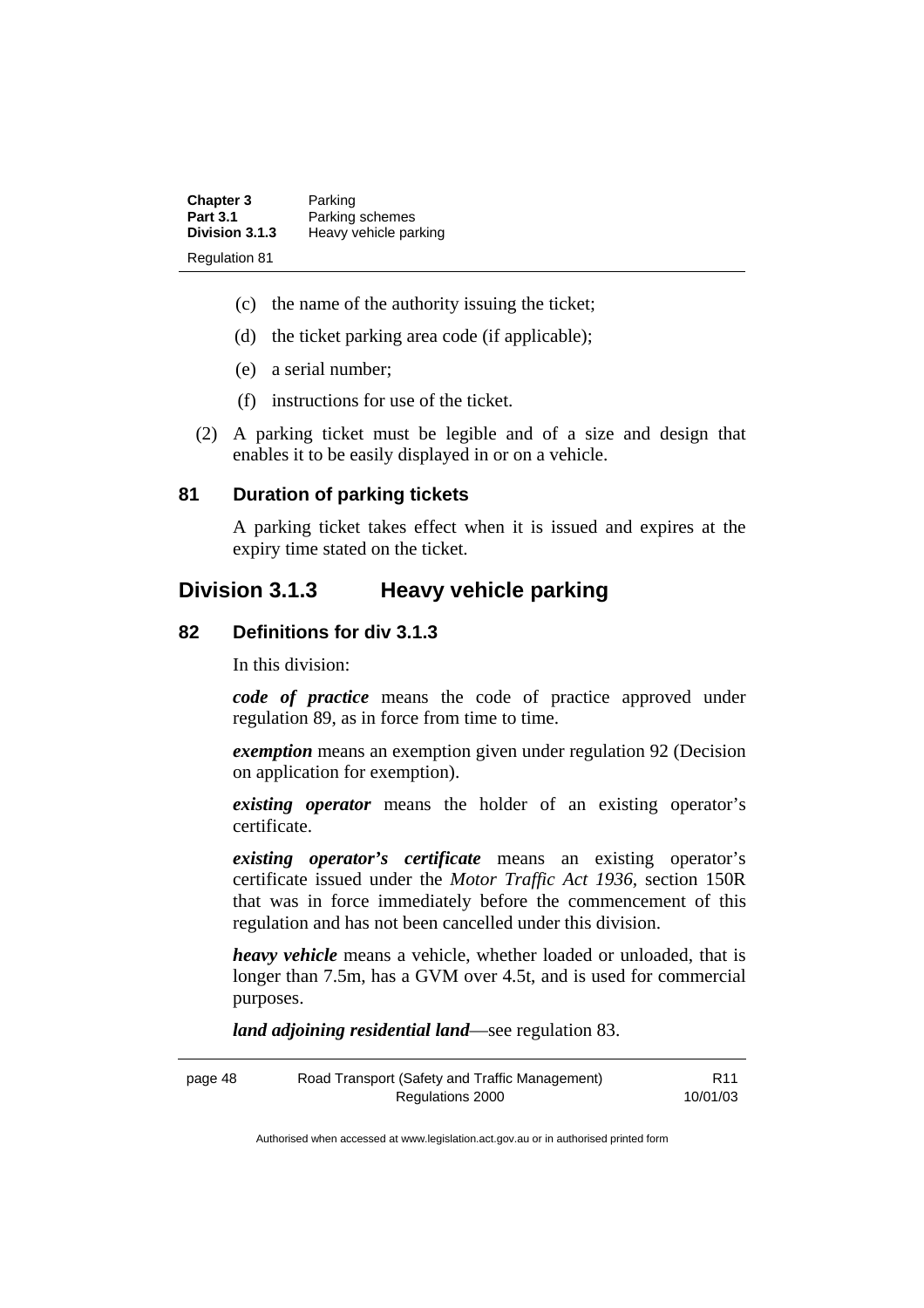(c) the name of the authority issuing the ticket;

(d) the ticket parking area code (if applicable);

(e) a serial number;

(f) instructions for use of the ticket.

(2) A parking ticket must be legible and of a size and design that enables it to be easily displayed in or on a vehicle.

### 81 Duration of parking tickets

A parking ticket takes effect when it is issued and expires at the expiry time stated on the ticket.

## Division 3.1.3 Heavy vehicle parking

### 82 Definitions for div 3.1.3

In this division:

***code of practice*** means the code of practice approved under regulation 89, as in force from time to time.

***exemption*** means an exemption given under regulation 92 (Decision on application for exemption).

***existing operator*** means the holder of an existing operator's certificate.

***existing operator's certificate*** means an existing operator's certificate issued under the *Motor Traffic Act 1936*, section 150R that was in force immediately before the commencement of this regulation and has not been cancelled under this division.

***heavy vehicle*** means a vehicle, whether loaded or unloaded, that is longer than 7.5m, has a GVM over 4.5t, and is used for commercial purposes.

***land adjoining residential land***—see regulation 83.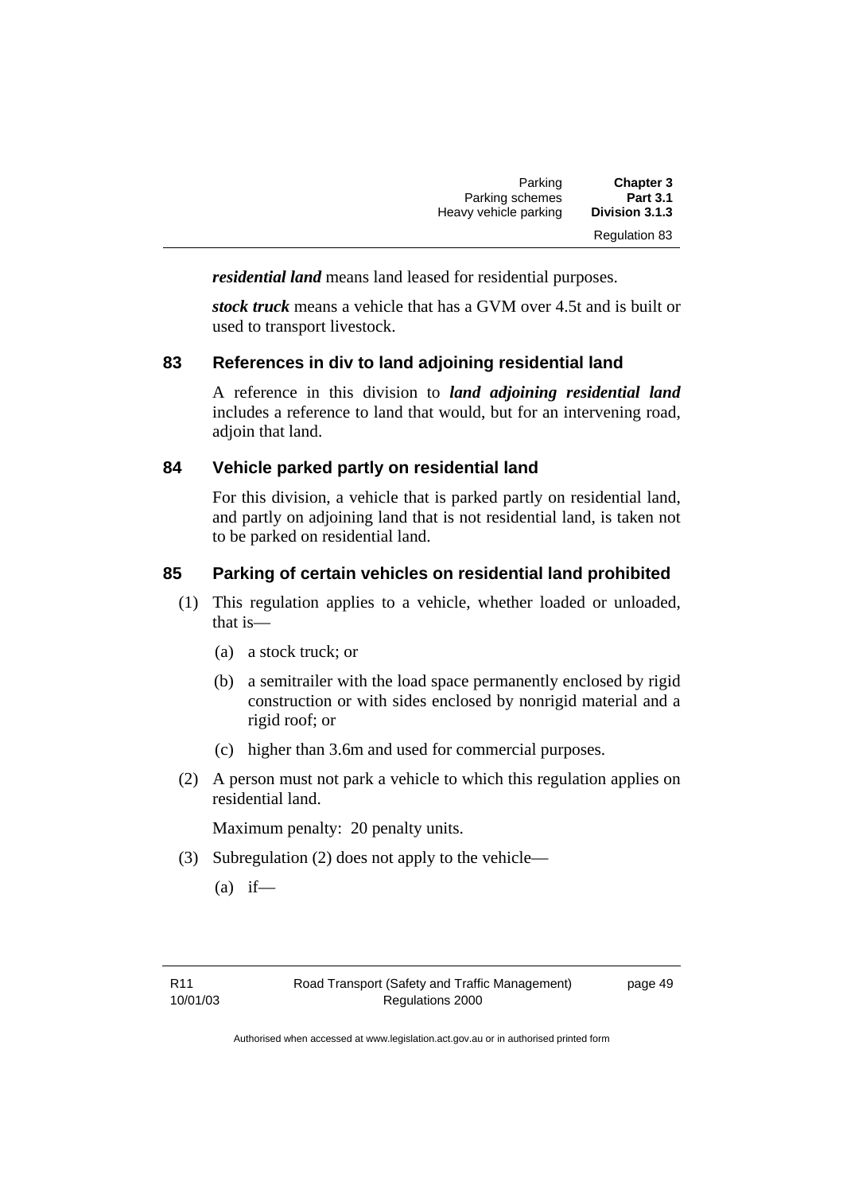***residential land*** means land leased for residential purposes.

***stock truck*** means a vehicle that has a GVM over 4.5t and is built or used to transport livestock.

## 83 References in div to land adjoining residential land

A reference in this division to ***land adjoining residential land*** includes a reference to land that would, but for an intervening road, adjoin that land.

## 84 Vehicle parked partly on residential land

For this division, a vehicle that is parked partly on residential land, and partly on adjoining land that is not residential land, is taken not to be parked on residential land.

## 85 Parking of certain vehicles on residential land prohibited

(1) This regulation applies to a vehicle, whether loaded or unloaded, that is—

(a) a stock truck; or

(b) a semitrailer with the load space permanently enclosed by rigid construction or with sides enclosed by nonrigid material and a rigid roof; or

(c) higher than 3.6m and used for commercial purposes.

(2) A person must not park a vehicle to which this regulation applies on residential land.

Maximum penalty: 20 penalty units.

(3) Subregulation (2) does not apply to the vehicle—

(a) if—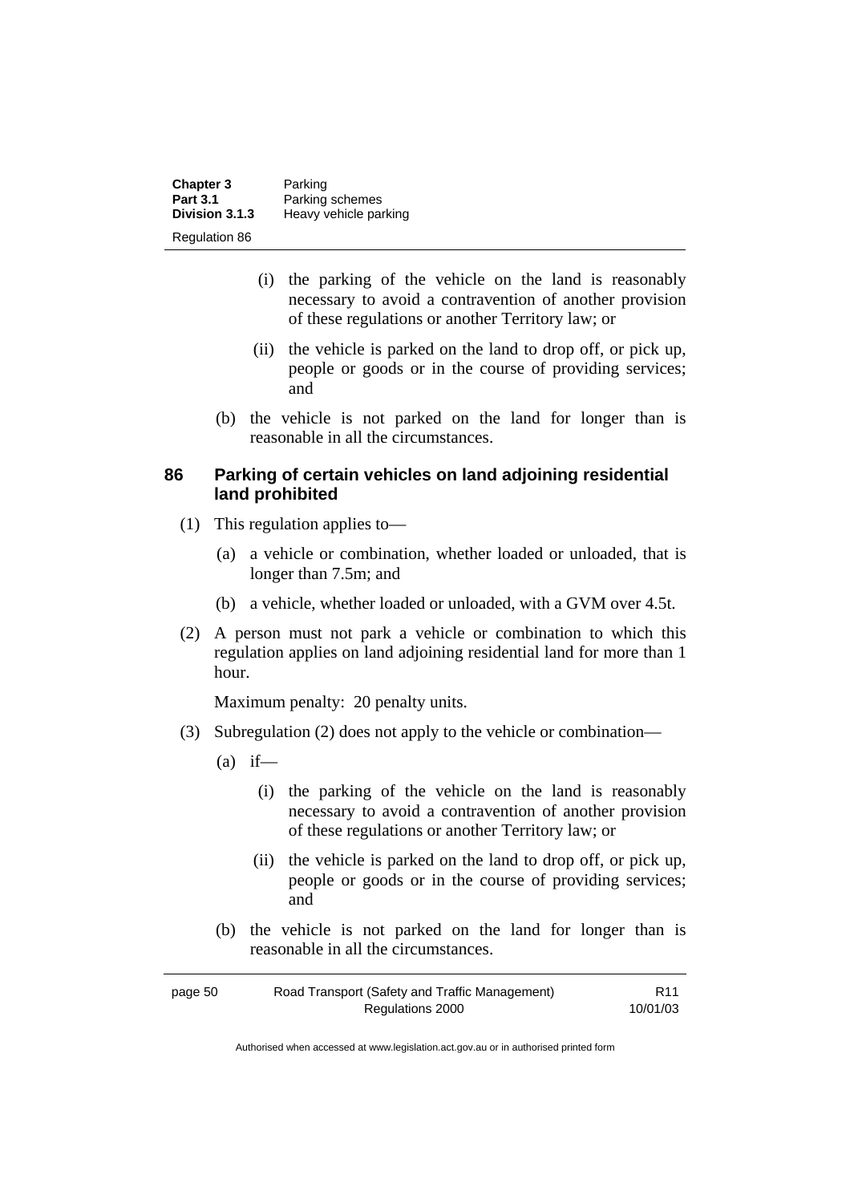(i) the parking of the vehicle on the land is reasonably necessary to avoid a contravention of another provision of these regulations or another Territory law; or

(ii) the vehicle is parked on the land to drop off, or pick up, people or goods or in the course of providing services; and

(b) the vehicle is not parked on the land for longer than is reasonable in all the circumstances.

## 86 Parking of certain vehicles on land adjoining residential land prohibited

(1) This regulation applies to—

(a) a vehicle or combination, whether loaded or unloaded, that is longer than 7.5m; and

(b) a vehicle, whether loaded or unloaded, with a GVM over 4.5t.

(2) A person must not park a vehicle or combination to which this regulation applies on land adjoining residential land for more than 1 hour.

Maximum penalty: 20 penalty units.

(3) Subregulation (2) does not apply to the vehicle or combination—

(a) if—

(i) the parking of the vehicle on the land is reasonably necessary to avoid a contravention of another provision of these regulations or another Territory law; or

(ii) the vehicle is parked on the land to drop off, or pick up, people or goods or in the course of providing services; and

(b) the vehicle is not parked on the land for longer than is reasonable in all the circumstances.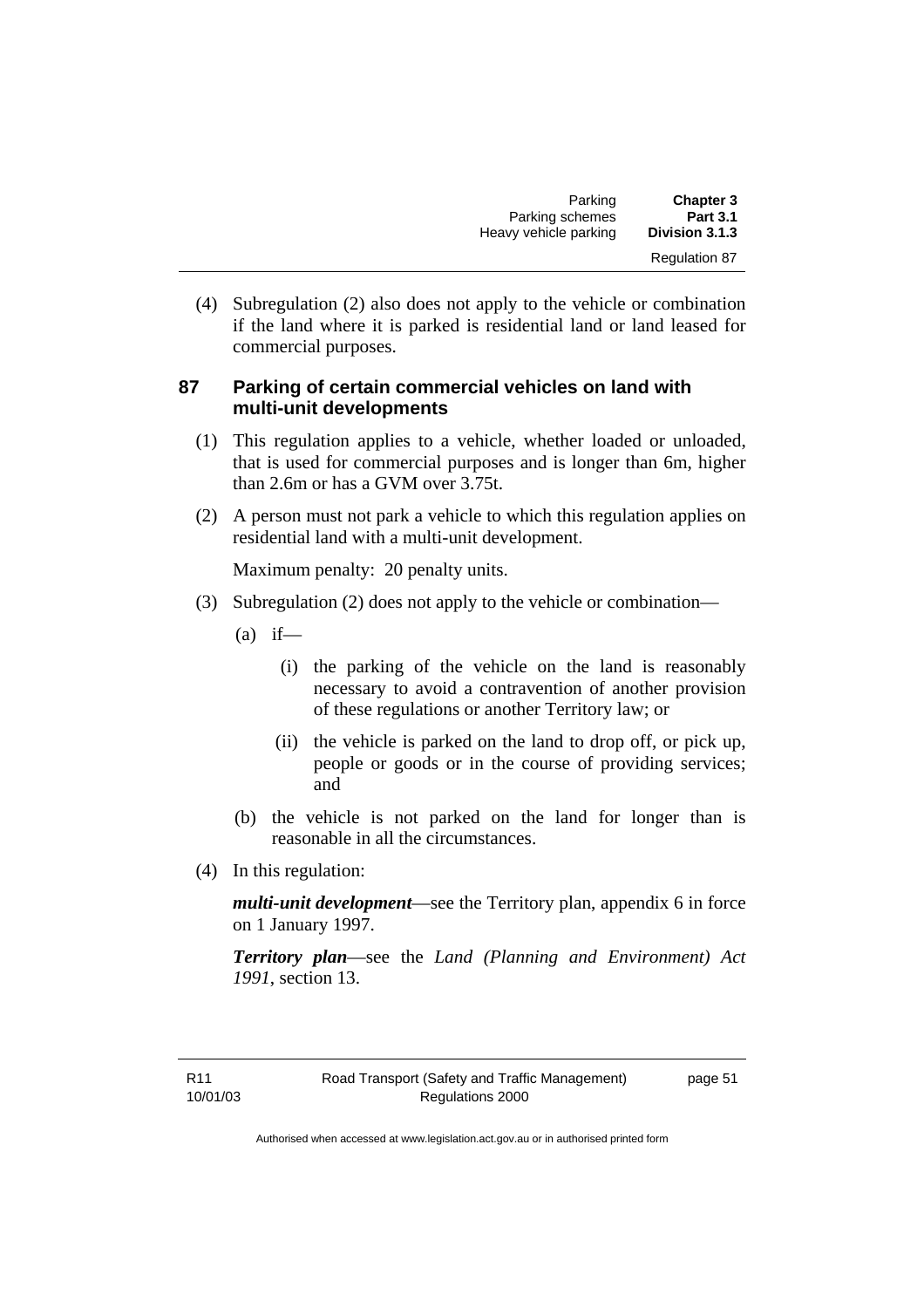(4) Subregulation (2) also does not apply to the vehicle or combination if the land where it is parked is residential land or land leased for commercial purposes.

### 87 Parking of certain commercial vehicles on land with multi-unit developments

(1) This regulation applies to a vehicle, whether loaded or unloaded, that is used for commercial purposes and is longer than 6m, higher than 2.6m or has a GVM over 3.75t.

(2) A person must not park a vehicle to which this regulation applies on residential land with a multi-unit development.

Maximum penalty: 20 penalty units.

(3) Subregulation (2) does not apply to the vehicle or combination—

(a) if—

(i) the parking of the vehicle on the land is reasonably necessary to avoid a contravention of another provision of these regulations or another Territory law; or

(ii) the vehicle is parked on the land to drop off, or pick up, people or goods or in the course of providing services; and

(b) the vehicle is not parked on the land for longer than is reasonable in all the circumstances.

(4) In this regulation:

***multi-unit development***—see the Territory plan, appendix 6 in force on 1 January 1997.

***Territory plan***—see the *Land (Planning and Environment) Act 1991*, section 13.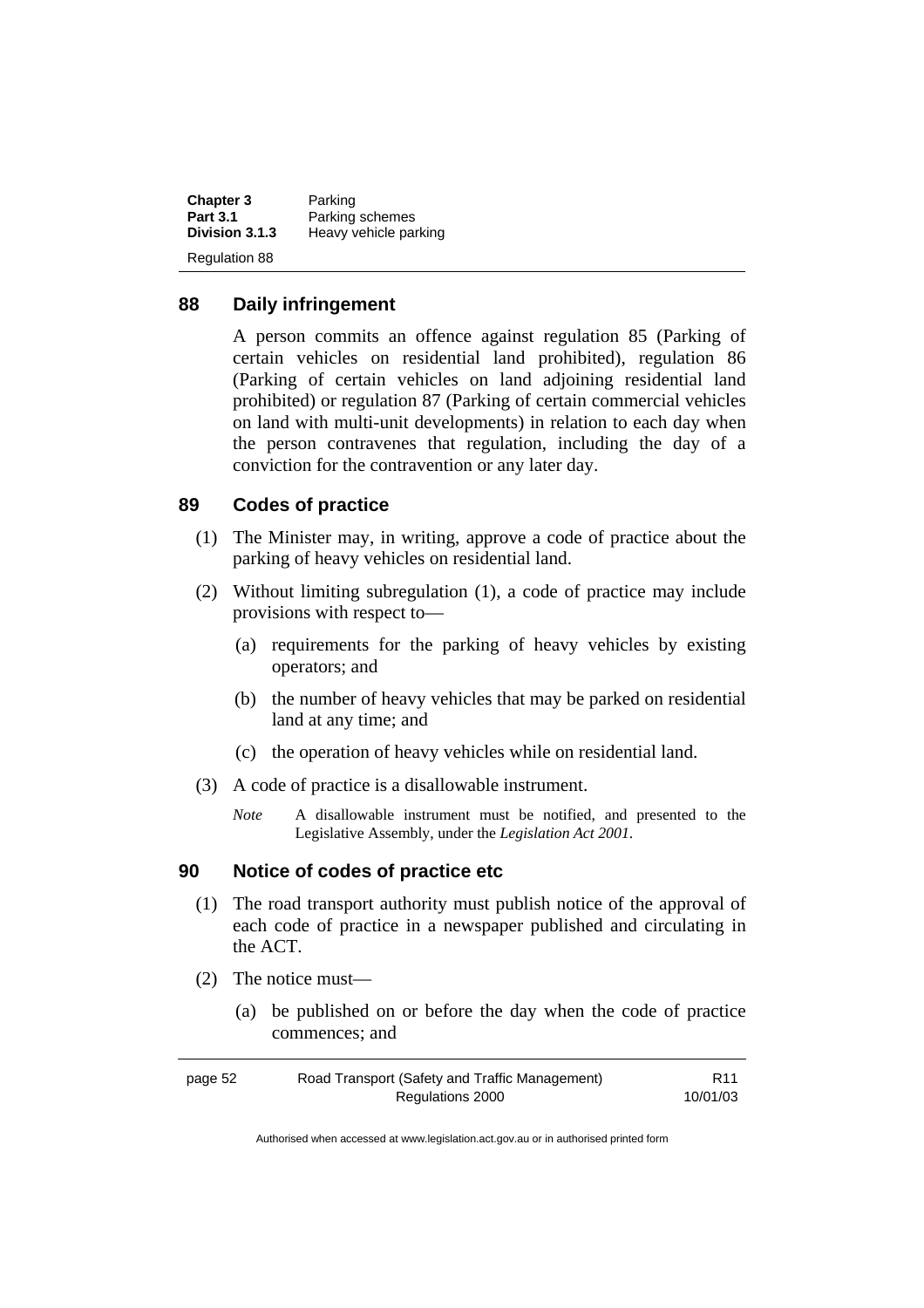## 88 Daily infringement

A person commits an offence against regulation 85 (Parking of certain vehicles on residential land prohibited), regulation 86 (Parking of certain vehicles on land adjoining residential land prohibited) or regulation 87 (Parking of certain commercial vehicles on land with multi-unit developments) in relation to each day when the person contravenes that regulation, including the day of a conviction for the contravention or any later day.

## 89 Codes of practice

(1) The Minister may, in writing, approve a code of practice about the parking of heavy vehicles on residential land.

(2) Without limiting subregulation (1), a code of practice may include provisions with respect to—

(a) requirements for the parking of heavy vehicles by existing operators; and

(b) the number of heavy vehicles that may be parked on residential land at any time; and

(c) the operation of heavy vehicles while on residential land.

(3) A code of practice is a disallowable instrument.

*Note* A disallowable instrument must be notified, and presented to the Legislative Assembly, under the *Legislation Act 2001*.

## 90 Notice of codes of practice etc

(1) The road transport authority must publish notice of the approval of each code of practice in a newspaper published and circulating in the ACT.

(2) The notice must—

(a) be published on or before the day when the code of practice commences; and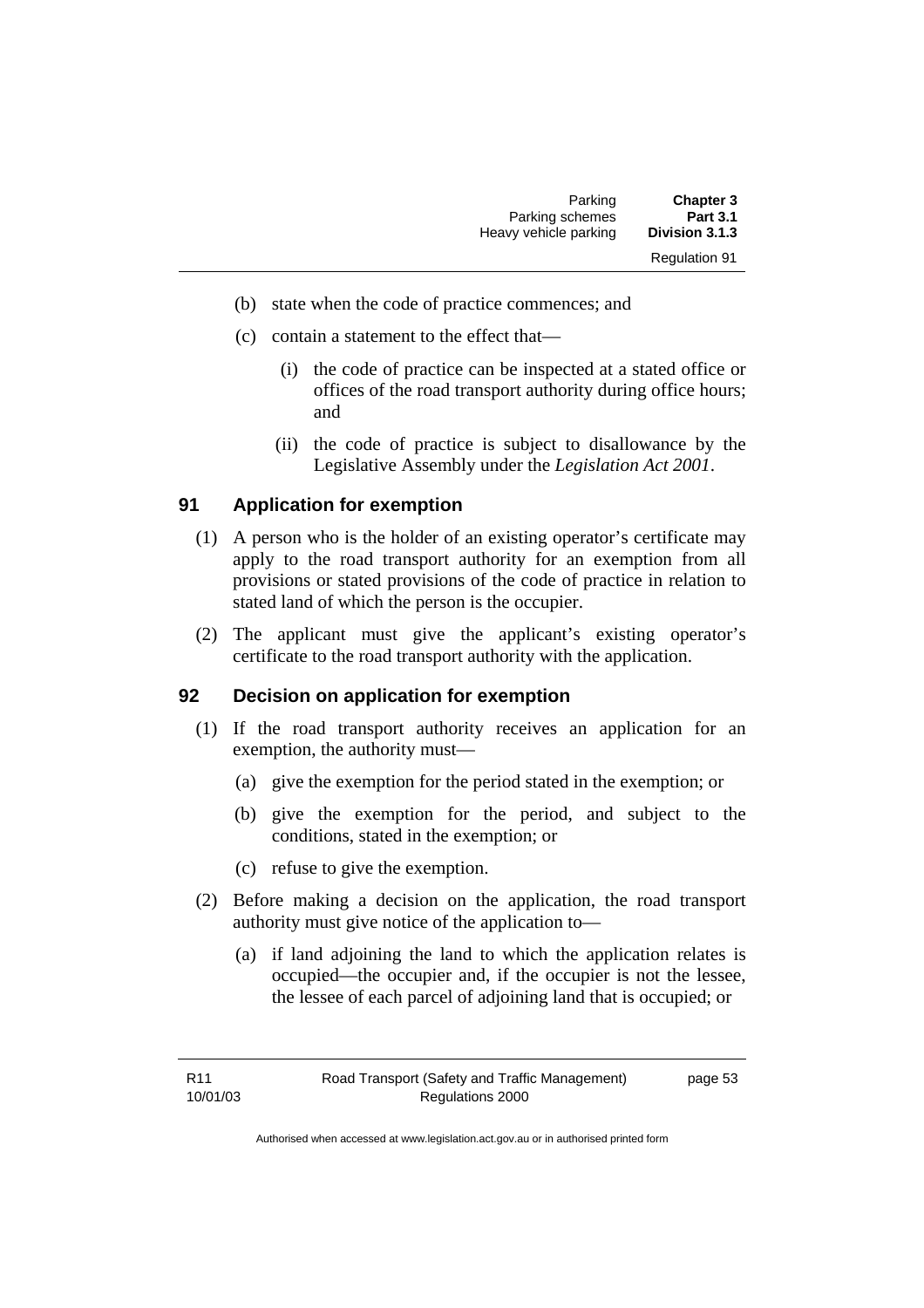(b) state when the code of practice commences; and

(c) contain a statement to the effect that—

(i) the code of practice can be inspected at a stated office or offices of the road transport authority during office hours; and

(ii) the code of practice is subject to disallowance by the Legislative Assembly under the *Legislation Act 2001*.

## 91 Application for exemption

(1) A person who is the holder of an existing operator's certificate may apply to the road transport authority for an exemption from all provisions or stated provisions of the code of practice in relation to stated land of which the person is the occupier.

(2) The applicant must give the applicant's existing operator's certificate to the road transport authority with the application.

## 92 Decision on application for exemption

(1) If the road transport authority receives an application for an exemption, the authority must—

(a) give the exemption for the period stated in the exemption; or

(b) give the exemption for the period, and subject to the conditions, stated in the exemption; or

(c) refuse to give the exemption.

(2) Before making a decision on the application, the road transport authority must give notice of the application to—

(a) if land adjoining the land to which the application relates is occupied—the occupier and, if the occupier is not the lessee, the lessee of each parcel of adjoining land that is occupied; or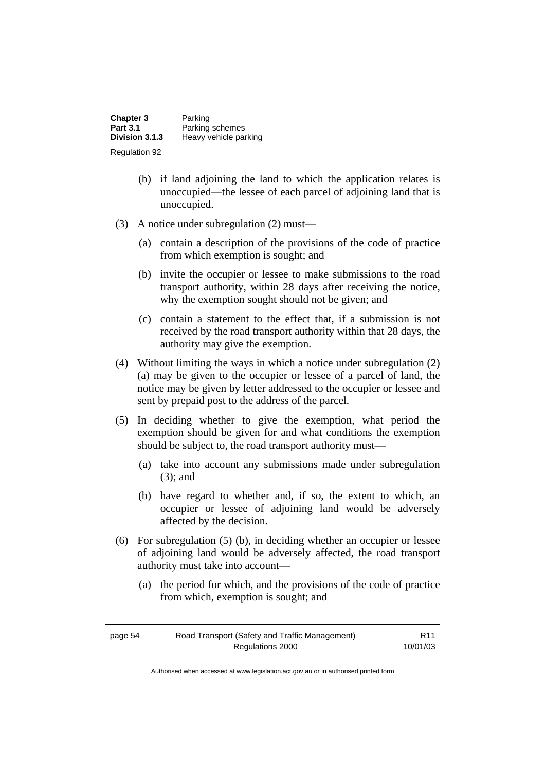(b) if land adjoining the land to which the application relates is unoccupied—the lessee of each parcel of adjoining land that is unoccupied.

(3) A notice under subregulation (2) must—

(a) contain a description of the provisions of the code of practice from which exemption is sought; and

(b) invite the occupier or lessee to make submissions to the road transport authority, within 28 days after receiving the notice, why the exemption sought should not be given; and

(c) contain a statement to the effect that, if a submission is not received by the road transport authority within that 28 days, the authority may give the exemption.

(4) Without limiting the ways in which a notice under subregulation (2) (a) may be given to the occupier or lessee of a parcel of land, the notice may be given by letter addressed to the occupier or lessee and sent by prepaid post to the address of the parcel.

(5) In deciding whether to give the exemption, what period the exemption should be given for and what conditions the exemption should be subject to, the road transport authority must—

(a) take into account any submissions made under subregulation (3); and

(b) have regard to whether and, if so, the extent to which, an occupier or lessee of adjoining land would be adversely affected by the decision.

(6) For subregulation (5) (b), in deciding whether an occupier or lessee of adjoining land would be adversely affected, the road transport authority must take into account—

(a) the period for which, and the provisions of the code of practice from which, exemption is sought; and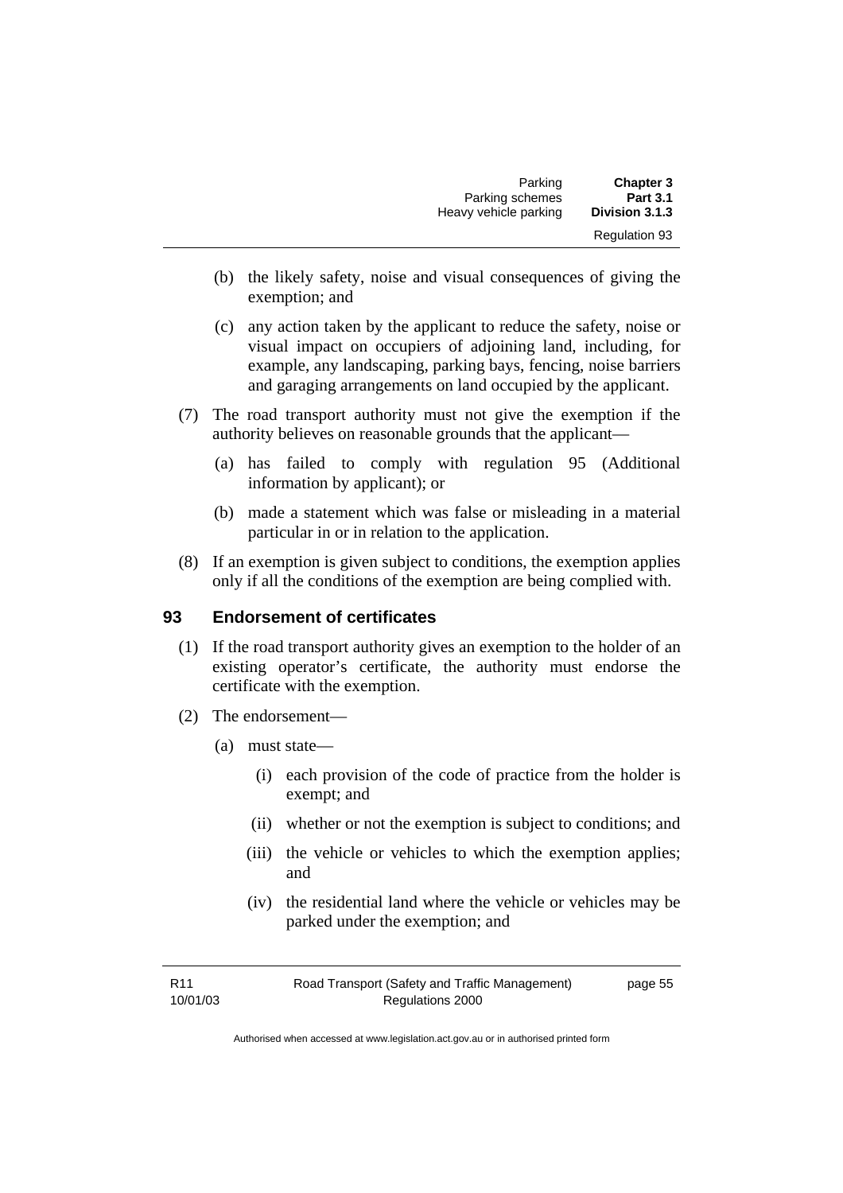(b) the likely safety, noise and visual consequences of giving the exemption; and

(c) any action taken by the applicant to reduce the safety, noise or visual impact on occupiers of adjoining land, including, for example, any landscaping, parking bays, fencing, noise barriers and garaging arrangements on land occupied by the applicant.

(7) The road transport authority must not give the exemption if the authority believes on reasonable grounds that the applicant—

(a) has failed to comply with regulation 95 (Additional information by applicant); or

(b) made a statement which was false or misleading in a material particular in or in relation to the application.

(8) If an exemption is given subject to conditions, the exemption applies only if all the conditions of the exemption are being complied with.

### 93 Endorsement of certificates

(1) If the road transport authority gives an exemption to the holder of an existing operator's certificate, the authority must endorse the certificate with the exemption.

(2) The endorsement—

(a) must state—

(i) each provision of the code of practice from the holder is exempt; and

(ii) whether or not the exemption is subject to conditions; and

(iii) the vehicle or vehicles to which the exemption applies; and

(iv) the residential land where the vehicle or vehicles may be parked under the exemption; and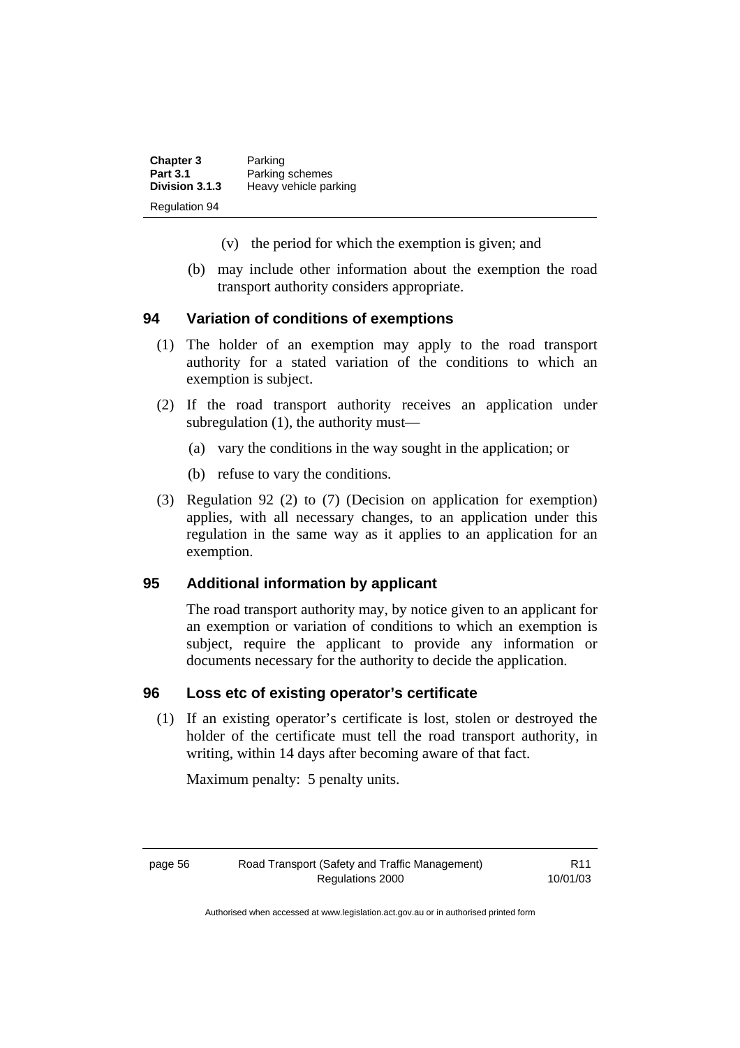(v) the period for which the exemption is given; and

(b) may include other information about the exemption the road transport authority considers appropriate.

### 94 Variation of conditions of exemptions

(1) The holder of an exemption may apply to the road transport authority for a stated variation of the conditions to which an exemption is subject.

(2) If the road transport authority receives an application under subregulation (1), the authority must—

(a) vary the conditions in the way sought in the application; or

(b) refuse to vary the conditions.

(3) Regulation 92 (2) to (7) (Decision on application for exemption) applies, with all necessary changes, to an application under this regulation in the same way as it applies to an application for an exemption.

### 95 Additional information by applicant

The road transport authority may, by notice given to an applicant for an exemption or variation of conditions to which an exemption is subject, require the applicant to provide any information or documents necessary for the authority to decide the application.

### 96 Loss etc of existing operator's certificate

(1) If an existing operator's certificate is lost, stolen or destroyed the holder of the certificate must tell the road transport authority, in writing, within 14 days after becoming aware of that fact.

Maximum penalty: 5 penalty units.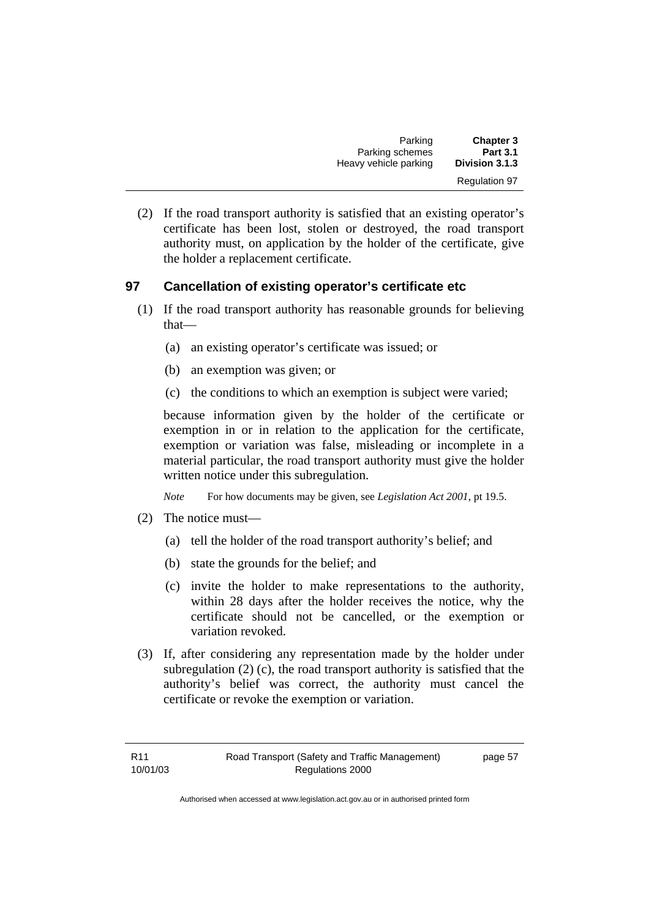(2) If the road transport authority is satisfied that an existing operator's certificate has been lost, stolen or destroyed, the road transport authority must, on application by the holder of the certificate, give the holder a replacement certificate.

### 97 Cancellation of existing operator's certificate etc

(1) If the road transport authority has reasonable grounds for believing that—

(a) an existing operator's certificate was issued; or

(b) an exemption was given; or

(c) the conditions to which an exemption is subject were varied;

because information given by the holder of the certificate or exemption in or in relation to the application for the certificate, exemption or variation was false, misleading or incomplete in a material particular, the road transport authority must give the holder written notice under this subregulation.

*Note* For how documents may be given, see *Legislation Act 2001*, pt 19.5.

(2) The notice must—

(a) tell the holder of the road transport authority's belief; and

(b) state the grounds for the belief; and

(c) invite the holder to make representations to the authority, within 28 days after the holder receives the notice, why the certificate should not be cancelled, or the exemption or variation revoked.

(3) If, after considering any representation made by the holder under subregulation (2) (c), the road transport authority is satisfied that the authority's belief was correct, the authority must cancel the certificate or revoke the exemption or variation.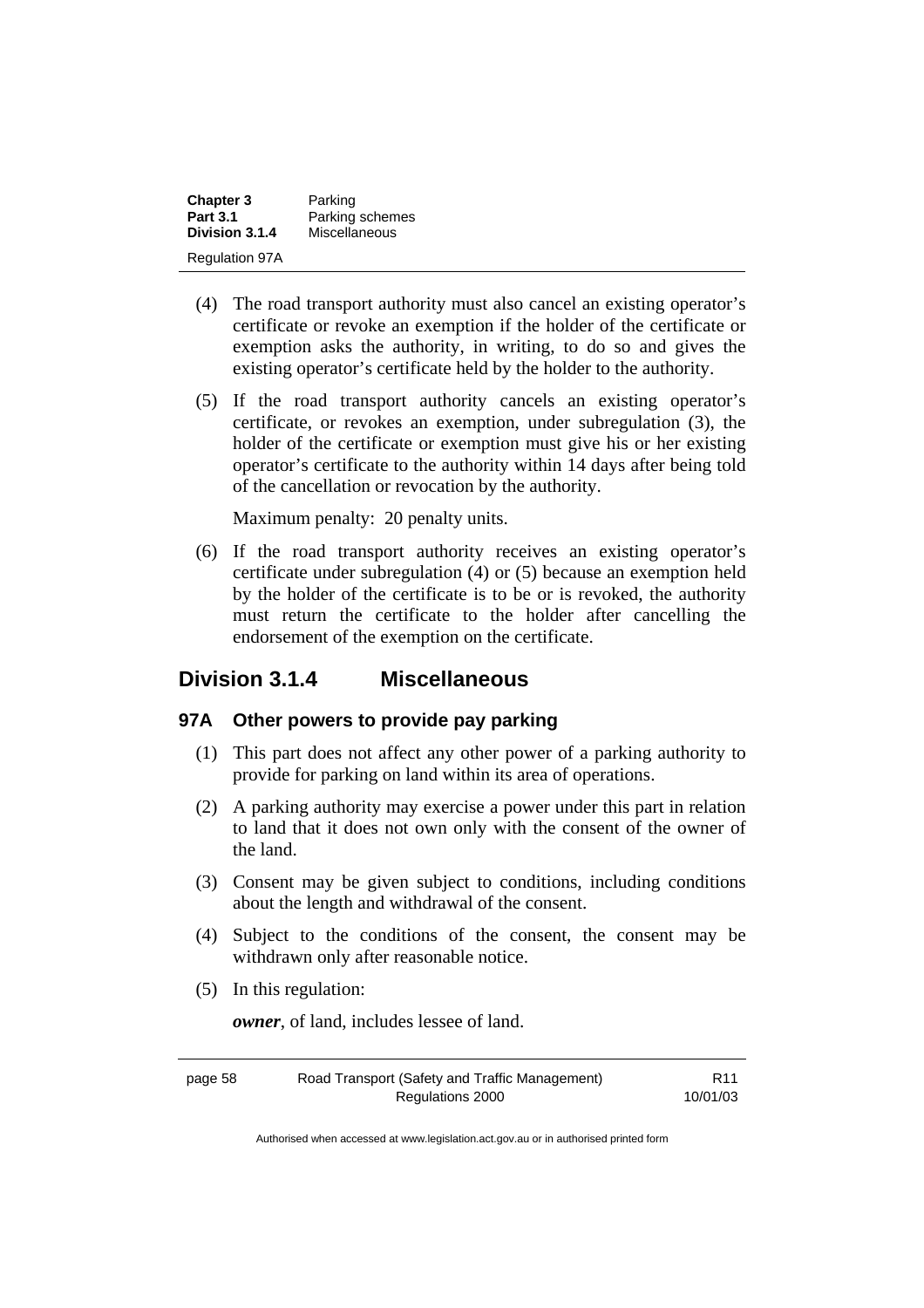(4) The road transport authority must also cancel an existing operator's certificate or revoke an exemption if the holder of the certificate or exemption asks the authority, in writing, to do so and gives the existing operator's certificate held by the holder to the authority.

(5) If the road transport authority cancels an existing operator's certificate, or revokes an exemption, under subregulation (3), the holder of the certificate or exemption must give his or her existing operator's certificate to the authority within 14 days after being told of the cancellation or revocation by the authority.

Maximum penalty: 20 penalty units.

(6) If the road transport authority receives an existing operator's certificate under subregulation (4) or (5) because an exemption held by the holder of the certificate is to be or is revoked, the authority must return the certificate to the holder after cancelling the endorsement of the exemption on the certificate.

## Division 3.1.4 Miscellaneous

### 97A Other powers to provide pay parking

(1) This part does not affect any other power of a parking authority to provide for parking on land within its area of operations.

(2) A parking authority may exercise a power under this part in relation to land that it does not own only with the consent of the owner of the land.

(3) Consent may be given subject to conditions, including conditions about the length and withdrawal of the consent.

(4) Subject to the conditions of the consent, the consent may be withdrawn only after reasonable notice.

(5) In this regulation:

***owner***, of land, includes lessee of land.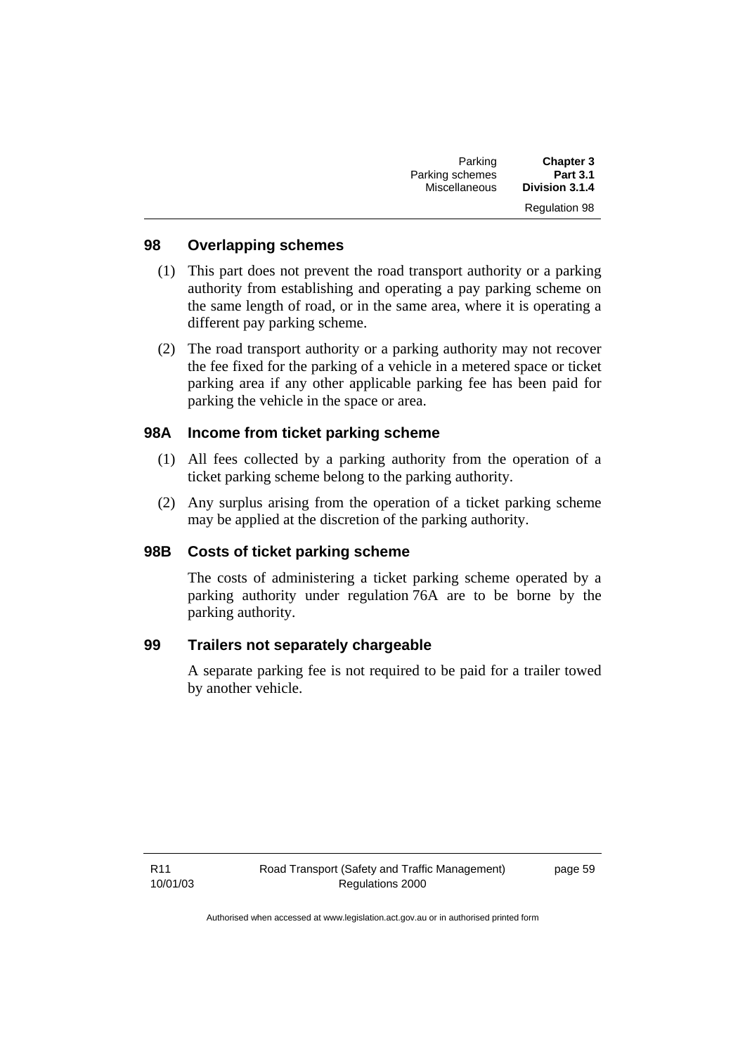## 98 Overlapping schemes

(1) This part does not prevent the road transport authority or a parking authority from establishing and operating a pay parking scheme on the same length of road, or in the same area, where it is operating a different pay parking scheme.

(2) The road transport authority or a parking authority may not recover the fee fixed for the parking of a vehicle in a metered space or ticket parking area if any other applicable parking fee has been paid for parking the vehicle in the space or area.

## 98A Income from ticket parking scheme

(1) All fees collected by a parking authority from the operation of a ticket parking scheme belong to the parking authority.

(2) Any surplus arising from the operation of a ticket parking scheme may be applied at the discretion of the parking authority.

## 98B Costs of ticket parking scheme

The costs of administering a ticket parking scheme operated by a parking authority under regulation 76A are to be borne by the parking authority.

## 99 Trailers not separately chargeable

A separate parking fee is not required to be paid for a trailer towed by another vehicle.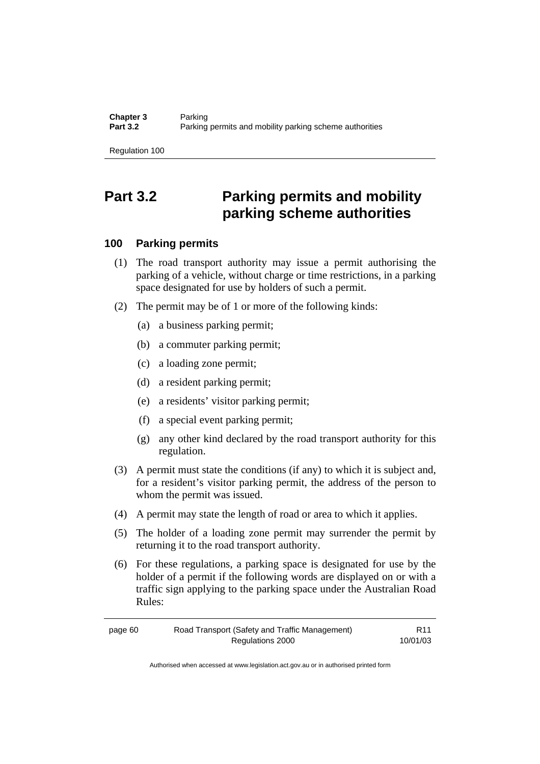# Part 3.2 Parking permits and mobility parking scheme authorities

### 100 Parking permits

(1) The road transport authority may issue a permit authorising the parking of a vehicle, without charge or time restrictions, in a parking space designated for use by holders of such a permit.

(2) The permit may be of 1 or more of the following kinds:

(a) a business parking permit;

(b) a commuter parking permit;

(c) a loading zone permit;

(d) a resident parking permit;

(e) a residents' visitor parking permit;

(f) a special event parking permit;

(g) any other kind declared by the road transport authority for this regulation.

(3) A permit must state the conditions (if any) to which it is subject and, for a resident's visitor parking permit, the address of the person to whom the permit was issued.

(4) A permit may state the length of road or area to which it applies.

(5) The holder of a loading zone permit may surrender the permit by returning it to the road transport authority.

(6) For these regulations, a parking space is designated for use by the holder of a permit if the following words are displayed on or with a traffic sign applying to the parking space under the Australian Road Rules: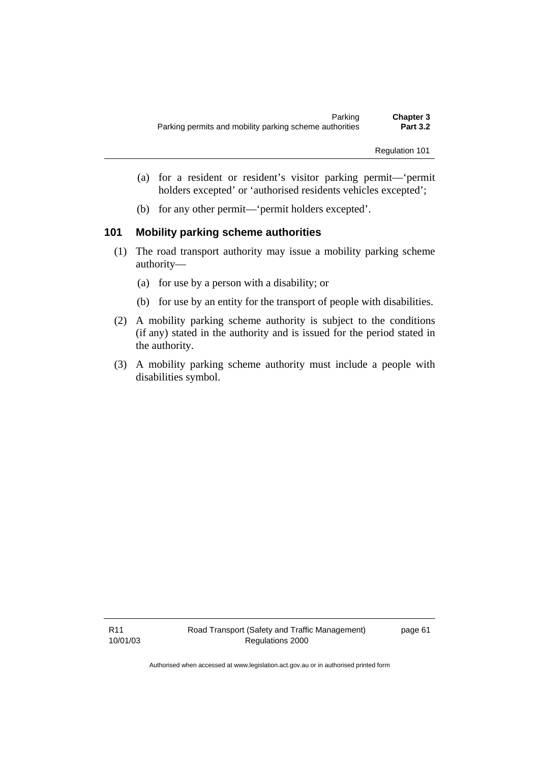(a) for a resident or resident's visitor parking permit—'permit holders excepted' or 'authorised residents vehicles excepted';

(b) for any other permit—'permit holders excepted'.

## 101 Mobility parking scheme authorities

(1) The road transport authority may issue a mobility parking scheme authority—

(a) for use by a person with a disability; or

(b) for use by an entity for the transport of people with disabilities.

(2) A mobility parking scheme authority is subject to the conditions (if any) stated in the authority and is issued for the period stated in the authority.

(3) A mobility parking scheme authority must include a people with disabilities symbol.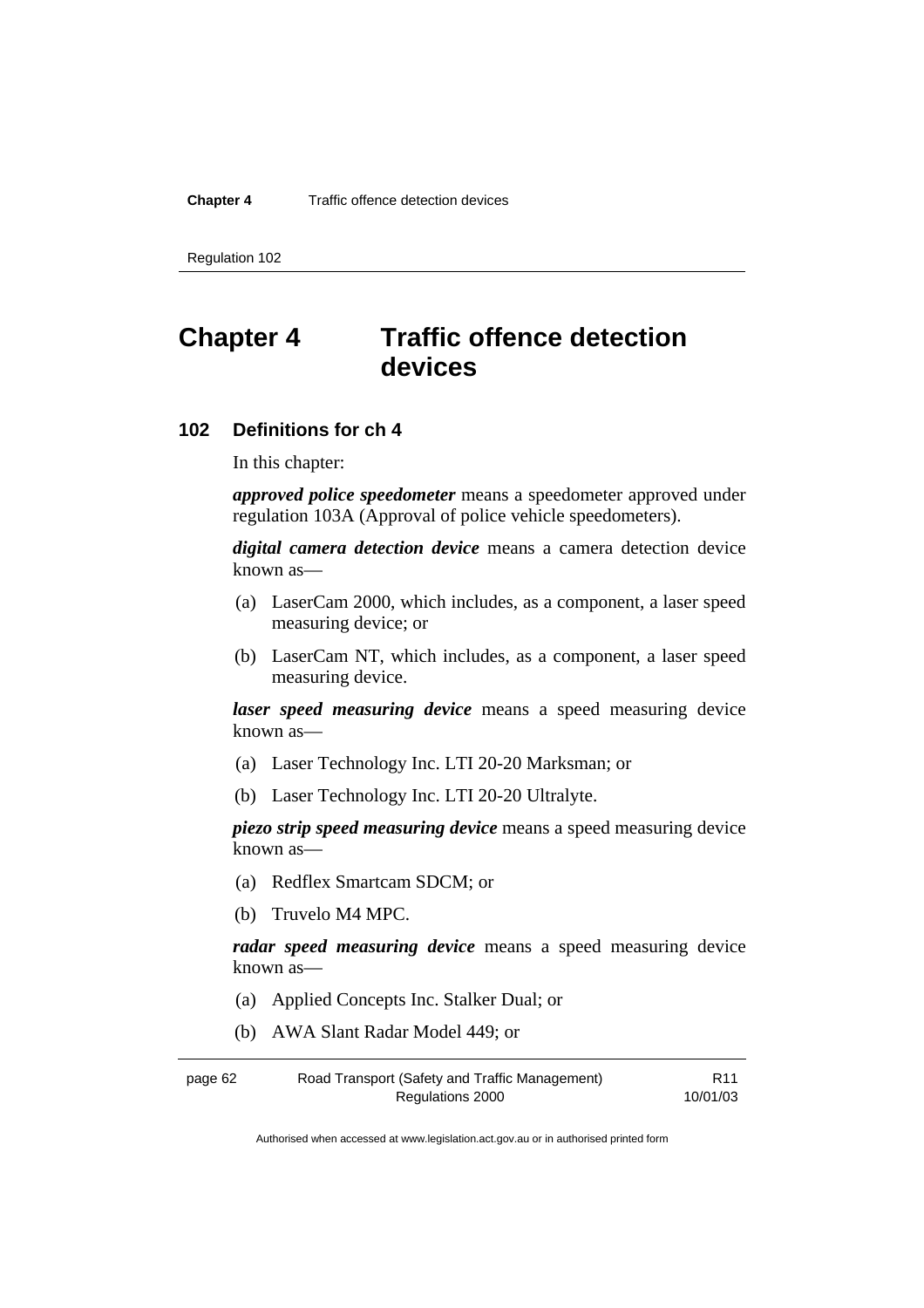# Chapter 4 Traffic offence detection devices

## 102 Definitions for ch 4

In this chapter:

***approved police speedometer*** means a speedometer approved under regulation 103A (Approval of police vehicle speedometers).

***digital camera detection device*** means a camera detection device known as—

(a) LaserCam 2000, which includes, as a component, a laser speed measuring device; or

(b) LaserCam NT, which includes, as a component, a laser speed measuring device.

***laser speed measuring device*** means a speed measuring device known as—

(a) Laser Technology Inc. LTI 20-20 Marksman; or

(b) Laser Technology Inc. LTI 20-20 Ultralyte.

***piezo strip speed measuring device*** means a speed measuring device known as—

(a) Redflex Smartcam SDCM; or

(b) Truvelo M4 MPC.

***radar speed measuring device*** means a speed measuring device known as—

(a) Applied Concepts Inc. Stalker Dual; or

(b) AWA Slant Radar Model 449; or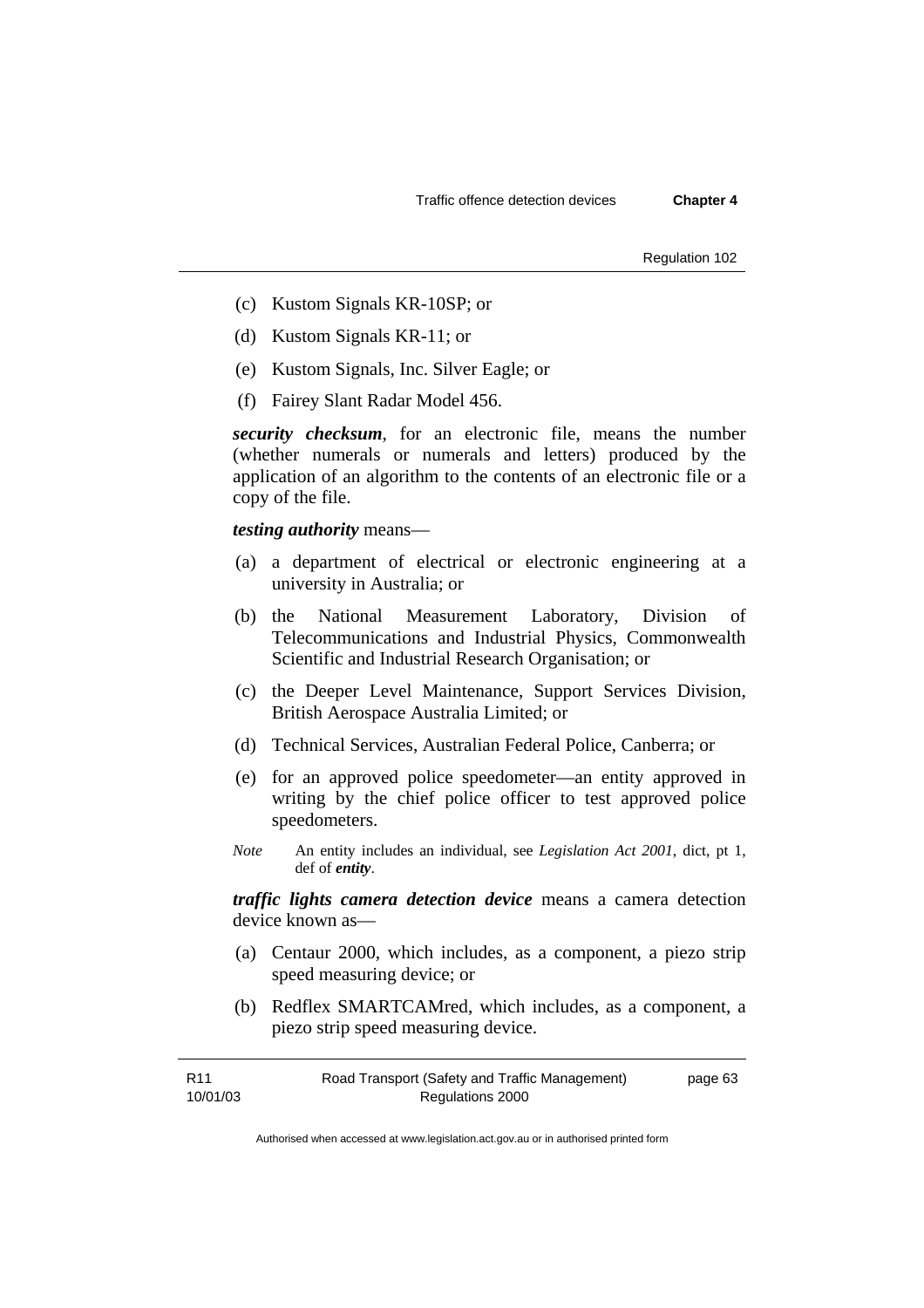(c) Kustom Signals KR-10SP; or

(d) Kustom Signals KR-11; or

(e) Kustom Signals, Inc. Silver Eagle; or

(f) Fairey Slant Radar Model 456.

***security checksum***, for an electronic file, means the number (whether numerals or numerals and letters) produced by the application of an algorithm to the contents of an electronic file or a copy of the file.

***testing authority*** means—

(a) a department of electrical or electronic engineering at a university in Australia; or

(b) the National Measurement Laboratory, Division of Telecommunications and Industrial Physics, Commonwealth Scientific and Industrial Research Organisation; or

(c) the Deeper Level Maintenance, Support Services Division, British Aerospace Australia Limited; or

(d) Technical Services, Australian Federal Police, Canberra; or

(e) for an approved police speedometer—an entity approved in writing by the chief police officer to test approved police speedometers.

*Note* An entity includes an individual, see *Legislation Act 2001*, dict, pt 1, def of ***entity***.

***traffic lights camera detection device*** means a camera detection device known as—

(a) Centaur 2000, which includes, as a component, a piezo strip speed measuring device; or

(b) Redflex SMARTCAMred, which includes, as a component, a piezo strip speed measuring device.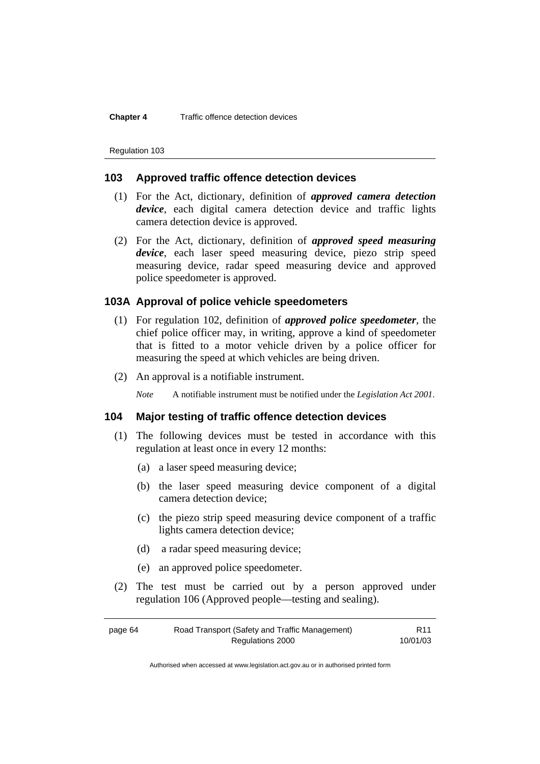## 103 Approved traffic offence detection devices

(1) For the Act, dictionary, definition of ***approved camera detection device***, each digital camera detection device and traffic lights camera detection device is approved.

(2) For the Act, dictionary, definition of ***approved speed measuring device***, each laser speed measuring device, piezo strip speed measuring device, radar speed measuring device and approved police speedometer is approved.

## 103A Approval of police vehicle speedometers

(1) For regulation 102, definition of ***approved police speedometer***, the chief police officer may, in writing, approve a kind of speedometer that is fitted to a motor vehicle driven by a police officer for measuring the speed at which vehicles are being driven.

(2) An approval is a notifiable instrument.

*Note* A notifiable instrument must be notified under the *Legislation Act 2001*.

## 104 Major testing of traffic offence detection devices

(1) The following devices must be tested in accordance with this regulation at least once in every 12 months:

(a) a laser speed measuring device;

(b) the laser speed measuring device component of a digital camera detection device;

(c) the piezo strip speed measuring device component of a traffic lights camera detection device;

(d) a radar speed measuring device;

(e) an approved police speedometer.

(2) The test must be carried out by a person approved under regulation 106 (Approved people—testing and sealing).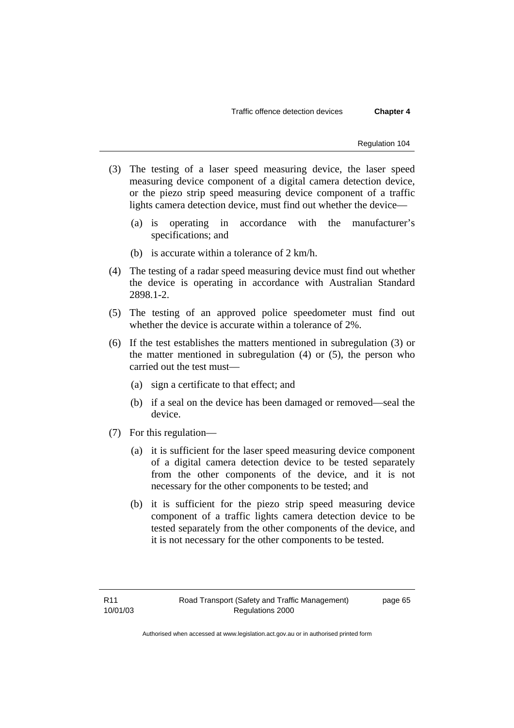(3) The testing of a laser speed measuring device, the laser speed measuring device component of a digital camera detection device, or the piezo strip speed measuring device component of a traffic lights camera detection device, must find out whether the device—

(a) is operating in accordance with the manufacturer's specifications; and

(b) is accurate within a tolerance of 2 km/h.

(4) The testing of a radar speed measuring device must find out whether the device is operating in accordance with Australian Standard 2898.1-2.

(5) The testing of an approved police speedometer must find out whether the device is accurate within a tolerance of 2%.

(6) If the test establishes the matters mentioned in subregulation (3) or the matter mentioned in subregulation (4) or (5), the person who carried out the test must—

(a) sign a certificate to that effect; and

(b) if a seal on the device has been damaged or removed—seal the device.

(7) For this regulation—

(a) it is sufficient for the laser speed measuring device component of a digital camera detection device to be tested separately from the other components of the device, and it is not necessary for the other components to be tested; and

(b) it is sufficient for the piezo strip speed measuring device component of a traffic lights camera detection device to be tested separately from the other components of the device, and it is not necessary for the other components to be tested.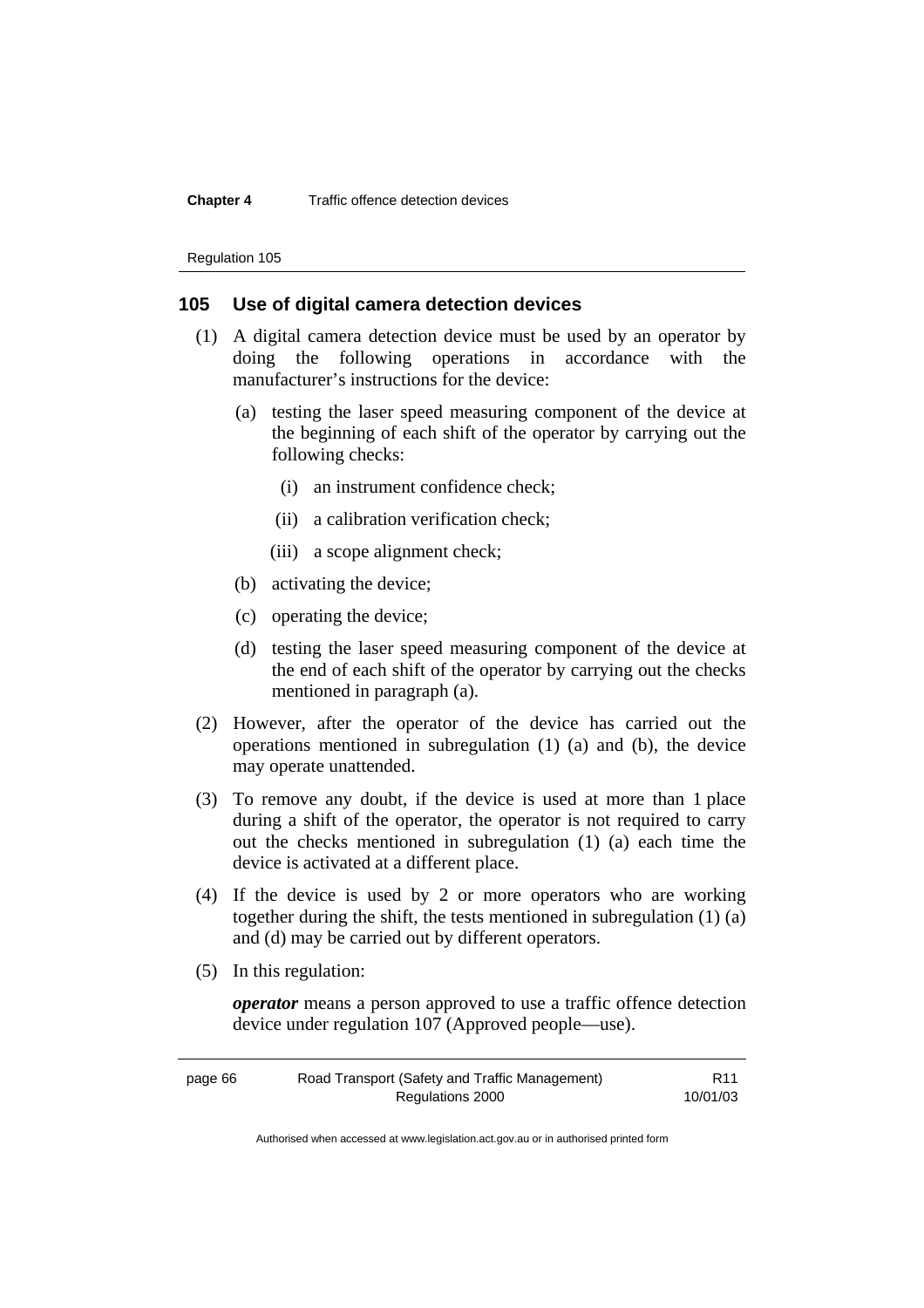## 105 Use of digital camera detection devices

(1) A digital camera detection device must be used by an operator by doing the following operations in accordance with the manufacturer's instructions for the device:

(a) testing the laser speed measuring component of the device at the beginning of each shift of the operator by carrying out the following checks:

(i) an instrument confidence check;

(ii) a calibration verification check;

(iii) a scope alignment check;

(b) activating the device;

(c) operating the device;

(d) testing the laser speed measuring component of the device at the end of each shift of the operator by carrying out the checks mentioned in paragraph (a).

(2) However, after the operator of the device has carried out the operations mentioned in subregulation (1) (a) and (b), the device may operate unattended.

(3) To remove any doubt, if the device is used at more than 1 place during a shift of the operator, the operator is not required to carry out the checks mentioned in subregulation (1) (a) each time the device is activated at a different place.

(4) If the device is used by 2 or more operators who are working together during the shift, the tests mentioned in subregulation (1) (a) and (d) may be carried out by different operators.

(5) In this regulation:

***operator*** means a person approved to use a traffic offence detection device under regulation 107 (Approved people—use).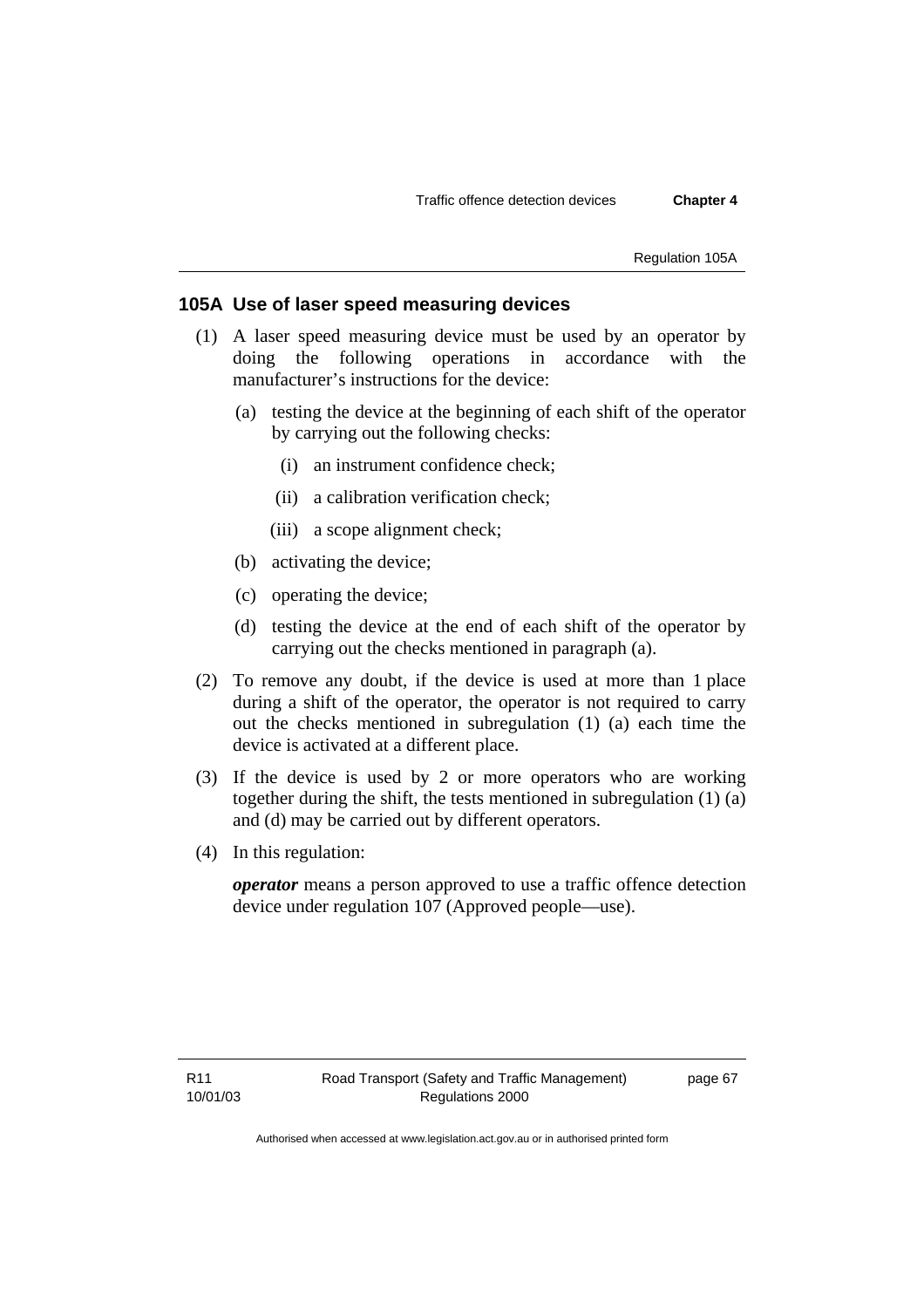## 105A Use of laser speed measuring devices

(1) A laser speed measuring device must be used by an operator by doing the following operations in accordance with the manufacturer's instructions for the device:

  (a) testing the device at the beginning of each shift of the operator by carrying out the following checks:

    (i) an instrument confidence check;

    (ii) a calibration verification check;

    (iii) a scope alignment check;

  (b) activating the device;

  (c) operating the device;

  (d) testing the device at the end of each shift of the operator by carrying out the checks mentioned in paragraph (a).

(2) To remove any doubt, if the device is used at more than 1 place during a shift of the operator, the operator is not required to carry out the checks mentioned in subregulation (1) (a) each time the device is activated at a different place.

(3) If the device is used by 2 or more operators who are working together during the shift, the tests mentioned in subregulation (1) (a) and (d) may be carried out by different operators.

(4) In this regulation:

***operator*** means a person approved to use a traffic offence detection device under regulation 107 (Approved people—use).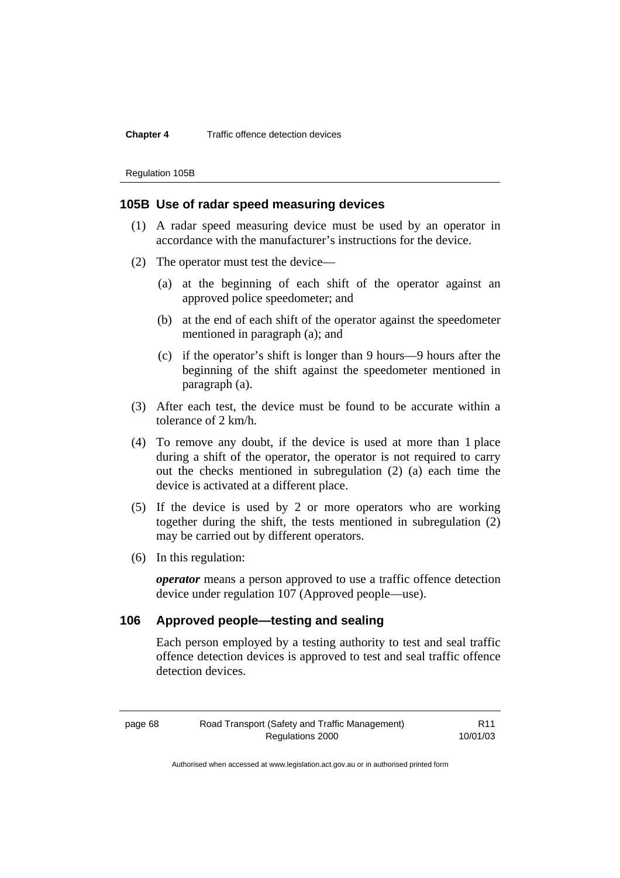## 105B Use of radar speed measuring devices

(1) A radar speed measuring device must be used by an operator in accordance with the manufacturer's instructions for the device.

(2) The operator must test the device—

(a) at the beginning of each shift of the operator against an approved police speedometer; and

(b) at the end of each shift of the operator against the speedometer mentioned in paragraph (a); and

(c) if the operator's shift is longer than 9 hours—9 hours after the beginning of the shift against the speedometer mentioned in paragraph (a).

(3) After each test, the device must be found to be accurate within a tolerance of 2 km/h.

(4) To remove any doubt, if the device is used at more than 1 place during a shift of the operator, the operator is not required to carry out the checks mentioned in subregulation (2) (a) each time the device is activated at a different place.

(5) If the device is used by 2 or more operators who are working together during the shift, the tests mentioned in subregulation (2) may be carried out by different operators.

(6) In this regulation:

***operator*** means a person approved to use a traffic offence detection device under regulation 107 (Approved people—use).

## 106 Approved people—testing and sealing

Each person employed by a testing authority to test and seal traffic offence detection devices is approved to test and seal traffic offence detection devices.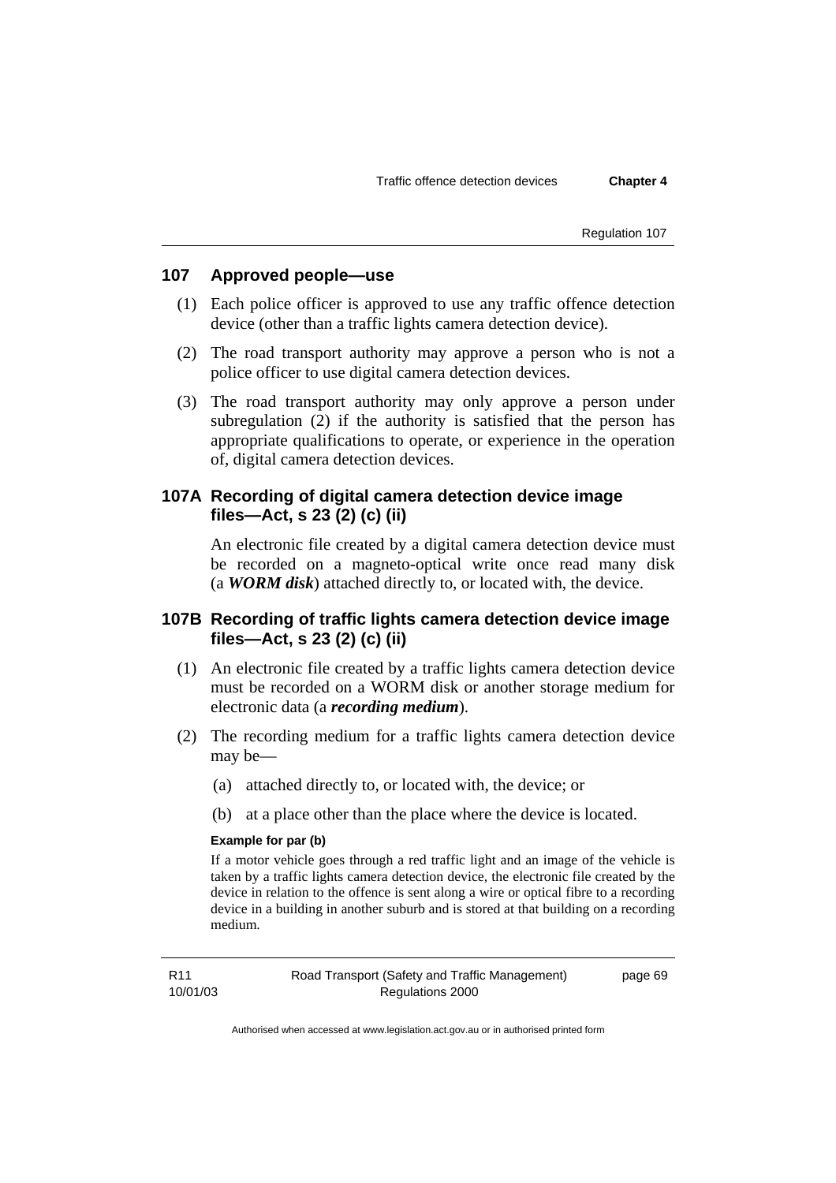## 107 Approved people—use

(1) Each police officer is approved to use any traffic offence detection device (other than a traffic lights camera detection device).

(2) The road transport authority may approve a person who is not a police officer to use digital camera detection devices.

(3) The road transport authority may only approve a person under subregulation (2) if the authority is satisfied that the person has appropriate qualifications to operate, or experience in the operation of, digital camera detection devices.

## 107A Recording of digital camera detection device image files—Act, s 23 (2) (c) (ii)

An electronic file created by a digital camera detection device must be recorded on a magneto-optical write once read many disk (a ***WORM disk***) attached directly to, or located with, the device.

## 107B Recording of traffic lights camera detection device image files—Act, s 23 (2) (c) (ii)

(1) An electronic file created by a traffic lights camera detection device must be recorded on a WORM disk or another storage medium for electronic data (a ***recording medium***).

(2) The recording medium for a traffic lights camera detection device may be—

(a) attached directly to, or located with, the device; or

(b) at a place other than the place where the device is located.

**Example for par (b)**

If a motor vehicle goes through a red traffic light and an image of the vehicle is taken by a traffic lights camera detection device, the electronic file created by the device in relation to the offence is sent along a wire or optical fibre to a recording device in a building in another suburb and is stored at that building on a recording medium.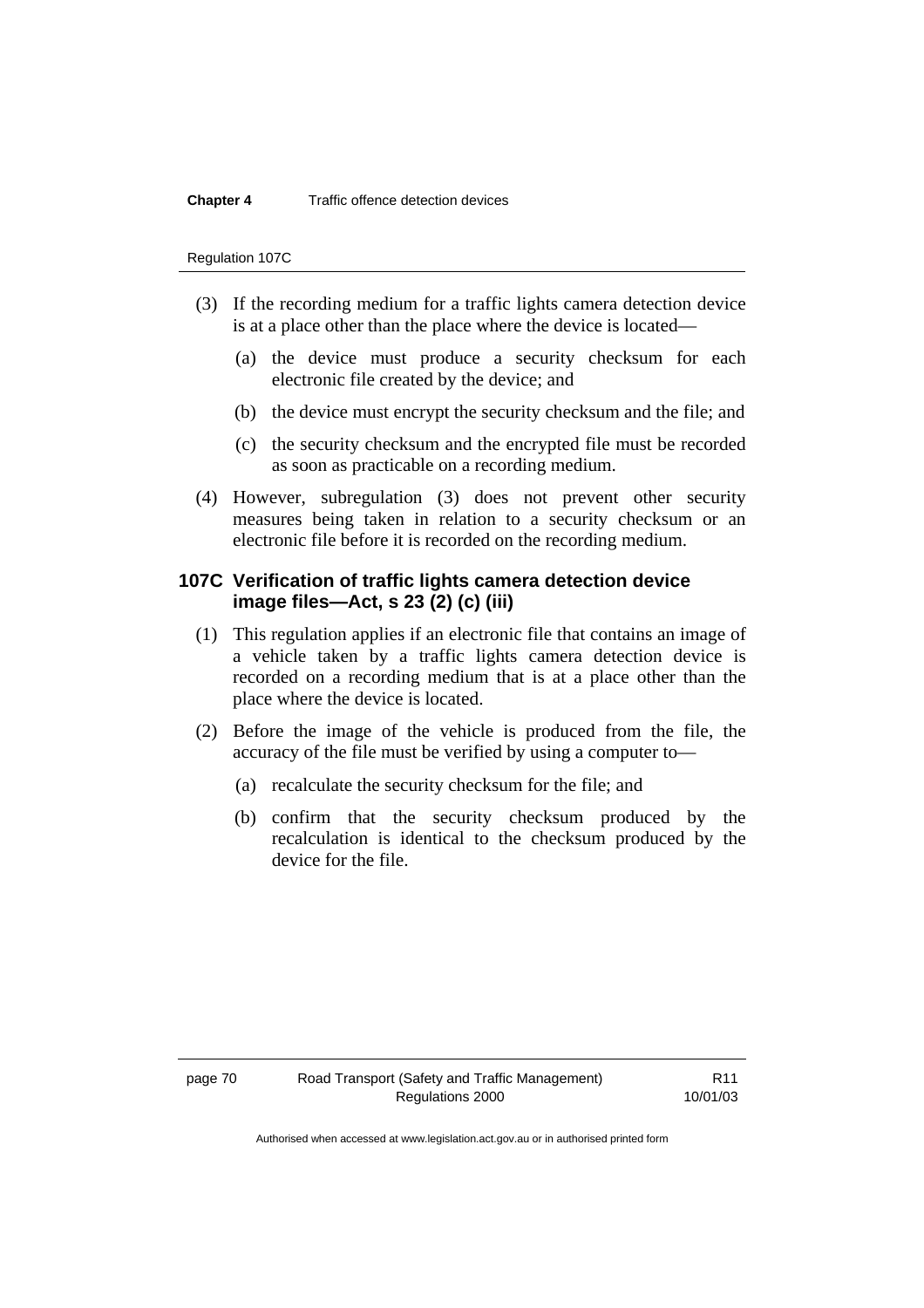(3) If the recording medium for a traffic lights camera detection device is at a place other than the place where the device is located—

(a) the device must produce a security checksum for each electronic file created by the device; and

(b) the device must encrypt the security checksum and the file; and

(c) the security checksum and the encrypted file must be recorded as soon as practicable on a recording medium.

(4) However, subregulation (3) does not prevent other security measures being taken in relation to a security checksum or an electronic file before it is recorded on the recording medium.

### 107C Verification of traffic lights camera detection device image files—Act, s 23 (2) (c) (iii)

(1) This regulation applies if an electronic file that contains an image of a vehicle taken by a traffic lights camera detection device is recorded on a recording medium that is at a place other than the place where the device is located.

(2) Before the image of the vehicle is produced from the file, the accuracy of the file must be verified by using a computer to—

(a) recalculate the security checksum for the file; and

(b) confirm that the security checksum produced by the recalculation is identical to the checksum produced by the device for the file.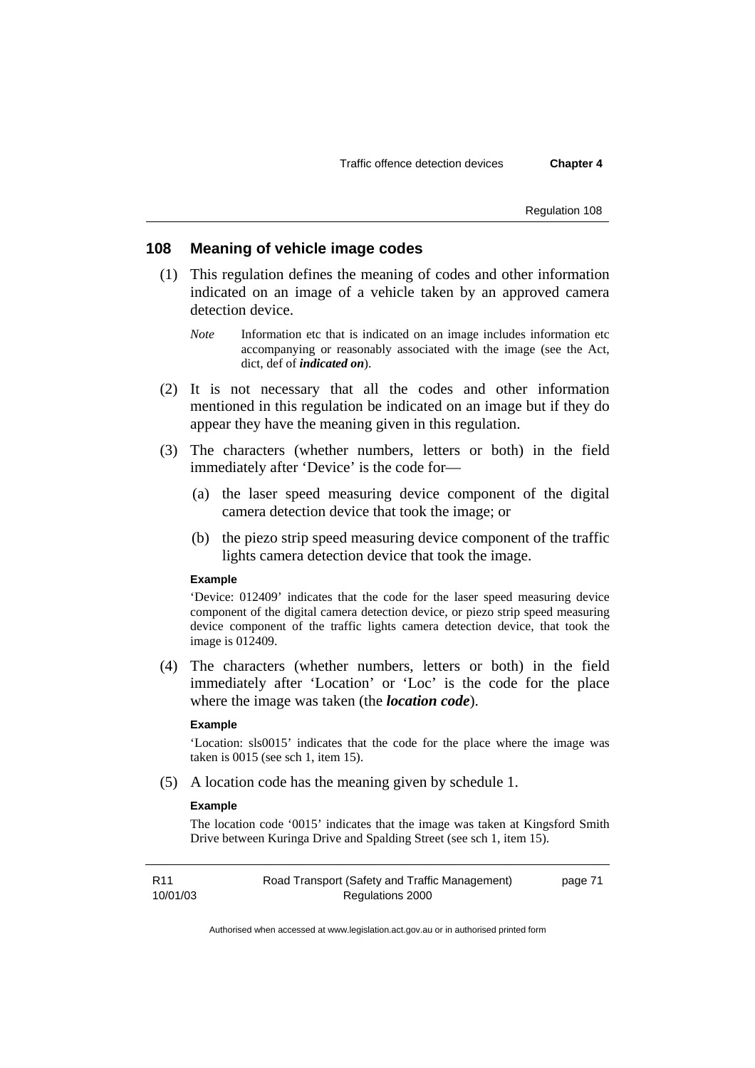## 108 Meaning of vehicle image codes

(1) This regulation defines the meaning of codes and other information indicated on an image of a vehicle taken by an approved camera detection device.

*Note* Information etc that is indicated on an image includes information etc accompanying or reasonably associated with the image (see the Act, dict, def of ***indicated on***).

(2) It is not necessary that all the codes and other information mentioned in this regulation be indicated on an image but if they do appear they have the meaning given in this regulation.

(3) The characters (whether numbers, letters or both) in the field immediately after 'Device' is the code for—

(a) the laser speed measuring device component of the digital camera detection device that took the image; or

(b) the piezo strip speed measuring device component of the traffic lights camera detection device that took the image.

**Example**

'Device: 012409' indicates that the code for the laser speed measuring device component of the digital camera detection device, or piezo strip speed measuring device component of the traffic lights camera detection device, that took the image is 012409.

(4) The characters (whether numbers, letters or both) in the field immediately after 'Location' or 'Loc' is the code for the place where the image was taken (the ***location code***).

**Example**

'Location: sls0015' indicates that the code for the place where the image was taken is 0015 (see sch 1, item 15).

(5) A location code has the meaning given by schedule 1.

**Example**

The location code '0015' indicates that the image was taken at Kingsford Smith Drive between Kuringa Drive and Spalding Street (see sch 1, item 15).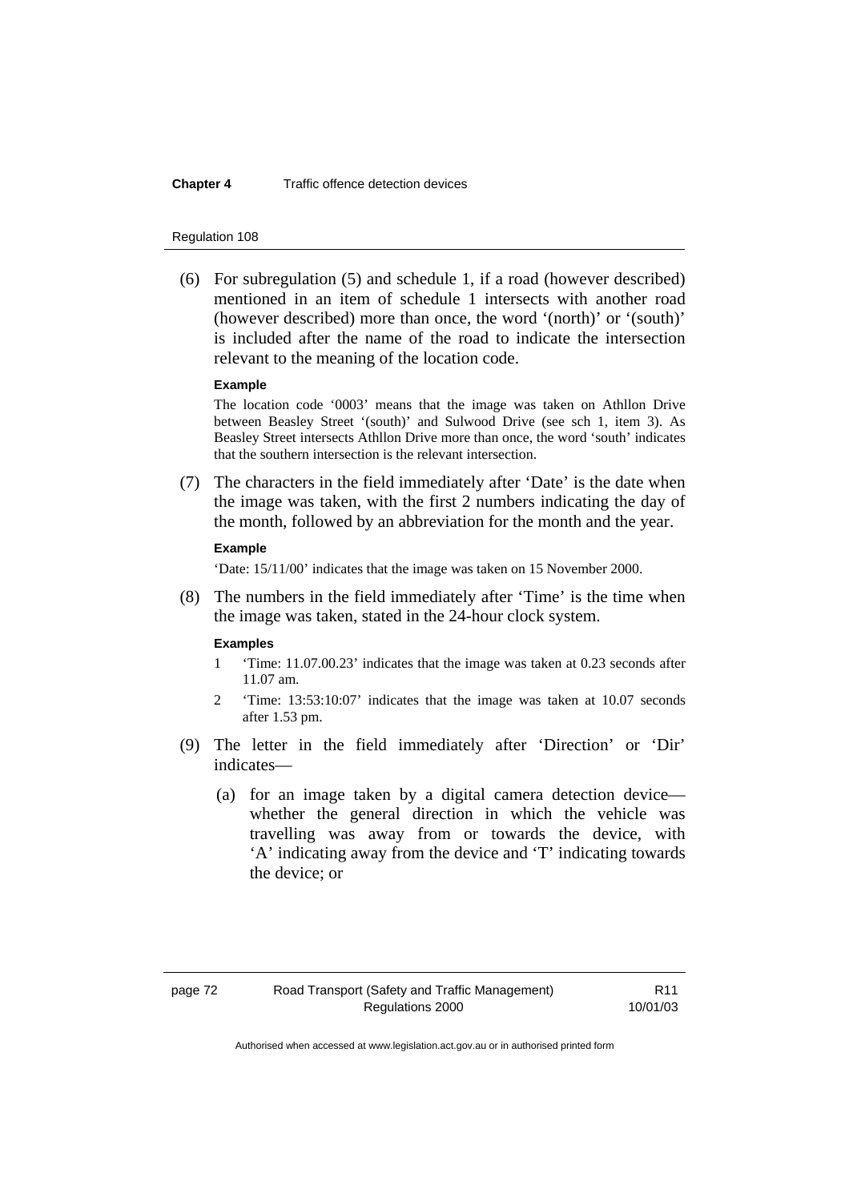(6) For subregulation (5) and schedule 1, if a road (however described) mentioned in an item of schedule 1 intersects with another road (however described) more than once, the word '(north)' or '(south)' is included after the name of the road to indicate the intersection relevant to the meaning of the location code.

**Example**

The location code '0003' means that the image was taken on Athllon Drive between Beasley Street '(south)' and Sulwood Drive (see sch 1, item 3). As Beasley Street intersects Athllon Drive more than once, the word 'south' indicates that the southern intersection is the relevant intersection.

(7) The characters in the field immediately after 'Date' is the date when the image was taken, with the first 2 numbers indicating the day of the month, followed by an abbreviation for the month and the year.

**Example**

'Date: 15/11/00' indicates that the image was taken on 15 November 2000.

(8) The numbers in the field immediately after 'Time' is the time when the image was taken, stated in the 24-hour clock system.

**Examples**

1 'Time: 11.07.00.23' indicates that the image was taken at 0.23 seconds after 11.07 am.

2 'Time: 13:53:10:07' indicates that the image was taken at 10.07 seconds after 1.53 pm.

(9) The letter in the field immediately after 'Direction' or 'Dir' indicates—

(a) for an image taken by a digital camera detection device—whether the general direction in which the vehicle was travelling was away from or towards the device, with 'A' indicating away from the device and 'T' indicating towards the device; or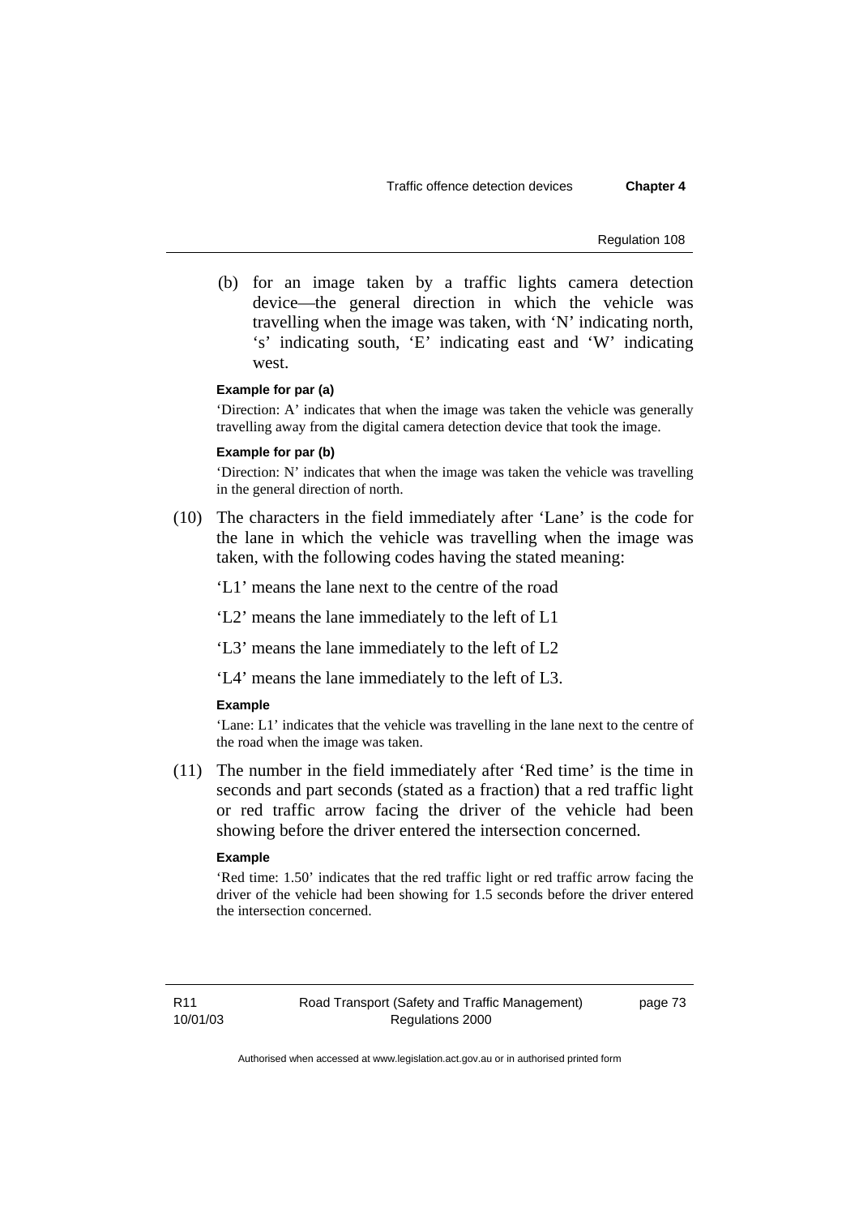(b) for an image taken by a traffic lights camera detection device—the general direction in which the vehicle was travelling when the image was taken, with 'N' indicating north, 's' indicating south, 'E' indicating east and 'W' indicating west.

**Example for par (a)**

'Direction: A' indicates that when the image was taken the vehicle was generally travelling away from the digital camera detection device that took the image.

**Example for par (b)**

'Direction: N' indicates that when the image was taken the vehicle was travelling in the general direction of north.

(10) The characters in the field immediately after 'Lane' is the code for the lane in which the vehicle was travelling when the image was taken, with the following codes having the stated meaning:

'L1' means the lane next to the centre of the road

'L2' means the lane immediately to the left of L1

'L3' means the lane immediately to the left of L2

'L4' means the lane immediately to the left of L3.

**Example**

'Lane: L1' indicates that the vehicle was travelling in the lane next to the centre of the road when the image was taken.

(11) The number in the field immediately after 'Red time' is the time in seconds and part seconds (stated as a fraction) that a red traffic light or red traffic arrow facing the driver of the vehicle had been showing before the driver entered the intersection concerned.

**Example**

'Red time: 1.50' indicates that the red traffic light or red traffic arrow facing the driver of the vehicle had been showing for 1.5 seconds before the driver entered the intersection concerned.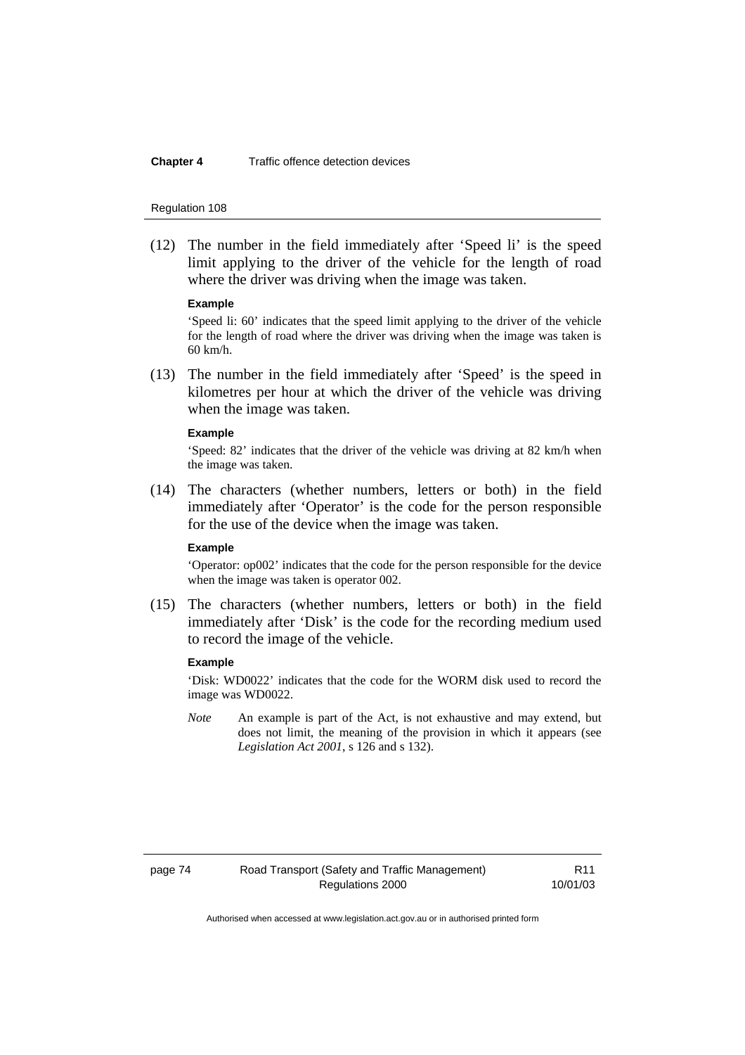(12) The number in the field immediately after 'Speed li' is the speed limit applying to the driver of the vehicle for the length of road where the driver was driving when the image was taken.

**Example**

'Speed li: 60' indicates that the speed limit applying to the driver of the vehicle for the length of road where the driver was driving when the image was taken is 60 km/h.

(13) The number in the field immediately after 'Speed' is the speed in kilometres per hour at which the driver of the vehicle was driving when the image was taken.

**Example**

'Speed: 82' indicates that the driver of the vehicle was driving at 82 km/h when the image was taken.

(14) The characters (whether numbers, letters or both) in the field immediately after 'Operator' is the code for the person responsible for the use of the device when the image was taken.

**Example**

'Operator: op002' indicates that the code for the person responsible for the device when the image was taken is operator 002.

(15) The characters (whether numbers, letters or both) in the field immediately after 'Disk' is the code for the recording medium used to record the image of the vehicle.

**Example**

'Disk: WD0022' indicates that the code for the WORM disk used to record the image was WD0022.

*Note* An example is part of the Act, is not exhaustive and may extend, but does not limit, the meaning of the provision in which it appears (see *Legislation Act 2001*, s 126 and s 132).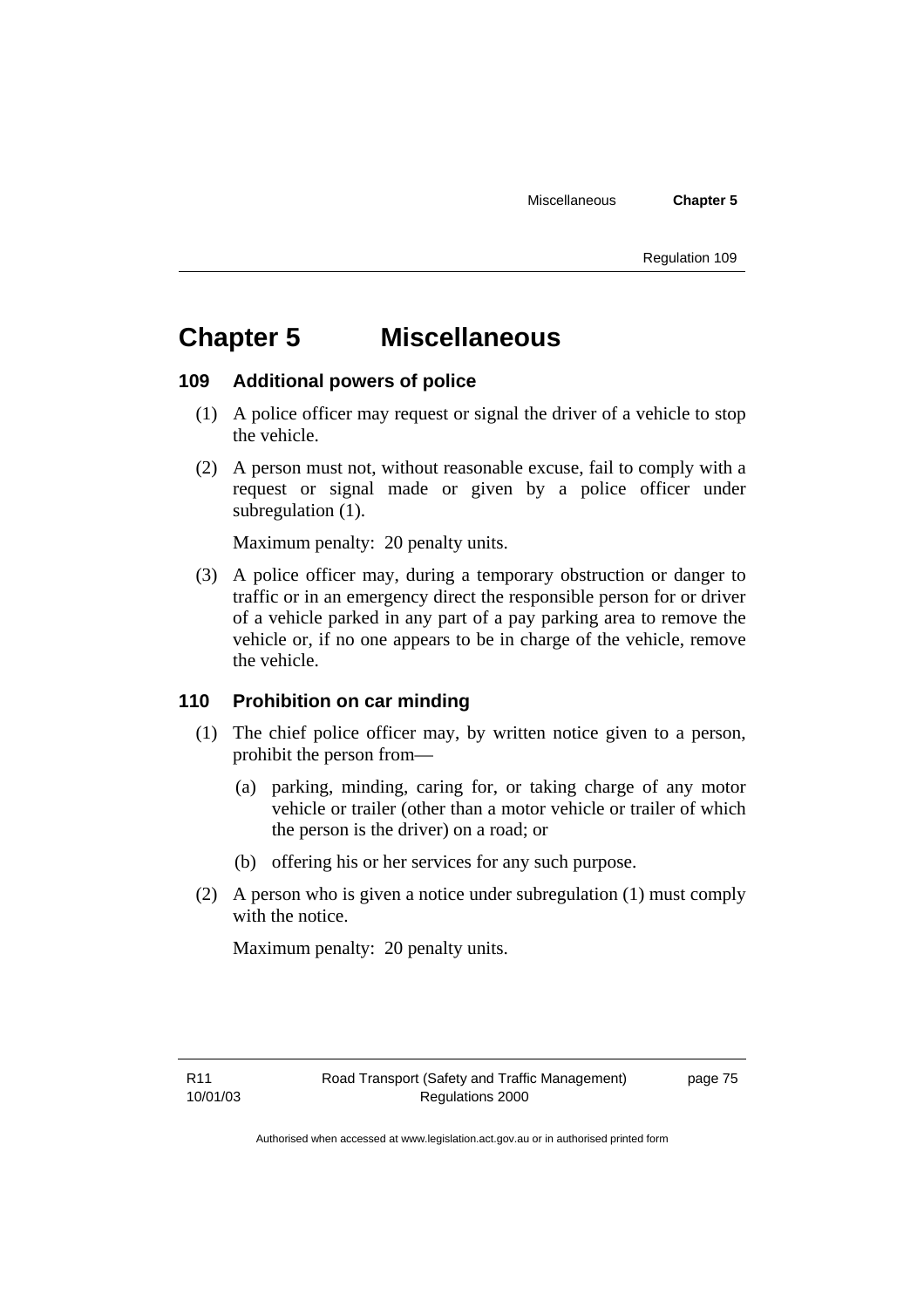# Chapter 5 Miscellaneous

## 109 Additional powers of police

(1) A police officer may request or signal the driver of a vehicle to stop the vehicle.

(2) A person must not, without reasonable excuse, fail to comply with a request or signal made or given by a police officer under subregulation (1).

Maximum penalty: 20 penalty units.

(3) A police officer may, during a temporary obstruction or danger to traffic or in an emergency direct the responsible person for or driver of a vehicle parked in any part of a pay parking area to remove the vehicle or, if no one appears to be in charge of the vehicle, remove the vehicle.

## 110 Prohibition on car minding

(1) The chief police officer may, by written notice given to a person, prohibit the person from—

(a) parking, minding, caring for, or taking charge of any motor vehicle or trailer (other than a motor vehicle or trailer of which the person is the driver) on a road; or

(b) offering his or her services for any such purpose.

(2) A person who is given a notice under subregulation (1) must comply with the notice.

Maximum penalty: 20 penalty units.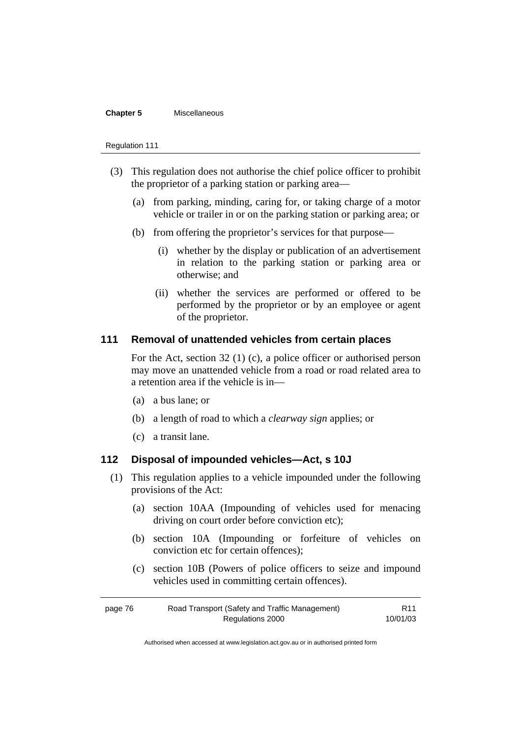(3) This regulation does not authorise the chief police officer to prohibit the proprietor of a parking station or parking area—

   (a) from parking, minding, caring for, or taking charge of a motor vehicle or trailer in or on the parking station or parking area; or

   (b) from offering the proprietor's services for that purpose—

      (i) whether by the display or publication of an advertisement in relation to the parking station or parking area or otherwise; and

      (ii) whether the services are performed or offered to be performed by the proprietor or by an employee or agent of the proprietor.

## 111 Removal of unattended vehicles from certain places

For the Act, section 32 (1) (c), a police officer or authorised person may move an unattended vehicle from a road or road related area to a retention area if the vehicle is in—

(a) a bus lane; or

(b) a length of road to which a *clearway sign* applies; or

(c) a transit lane.

## 112 Disposal of impounded vehicles—Act, s 10J

(1) This regulation applies to a vehicle impounded under the following provisions of the Act:

   (a) section 10AA (Impounding of vehicles used for menacing driving on court order before conviction etc);

   (b) section 10A (Impounding or forfeiture of vehicles on conviction etc for certain offences);

   (c) section 10B (Powers of police officers to seize and impound vehicles used in committing certain offences).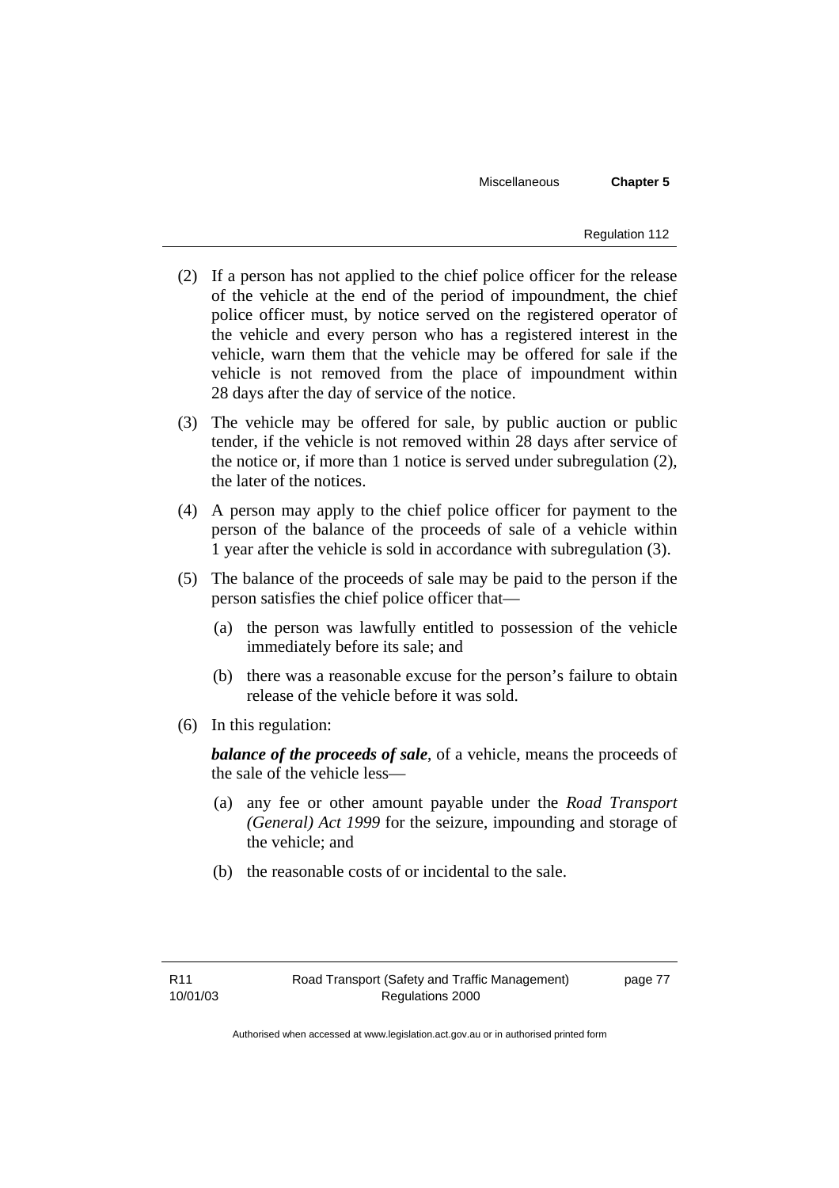(2) If a person has not applied to the chief police officer for the release of the vehicle at the end of the period of impoundment, the chief police officer must, by notice served on the registered operator of the vehicle and every person who has a registered interest in the vehicle, warn them that the vehicle may be offered for sale if the vehicle is not removed from the place of impoundment within 28 days after the day of service of the notice.

(3) The vehicle may be offered for sale, by public auction or public tender, if the vehicle is not removed within 28 days after service of the notice or, if more than 1 notice is served under subregulation (2), the later of the notices.

(4) A person may apply to the chief police officer for payment to the person of the balance of the proceeds of sale of a vehicle within 1 year after the vehicle is sold in accordance with subregulation (3).

(5) The balance of the proceeds of sale may be paid to the person if the person satisfies the chief police officer that—

(a) the person was lawfully entitled to possession of the vehicle immediately before its sale; and

(b) there was a reasonable excuse for the person's failure to obtain release of the vehicle before it was sold.

(6) In this regulation:

***balance of the proceeds of sale***, of a vehicle, means the proceeds of the sale of the vehicle less—

(a) any fee or other amount payable under the *Road Transport (General) Act 1999* for the seizure, impounding and storage of the vehicle; and

(b) the reasonable costs of or incidental to the sale.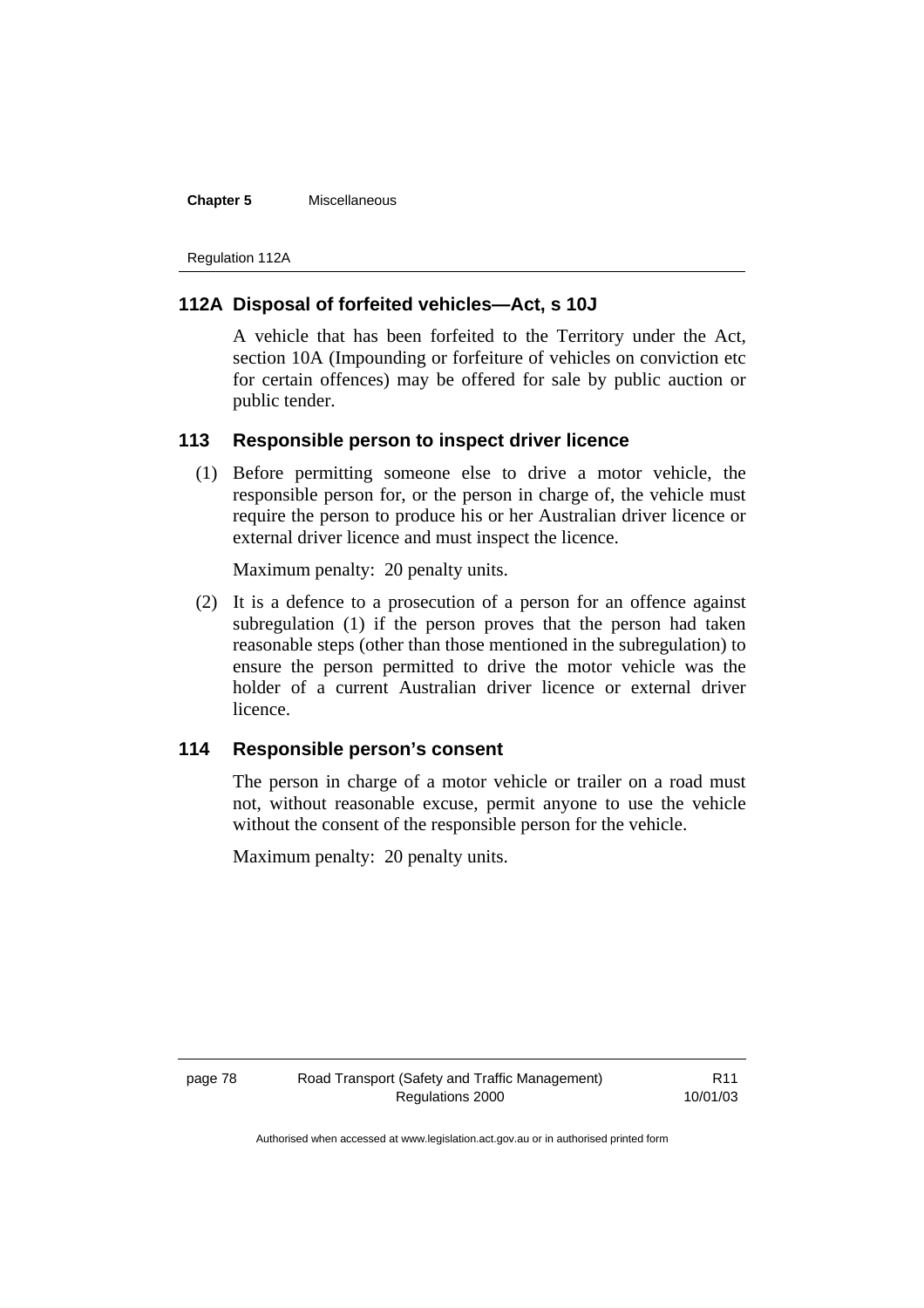### 112A Disposal of forfeited vehicles—Act, s 10J

A vehicle that has been forfeited to the Territory under the Act, section 10A (Impounding or forfeiture of vehicles on conviction etc for certain offences) may be offered for sale by public auction or public tender.

### 113 Responsible person to inspect driver licence

(1) Before permitting someone else to drive a motor vehicle, the responsible person for, or the person in charge of, the vehicle must require the person to produce his or her Australian driver licence or external driver licence and must inspect the licence.

Maximum penalty: 20 penalty units.

(2) It is a defence to a prosecution of a person for an offence against subregulation (1) if the person proves that the person had taken reasonable steps (other than those mentioned in the subregulation) to ensure the person permitted to drive the motor vehicle was the holder of a current Australian driver licence or external driver licence.

### 114 Responsible person's consent

The person in charge of a motor vehicle or trailer on a road must not, without reasonable excuse, permit anyone to use the vehicle without the consent of the responsible person for the vehicle.

Maximum penalty: 20 penalty units.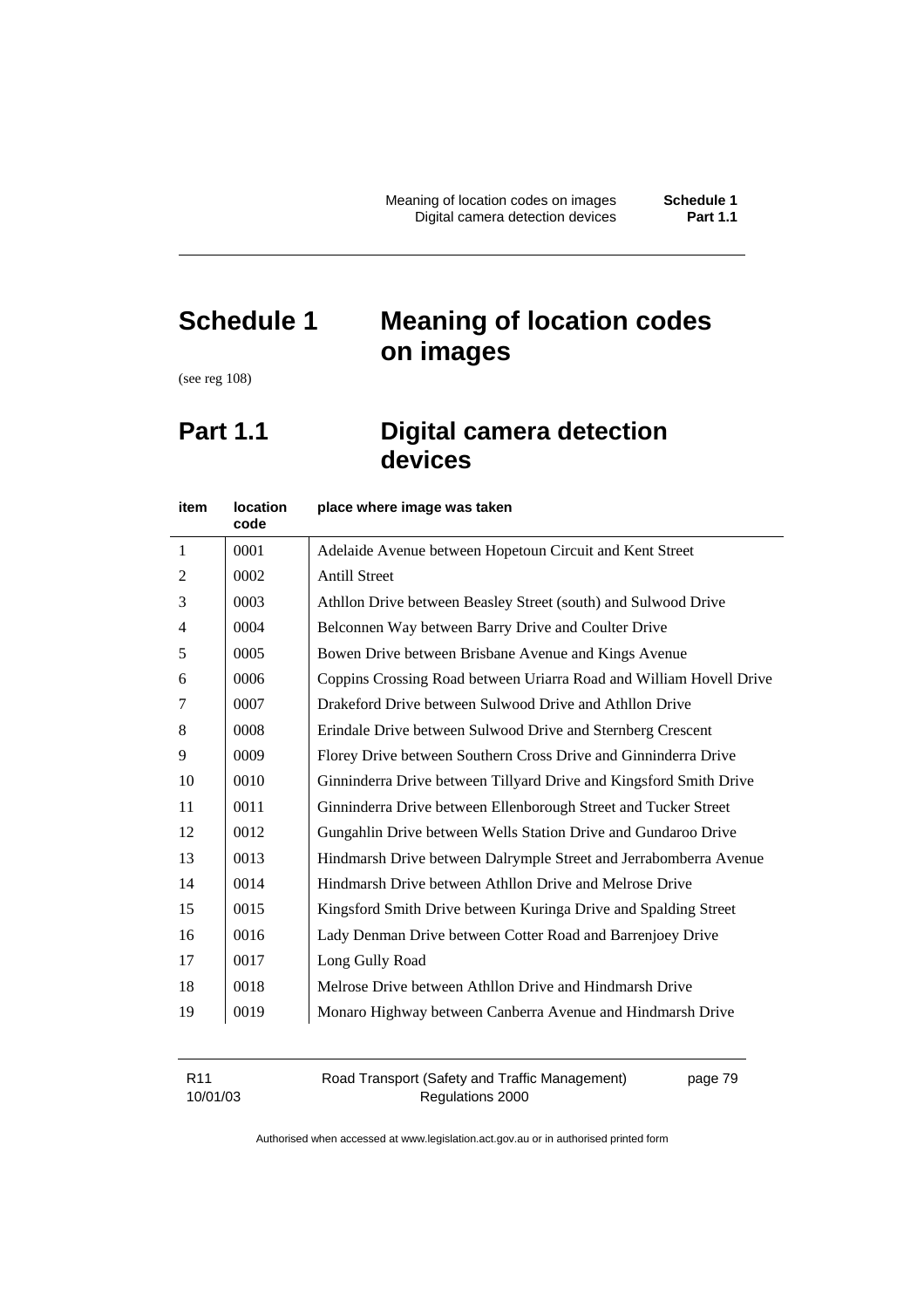# Schedule 1 Meaning of location codes on images

(see reg 108)

## Part 1.1 Digital camera detection devices

| item | location code | place where image was taken |
|---|---|---|
| 1 | 0001 | Adelaide Avenue between Hopetoun Circuit and Kent Street |
| 2 | 0002 | Antill Street |
| 3 | 0003 | Athllon Drive between Beasley Street (south) and Sulwood Drive |
| 4 | 0004 | Belconnen Way between Barry Drive and Coulter Drive |
| 5 | 0005 | Bowen Drive between Brisbane Avenue and Kings Avenue |
| 6 | 0006 | Coppins Crossing Road between Uriarra Road and William Hovell Drive |
| 7 | 0007 | Drakeford Drive between Sulwood Drive and Athllon Drive |
| 8 | 0008 | Erindale Drive between Sulwood Drive and Sternberg Crescent |
| 9 | 0009 | Florey Drive between Southern Cross Drive and Ginninderra Drive |
| 10 | 0010 | Ginninderra Drive between Tillyard Drive and Kingsford Smith Drive |
| 11 | 0011 | Ginninderra Drive between Ellenborough Street and Tucker Street |
| 12 | 0012 | Gungahlin Drive between Wells Station Drive and Gundaroo Drive |
| 13 | 0013 | Hindmarsh Drive between Dalrymple Street and Jerrabomberra Avenue |
| 14 | 0014 | Hindmarsh Drive between Athllon Drive and Melrose Drive |
| 15 | 0015 | Kingsford Smith Drive between Kuringa Drive and Spalding Street |
| 16 | 0016 | Lady Denman Drive between Cotter Road and Barrenjoey Drive |
| 17 | 0017 | Long Gully Road |
| 18 | 0018 | Melrose Drive between Athllon Drive and Hindmarsh Drive |
| 19 | 0019 | Monaro Highway between Canberra Avenue and Hindmarsh Drive |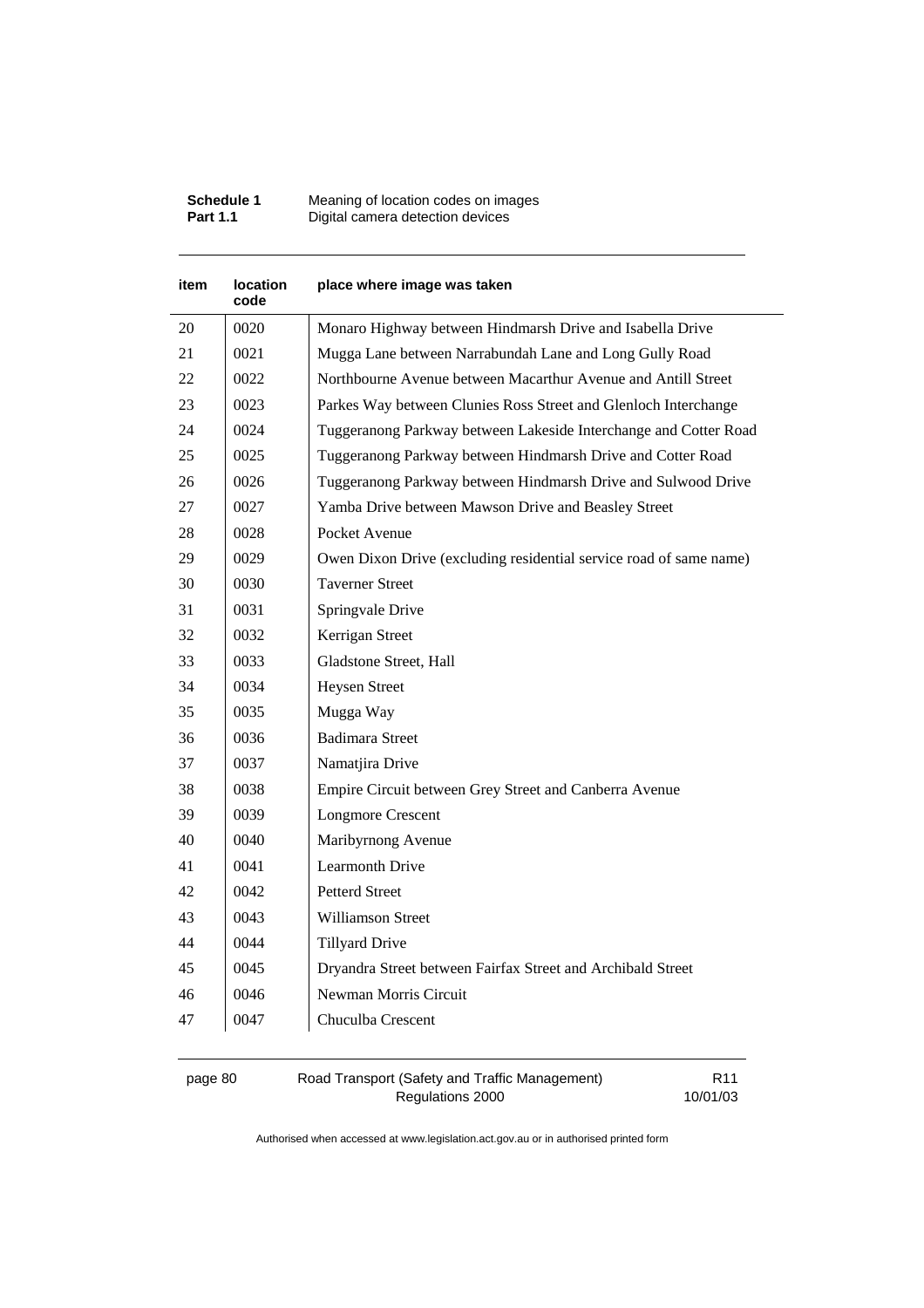| item | location code | place where image was taken |
|---|---|---|
| 20 | 0020 | Monaro Highway between Hindmarsh Drive and Isabella Drive |
| 21 | 0021 | Mugga Lane between Narrabundah Lane and Long Gully Road |
| 22 | 0022 | Northbourne Avenue between Macarthur Avenue and Antill Street |
| 23 | 0023 | Parkes Way between Clunies Ross Street and Glenloch Interchange |
| 24 | 0024 | Tuggeranong Parkway between Lakeside Interchange and Cotter Road |
| 25 | 0025 | Tuggeranong Parkway between Hindmarsh Drive and Cotter Road |
| 26 | 0026 | Tuggeranong Parkway between Hindmarsh Drive and Sulwood Drive |
| 27 | 0027 | Yamba Drive between Mawson Drive and Beasley Street |
| 28 | 0028 | Pocket Avenue |
| 29 | 0029 | Owen Dixon Drive (excluding residential service road of same name) |
| 30 | 0030 | Taverner Street |
| 31 | 0031 | Springvale Drive |
| 32 | 0032 | Kerrigan Street |
| 33 | 0033 | Gladstone Street, Hall |
| 34 | 0034 | Heysen Street |
| 35 | 0035 | Mugga Way |
| 36 | 0036 | Badimara Street |
| 37 | 0037 | Namatjira Drive |
| 38 | 0038 | Empire Circuit between Grey Street and Canberra Avenue |
| 39 | 0039 | Longmore Crescent |
| 40 | 0040 | Maribyrnong Avenue |
| 41 | 0041 | Learmonth Drive |
| 42 | 0042 | Petterd Street |
| 43 | 0043 | Williamson Street |
| 44 | 0044 | Tillyard Drive |
| 45 | 0045 | Dryandra Street between Fairfax Street and Archibald Street |
| 46 | 0046 | Newman Morris Circuit |
| 47 | 0047 | Chuculba Crescent |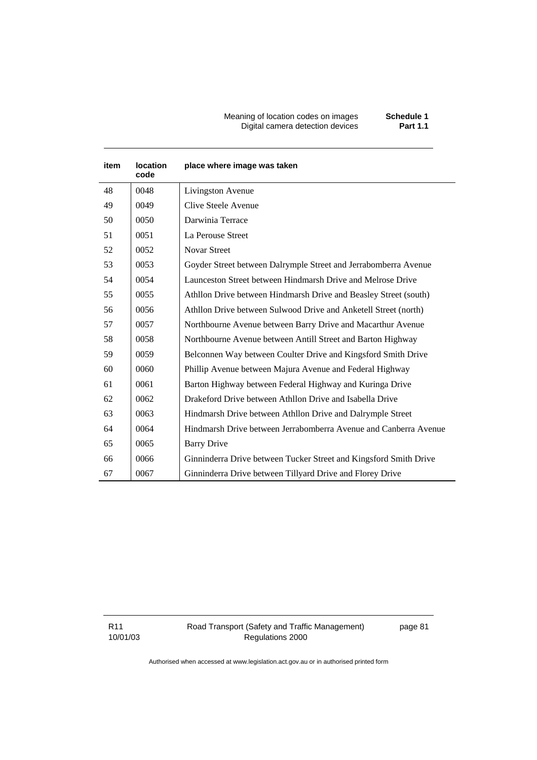| item | location code | place where image was taken |
|---|---|---|
| 48 | 0048 | Livingston Avenue |
| 49 | 0049 | Clive Steele Avenue |
| 50 | 0050 | Darwinia Terrace |
| 51 | 0051 | La Perouse Street |
| 52 | 0052 | Novar Street |
| 53 | 0053 | Goyder Street between Dalrymple Street and Jerrabomberra Avenue |
| 54 | 0054 | Launceston Street between Hindmarsh Drive and Melrose Drive |
| 55 | 0055 | Athllon Drive between Hindmarsh Drive and Beasley Street (south) |
| 56 | 0056 | Athllon Drive between Sulwood Drive and Anketell Street (north) |
| 57 | 0057 | Northbourne Avenue between Barry Drive and Macarthur Avenue |
| 58 | 0058 | Northbourne Avenue between Antill Street and Barton Highway |
| 59 | 0059 | Belconnen Way between Coulter Drive and Kingsford Smith Drive |
| 60 | 0060 | Phillip Avenue between Majura Avenue and Federal Highway |
| 61 | 0061 | Barton Highway between Federal Highway and Kuringa Drive |
| 62 | 0062 | Drakeford Drive between Athllon Drive and Isabella Drive |
| 63 | 0063 | Hindmarsh Drive between Athllon Drive and Dalrymple Street |
| 64 | 0064 | Hindmarsh Drive between Jerrabomberra Avenue and Canberra Avenue |
| 65 | 0065 | Barry Drive |
| 66 | 0066 | Ginninderra Drive between Tucker Street and Kingsford Smith Drive |
| 67 | 0067 | Ginninderra Drive between Tillyard Drive and Florey Drive |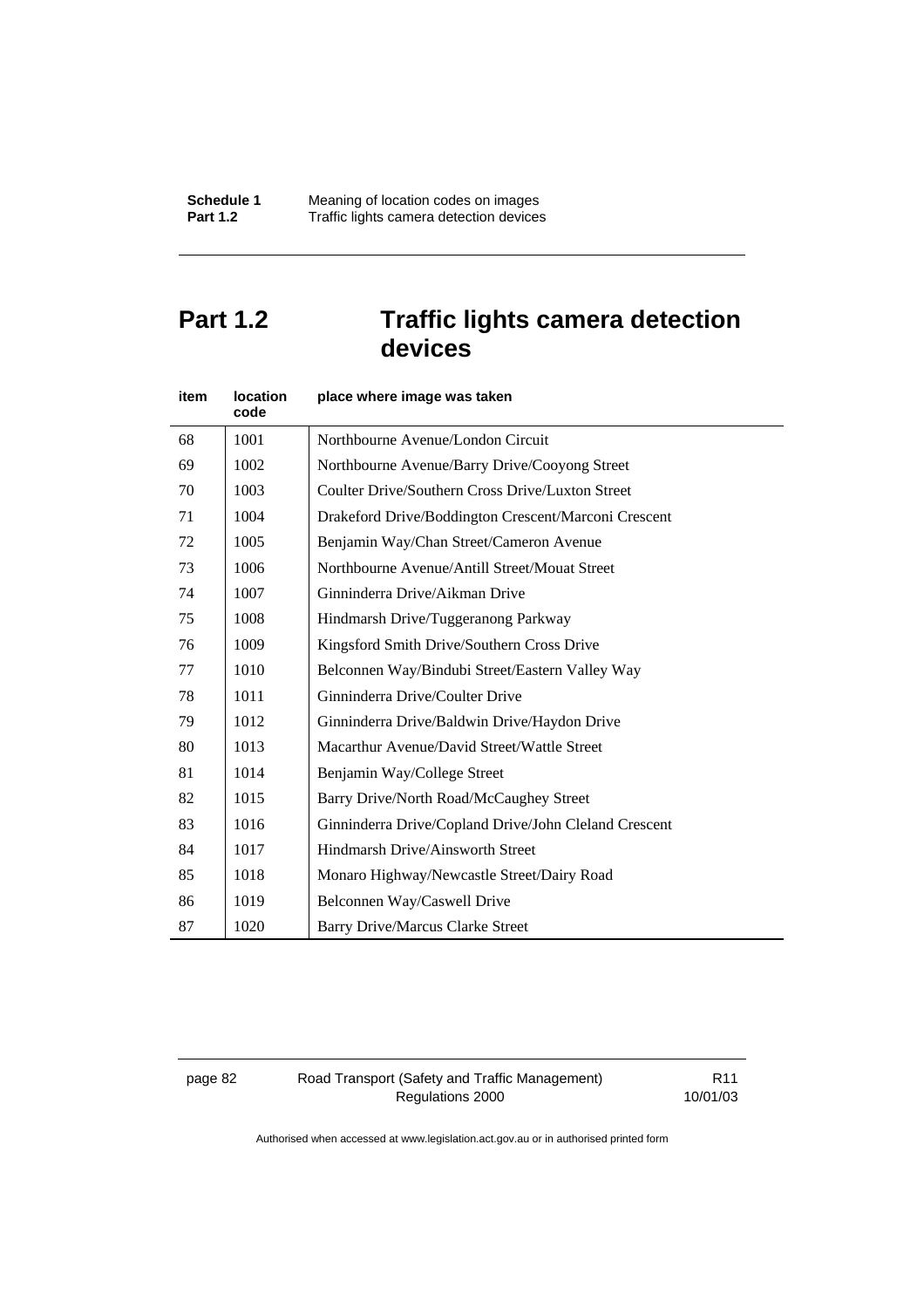## Part 1.2 Traffic lights camera detection devices

| item | location code | place where image was taken |
|---|---|---|
| 68 | 1001 | Northbourne Avenue/London Circuit |
| 69 | 1002 | Northbourne Avenue/Barry Drive/Cooyong Street |
| 70 | 1003 | Coulter Drive/Southern Cross Drive/Luxton Street |
| 71 | 1004 | Drakeford Drive/Boddington Crescent/Marconi Crescent |
| 72 | 1005 | Benjamin Way/Chan Street/Cameron Avenue |
| 73 | 1006 | Northbourne Avenue/Antill Street/Mouat Street |
| 74 | 1007 | Ginninderra Drive/Aikman Drive |
| 75 | 1008 | Hindmarsh Drive/Tuggeranong Parkway |
| 76 | 1009 | Kingsford Smith Drive/Southern Cross Drive |
| 77 | 1010 | Belconnen Way/Bindubi Street/Eastern Valley Way |
| 78 | 1011 | Ginninderra Drive/Coulter Drive |
| 79 | 1012 | Ginninderra Drive/Baldwin Drive/Haydon Drive |
| 80 | 1013 | Macarthur Avenue/David Street/Wattle Street |
| 81 | 1014 | Benjamin Way/College Street |
| 82 | 1015 | Barry Drive/North Road/McCaughey Street |
| 83 | 1016 | Ginninderra Drive/Copland Drive/John Cleland Crescent |
| 84 | 1017 | Hindmarsh Drive/Ainsworth Street |
| 85 | 1018 | Monaro Highway/Newcastle Street/Dairy Road |
| 86 | 1019 | Belconnen Way/Caswell Drive |
| 87 | 1020 | Barry Drive/Marcus Clarke Street |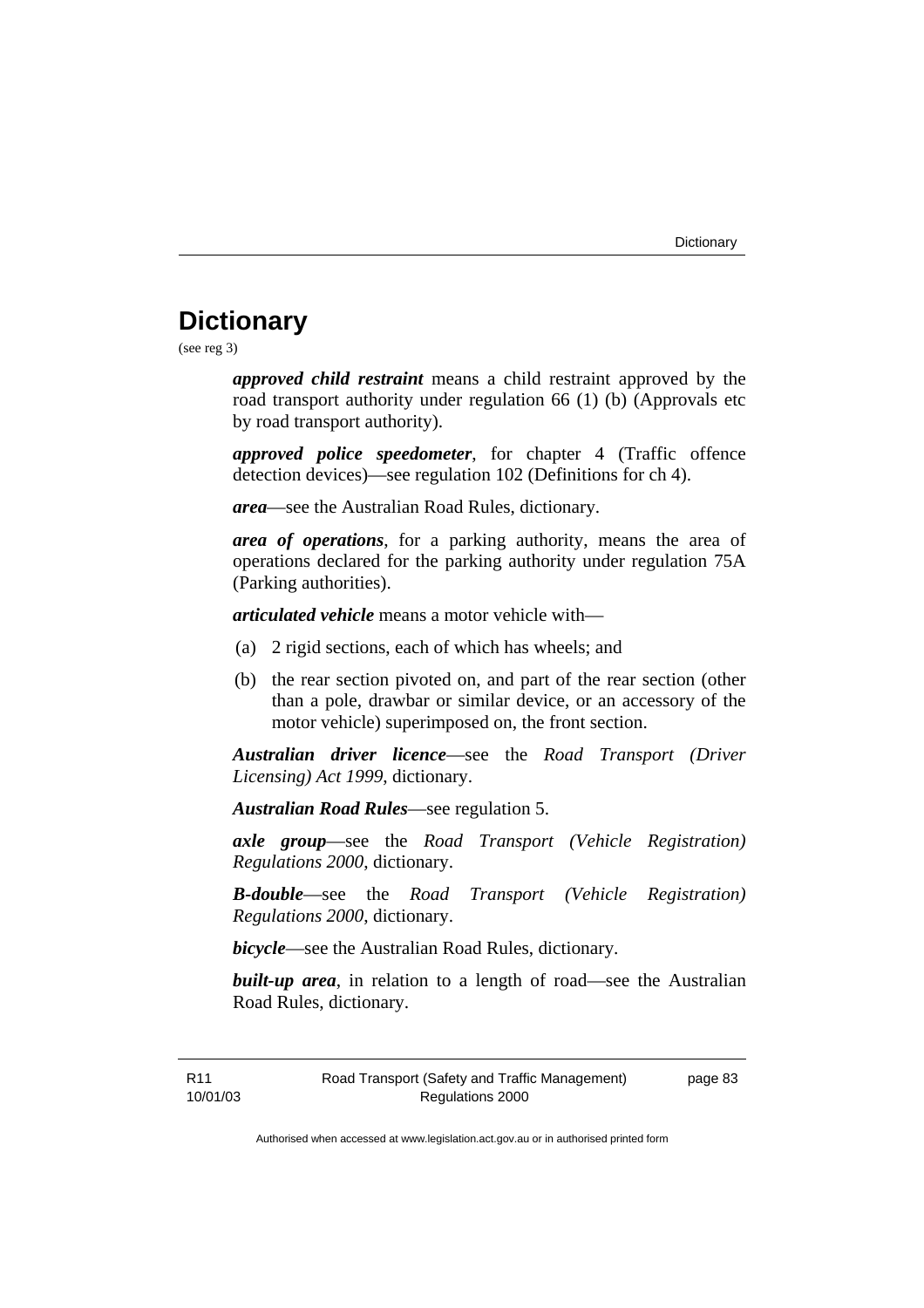# Dictionary

(see reg 3)

***approved child restraint*** means a child restraint approved by the road transport authority under regulation 66 (1) (b) (Approvals etc by road transport authority).

***approved police speedometer***, for chapter 4 (Traffic offence detection devices)—see regulation 102 (Definitions for ch 4).

***area***—see the Australian Road Rules, dictionary.

***area of operations***, for a parking authority, means the area of operations declared for the parking authority under regulation 75A (Parking authorities).

***articulated vehicle*** means a motor vehicle with—

(a) 2 rigid sections, each of which has wheels; and

(b) the rear section pivoted on, and part of the rear section (other than a pole, drawbar or similar device, or an accessory of the motor vehicle) superimposed on, the front section.

***Australian driver licence***—see the *Road Transport (Driver Licensing) Act 1999*, dictionary.

***Australian Road Rules***—see regulation 5.

***axle group***—see the *Road Transport (Vehicle Registration) Regulations 2000*, dictionary.

***B-double***—see the *Road Transport (Vehicle Registration) Regulations 2000*, dictionary.

***bicycle***—see the Australian Road Rules, dictionary.

***built-up area***, in relation to a length of road—see the Australian Road Rules, dictionary.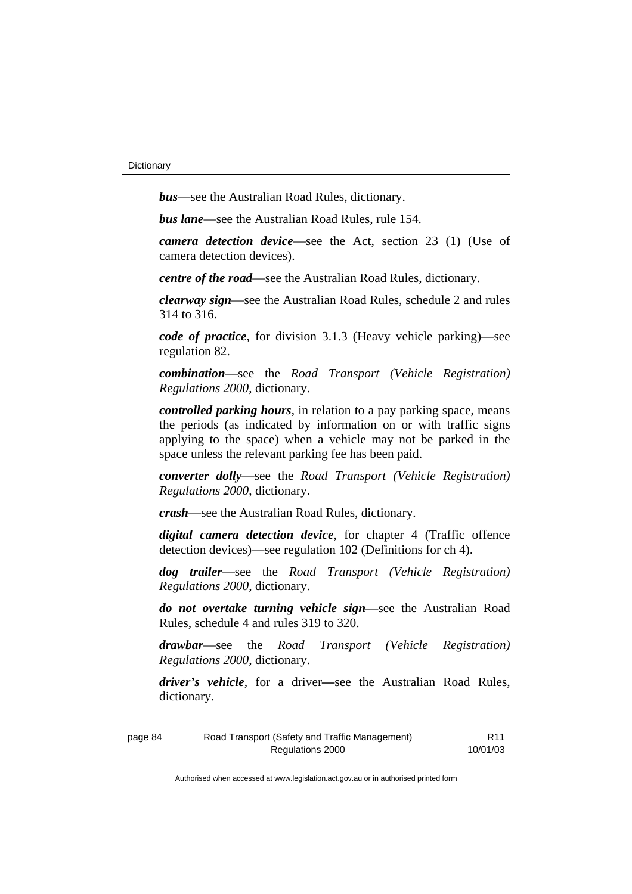***bus***—see the Australian Road Rules, dictionary.

***bus lane***—see the Australian Road Rules, rule 154.

***camera detection device***—see the Act, section 23 (1) (Use of camera detection devices).

***centre of the road***—see the Australian Road Rules, dictionary.

***clearway sign***—see the Australian Road Rules, schedule 2 and rules 314 to 316.

***code of practice***, for division 3.1.3 (Heavy vehicle parking)—see regulation 82.

***combination***—see the *Road Transport (Vehicle Registration) Regulations 2000*, dictionary.

***controlled parking hours***, in relation to a pay parking space, means the periods (as indicated by information on or with traffic signs applying to the space) when a vehicle may not be parked in the space unless the relevant parking fee has been paid.

***converter dolly***—see the *Road Transport (Vehicle Registration) Regulations 2000*, dictionary.

***crash***—see the Australian Road Rules, dictionary.

***digital camera detection device***, for chapter 4 (Traffic offence detection devices)—see regulation 102 (Definitions for ch 4).

***dog trailer***—see the *Road Transport (Vehicle Registration) Regulations 2000*, dictionary.

***do not overtake turning vehicle sign***—see the Australian Road Rules, schedule 4 and rules 319 to 320.

***drawbar***—see the *Road Transport (Vehicle Registration) Regulations 2000*, dictionary.

***driver's vehicle***, for a driver—see the Australian Road Rules, dictionary.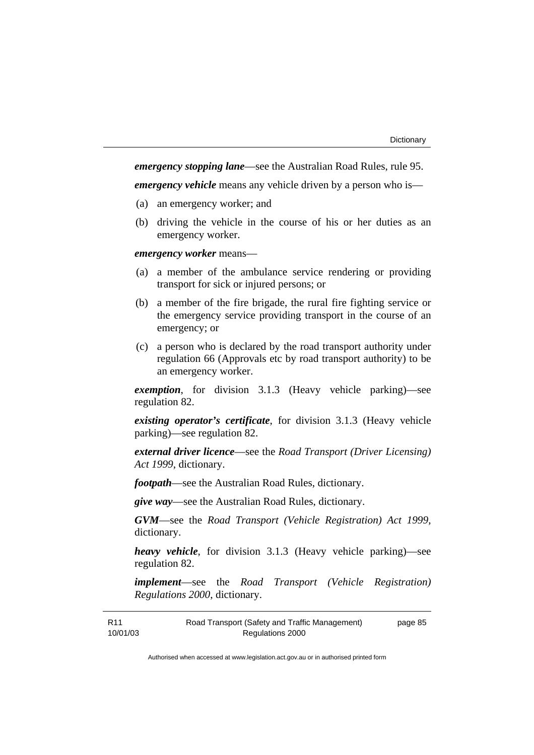***emergency stopping lane***—see the Australian Road Rules, rule 95.

***emergency vehicle*** means any vehicle driven by a person who is—

(a) an emergency worker; and

(b) driving the vehicle in the course of his or her duties as an emergency worker.

***emergency worker*** means—

(a) a member of the ambulance service rendering or providing transport for sick or injured persons; or

(b) a member of the fire brigade, the rural fire fighting service or the emergency service providing transport in the course of an emergency; or

(c) a person who is declared by the road transport authority under regulation 66 (Approvals etc by road transport authority) to be an emergency worker.

***exemption***, for division 3.1.3 (Heavy vehicle parking)—see regulation 82.

***existing operator's certificate***, for division 3.1.3 (Heavy vehicle parking)—see regulation 82.

***external driver licence***—see the *Road Transport (Driver Licensing) Act 1999*, dictionary.

***footpath***—see the Australian Road Rules, dictionary.

***give way***—see the Australian Road Rules, dictionary.

***GVM***—see the *Road Transport (Vehicle Registration) Act 1999*, dictionary.

***heavy vehicle***, for division 3.1.3 (Heavy vehicle parking)—see regulation 82.

***implement***—see the *Road Transport (Vehicle Registration) Regulations 2000*, dictionary.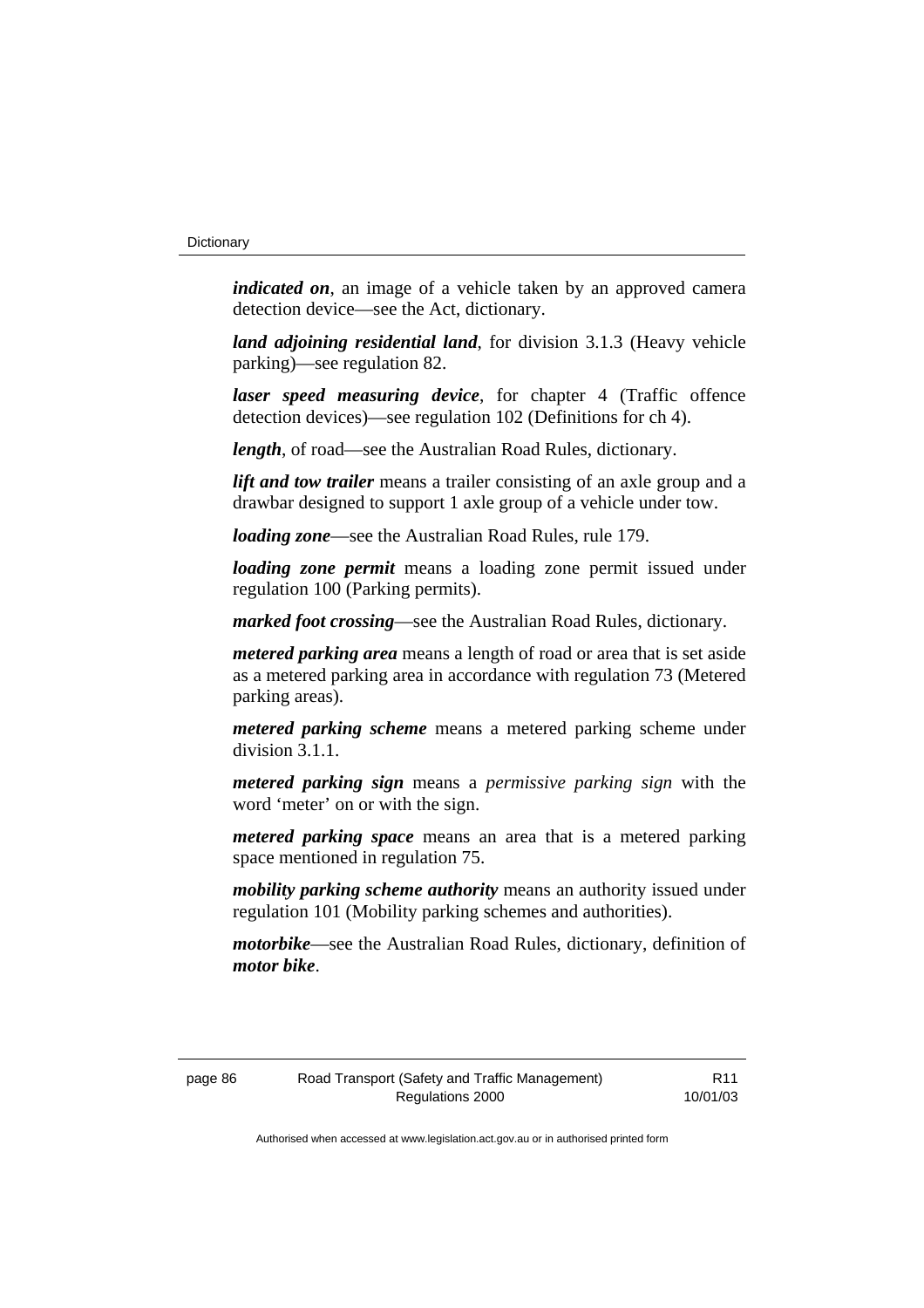***indicated on***, an image of a vehicle taken by an approved camera detection device—see the Act, dictionary.

***land adjoining residential land***, for division 3.1.3 (Heavy vehicle parking)—see regulation 82.

***laser speed measuring device***, for chapter 4 (Traffic offence detection devices)—see regulation 102 (Definitions for ch 4).

***length***, of road—see the Australian Road Rules, dictionary.

***lift and tow trailer*** means a trailer consisting of an axle group and a drawbar designed to support 1 axle group of a vehicle under tow.

***loading zone***—see the Australian Road Rules, rule 179.

***loading zone permit*** means a loading zone permit issued under regulation 100 (Parking permits).

***marked foot crossing***—see the Australian Road Rules, dictionary.

***metered parking area*** means a length of road or area that is set aside as a metered parking area in accordance with regulation 73 (Metered parking areas).

***metered parking scheme*** means a metered parking scheme under division 3.1.1.

***metered parking sign*** means a *permissive parking sign* with the word 'meter' on or with the sign.

***metered parking space*** means an area that is a metered parking space mentioned in regulation 75.

***mobility parking scheme authority*** means an authority issued under regulation 101 (Mobility parking schemes and authorities).

***motorbike***—see the Australian Road Rules, dictionary, definition of ***motor bike***.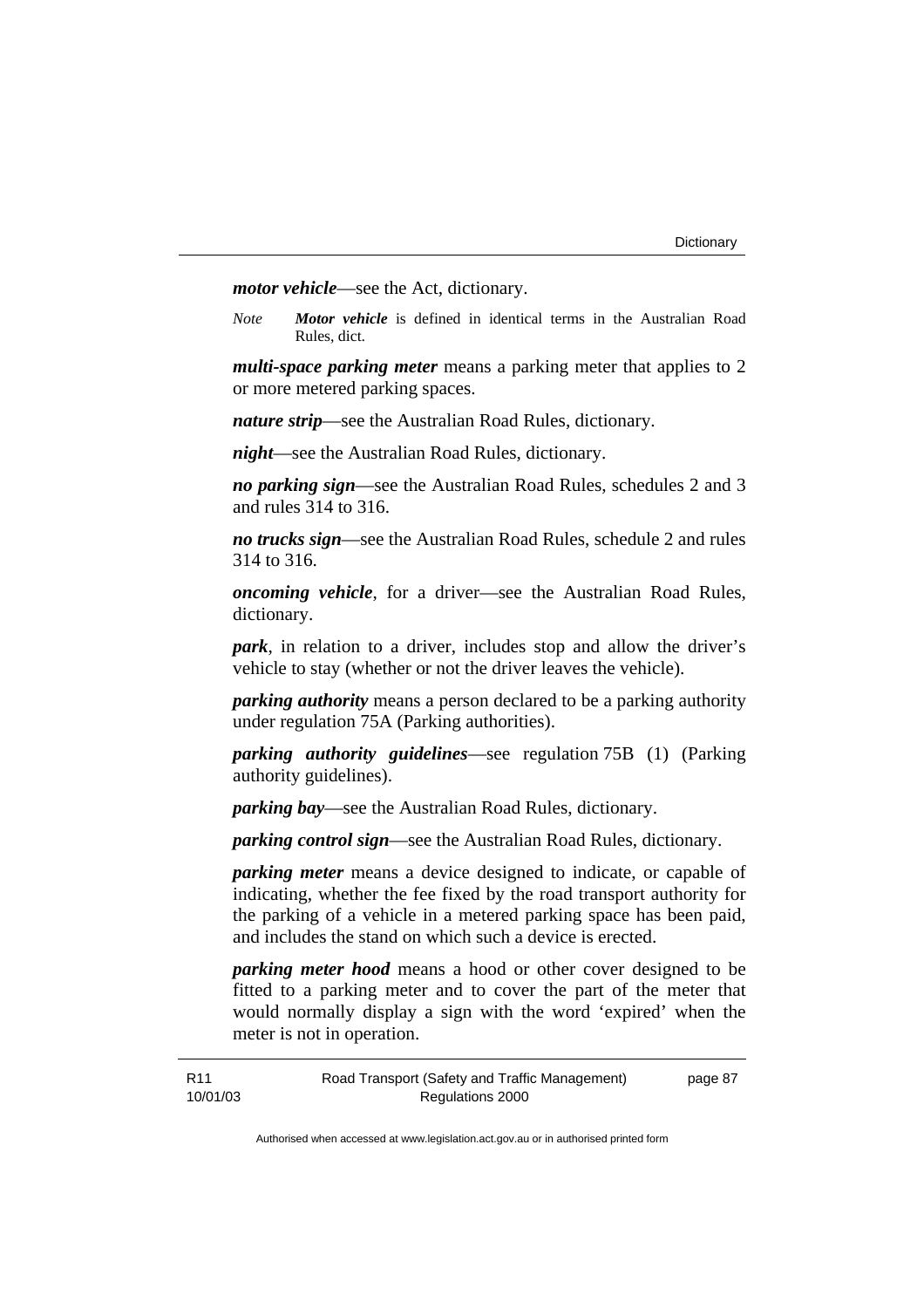***motor vehicle***—see the Act, dictionary.

*Note* ***Motor vehicle*** is defined in identical terms in the Australian Road Rules, dict.

***multi-space parking meter*** means a parking meter that applies to 2 or more metered parking spaces.

***nature strip***—see the Australian Road Rules, dictionary.

***night***—see the Australian Road Rules, dictionary.

***no parking sign***—see the Australian Road Rules, schedules 2 and 3 and rules 314 to 316.

***no trucks sign***—see the Australian Road Rules, schedule 2 and rules 314 to 316.

***oncoming vehicle***, for a driver—see the Australian Road Rules, dictionary.

***park***, in relation to a driver, includes stop and allow the driver's vehicle to stay (whether or not the driver leaves the vehicle).

***parking authority*** means a person declared to be a parking authority under regulation 75A (Parking authorities).

***parking authority guidelines***—see regulation 75B (1) (Parking authority guidelines).

***parking bay***—see the Australian Road Rules, dictionary.

***parking control sign***—see the Australian Road Rules, dictionary.

***parking meter*** means a device designed to indicate, or capable of indicating, whether the fee fixed by the road transport authority for the parking of a vehicle in a metered parking space has been paid, and includes the stand on which such a device is erected.

***parking meter hood*** means a hood or other cover designed to be fitted to a parking meter and to cover the part of the meter that would normally display a sign with the word 'expired' when the meter is not in operation.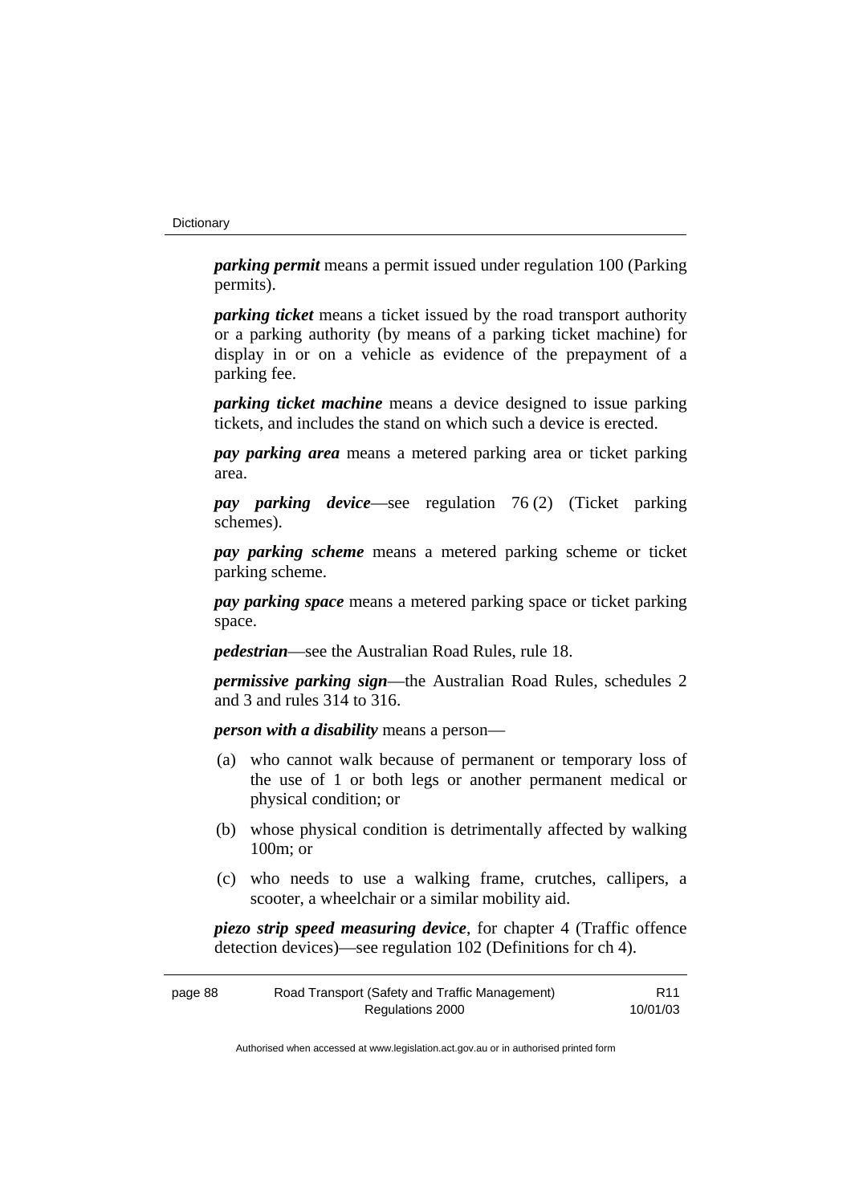***parking permit*** means a permit issued under regulation 100 (Parking permits).

***parking ticket*** means a ticket issued by the road transport authority or a parking authority (by means of a parking ticket machine) for display in or on a vehicle as evidence of the prepayment of a parking fee.

***parking ticket machine*** means a device designed to issue parking tickets, and includes the stand on which such a device is erected.

***pay parking area*** means a metered parking area or ticket parking area.

***pay parking device***—see regulation 76 (2) (Ticket parking schemes).

***pay parking scheme*** means a metered parking scheme or ticket parking scheme.

***pay parking space*** means a metered parking space or ticket parking space.

***pedestrian***—see the Australian Road Rules, rule 18.

***permissive parking sign***—the Australian Road Rules, schedules 2 and 3 and rules 314 to 316.

***person with a disability*** means a person—

(a) who cannot walk because of permanent or temporary loss of the use of 1 or both legs or another permanent medical or physical condition; or

(b) whose physical condition is detrimentally affected by walking 100m; or

(c) who needs to use a walking frame, crutches, callipers, a scooter, a wheelchair or a similar mobility aid.

***piezo strip speed measuring device***, for chapter 4 (Traffic offence detection devices)—see regulation 102 (Definitions for ch 4).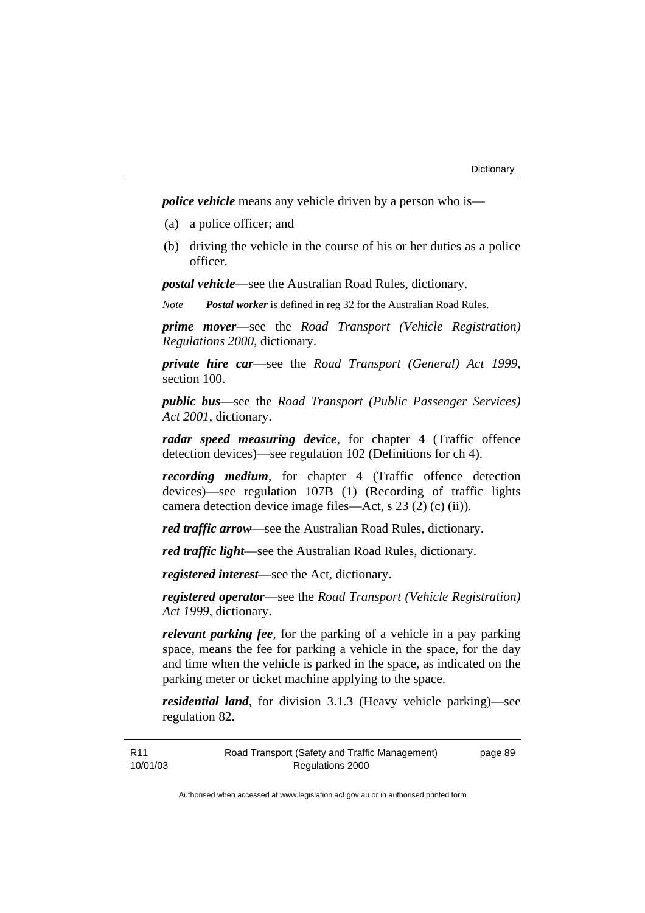***police vehicle*** means any vehicle driven by a person who is—

(a) a police officer; and

(b) driving the vehicle in the course of his or her duties as a police officer.

***postal vehicle***—see the Australian Road Rules, dictionary.

*Note* ***Postal worker*** is defined in reg 32 for the Australian Road Rules.

***prime mover***—see the *Road Transport (Vehicle Registration) Regulations 2000*, dictionary.

***private hire car***—see the *Road Transport (General) Act 1999*, section 100.

***public bus***—see the *Road Transport (Public Passenger Services) Act 2001*, dictionary.

***radar speed measuring device***, for chapter 4 (Traffic offence detection devices)—see regulation 102 (Definitions for ch 4).

***recording medium***, for chapter 4 (Traffic offence detection devices)—see regulation 107B (1) (Recording of traffic lights camera detection device image files—Act, s 23 (2) (c) (ii)).

***red traffic arrow***—see the Australian Road Rules, dictionary.

***red traffic light***—see the Australian Road Rules, dictionary.

***registered interest***—see the Act, dictionary.

***registered operator***—see the *Road Transport (Vehicle Registration) Act 1999*, dictionary.

***relevant parking fee***, for the parking of a vehicle in a pay parking space, means the fee for parking a vehicle in the space, for the day and time when the vehicle is parked in the space, as indicated on the parking meter or ticket machine applying to the space.

***residential land***, for division 3.1.3 (Heavy vehicle parking)—see regulation 82.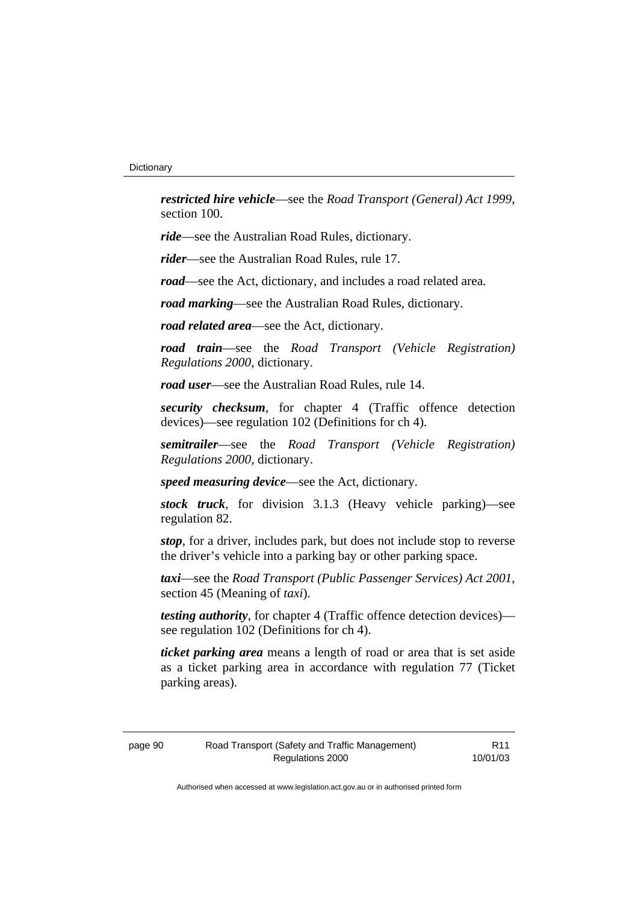***restricted hire vehicle***—see the *Road Transport (General) Act 1999*, section 100.

***ride***—see the Australian Road Rules, dictionary.

***rider***—see the Australian Road Rules, rule 17.

***road***—see the Act, dictionary, and includes a road related area.

***road marking***—see the Australian Road Rules, dictionary.

***road related area***—see the Act, dictionary.

***road train***—see the *Road Transport (Vehicle Registration) Regulations 2000*, dictionary.

***road user***—see the Australian Road Rules, rule 14.

***security checksum***, for chapter 4 (Traffic offence detection devices)—see regulation 102 (Definitions for ch 4).

***semitrailer***—see the *Road Transport (Vehicle Registration) Regulations 2000*, dictionary.

***speed measuring device***—see the Act, dictionary.

***stock truck***, for division 3.1.3 (Heavy vehicle parking)—see regulation 82.

***stop***, for a driver, includes park, but does not include stop to reverse the driver's vehicle into a parking bay or other parking space.

***taxi***—see the *Road Transport (Public Passenger Services) Act 2001*, section 45 (Meaning of *taxi*).

***testing authority***, for chapter 4 (Traffic offence detection devices)—see regulation 102 (Definitions for ch 4).

***ticket parking area*** means a length of road or area that is set aside as a ticket parking area in accordance with regulation 77 (Ticket parking areas).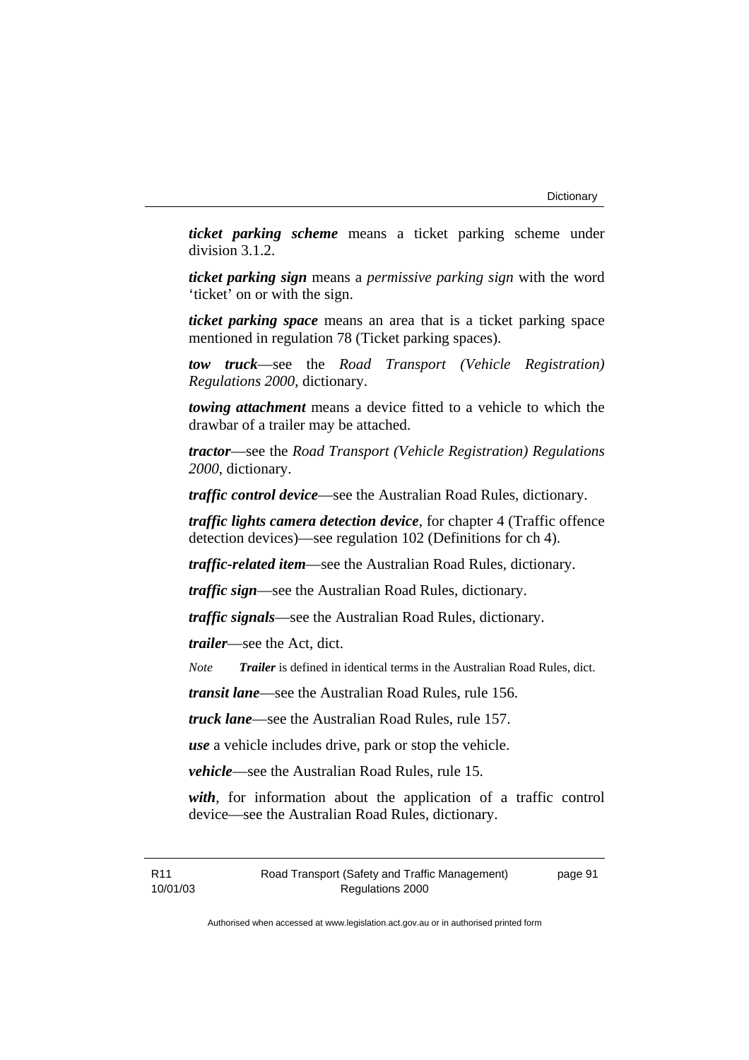***ticket parking scheme*** means a ticket parking scheme under division 3.1.2.

***ticket parking sign*** means a *permissive parking sign* with the word 'ticket' on or with the sign.

***ticket parking space*** means an area that is a ticket parking space mentioned in regulation 78 (Ticket parking spaces).

***tow truck***—see the *Road Transport (Vehicle Registration) Regulations 2000*, dictionary.

***towing attachment*** means a device fitted to a vehicle to which the drawbar of a trailer may be attached.

***tractor***—see the *Road Transport (Vehicle Registration) Regulations 2000*, dictionary.

***traffic control device***—see the Australian Road Rules, dictionary.

***traffic lights camera detection device***, for chapter 4 (Traffic offence detection devices)—see regulation 102 (Definitions for ch 4).

***traffic-related item***—see the Australian Road Rules, dictionary.

***traffic sign***—see the Australian Road Rules, dictionary.

***traffic signals***—see the Australian Road Rules, dictionary.

***trailer***—see the Act, dict.

*Note* ***Trailer*** is defined in identical terms in the Australian Road Rules, dict.

***transit lane***—see the Australian Road Rules, rule 156.

***truck lane***—see the Australian Road Rules, rule 157.

***use*** a vehicle includes drive, park or stop the vehicle.

***vehicle***—see the Australian Road Rules, rule 15.

***with***, for information about the application of a traffic control device—see the Australian Road Rules, dictionary.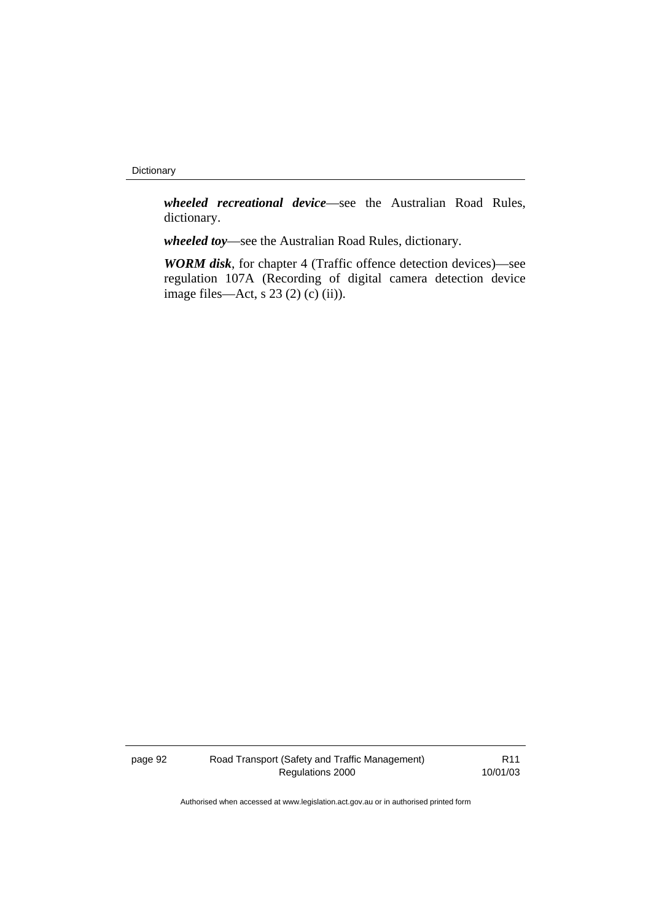***wheeled recreational device***—see the Australian Road Rules, dictionary.

***wheeled toy***—see the Australian Road Rules, dictionary.

***WORM disk***, for chapter 4 (Traffic offence detection devices)—see regulation 107A (Recording of digital camera detection device image files—Act, s 23 (2) (c) (ii)).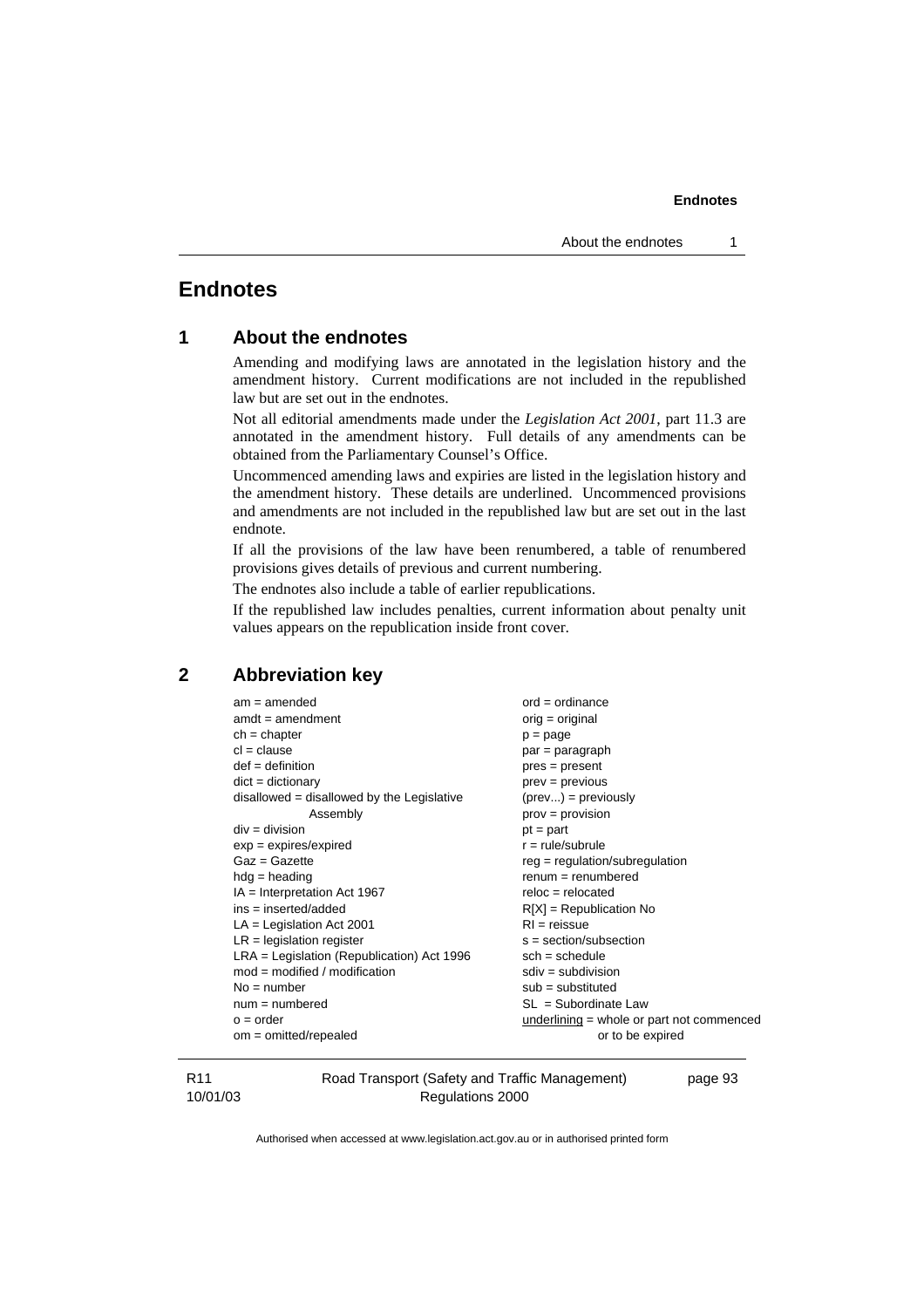# Endnotes

## 1 About the endnotes

Amending and modifying laws are annotated in the legislation history and the amendment history. Current modifications are not included in the republished law but are set out in the endnotes.

Not all editorial amendments made under the *Legislation Act 2001*, part 11.3 are annotated in the amendment history. Full details of any amendments can be obtained from the Parliamentary Counsel's Office.

Uncommenced amending laws and expiries are listed in the legislation history and the amendment history. These details are underlined. Uncommenced provisions and amendments are not included in the republished law but are set out in the last endnote.

If all the provisions of the law have been renumbered, a table of renumbered provisions gives details of previous and current numbering.

The endnotes also include a table of earlier republications.

If the republished law includes penalties, current information about penalty unit values appears on the republication inside front cover.

## 2 Abbreviation key

am = amended
amdt = amendment
ch = chapter
cl = clause
def = definition
dict = dictionary
disallowed = disallowed by the Legislative Assembly
div = division
exp = expires/expired
Gaz = Gazette
hdg = heading
IA = Interpretation Act 1967
ins = inserted/added
LA = Legislation Act 2001
LR = legislation register
LRA = Legislation (Republication) Act 1996
mod = modified / modification
No = number
num = numbered
o = order
om = omitted/repealed
ord = ordinance
orig = original
p = page
par = paragraph
pres = present
prev = previous
(prev...) = previously
prov = provision
pt = part
r = rule/subrule
reg = regulation/subregulation
renum = renumbered
reloc = relocated
R[X] = Republication No
RI = reissue
s = section/subsection
sch = schedule
sdiv = subdivision
sub = substituted
SL = Subordinate Law
<u>underlining</u> = whole or part not commenced or to be expired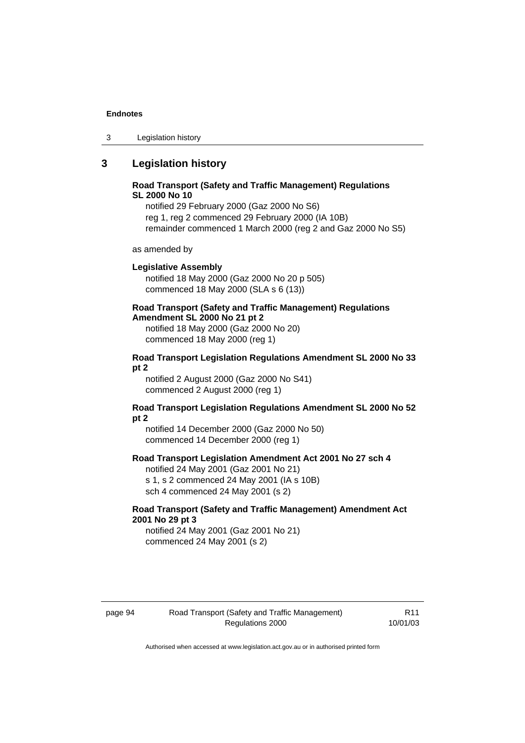## 3 Legislation history

**Road Transport (Safety and Traffic Management) Regulations SL 2000 No 10**

notified 29 February 2000 (Gaz 2000 No S6)
reg 1, reg 2 commenced 29 February 2000 (IA 10B)
remainder commenced 1 March 2000 (reg 2 and Gaz 2000 No S5)

as amended by

**Legislative Assembly**

notified 18 May 2000 (Gaz 2000 No 20 p 505)
commenced 18 May 2000 (SLA s 6 (13))

**Road Transport (Safety and Traffic Management) Regulations Amendment SL 2000 No 21 pt 2**

notified 18 May 2000 (Gaz 2000 No 20)
commenced 18 May 2000 (reg 1)

**Road Transport Legislation Regulations Amendment SL 2000 No 33 pt 2**

notified 2 August 2000 (Gaz 2000 No S41)
commenced 2 August 2000 (reg 1)

**Road Transport Legislation Regulations Amendment SL 2000 No 52 pt 2**

notified 14 December 2000 (Gaz 2000 No 50)
commenced 14 December 2000 (reg 1)

**Road Transport Legislation Amendment Act 2001 No 27 sch 4**

notified 24 May 2001 (Gaz 2001 No 21)
s 1, s 2 commenced 24 May 2001 (IA s 10B)
sch 4 commenced 24 May 2001 (s 2)

**Road Transport (Safety and Traffic Management) Amendment Act 2001 No 29 pt 3**

notified 24 May 2001 (Gaz 2001 No 21)
commenced 24 May 2001 (s 2)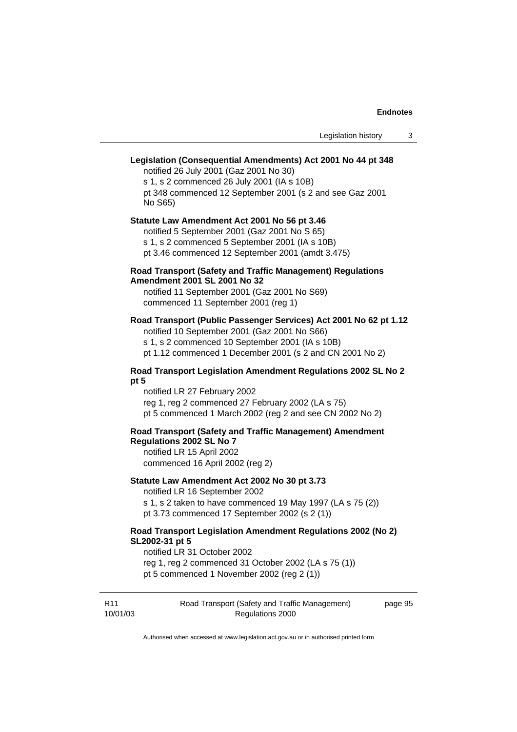**Legislation (Consequential Amendments) Act 2001 No 44 pt 348**

notified 26 July 2001 (Gaz 2001 No 30)

s 1, s 2 commenced 26 July 2001 (IA s 10B)

pt 348 commenced 12 September 2001 (s 2 and see Gaz 2001 No S65)

**Statute Law Amendment Act 2001 No 56 pt 3.46**

notified 5 September 2001 (Gaz 2001 No S 65)

s 1, s 2 commenced 5 September 2001 (IA s 10B)

pt 3.46 commenced 12 September 2001 (amdt 3.475)

**Road Transport (Safety and Traffic Management) Regulations Amendment 2001 SL 2001 No 32**

notified 11 September 2001 (Gaz 2001 No S69)

commenced 11 September 2001 (reg 1)

**Road Transport (Public Passenger Services) Act 2001 No 62 pt 1.12**

notified 10 September 2001 (Gaz 2001 No S66)

s 1, s 2 commenced 10 September 2001 (IA s 10B)

pt 1.12 commenced 1 December 2001 (s 2 and CN 2001 No 2)

**Road Transport Legislation Amendment Regulations 2002 SL No 2 pt 5**

notified LR 27 February 2002

reg 1, reg 2 commenced 27 February 2002 (LA s 75)

pt 5 commenced 1 March 2002 (reg 2 and see CN 2002 No 2)

**Road Transport (Safety and Traffic Management) Amendment Regulations 2002 SL No 7**

notified LR 15 April 2002

commenced 16 April 2002 (reg 2)

**Statute Law Amendment Act 2002 No 30 pt 3.73**

notified LR 16 September 2002

s 1, s 2 taken to have commenced 19 May 1997 (LA s 75 (2))

pt 3.73 commenced 17 September 2002 (s 2 (1))

**Road Transport Legislation Amendment Regulations 2002 (No 2) SL2002-31 pt 5**

notified LR 31 October 2002

reg 1, reg 2 commenced 31 October 2002 (LA s 75 (1))

pt 5 commenced 1 November 2002 (reg 2 (1))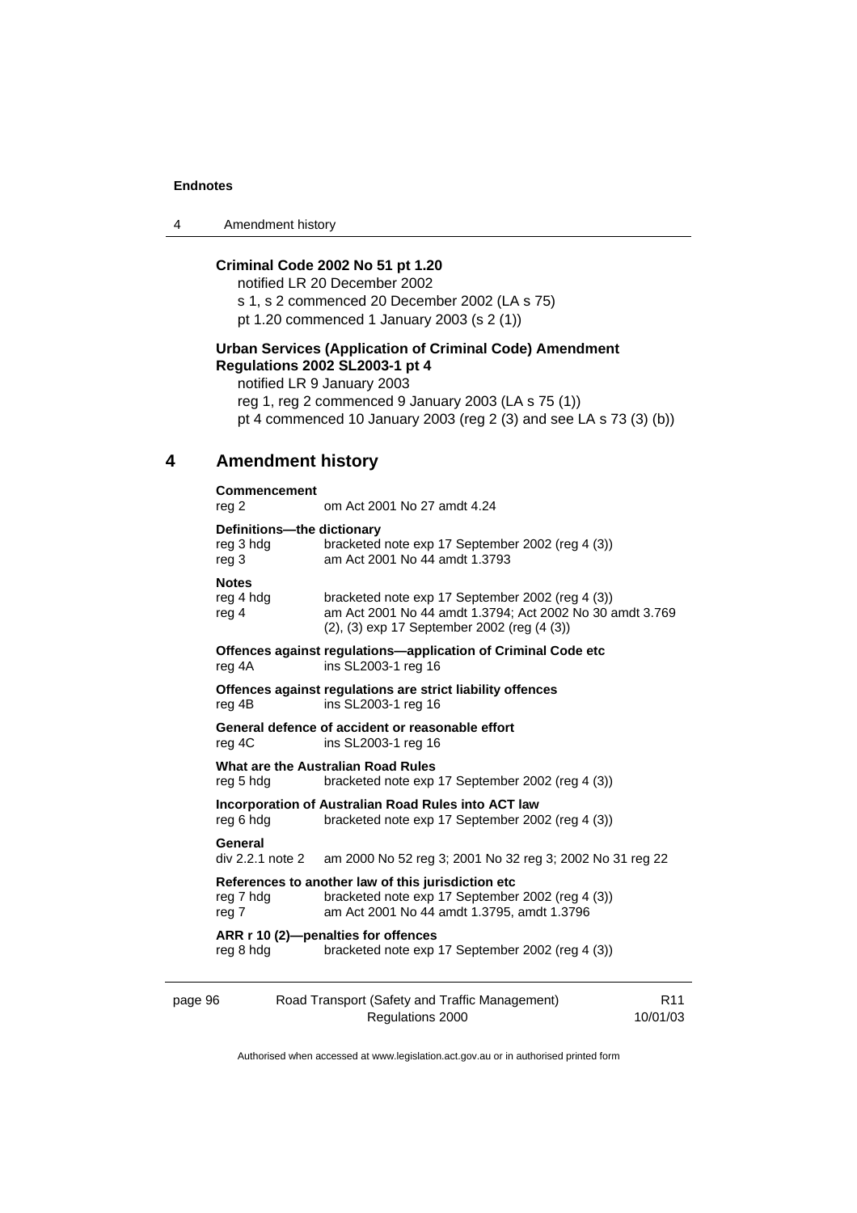**Criminal Code 2002 No 51 pt 1.20**

notified LR 20 December 2002

s 1, s 2 commenced 20 December 2002 (LA s 75)

pt 1.20 commenced 1 January 2003 (s 2 (1))

**Urban Services (Application of Criminal Code) Amendment Regulations 2002 SL2003-1 pt 4**

notified LR 9 January 2003

reg 1, reg 2 commenced 9 January 2003 (LA s 75 (1))

pt 4 commenced 10 January 2003 (reg 2 (3) and see LA s 73 (3) (b))

## 4 Amendment history

**Commencement**

reg 2 — om Act 2001 No 27 amdt 4.24

**Definitions—the dictionary**

reg 3 hdg — bracketed note exp 17 September 2002 (reg 4 (3))

reg 3 — am Act 2001 No 44 amdt 1.3793

**Notes**

reg 4 hdg — bracketed note exp 17 September 2002 (reg 4 (3))

reg 4 — am Act 2001 No 44 amdt 1.3794; Act 2002 No 30 amdt 3.769 (2), (3) exp 17 September 2002 (reg (4 (3))

**Offences against regulations—application of Criminal Code etc**

reg 4A — ins SL2003-1 reg 16

**Offences against regulations are strict liability offences**

reg 4B — ins SL2003-1 reg 16

**General defence of accident or reasonable effort**

reg 4C — ins SL2003-1 reg 16

**What are the Australian Road Rules**

reg 5 hdg — bracketed note exp 17 September 2002 (reg 4 (3))

**Incorporation of Australian Road Rules into ACT law**

reg 6 hdg — bracketed note exp 17 September 2002 (reg 4 (3))

**General**

div 2.2.1 note 2 — am 2000 No 52 reg 3; 2001 No 32 reg 3; 2002 No 31 reg 22

**References to another law of this jurisdiction etc**

reg 7 hdg — bracketed note exp 17 September 2002 (reg 4 (3))

reg 7 — am Act 2001 No 44 amdt 1.3795, amdt 1.3796

**ARR r 10 (2)—penalties for offences**

reg 8 hdg — bracketed note exp 17 September 2002 (reg 4 (3))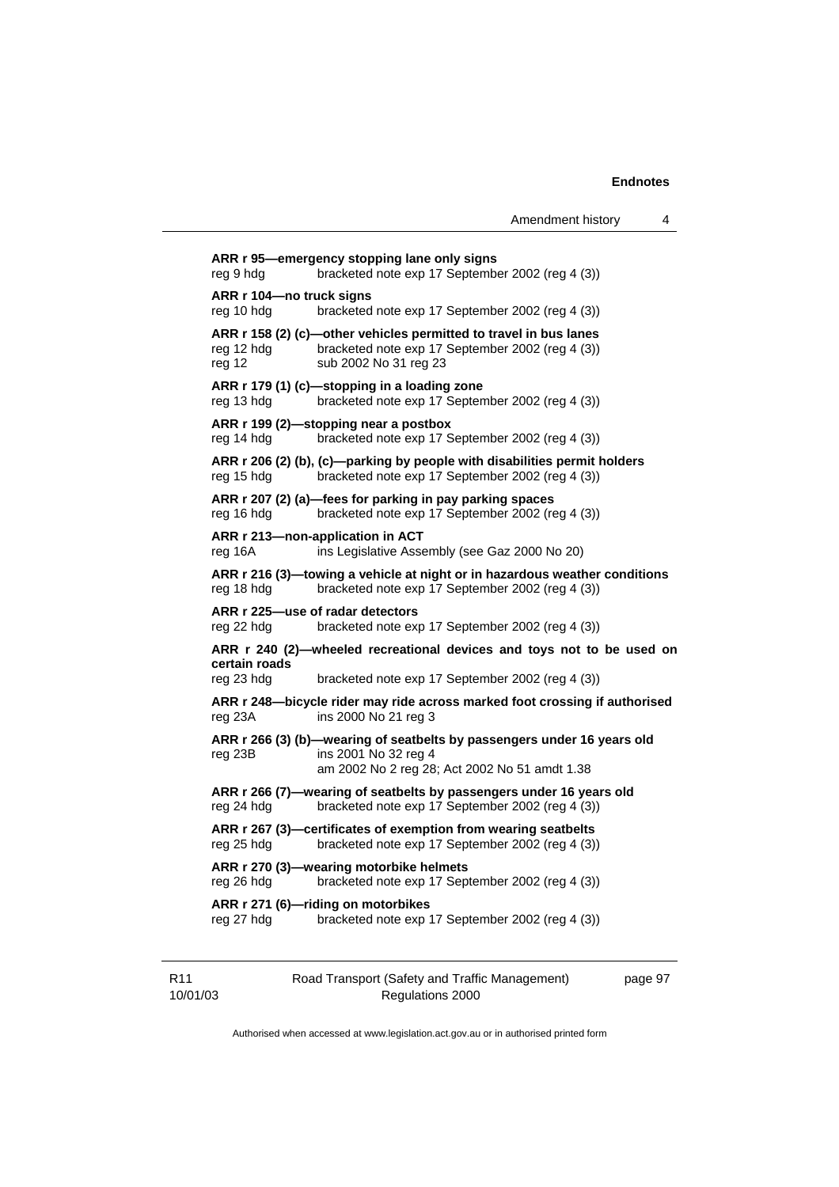**ARR r 95—emergency stopping lane only signs**
reg 9 hdg bracketed note exp 17 September 2002 (reg 4 (3))

**ARR r 104—no truck signs**
reg 10 hdg bracketed note exp 17 September 2002 (reg 4 (3))

**ARR r 158 (2) (c)—other vehicles permitted to travel in bus lanes**
reg 12 hdg bracketed note exp 17 September 2002 (reg 4 (3))
reg 12 sub 2002 No 31 reg 23

**ARR r 179 (1) (c)—stopping in a loading zone**
reg 13 hdg bracketed note exp 17 September 2002 (reg 4 (3))

**ARR r 199 (2)—stopping near a postbox**
reg 14 hdg bracketed note exp 17 September 2002 (reg 4 (3))

**ARR r 206 (2) (b), (c)—parking by people with disabilities permit holders**
reg 15 hdg bracketed note exp 17 September 2002 (reg 4 (3))

**ARR r 207 (2) (a)—fees for parking in pay parking spaces**
reg 16 hdg bracketed note exp 17 September 2002 (reg 4 (3))

**ARR r 213—non-application in ACT**
reg 16A ins Legislative Assembly (see Gaz 2000 No 20)

**ARR r 216 (3)—towing a vehicle at night or in hazardous weather conditions**
reg 18 hdg bracketed note exp 17 September 2002 (reg 4 (3))

**ARR r 225—use of radar detectors**
reg 22 hdg bracketed note exp 17 September 2002 (reg 4 (3))

**ARR r 240 (2)—wheeled recreational devices and toys not to be used on certain roads**
reg 23 hdg bracketed note exp 17 September 2002 (reg 4 (3))

**ARR r 248—bicycle rider may ride across marked foot crossing if authorised**
reg 23A ins 2000 No 21 reg 3

**ARR r 266 (3) (b)—wearing of seatbelts by passengers under 16 years old**
reg 23B ins 2001 No 32 reg 4
am 2002 No 2 reg 28; Act 2002 No 51 amdt 1.38

**ARR r 266 (7)—wearing of seatbelts by passengers under 16 years old**
reg 24 hdg bracketed note exp 17 September 2002 (reg 4 (3))

**ARR r 267 (3)—certificates of exemption from wearing seatbelts**
reg 25 hdg bracketed note exp 17 September 2002 (reg 4 (3))

**ARR r 270 (3)—wearing motorbike helmets**
reg 26 hdg bracketed note exp 17 September 2002 (reg 4 (3))

**ARR r 271 (6)—riding on motorbikes**
reg 27 hdg bracketed note exp 17 September 2002 (reg 4 (3))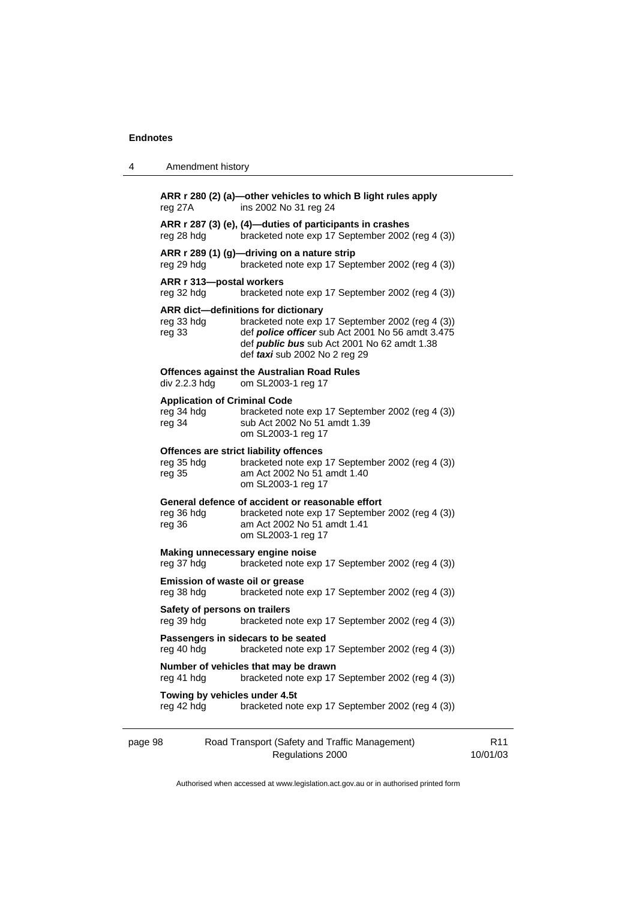**ARR r 280 (2) (a)—other vehicles to which B light rules apply**
reg 27A ins 2002 No 31 reg 24

**ARR r 287 (3) (e), (4)—duties of participants in crashes**
reg 28 hdg bracketed note exp 17 September 2002 (reg 4 (3))

**ARR r 289 (1) (g)—driving on a nature strip**
reg 29 hdg bracketed note exp 17 September 2002 (reg 4 (3))

**ARR r 313—postal workers**
reg 32 hdg bracketed note exp 17 September 2002 (reg 4 (3))

**ARR dict—definitions for dictionary**
reg 33 hdg bracketed note exp 17 September 2002 (reg 4 (3))
reg 33 def ***police officer*** sub Act 2001 No 56 amdt 3.475
def ***public bus*** sub Act 2001 No 62 amdt 1.38
def ***taxi*** sub 2002 No 2 reg 29

**Offences against the Australian Road Rules**
div 2.2.3 hdg om SL2003-1 reg 17

**Application of Criminal Code**
reg 34 hdg bracketed note exp 17 September 2002 (reg 4 (3))
reg 34 sub Act 2002 No 51 amdt 1.39
om SL2003-1 reg 17

**Offences are strict liability offences**
reg 35 hdg bracketed note exp 17 September 2002 (reg 4 (3))
reg 35 am Act 2002 No 51 amdt 1.40
om SL2003-1 reg 17

**General defence of accident or reasonable effort**
reg 36 hdg bracketed note exp 17 September 2002 (reg 4 (3))
reg 36 am Act 2002 No 51 amdt 1.41
om SL2003-1 reg 17

**Making unnecessary engine noise**
reg 37 hdg bracketed note exp 17 September 2002 (reg 4 (3))

**Emission of waste oil or grease**
reg 38 hdg bracketed note exp 17 September 2002 (reg 4 (3))

**Safety of persons on trailers**
reg 39 hdg bracketed note exp 17 September 2002 (reg 4 (3))

**Passengers in sidecars to be seated**
reg 40 hdg bracketed note exp 17 September 2002 (reg 4 (3))

**Number of vehicles that may be drawn**
reg 41 hdg bracketed note exp 17 September 2002 (reg 4 (3))

**Towing by vehicles under 4.5t**
reg 42 hdg bracketed note exp 17 September 2002 (reg 4 (3))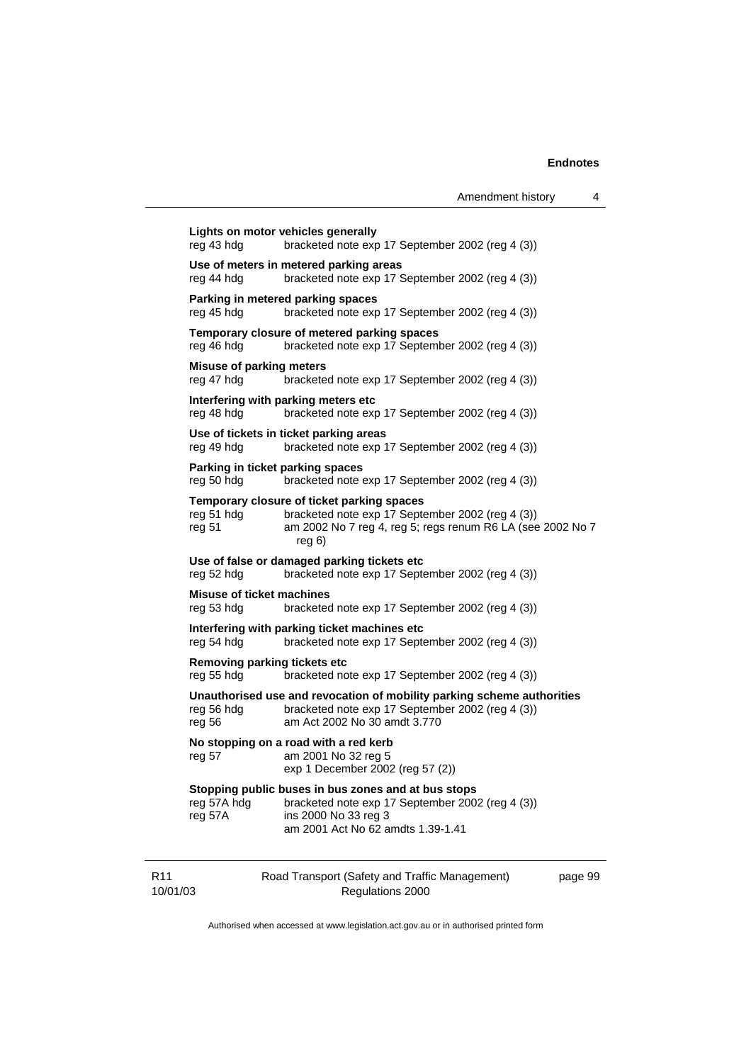**Lights on motor vehicles generally**
reg 43 hdg bracketed note exp 17 September 2002 (reg 4 (3))

**Use of meters in metered parking areas**
reg 44 hdg bracketed note exp 17 September 2002 (reg 4 (3))

**Parking in metered parking spaces**
reg 45 hdg bracketed note exp 17 September 2002 (reg 4 (3))

**Temporary closure of metered parking spaces**
reg 46 hdg bracketed note exp 17 September 2002 (reg 4 (3))

**Misuse of parking meters**
reg 47 hdg bracketed note exp 17 September 2002 (reg 4 (3))

**Interfering with parking meters etc**
reg 48 hdg bracketed note exp 17 September 2002 (reg 4 (3))

**Use of tickets in ticket parking areas**
reg 49 hdg bracketed note exp 17 September 2002 (reg 4 (3))

**Parking in ticket parking spaces**
reg 50 hdg bracketed note exp 17 September 2002 (reg 4 (3))

**Temporary closure of ticket parking spaces**
reg 51 hdg bracketed note exp 17 September 2002 (reg 4 (3))
reg 51 am 2002 No 7 reg 4, reg 5; regs renum R6 LA (see 2002 No 7 reg 6)

**Use of false or damaged parking tickets etc**
reg 52 hdg bracketed note exp 17 September 2002 (reg 4 (3))

**Misuse of ticket machines**
reg 53 hdg bracketed note exp 17 September 2002 (reg 4 (3))

**Interfering with parking ticket machines etc**
reg 54 hdg bracketed note exp 17 September 2002 (reg 4 (3))

**Removing parking tickets etc**
reg 55 hdg bracketed note exp 17 September 2002 (reg 4 (3))

**Unauthorised use and revocation of mobility parking scheme authorities**
reg 56 hdg bracketed note exp 17 September 2002 (reg 4 (3))
reg 56 am Act 2002 No 30 amdt 3.770

**No stopping on a road with a red kerb**
reg 57 am 2001 No 32 reg 5
exp 1 December 2002 (reg 57 (2))

**Stopping public buses in bus zones and at bus stops**
reg 57A hdg bracketed note exp 17 September 2002 (reg 4 (3))
reg 57A ins 2000 No 33 reg 3
am 2001 Act No 62 amdts 1.39-1.41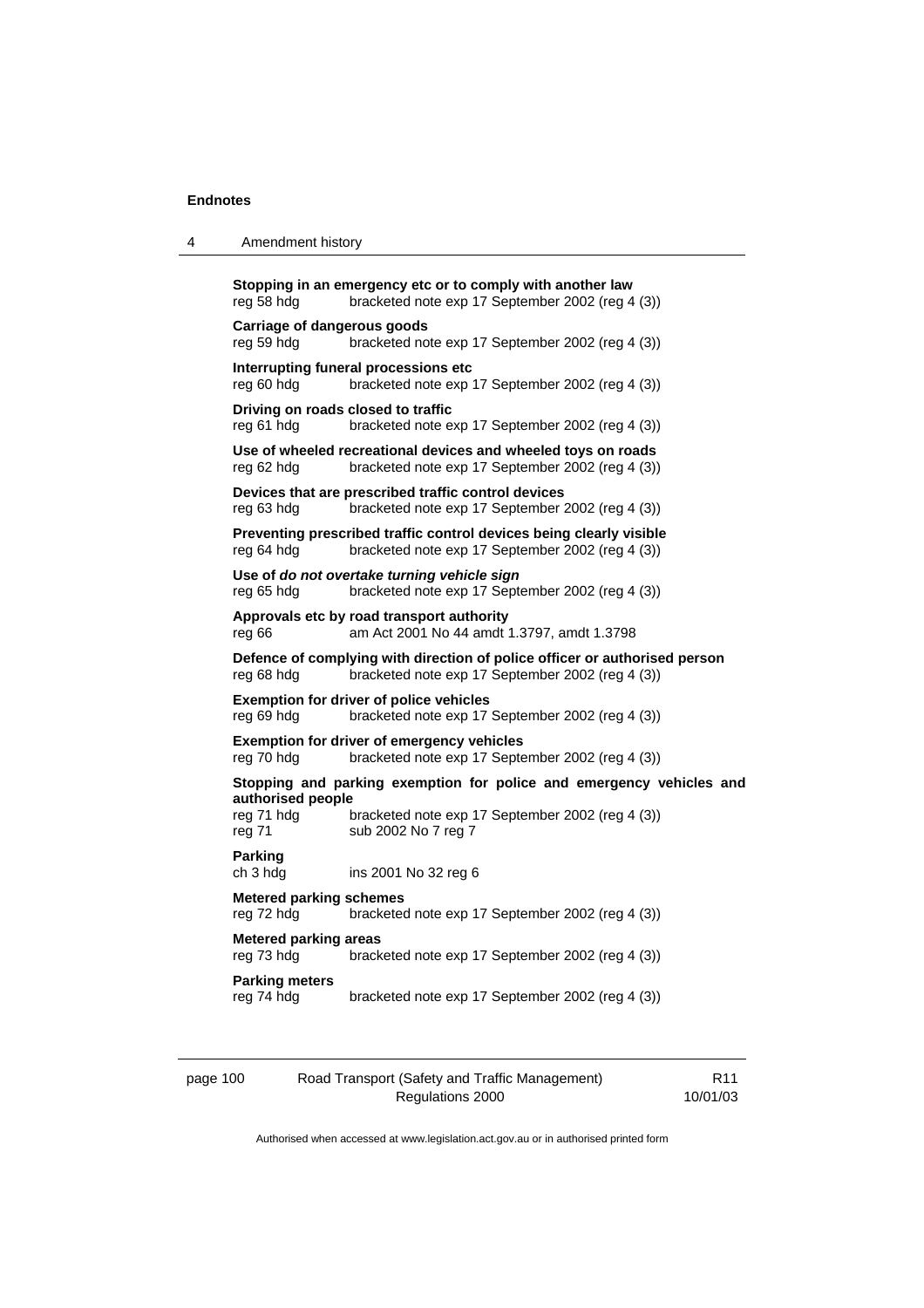**Stopping in an emergency etc or to comply with another law**
reg 58 hdg bracketed note exp 17 September 2002 (reg 4 (3))

**Carriage of dangerous goods**
reg 59 hdg bracketed note exp 17 September 2002 (reg 4 (3))

**Interrupting funeral processions etc**
reg 60 hdg bracketed note exp 17 September 2002 (reg 4 (3))

**Driving on roads closed to traffic**
reg 61 hdg bracketed note exp 17 September 2002 (reg 4 (3))

**Use of wheeled recreational devices and wheeled toys on roads**
reg 62 hdg bracketed note exp 17 September 2002 (reg 4 (3))

**Devices that are prescribed traffic control devices**
reg 63 hdg bracketed note exp 17 September 2002 (reg 4 (3))

**Preventing prescribed traffic control devices being clearly visible**
reg 64 hdg bracketed note exp 17 September 2002 (reg 4 (3))

**Use of *do not overtake turning vehicle sign***
reg 65 hdg bracketed note exp 17 September 2002 (reg 4 (3))

**Approvals etc by road transport authority**
reg 66 am Act 2001 No 44 amdt 1.3797, amdt 1.3798

**Defence of complying with direction of police officer or authorised person**
reg 68 hdg bracketed note exp 17 September 2002 (reg 4 (3))

**Exemption for driver of police vehicles**
reg 69 hdg bracketed note exp 17 September 2002 (reg 4 (3))

**Exemption for driver of emergency vehicles**
reg 70 hdg bracketed note exp 17 September 2002 (reg 4 (3))

**Stopping and parking exemption for police and emergency vehicles and authorised people**
reg 71 hdg bracketed note exp 17 September 2002 (reg 4 (3))
reg 71 sub 2002 No 7 reg 7

**Parking**
ch 3 hdg ins 2001 No 32 reg 6

**Metered parking schemes**
reg 72 hdg bracketed note exp 17 September 2002 (reg 4 (3))

**Metered parking areas**
reg 73 hdg bracketed note exp 17 September 2002 (reg 4 (3))

**Parking meters**
reg 74 hdg bracketed note exp 17 September 2002 (reg 4 (3))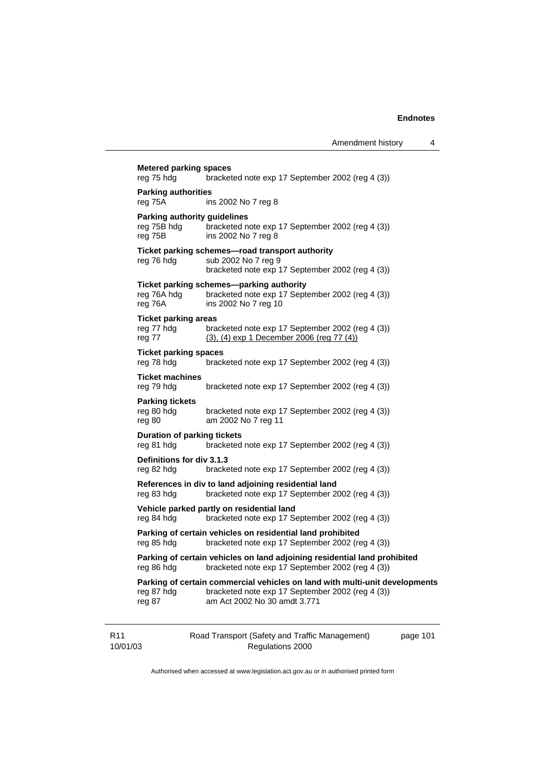**Metered parking spaces**
reg 75 hdg bracketed note exp 17 September 2002 (reg 4 (3))

**Parking authorities**
reg 75A ins 2002 No 7 reg 8

**Parking authority guidelines**
reg 75B hdg bracketed note exp 17 September 2002 (reg 4 (3))
reg 75B ins 2002 No 7 reg 8

**Ticket parking schemes—road transport authority**
reg 76 hdg sub 2002 No 7 reg 9
bracketed note exp 17 September 2002 (reg 4 (3))

**Ticket parking schemes—parking authority**
reg 76A hdg bracketed note exp 17 September 2002 (reg 4 (3))
reg 76A ins 2002 No 7 reg 10

**Ticket parking areas**
reg 77 hdg bracketed note exp 17 September 2002 (reg 4 (3))
reg 77 <u>(3), (4) exp 1 December 2006 (reg 77 (4))</u>

**Ticket parking spaces**
reg 78 hdg bracketed note exp 17 September 2002 (reg 4 (3))

**Ticket machines**
reg 79 hdg bracketed note exp 17 September 2002 (reg 4 (3))

**Parking tickets**
reg 80 hdg bracketed note exp 17 September 2002 (reg 4 (3))
reg 80 am 2002 No 7 reg 11

**Duration of parking tickets**
reg 81 hdg bracketed note exp 17 September 2002 (reg 4 (3))

**Definitions for div 3.1.3**
reg 82 hdg bracketed note exp 17 September 2002 (reg 4 (3))

**References in div to land adjoining residential land**
reg 83 hdg bracketed note exp 17 September 2002 (reg 4 (3))

**Vehicle parked partly on residential land**
reg 84 hdg bracketed note exp 17 September 2002 (reg 4 (3))

**Parking of certain vehicles on residential land prohibited**
reg 85 hdg bracketed note exp 17 September 2002 (reg 4 (3))

**Parking of certain vehicles on land adjoining residential land prohibited**
reg 86 hdg bracketed note exp 17 September 2002 (reg 4 (3))

**Parking of certain commercial vehicles on land with multi-unit developments**
reg 87 hdg bracketed note exp 17 September 2002 (reg 4 (3))
reg 87 am Act 2002 No 30 amdt 3.771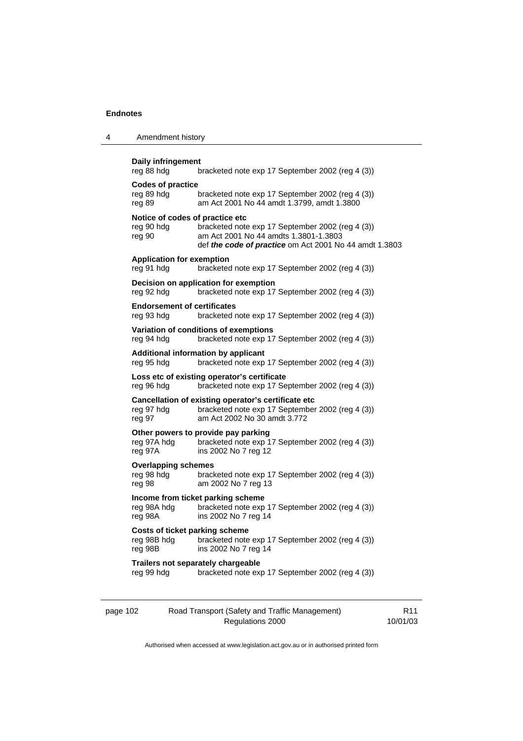**Daily infringement**

reg 88 hdg bracketed note exp 17 September 2002 (reg 4 (3))

**Codes of practice**

reg 89 hdg bracketed note exp 17 September 2002 (reg 4 (3))
reg 89 am Act 2001 No 44 amdt 1.3799, amdt 1.3800

**Notice of codes of practice etc**

reg 90 hdg bracketed note exp 17 September 2002 (reg 4 (3))
reg 90 am Act 2001 No 44 amdts 1.3801-1.3803
def ***the code of practice*** om Act 2001 No 44 amdt 1.3803

**Application for exemption**

reg 91 hdg bracketed note exp 17 September 2002 (reg 4 (3))

**Decision on application for exemption**

reg 92 hdg bracketed note exp 17 September 2002 (reg 4 (3))

**Endorsement of certificates**

reg 93 hdg bracketed note exp 17 September 2002 (reg 4 (3))

**Variation of conditions of exemptions**

reg 94 hdg bracketed note exp 17 September 2002 (reg 4 (3))

**Additional information by applicant**

reg 95 hdg bracketed note exp 17 September 2002 (reg 4 (3))

**Loss etc of existing operator's certificate**

reg 96 hdg bracketed note exp 17 September 2002 (reg 4 (3))

**Cancellation of existing operator's certificate etc**

reg 97 hdg bracketed note exp 17 September 2002 (reg 4 (3))
reg 97 am Act 2002 No 30 amdt 3.772

**Other powers to provide pay parking**

reg 97A hdg bracketed note exp 17 September 2002 (reg 4 (3))
reg 97A ins 2002 No 7 reg 12

**Overlapping schemes**

reg 98 hdg bracketed note exp 17 September 2002 (reg 4 (3))
reg 98 am 2002 No 7 reg 13

**Income from ticket parking scheme**

reg 98A hdg bracketed note exp 17 September 2002 (reg 4 (3))
reg 98A ins 2002 No 7 reg 14

**Costs of ticket parking scheme**

reg 98B hdg bracketed note exp 17 September 2002 (reg 4 (3))
reg 98B ins 2002 No 7 reg 14

**Trailers not separately chargeable**

reg 99 hdg bracketed note exp 17 September 2002 (reg 4 (3))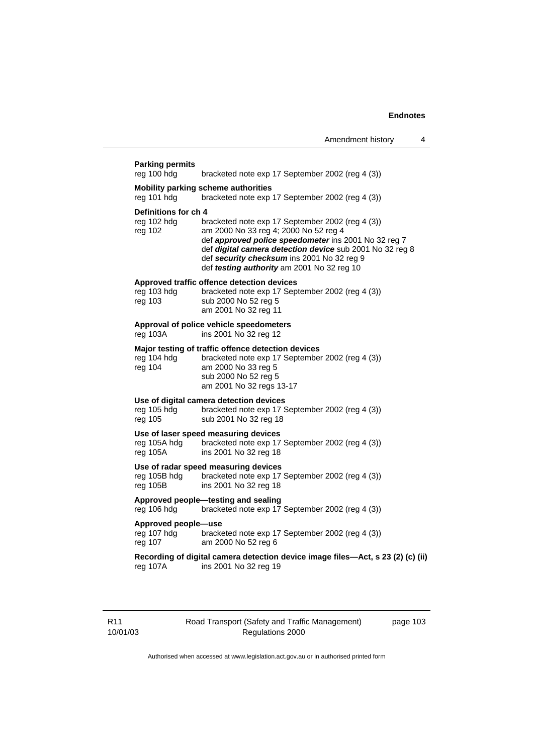**Parking permits**

reg 100 hdg bracketed note exp 17 September 2002 (reg 4 (3))

**Mobility parking scheme authorities**

reg 101 hdg bracketed note exp 17 September 2002 (reg 4 (3))

**Definitions for ch 4**

reg 102 hdg bracketed note exp 17 September 2002 (reg 4 (3))
reg 102 am 2000 No 33 reg 4; 2000 No 52 reg 4
def ***approved police speedometer*** ins 2001 No 32 reg 7
def ***digital camera detection device*** sub 2001 No 32 reg 8
def ***security checksum*** ins 2001 No 32 reg 9
def ***testing authority*** am 2001 No 32 reg 10

**Approved traffic offence detection devices**

reg 103 hdg bracketed note exp 17 September 2002 (reg 4 (3))
reg 103 sub 2000 No 52 reg 5
am 2001 No 32 reg 11

**Approval of police vehicle speedometers**

reg 103A ins 2001 No 32 reg 12

**Major testing of traffic offence detection devices**

reg 104 hdg bracketed note exp 17 September 2002 (reg 4 (3))
reg 104 am 2000 No 33 reg 5
sub 2000 No 52 reg 5
am 2001 No 32 regs 13-17

**Use of digital camera detection devices**

reg 105 hdg bracketed note exp 17 September 2002 (reg 4 (3))
reg 105 sub 2001 No 32 reg 18

**Use of laser speed measuring devices**

reg 105A hdg bracketed note exp 17 September 2002 (reg 4 (3))
reg 105A ins 2001 No 32 reg 18

**Use of radar speed measuring devices**

reg 105B hdg bracketed note exp 17 September 2002 (reg 4 (3))
reg 105B ins 2001 No 32 reg 18

**Approved people—testing and sealing**

reg 106 hdg bracketed note exp 17 September 2002 (reg 4 (3))

**Approved people—use**

reg 107 hdg bracketed note exp 17 September 2002 (reg 4 (3))
reg 107 am 2000 No 52 reg 6

**Recording of digital camera detection device image files—Act, s 23 (2) (c) (ii)**

reg 107A ins 2001 No 32 reg 19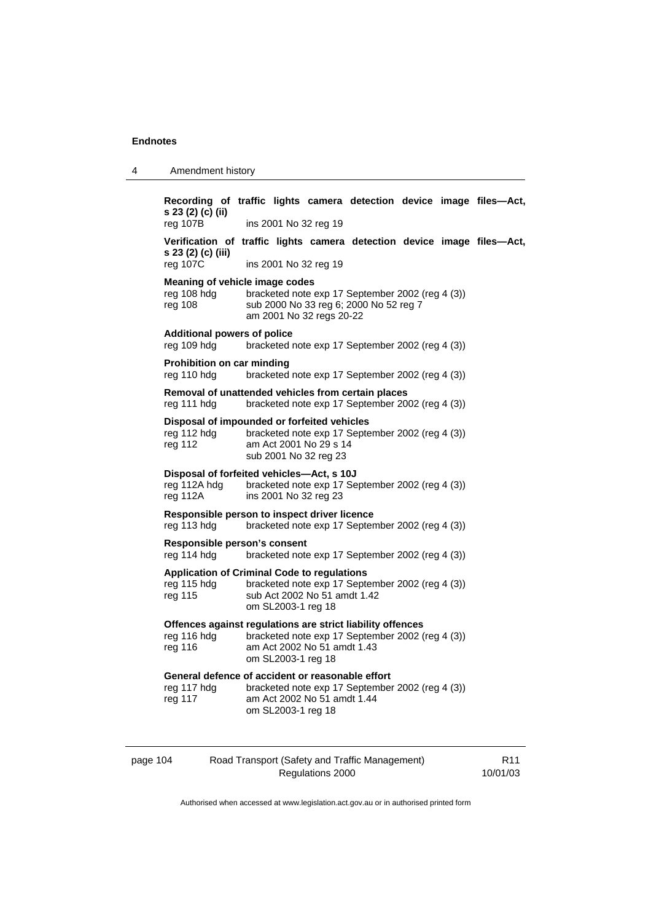**Recording of traffic lights camera detection device image files—Act, s 23 (2) (c) (ii)**

reg 107B ins 2001 No 32 reg 19

**Verification of traffic lights camera detection device image files—Act, s 23 (2) (c) (iii)**

reg 107C ins 2001 No 32 reg 19

**Meaning of vehicle image codes**

reg 108 hdg bracketed note exp 17 September 2002 (reg 4 (3))
reg 108 sub 2000 No 33 reg 6; 2000 No 52 reg 7
am 2001 No 32 regs 20-22

**Additional powers of police**

reg 109 hdg bracketed note exp 17 September 2002 (reg 4 (3))

**Prohibition on car minding**

reg 110 hdg bracketed note exp 17 September 2002 (reg 4 (3))

**Removal of unattended vehicles from certain places**

reg 111 hdg bracketed note exp 17 September 2002 (reg 4 (3))

**Disposal of impounded or forfeited vehicles**

reg 112 hdg bracketed note exp 17 September 2002 (reg 4 (3))
reg 112 am Act 2001 No 29 s 14
sub 2001 No 32 reg 23

**Disposal of forfeited vehicles—Act, s 10J**

reg 112A hdg bracketed note exp 17 September 2002 (reg 4 (3))
reg 112A ins 2001 No 32 reg 23

**Responsible person to inspect driver licence**

reg 113 hdg bracketed note exp 17 September 2002 (reg 4 (3))

**Responsible person's consent**

reg 114 hdg bracketed note exp 17 September 2002 (reg 4 (3))

**Application of Criminal Code to regulations**

reg 115 hdg bracketed note exp 17 September 2002 (reg 4 (3))
reg 115 sub Act 2002 No 51 amdt 1.42
om SL2003-1 reg 18

**Offences against regulations are strict liability offences**

reg 116 hdg bracketed note exp 17 September 2002 (reg 4 (3))
reg 116 am Act 2002 No 51 amdt 1.43
om SL2003-1 reg 18

**General defence of accident or reasonable effort**

reg 117 hdg bracketed note exp 17 September 2002 (reg 4 (3))
reg 117 am Act 2002 No 51 amdt 1.44
om SL2003-1 reg 18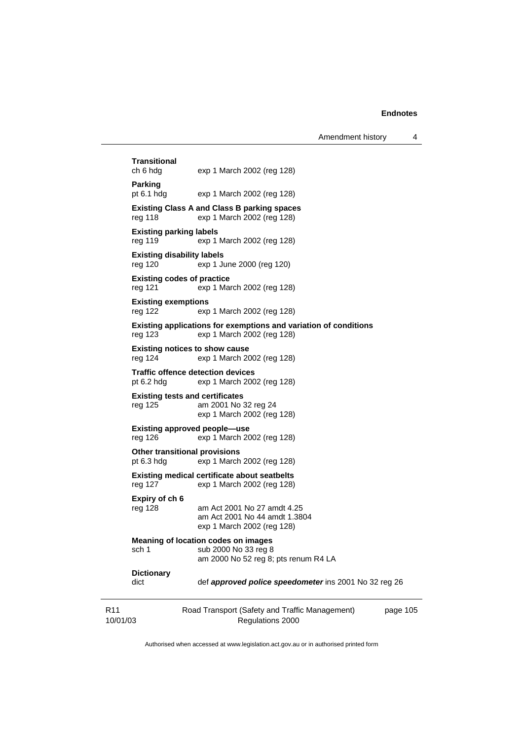**Transitional**
ch 6 hdg exp 1 March 2002 (reg 128)

**Parking**
pt 6.1 hdg exp 1 March 2002 (reg 128)

**Existing Class A and Class B parking spaces**
reg 118 exp 1 March 2002 (reg 128)

**Existing parking labels**
reg 119 exp 1 March 2002 (reg 128)

**Existing disability labels**
reg 120 exp 1 June 2000 (reg 120)

**Existing codes of practice**
reg 121 exp 1 March 2002 (reg 128)

**Existing exemptions**
reg 122 exp 1 March 2002 (reg 128)

**Existing applications for exemptions and variation of conditions**
reg 123 exp 1 March 2002 (reg 128)

**Existing notices to show cause**
reg 124 exp 1 March 2002 (reg 128)

**Traffic offence detection devices**
pt 6.2 hdg exp 1 March 2002 (reg 128)

**Existing tests and certificates**
reg 125 am 2001 No 32 reg 24
exp 1 March 2002 (reg 128)

**Existing approved people—use**
reg 126 exp 1 March 2002 (reg 128)

**Other transitional provisions**
pt 6.3 hdg exp 1 March 2002 (reg 128)

**Existing medical certificate about seatbelts**
reg 127 exp 1 March 2002 (reg 128)

**Expiry of ch 6**
reg 128 am Act 2001 No 27 amdt 4.25
am Act 2001 No 44 amdt 1.3804
exp 1 March 2002 (reg 128)

**Meaning of location codes on images**
sch 1 sub 2000 No 33 reg 8
am 2000 No 52 reg 8; pts renum R4 LA

**Dictionary**
dict def ***approved police speedometer*** ins 2001 No 32 reg 26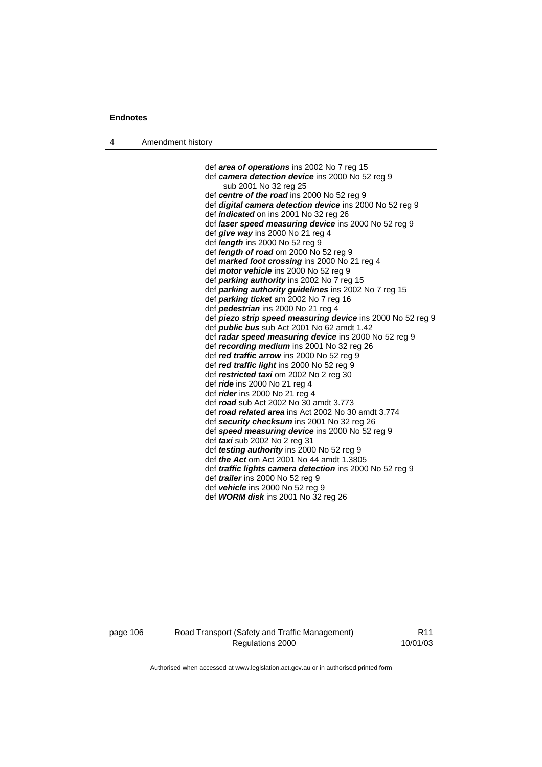def ***area of operations*** ins 2002 No 7 reg 15
def ***camera detection device*** ins 2000 No 52 reg 9
    sub 2001 No 32 reg 25
def ***centre of the road*** ins 2000 No 52 reg 9
def ***digital camera detection device*** ins 2000 No 52 reg 9
def ***indicated*** on ins 2001 No 32 reg 26
def ***laser speed measuring device*** ins 2000 No 52 reg 9
def ***give way*** ins 2000 No 21 reg 4
def ***length*** ins 2000 No 52 reg 9
def ***length of road*** om 2000 No 52 reg 9
def ***marked foot crossing*** ins 2000 No 21 reg 4
def ***motor vehicle*** ins 2000 No 52 reg 9
def ***parking authority*** ins 2002 No 7 reg 15
def ***parking authority guidelines*** ins 2002 No 7 reg 15
def ***parking ticket*** am 2002 No 7 reg 16
def ***pedestrian*** ins 2000 No 21 reg 4
def ***piezo strip speed measuring device*** ins 2000 No 52 reg 9
def ***public bus*** sub Act 2001 No 62 amdt 1.42
def ***radar speed measuring device*** ins 2000 No 52 reg 9
def ***recording medium*** ins 2001 No 32 reg 26
def ***red traffic arrow*** ins 2000 No 52 reg 9
def ***red traffic light*** ins 2000 No 52 reg 9
def ***restricted taxi*** om 2002 No 2 reg 30
def ***ride*** ins 2000 No 21 reg 4
def ***rider*** ins 2000 No 21 reg 4
def ***road*** sub Act 2002 No 30 amdt 3.773
def ***road related area*** ins Act 2002 No 30 amdt 3.774
def ***security checksum*** ins 2001 No 32 reg 26
def ***speed measuring device*** ins 2000 No 52 reg 9
def ***taxi*** sub 2002 No 2 reg 31
def ***testing authority*** ins 2000 No 52 reg 9
def ***the Act*** om Act 2001 No 44 amdt 1.3805
def ***traffic lights camera detection*** ins 2000 No 52 reg 9
def ***trailer*** ins 2000 No 52 reg 9
def ***vehicle*** ins 2000 No 52 reg 9
def ***WORM disk*** ins 2001 No 32 reg 26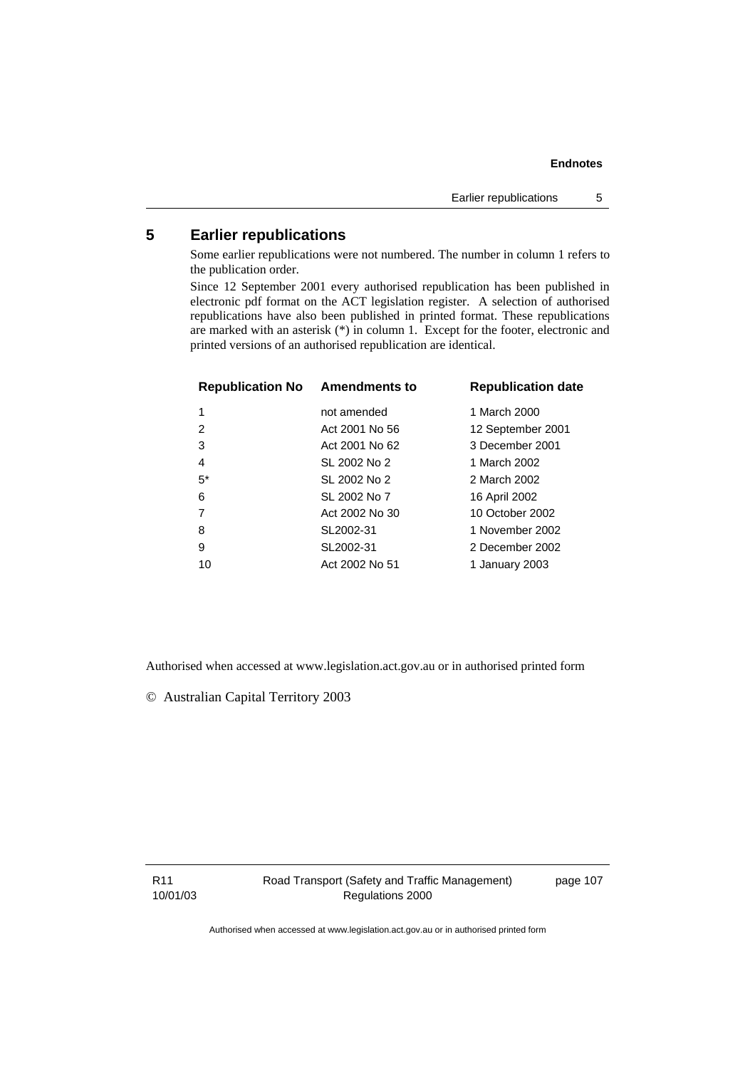## 5 Earlier republications

Some earlier republications were not numbered. The number in column 1 refers to the publication order.

Since 12 September 2001 every authorised republication has been published in electronic pdf format on the ACT legislation register. A selection of authorised republications have also been published in printed format. These republications are marked with an asterisk (*) in column 1. Except for the footer, electronic and printed versions of an authorised republication are identical.

| Republication No | Amendments to | Republication date |
|---|---|---|
| 1 | not amended | 1 March 2000 |
| 2 | Act 2001 No 56 | 12 September 2001 |
| 3 | Act 2001 No 62 | 3 December 2001 |
| 4 | SL 2002 No 2 | 1 March 2002 |
| 5* | SL 2002 No 2 | 2 March 2002 |
| 6 | SL 2002 No 7 | 16 April 2002 |
| 7 | Act 2002 No 30 | 10 October 2002 |
| 8 | SL2002-31 | 1 November 2002 |
| 9 | SL2002-31 | 2 December 2002 |
| 10 | Act 2002 No 51 | 1 January 2003 |

Authorised when accessed at www.legislation.act.gov.au or in authorised printed form

© Australian Capital Territory 2003